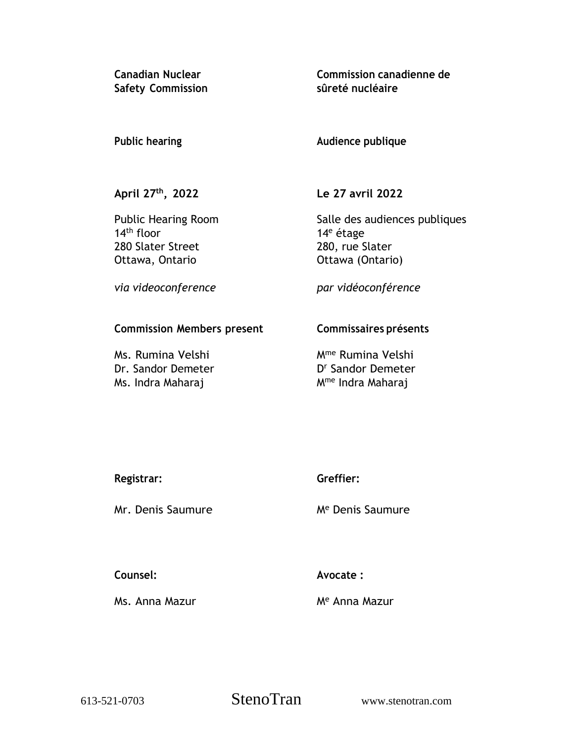**Canadian Nuclear Safety Commission**

**Commission canadienne de sûreté nucléaire**

**Public hearing**

**Audience publique**

**April 27th, 2022**

**Le 27 avril 2022**

Public Hearing Room
14th floor
280 Slater Street
Ottawa, Ontario

Salle des audiences publiques
14e étage
280, rue Slater
Ottawa (Ontario)

*via videoconference*

*par vidéoconférence*

**Commission Members present**

Ms. Rumina Velshi
Dr. Sandor Demeter
Ms. Indra Maharaj

**Commissaires présents**

Mme Rumina Velshi
Dr Sandor Demeter
Mme Indra Maharaj

**Registrar:**

Mr. Denis Saumure

**Greffier:**

Me Denis Saumure

**Counsel:**

Ms. Anna Mazur

**Avocate :**

Me Anna Mazur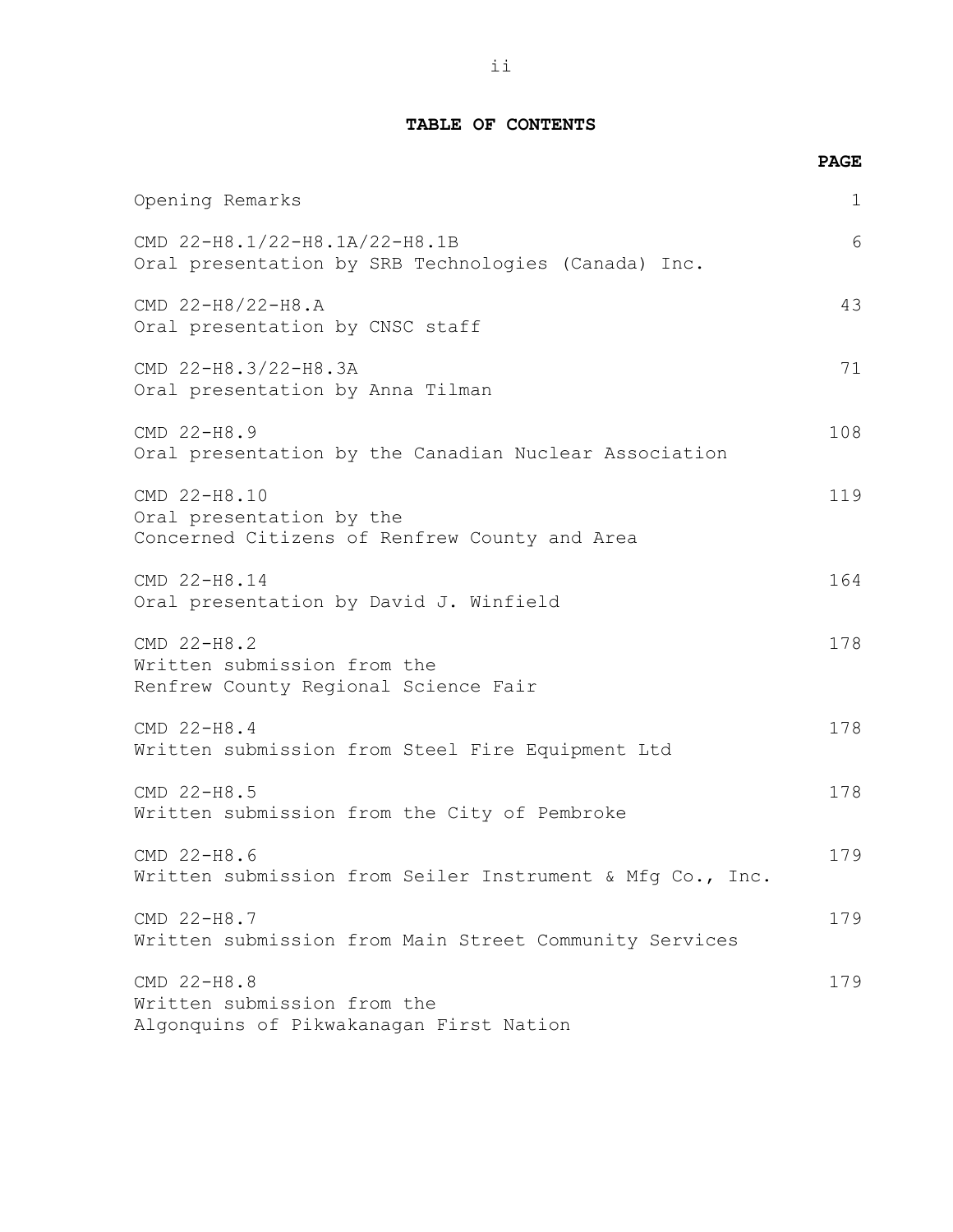## TABLE OF CONTENTS

| | PAGE |
|---|---|
| Opening Remarks | 1 |
| CMD 22-H8.1/22-H8.1A/22-H8.1B<br>Oral presentation by SRB Technologies (Canada) Inc. | 6 |
| CMD 22-H8/22-H8.A<br>Oral presentation by CNSC staff | 43 |
| CMD 22-H8.3/22-H8.3A<br>Oral presentation by Anna Tilman | 71 |
| CMD 22-H8.9<br>Oral presentation by the Canadian Nuclear Association | 108 |
| CMD 22-H8.10<br>Oral presentation by the<br>Concerned Citizens of Renfrew County and Area | 119 |
| CMD 22-H8.14<br>Oral presentation by David J. Winfield | 164 |
| CMD 22-H8.2<br>Written submission from the<br>Renfrew County Regional Science Fair | 178 |
| CMD 22-H8.4<br>Written submission from Steel Fire Equipment Ltd | 178 |
| CMD 22-H8.5<br>Written submission from the City of Pembroke | 178 |
| CMD 22-H8.6<br>Written submission from Seiler Instrument & Mfg Co., Inc. | 179 |
| CMD 22-H8.7<br>Written submission from Main Street Community Services | 179 |
| CMD 22-H8.8<br>Written submission from the<br>Algonquins of Pikwakanagan First Nation | 179 |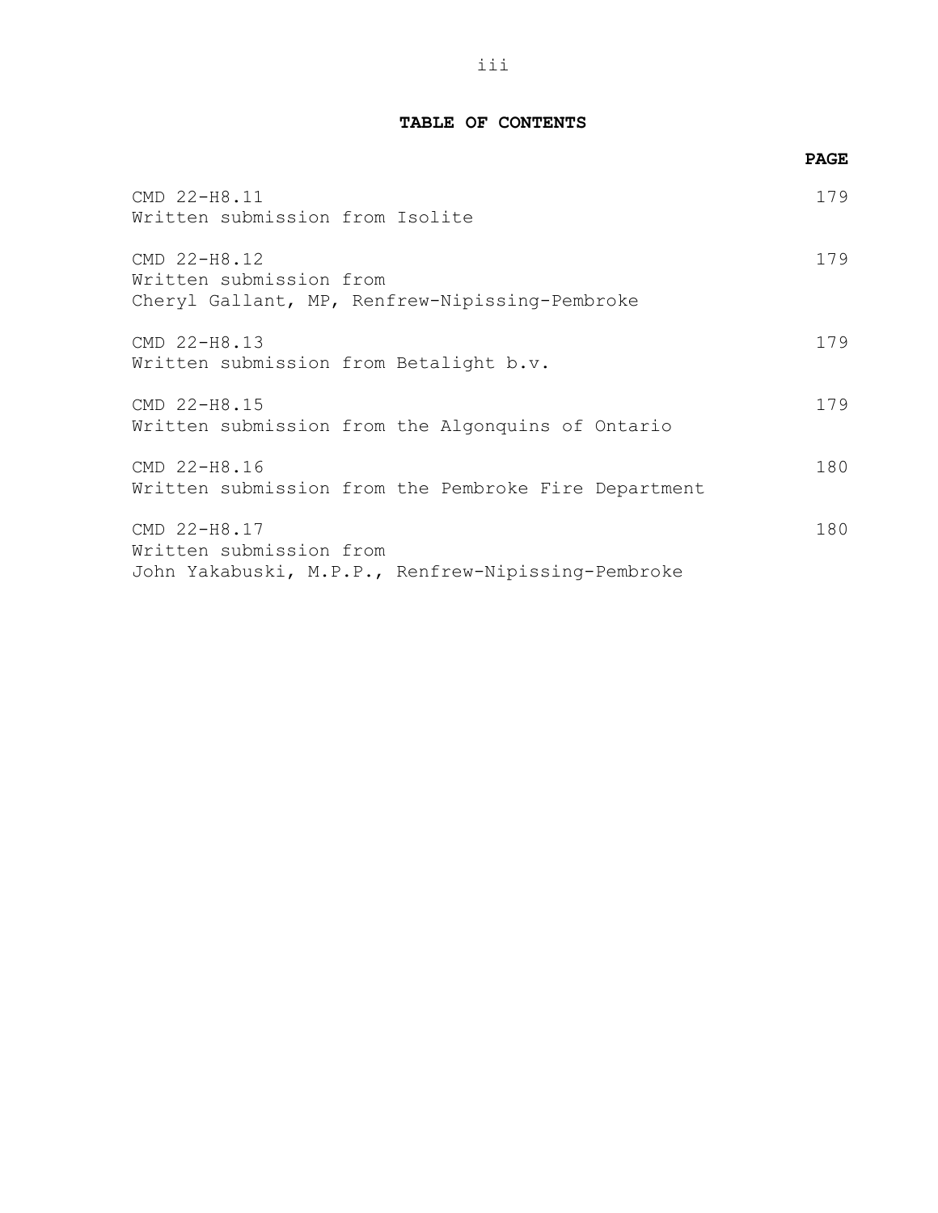**TABLE OF CONTENTS**

| | PAGE |
|---|---|
| CMD 22-H8.11<br>Written submission from Isolite | 179 |
| CMD 22-H8.12<br>Written submission from<br>Cheryl Gallant, MP, Renfrew-Nipissing-Pembroke | 179 |
| CMD 22-H8.13<br>Written submission from Betalight b.v. | 179 |
| CMD 22-H8.15<br>Written submission from the Algonquins of Ontario | 179 |
| CMD 22-H8.16<br>Written submission from the Pembroke Fire Department | 180 |
| CMD 22-H8.17<br>Written submission from<br>John Yakabuski, M.P.P., Renfrew-Nipissing-Pembroke | 180 |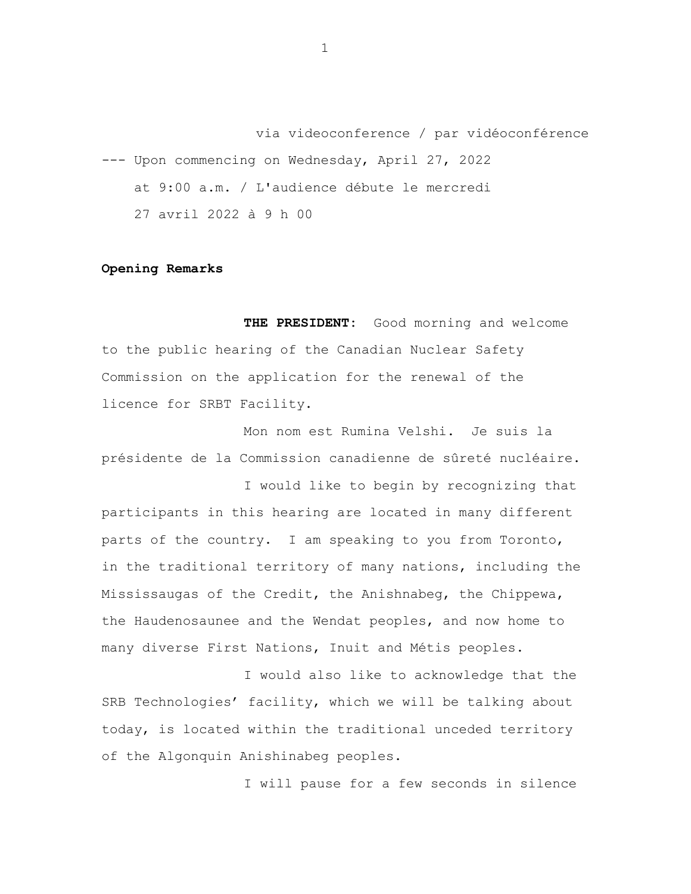via videoconference / par vidéoconférence

--- Upon commencing on Wednesday, April 27, 2022 at 9:00 a.m. / L'audience débute le mercredi 27 avril 2022 à 9 h 00

**Opening Remarks**

**THE PRESIDENT:** Good morning and welcome to the public hearing of the Canadian Nuclear Safety Commission on the application for the renewal of the licence for SRBT Facility.

Mon nom est Rumina Velshi. Je suis la présidente de la Commission canadienne de sûreté nucléaire.

I would like to begin by recognizing that participants in this hearing are located in many different parts of the country. I am speaking to you from Toronto, in the traditional territory of many nations, including the Mississaugas of the Credit, the Anishnabeg, the Chippewa, the Haudenosaunee and the Wendat peoples, and now home to many diverse First Nations, Inuit and Métis peoples.

I would also like to acknowledge that the SRB Technologies' facility, which we will be talking about today, is located within the traditional unceded territory of the Algonquin Anishinabeg peoples.

I will pause for a few seconds in silence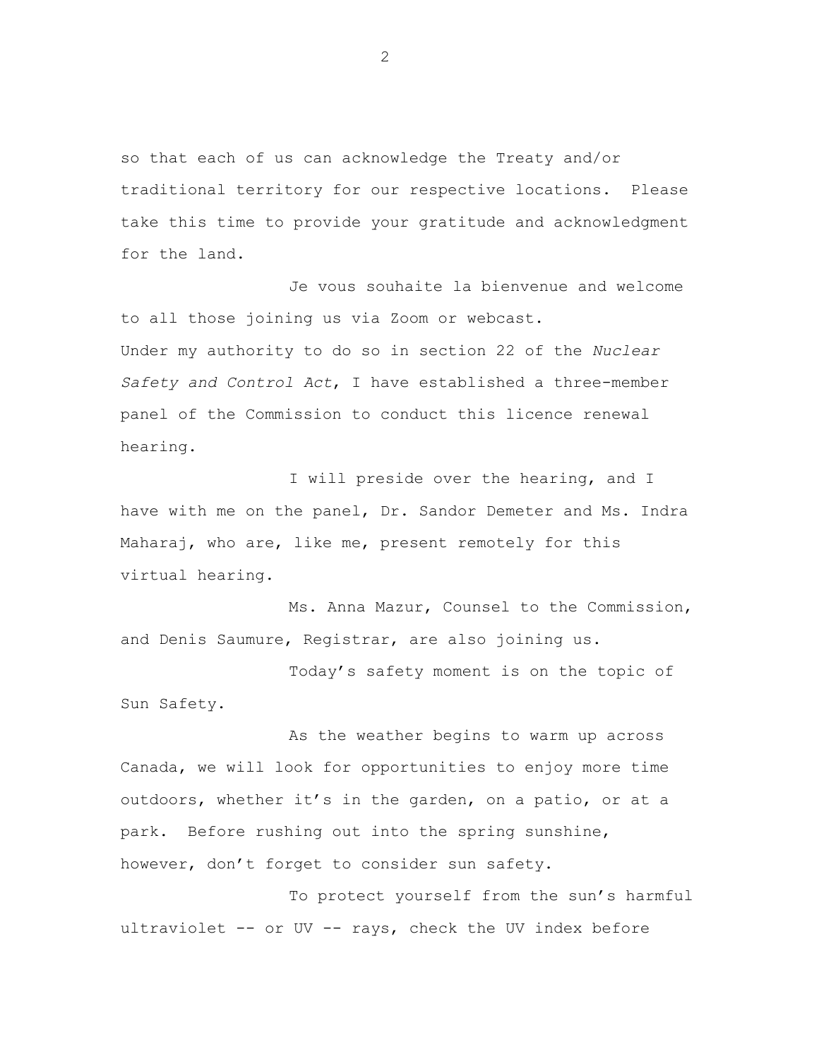so that each of us can acknowledge the Treaty and/or traditional territory for our respective locations. Please take this time to provide your gratitude and acknowledgment for the land.

Je vous souhaite la bienvenue and welcome to all those joining us via Zoom or webcast.

Under my authority to do so in section 22 of the *Nuclear Safety and Control Act*, I have established a three-member panel of the Commission to conduct this licence renewal hearing.

I will preside over the hearing, and I have with me on the panel, Dr. Sandor Demeter and Ms. Indra Maharaj, who are, like me, present remotely for this virtual hearing.

Ms. Anna Mazur, Counsel to the Commission, and Denis Saumure, Registrar, are also joining us.

Today's safety moment is on the topic of Sun Safety.

As the weather begins to warm up across Canada, we will look for opportunities to enjoy more time outdoors, whether it's in the garden, on a patio, or at a park. Before rushing out into the spring sunshine, however, don't forget to consider sun safety.

To protect yourself from the sun's harmful ultraviolet -- or UV -- rays, check the UV index before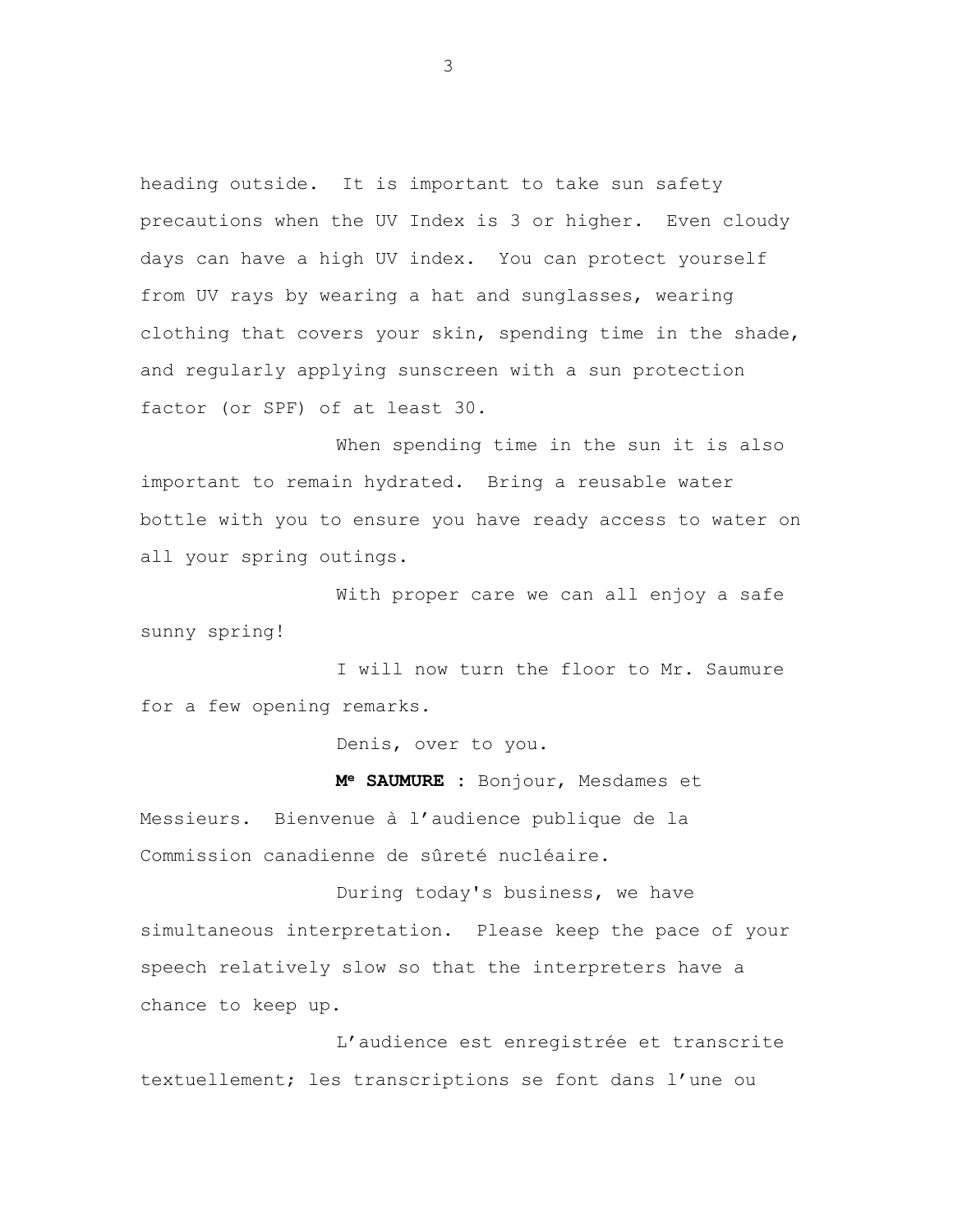heading outside. It is important to take sun safety precautions when the UV Index is 3 or higher. Even cloudy days can have a high UV index. You can protect yourself from UV rays by wearing a hat and sunglasses, wearing clothing that covers your skin, spending time in the shade, and regularly applying sunscreen with a sun protection factor (or SPF) of at least 30.

When spending time in the sun it is also important to remain hydrated. Bring a reusable water bottle with you to ensure you have ready access to water on all your spring outings.

With proper care we can all enjoy a safe sunny spring!

I will now turn the floor to Mr. Saumure for a few opening remarks.

Denis, over to you.

**Mᵉ SAUMURE :** Bonjour, Mesdames et Messieurs. Bienvenue à l'audience publique de la Commission canadienne de sûreté nucléaire.

During today's business, we have simultaneous interpretation. Please keep the pace of your speech relatively slow so that the interpreters have a chance to keep up.

L'audience est enregistrée et transcrite textuellement; les transcriptions se font dans l'une ou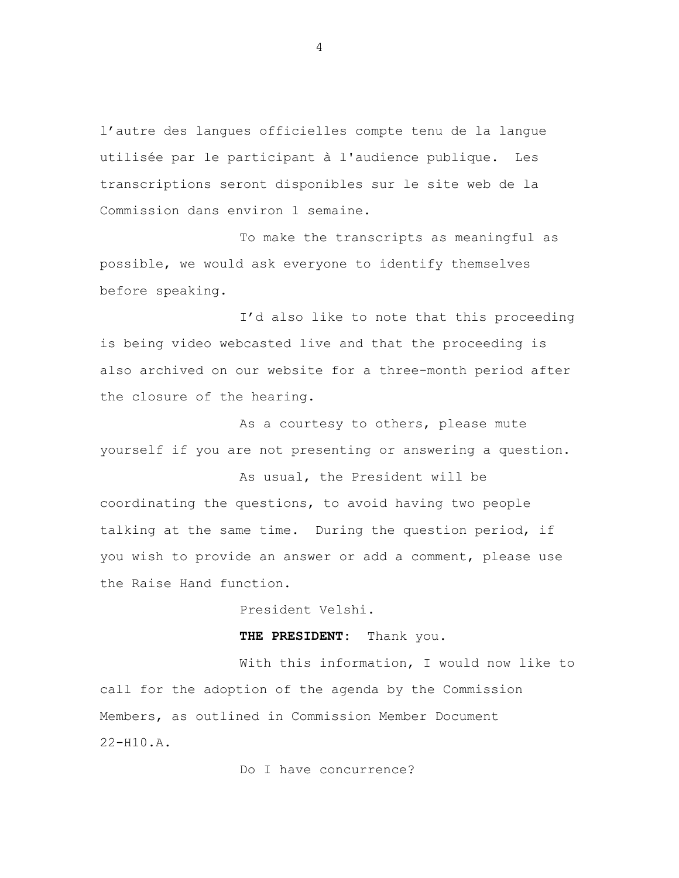l'autre des langues officielles compte tenu de la langue utilisée par le participant à l'audience publique. Les transcriptions seront disponibles sur le site web de la Commission dans environ 1 semaine.

To make the transcripts as meaningful as possible, we would ask everyone to identify themselves before speaking.

I'd also like to note that this proceeding is being video webcasted live and that the proceeding is also archived on our website for a three-month period after the closure of the hearing.

As a courtesy to others, please mute yourself if you are not presenting or answering a question.

As usual, the President will be coordinating the questions, to avoid having two people talking at the same time. During the question period, if you wish to provide an answer or add a comment, please use the Raise Hand function.

President Velshi.

**THE PRESIDENT:** Thank you.

With this information, I would now like to call for the adoption of the agenda by the Commission Members, as outlined in Commission Member Document 22-H10.A.

Do I have concurrence?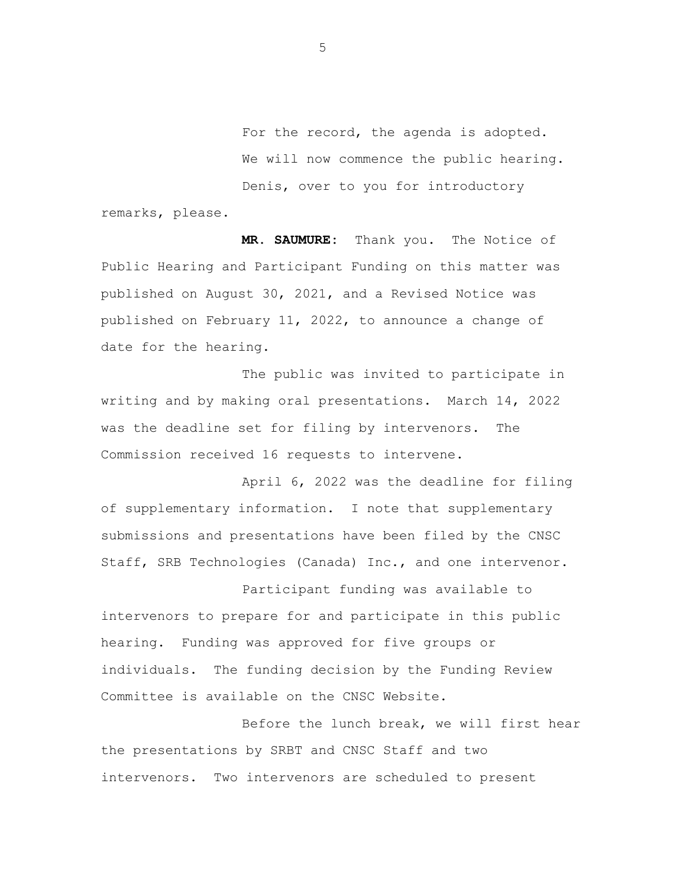For the record, the agenda is adopted.

We will now commence the public hearing.

Denis, over to you for introductory remarks, please.

**MR. SAUMURE:** Thank you. The Notice of Public Hearing and Participant Funding on this matter was published on August 30, 2021, and a Revised Notice was published on February 11, 2022, to announce a change of date for the hearing.

The public was invited to participate in writing and by making oral presentations. March 14, 2022 was the deadline set for filing by intervenors. The Commission received 16 requests to intervene.

April 6, 2022 was the deadline for filing of supplementary information. I note that supplementary submissions and presentations have been filed by the CNSC Staff, SRB Technologies (Canada) Inc., and one intervenor.

Participant funding was available to intervenors to prepare for and participate in this public hearing. Funding was approved for five groups or individuals. The funding decision by the Funding Review Committee is available on the CNSC Website.

Before the lunch break, we will first hear the presentations by SRBT and CNSC Staff and two intervenors. Two intervenors are scheduled to present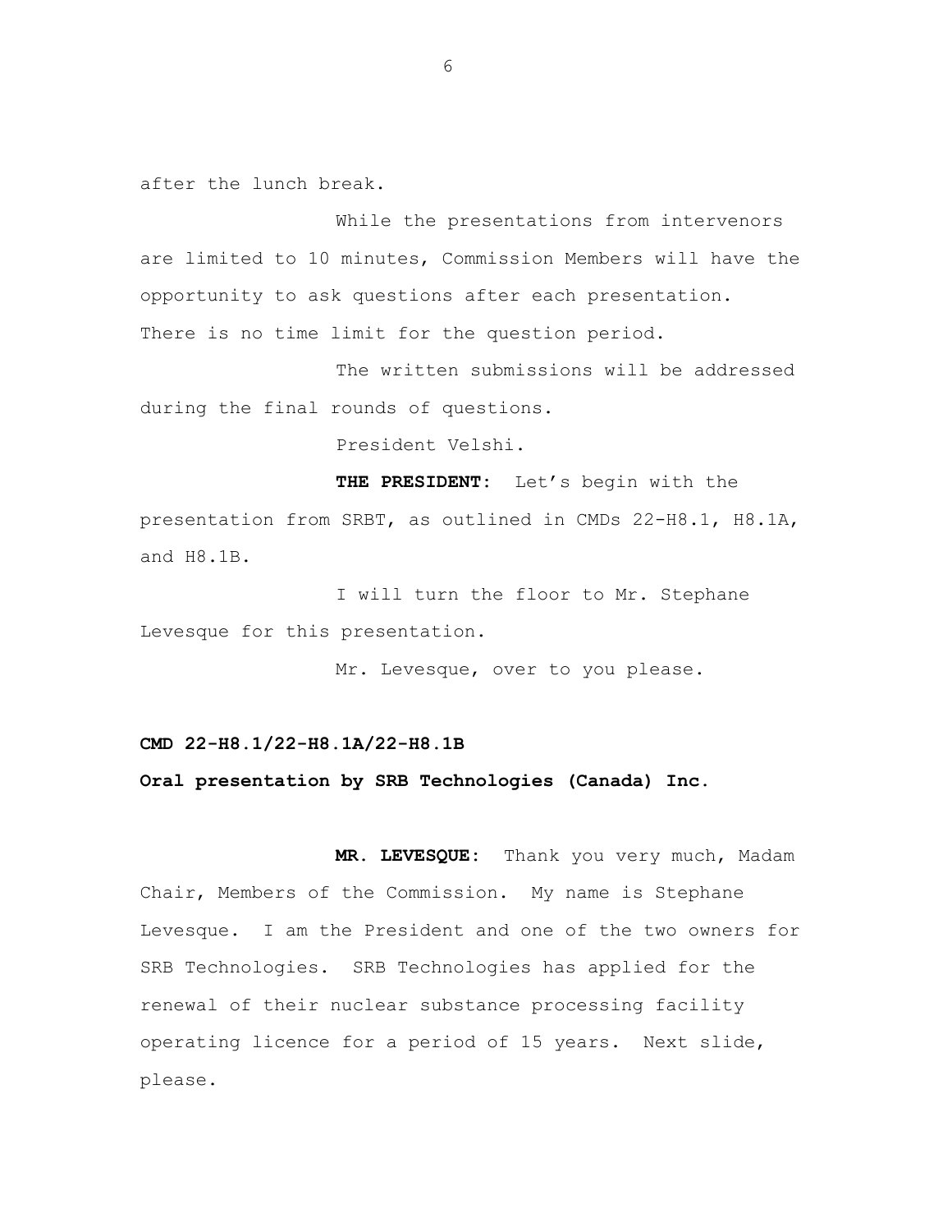after the lunch break.

While the presentations from intervenors are limited to 10 minutes, Commission Members will have the opportunity to ask questions after each presentation. There is no time limit for the question period.

The written submissions will be addressed during the final rounds of questions.

President Velshi.

**THE PRESIDENT:** Let's begin with the presentation from SRBT, as outlined in CMDs 22-H8.1, H8.1A, and H8.1B.

I will turn the floor to Mr. Stephane Levesque for this presentation.

Mr. Levesque, over to you please.

**CMD 22-H8.1/22-H8.1A/22-H8.1B**

**Oral presentation by SRB Technologies (Canada) Inc.**

**MR. LEVESQUE:** Thank you very much, Madam Chair, Members of the Commission. My name is Stephane Levesque. I am the President and one of the two owners for SRB Technologies. SRB Technologies has applied for the renewal of their nuclear substance processing facility operating licence for a period of 15 years. Next slide, please.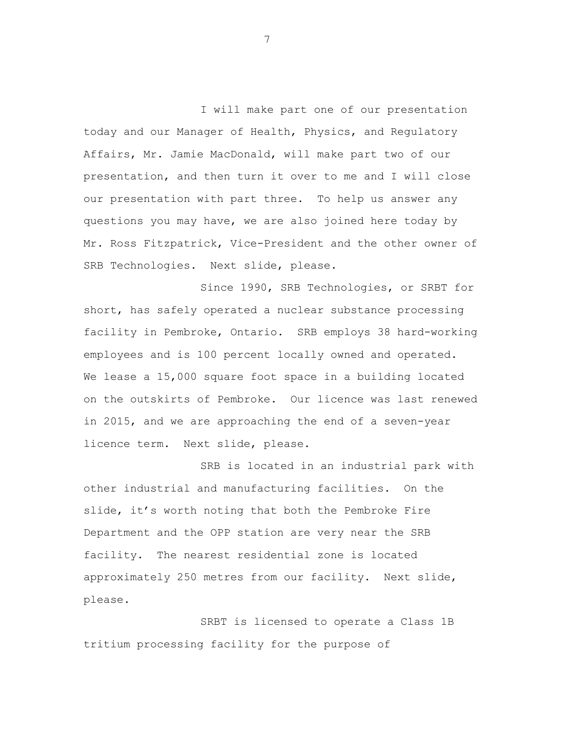I will make part one of our presentation today and our Manager of Health, Physics, and Regulatory Affairs, Mr. Jamie MacDonald, will make part two of our presentation, and then turn it over to me and I will close our presentation with part three. To help us answer any questions you may have, we are also joined here today by Mr. Ross Fitzpatrick, Vice-President and the other owner of SRB Technologies. Next slide, please.

Since 1990, SRB Technologies, or SRBT for short, has safely operated a nuclear substance processing facility in Pembroke, Ontario. SRB employs 38 hard-working employees and is 100 percent locally owned and operated. We lease a 15,000 square foot space in a building located on the outskirts of Pembroke. Our licence was last renewed in 2015, and we are approaching the end of a seven-year licence term. Next slide, please.

SRB is located in an industrial park with other industrial and manufacturing facilities. On the slide, it's worth noting that both the Pembroke Fire Department and the OPP station are very near the SRB facility. The nearest residential zone is located approximately 250 metres from our facility. Next slide, please.

SRBT is licensed to operate a Class 1B tritium processing facility for the purpose of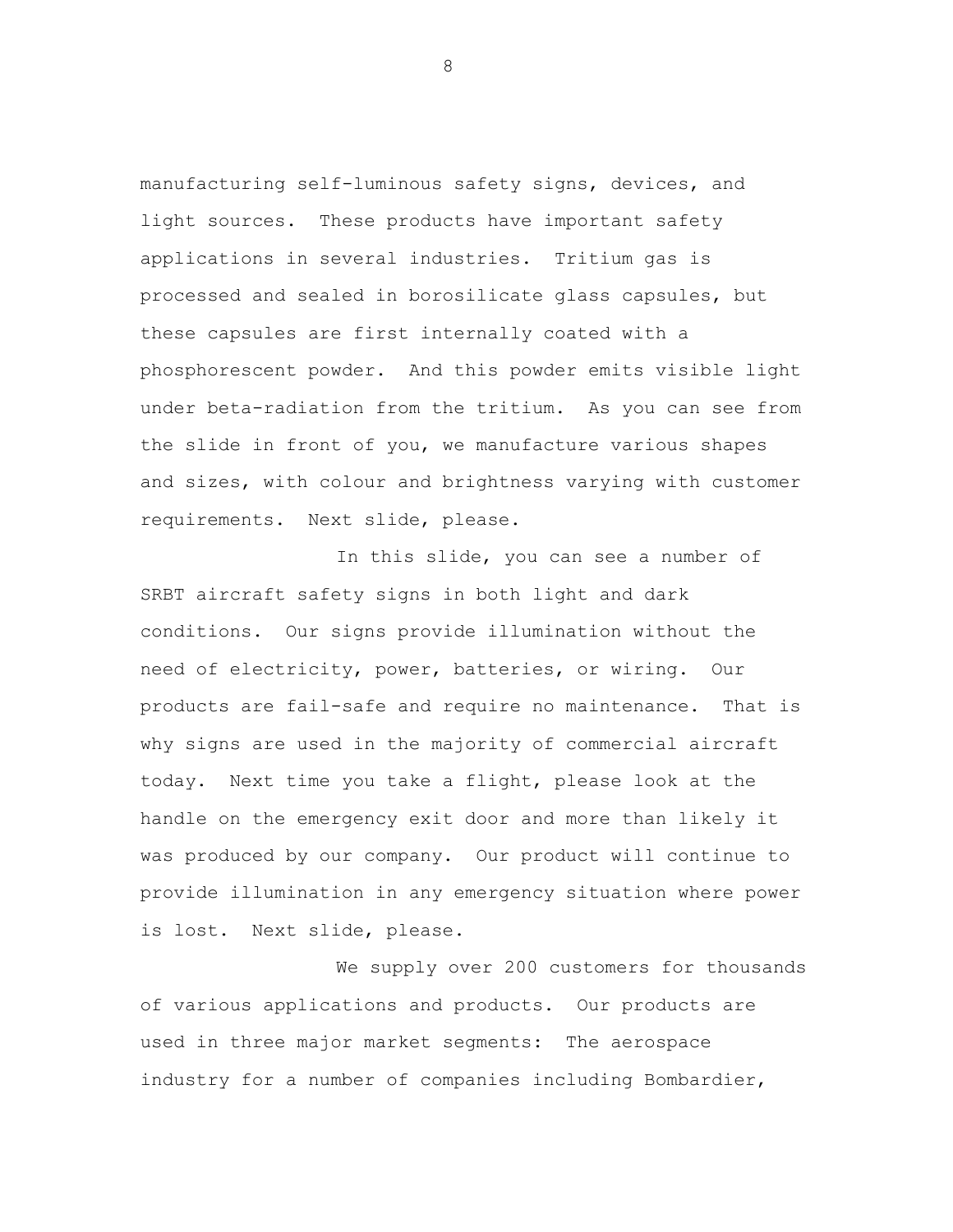manufacturing self-luminous safety signs, devices, and light sources. These products have important safety applications in several industries. Tritium gas is processed and sealed in borosilicate glass capsules, but these capsules are first internally coated with a phosphorescent powder. And this powder emits visible light under beta-radiation from the tritium. As you can see from the slide in front of you, we manufacture various shapes and sizes, with colour and brightness varying with customer requirements. Next slide, please.

In this slide, you can see a number of SRBT aircraft safety signs in both light and dark conditions. Our signs provide illumination without the need of electricity, power, batteries, or wiring. Our products are fail-safe and require no maintenance. That is why signs are used in the majority of commercial aircraft today. Next time you take a flight, please look at the handle on the emergency exit door and more than likely it was produced by our company. Our product will continue to provide illumination in any emergency situation where power is lost. Next slide, please.

We supply over 200 customers for thousands of various applications and products. Our products are used in three major market segments: The aerospace industry for a number of companies including Bombardier,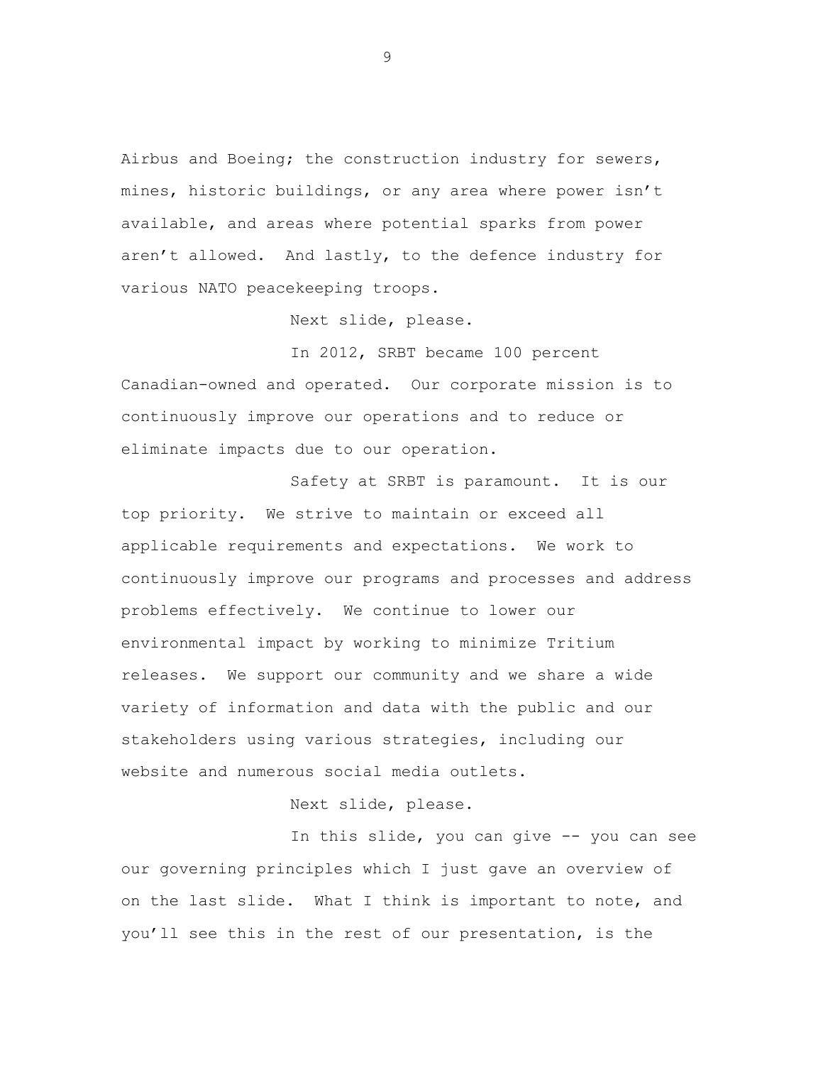Airbus and Boeing; the construction industry for sewers, mines, historic buildings, or any area where power isn't available, and areas where potential sparks from power aren't allowed. And lastly, to the defence industry for various NATO peacekeeping troops.

Next slide, please.

In 2012, SRBT became 100 percent Canadian-owned and operated. Our corporate mission is to continuously improve our operations and to reduce or eliminate impacts due to our operation.

Safety at SRBT is paramount. It is our top priority. We strive to maintain or exceed all applicable requirements and expectations. We work to continuously improve our programs and processes and address problems effectively. We continue to lower our environmental impact by working to minimize Tritium releases. We support our community and we share a wide variety of information and data with the public and our stakeholders using various strategies, including our website and numerous social media outlets.

Next slide, please.

In this slide, you can give -- you can see our governing principles which I just gave an overview of on the last slide. What I think is important to note, and you'll see this in the rest of our presentation, is the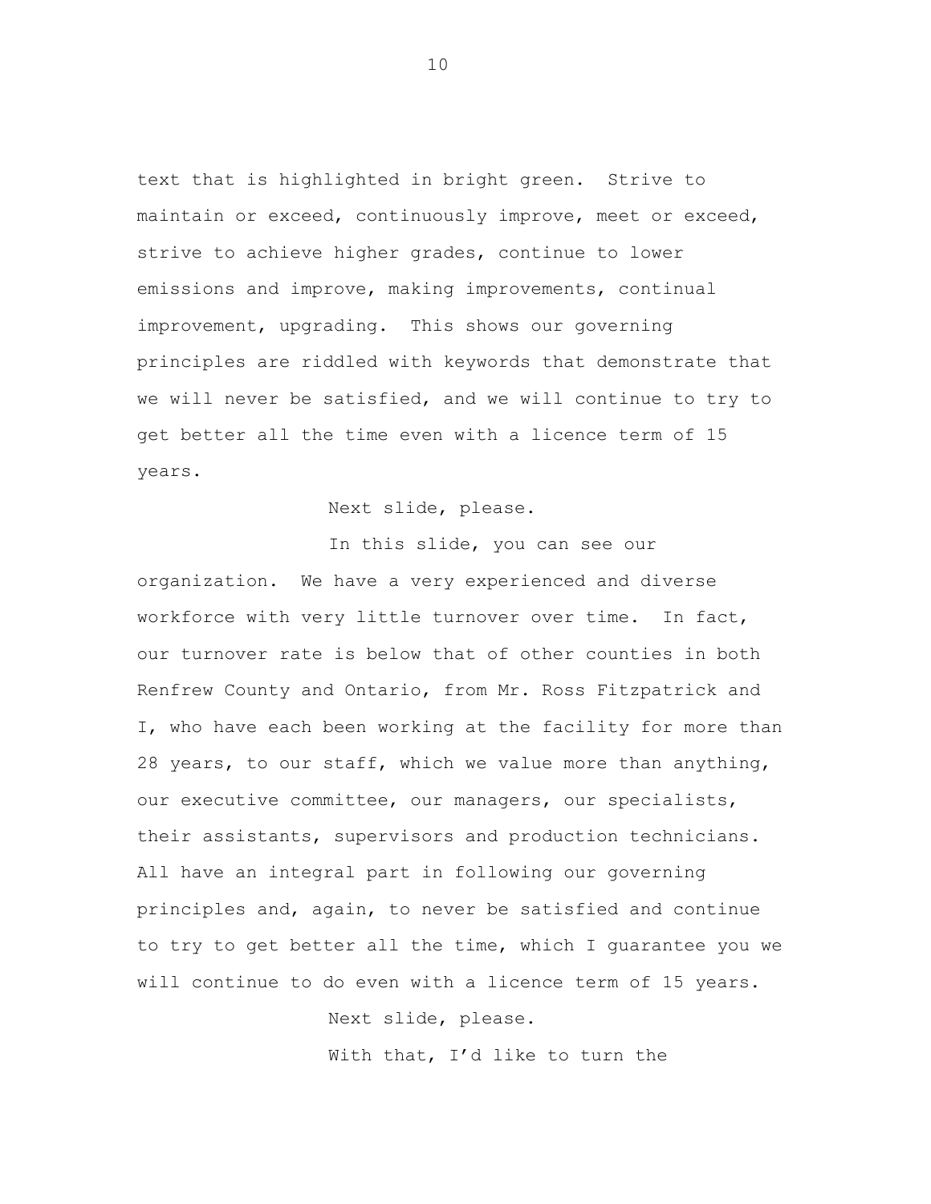text that is highlighted in bright green. Strive to maintain or exceed, continuously improve, meet or exceed, strive to achieve higher grades, continue to lower emissions and improve, making improvements, continual improvement, upgrading. This shows our governing principles are riddled with keywords that demonstrate that we will never be satisfied, and we will continue to try to get better all the time even with a licence term of 15 years.

Next slide, please.

In this slide, you can see our organization. We have a very experienced and diverse workforce with very little turnover over time. In fact, our turnover rate is below that of other counties in both Renfrew County and Ontario, from Mr. Ross Fitzpatrick and I, who have each been working at the facility for more than 28 years, to our staff, which we value more than anything, our executive committee, our managers, our specialists, their assistants, supervisors and production technicians. All have an integral part in following our governing principles and, again, to never be satisfied and continue to try to get better all the time, which I guarantee you we will continue to do even with a licence term of 15 years.

Next slide, please.

With that, I'd like to turn the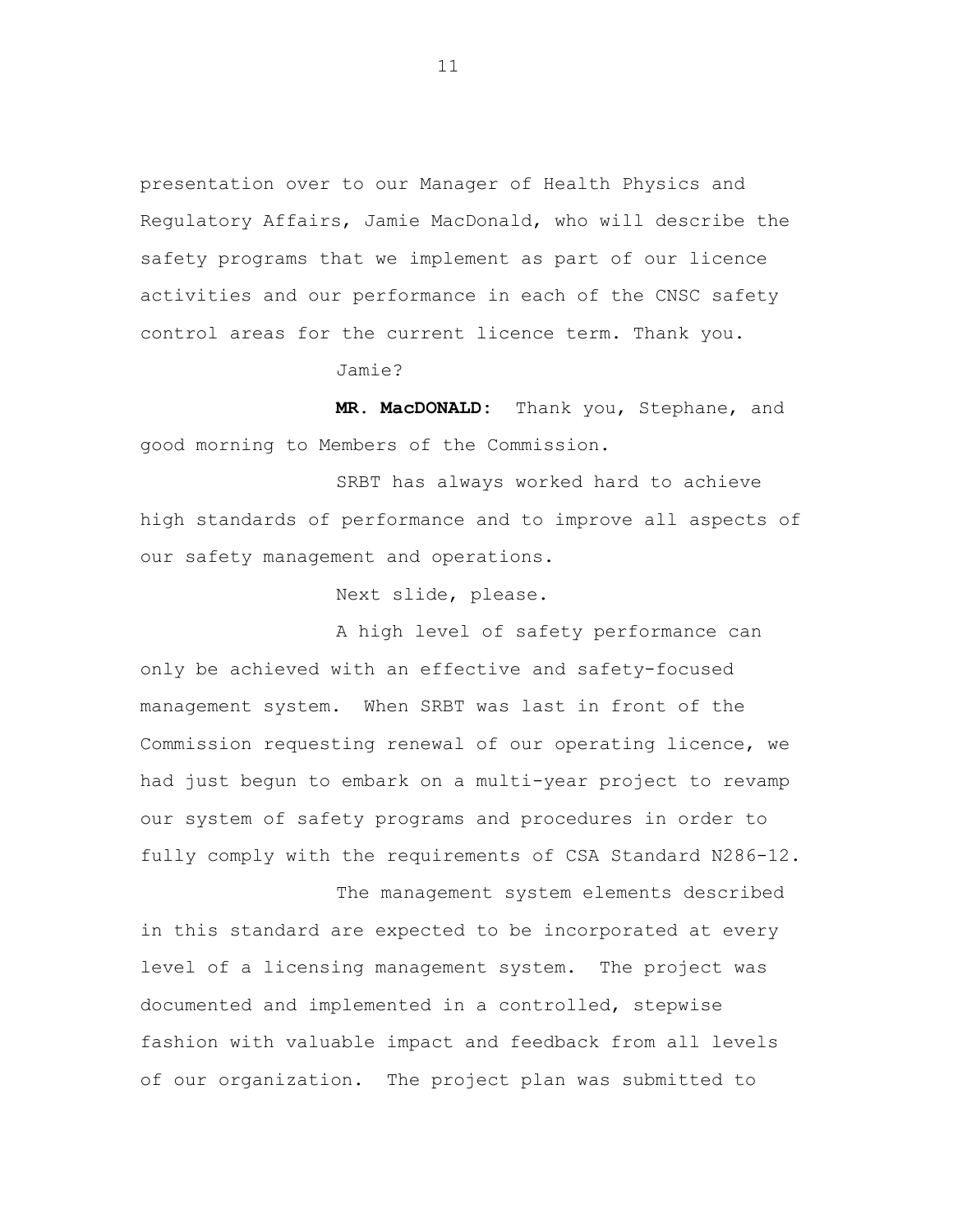presentation over to our Manager of Health Physics and Regulatory Affairs, Jamie MacDonald, who will describe the safety programs that we implement as part of our licence activities and our performance in each of the CNSC safety control areas for the current licence term. Thank you.

Jamie?

**MR. MacDONALD:** Thank you, Stephane, and good morning to Members of the Commission.

SRBT has always worked hard to achieve high standards of performance and to improve all aspects of our safety management and operations.

Next slide, please.

A high level of safety performance can only be achieved with an effective and safety-focused management system. When SRBT was last in front of the Commission requesting renewal of our operating licence, we had just begun to embark on a multi-year project to revamp our system of safety programs and procedures in order to fully comply with the requirements of CSA Standard N286-12.

The management system elements described in this standard are expected to be incorporated at every level of a licensing management system. The project was documented and implemented in a controlled, stepwise fashion with valuable impact and feedback from all levels of our organization. The project plan was submitted to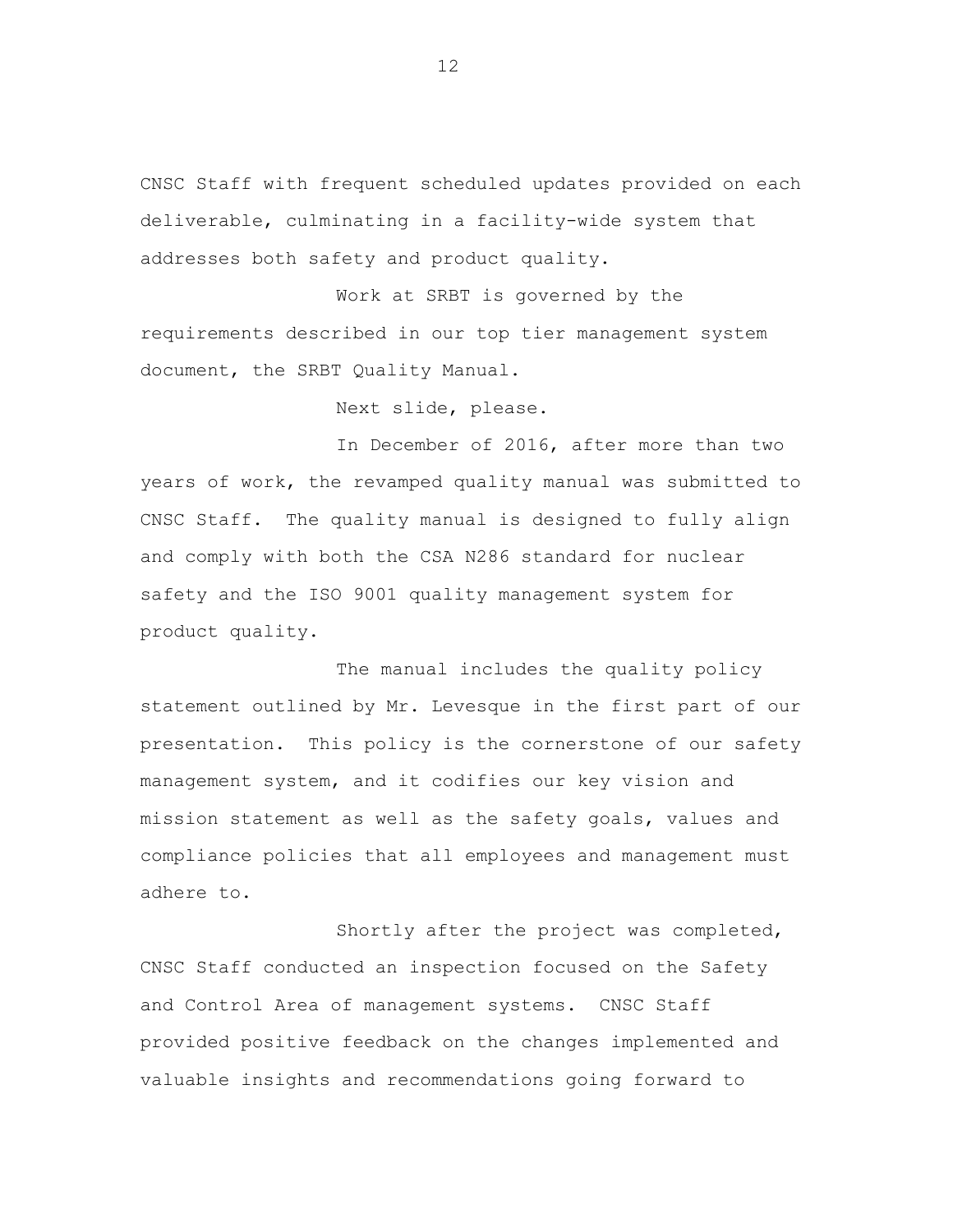CNSC Staff with frequent scheduled updates provided on each deliverable, culminating in a facility-wide system that addresses both safety and product quality.

Work at SRBT is governed by the requirements described in our top tier management system document, the SRBT Quality Manual.

Next slide, please.

In December of 2016, after more than two years of work, the revamped quality manual was submitted to CNSC Staff. The quality manual is designed to fully align and comply with both the CSA N286 standard for nuclear safety and the ISO 9001 quality management system for product quality.

The manual includes the quality policy statement outlined by Mr. Levesque in the first part of our presentation. This policy is the cornerstone of our safety management system, and it codifies our key vision and mission statement as well as the safety goals, values and compliance policies that all employees and management must adhere to.

Shortly after the project was completed, CNSC Staff conducted an inspection focused on the Safety and Control Area of management systems. CNSC Staff provided positive feedback on the changes implemented and valuable insights and recommendations going forward to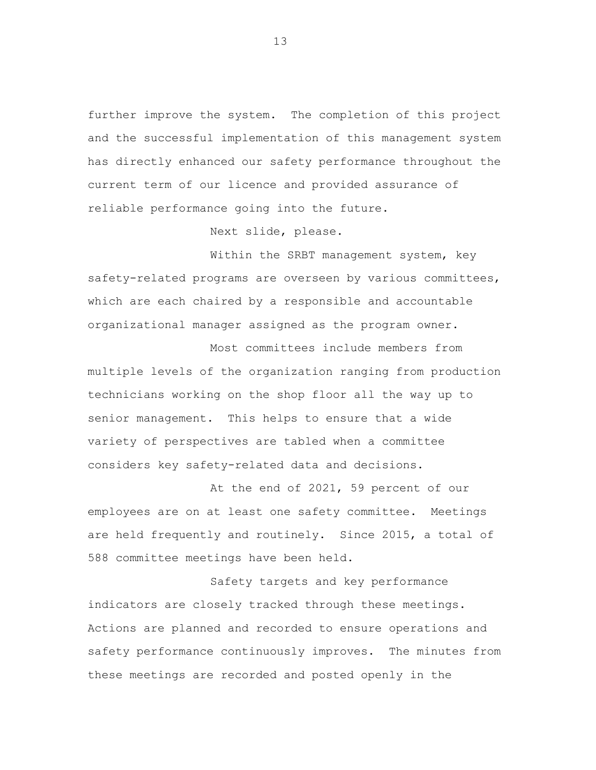further improve the system. The completion of this project and the successful implementation of this management system has directly enhanced our safety performance throughout the current term of our licence and provided assurance of reliable performance going into the future.

Next slide, please.

Within the SRBT management system, key safety-related programs are overseen by various committees, which are each chaired by a responsible and accountable organizational manager assigned as the program owner.

Most committees include members from multiple levels of the organization ranging from production technicians working on the shop floor all the way up to senior management. This helps to ensure that a wide variety of perspectives are tabled when a committee considers key safety-related data and decisions.

At the end of 2021, 59 percent of our employees are on at least one safety committee. Meetings are held frequently and routinely. Since 2015, a total of 588 committee meetings have been held.

Safety targets and key performance indicators are closely tracked through these meetings. Actions are planned and recorded to ensure operations and safety performance continuously improves. The minutes from these meetings are recorded and posted openly in the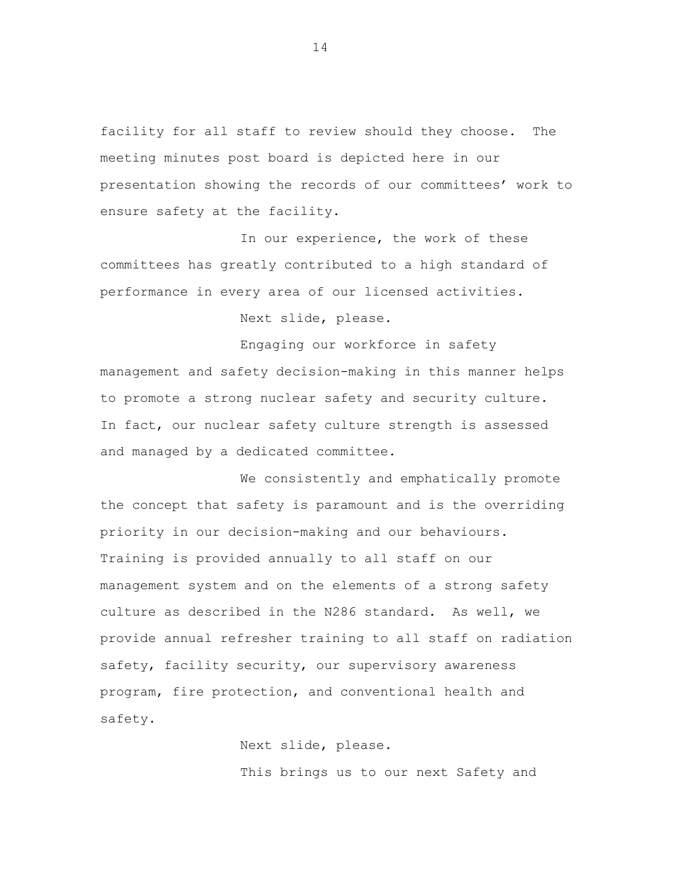facility for all staff to review should they choose. The meeting minutes post board is depicted here in our presentation showing the records of our committees' work to ensure safety at the facility.

In our experience, the work of these committees has greatly contributed to a high standard of performance in every area of our licensed activities.

Next slide, please.

Engaging our workforce in safety management and safety decision-making in this manner helps to promote a strong nuclear safety and security culture. In fact, our nuclear safety culture strength is assessed and managed by a dedicated committee.

We consistently and emphatically promote the concept that safety is paramount and is the overriding priority in our decision-making and our behaviours. Training is provided annually to all staff on our management system and on the elements of a strong safety culture as described in the N286 standard. As well, we provide annual refresher training to all staff on radiation safety, facility security, our supervisory awareness program, fire protection, and conventional health and safety.

Next slide, please.

This brings us to our next Safety and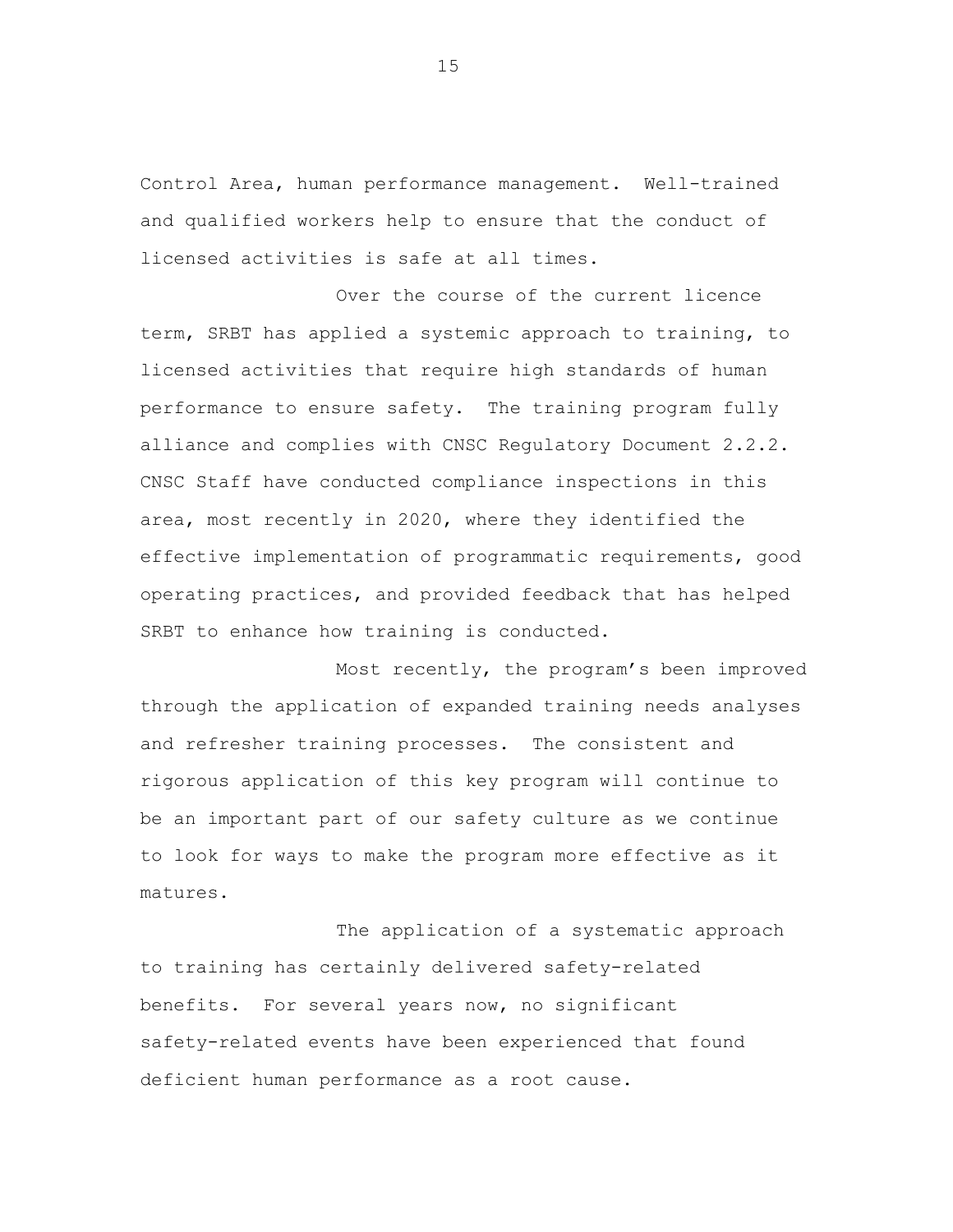Control Area, human performance management. Well-trained and qualified workers help to ensure that the conduct of licensed activities is safe at all times.

Over the course of the current licence term, SRBT has applied a systemic approach to training, to licensed activities that require high standards of human performance to ensure safety. The training program fully alliance and complies with CNSC Regulatory Document 2.2.2. CNSC Staff have conducted compliance inspections in this area, most recently in 2020, where they identified the effective implementation of programmatic requirements, good operating practices, and provided feedback that has helped SRBT to enhance how training is conducted.

Most recently, the program's been improved through the application of expanded training needs analyses and refresher training processes. The consistent and rigorous application of this key program will continue to be an important part of our safety culture as we continue to look for ways to make the program more effective as it matures.

The application of a systematic approach to training has certainly delivered safety-related benefits. For several years now, no significant safety-related events have been experienced that found deficient human performance as a root cause.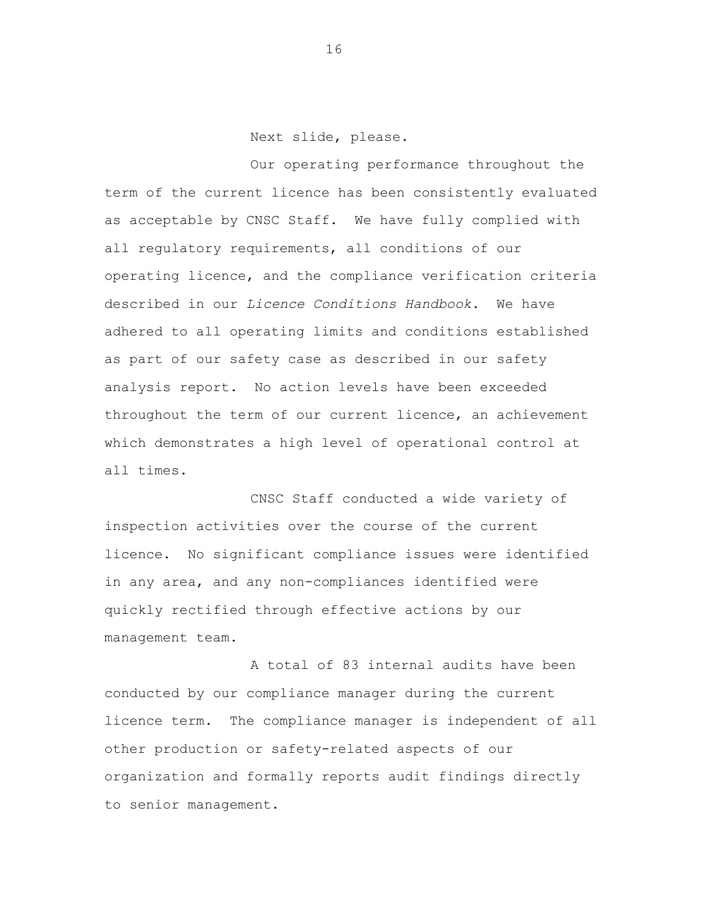Next slide, please.

Our operating performance throughout the term of the current licence has been consistently evaluated as acceptable by CNSC Staff. We have fully complied with all regulatory requirements, all conditions of our operating licence, and the compliance verification criteria described in our *Licence Conditions Handbook*. We have adhered to all operating limits and conditions established as part of our safety case as described in our safety analysis report. No action levels have been exceeded throughout the term of our current licence, an achievement which demonstrates a high level of operational control at all times.

CNSC Staff conducted a wide variety of inspection activities over the course of the current licence. No significant compliance issues were identified in any area, and any non-compliances identified were quickly rectified through effective actions by our management team.

A total of 83 internal audits have been conducted by our compliance manager during the current licence term. The compliance manager is independent of all other production or safety-related aspects of our organization and formally reports audit findings directly to senior management.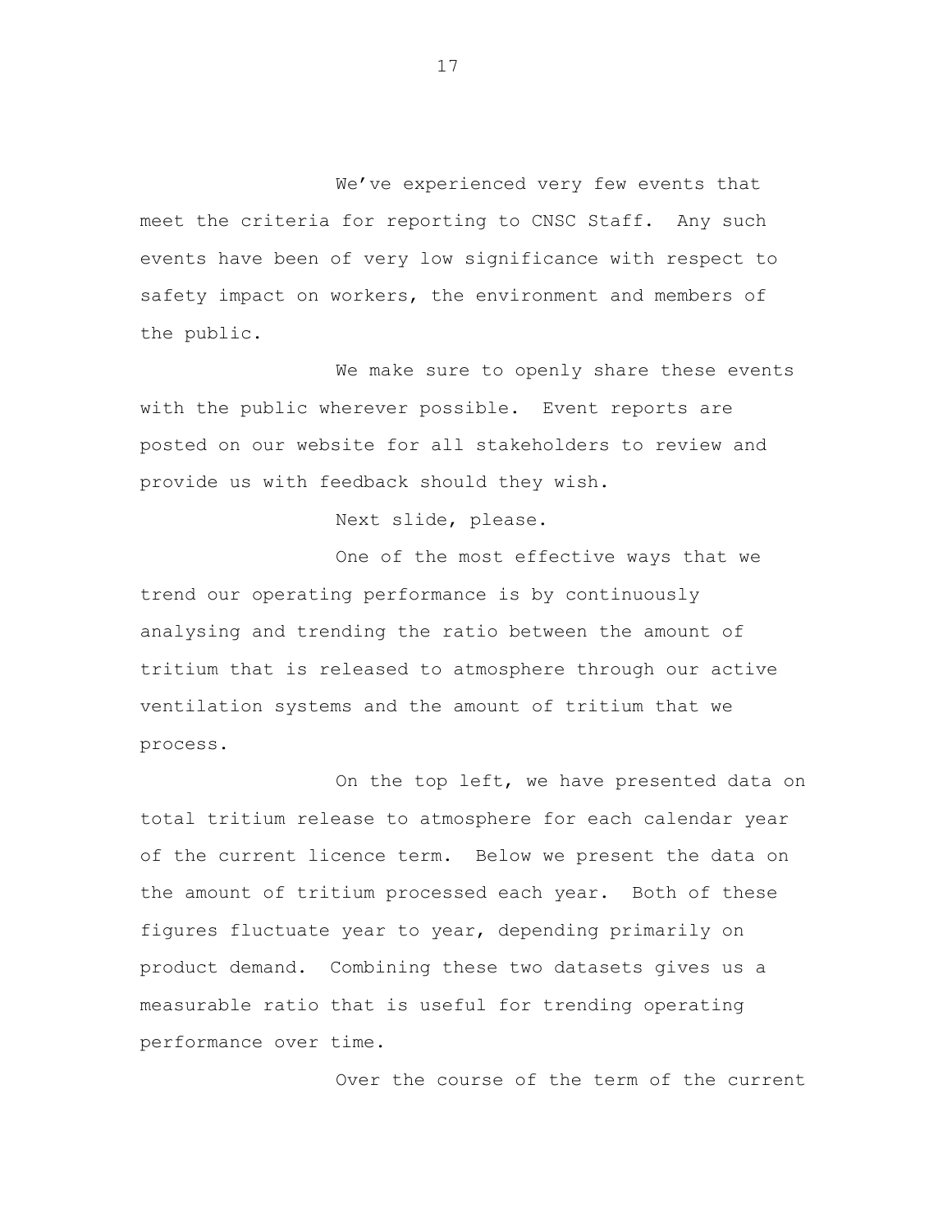We've experienced very few events that meet the criteria for reporting to CNSC Staff. Any such events have been of very low significance with respect to safety impact on workers, the environment and members of the public.

We make sure to openly share these events with the public wherever possible. Event reports are posted on our website for all stakeholders to review and provide us with feedback should they wish.

Next slide, please.

One of the most effective ways that we trend our operating performance is by continuously analysing and trending the ratio between the amount of tritium that is released to atmosphere through our active ventilation systems and the amount of tritium that we process.

On the top left, we have presented data on total tritium release to atmosphere for each calendar year of the current licence term. Below we present the data on the amount of tritium processed each year. Both of these figures fluctuate year to year, depending primarily on product demand. Combining these two datasets gives us a measurable ratio that is useful for trending operating performance over time.

Over the course of the term of the current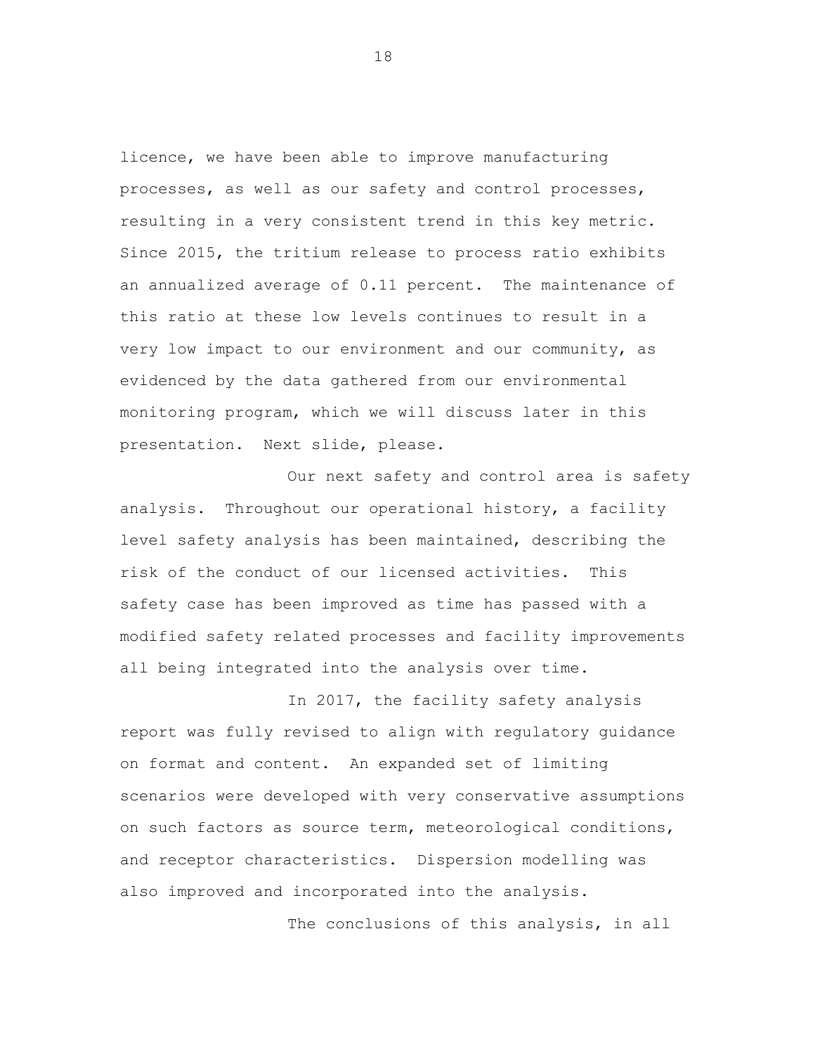licence, we have been able to improve manufacturing processes, as well as our safety and control processes, resulting in a very consistent trend in this key metric. Since 2015, the tritium release to process ratio exhibits an annualized average of 0.11 percent. The maintenance of this ratio at these low levels continues to result in a very low impact to our environment and our community, as evidenced by the data gathered from our environmental monitoring program, which we will discuss later in this presentation. Next slide, please.

Our next safety and control area is safety analysis. Throughout our operational history, a facility level safety analysis has been maintained, describing the risk of the conduct of our licensed activities. This safety case has been improved as time has passed with a modified safety related processes and facility improvements all being integrated into the analysis over time.

In 2017, the facility safety analysis report was fully revised to align with regulatory guidance on format and content. An expanded set of limiting scenarios were developed with very conservative assumptions on such factors as source term, meteorological conditions, and receptor characteristics. Dispersion modelling was also improved and incorporated into the analysis.

The conclusions of this analysis, in all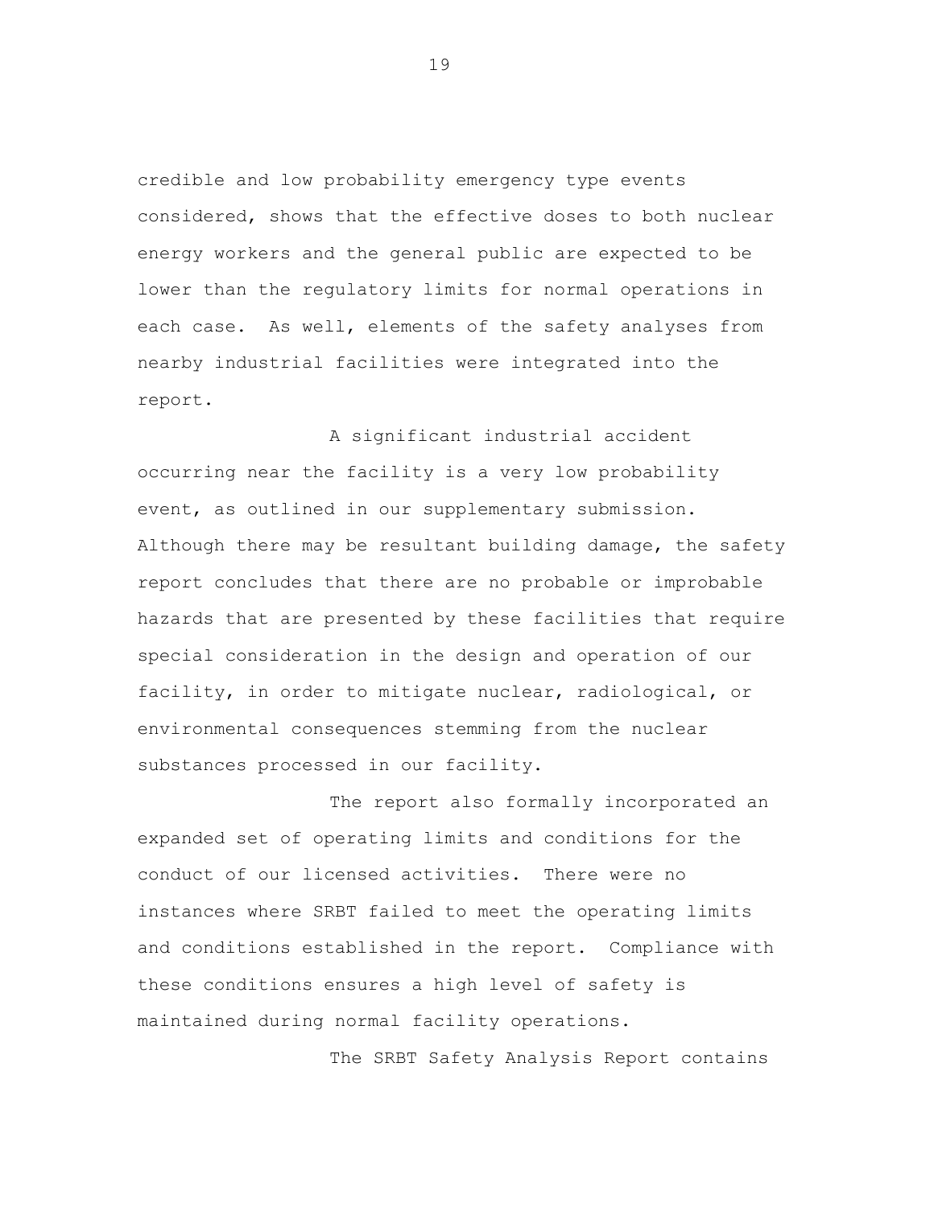credible and low probability emergency type events considered, shows that the effective doses to both nuclear energy workers and the general public are expected to be lower than the regulatory limits for normal operations in each case. As well, elements of the safety analyses from nearby industrial facilities were integrated into the report.

A significant industrial accident occurring near the facility is a very low probability event, as outlined in our supplementary submission. Although there may be resultant building damage, the safety report concludes that there are no probable or improbable hazards that are presented by these facilities that require special consideration in the design and operation of our facility, in order to mitigate nuclear, radiological, or environmental consequences stemming from the nuclear substances processed in our facility.

The report also formally incorporated an expanded set of operating limits and conditions for the conduct of our licensed activities. There were no instances where SRBT failed to meet the operating limits and conditions established in the report. Compliance with these conditions ensures a high level of safety is maintained during normal facility operations.

The SRBT Safety Analysis Report contains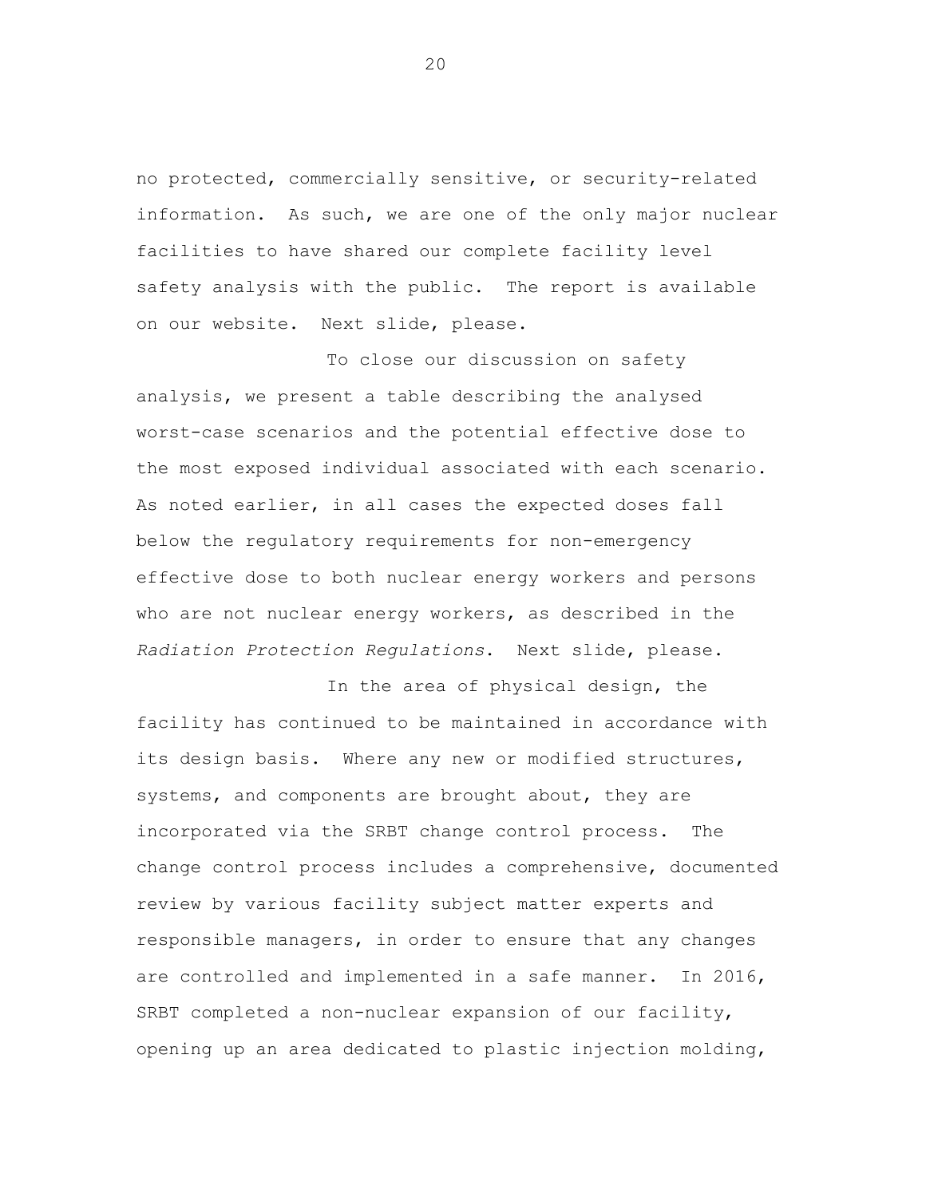no protected, commercially sensitive, or security-related information. As such, we are one of the only major nuclear facilities to have shared our complete facility level safety analysis with the public. The report is available on our website. Next slide, please.

To close our discussion on safety analysis, we present a table describing the analysed worst-case scenarios and the potential effective dose to the most exposed individual associated with each scenario. As noted earlier, in all cases the expected doses fall below the regulatory requirements for non-emergency effective dose to both nuclear energy workers and persons who are not nuclear energy workers, as described in the *Radiation Protection Regulations*. Next slide, please.

In the area of physical design, the facility has continued to be maintained in accordance with its design basis. Where any new or modified structures, systems, and components are brought about, they are incorporated via the SRBT change control process. The change control process includes a comprehensive, documented review by various facility subject matter experts and responsible managers, in order to ensure that any changes are controlled and implemented in a safe manner. In 2016, SRBT completed a non-nuclear expansion of our facility, opening up an area dedicated to plastic injection molding,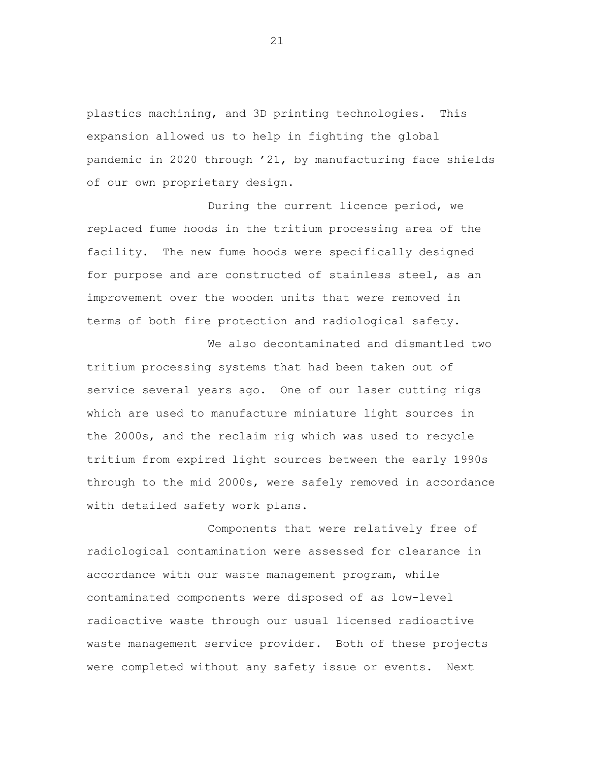plastics machining, and 3D printing technologies. This expansion allowed us to help in fighting the global pandemic in 2020 through ’21, by manufacturing face shields of our own proprietary design.

During the current licence period, we replaced fume hoods in the tritium processing area of the facility. The new fume hoods were specifically designed for purpose and are constructed of stainless steel, as an improvement over the wooden units that were removed in terms of both fire protection and radiological safety.

We also decontaminated and dismantled two tritium processing systems that had been taken out of service several years ago. One of our laser cutting rigs which are used to manufacture miniature light sources in the 2000s, and the reclaim rig which was used to recycle tritium from expired light sources between the early 1990s through to the mid 2000s, were safely removed in accordance with detailed safety work plans.

Components that were relatively free of radiological contamination were assessed for clearance in accordance with our waste management program, while contaminated components were disposed of as low-level radioactive waste through our usual licensed radioactive waste management service provider. Both of these projects were completed without any safety issue or events. Next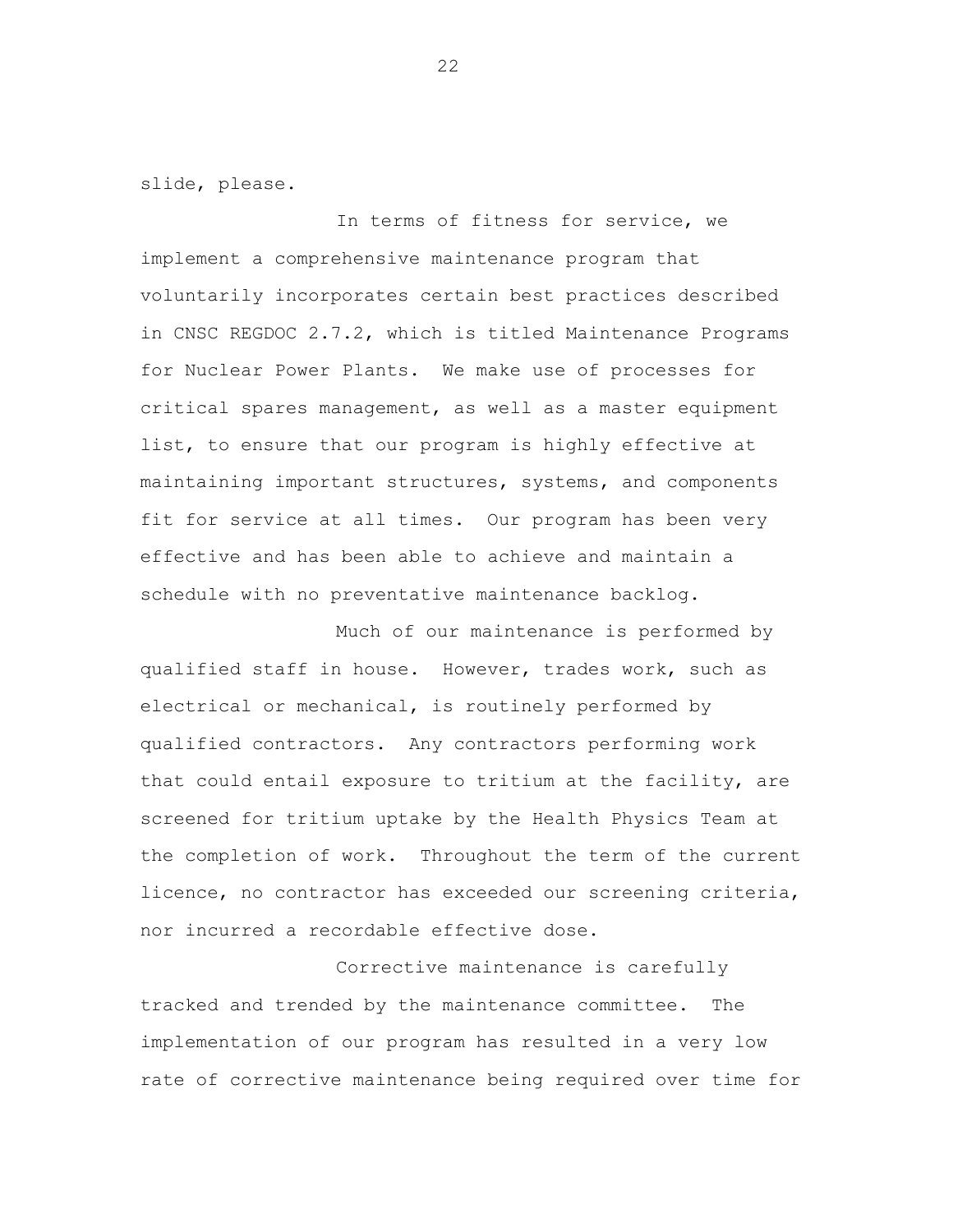slide, please.

In terms of fitness for service, we implement a comprehensive maintenance program that voluntarily incorporates certain best practices described in CNSC REGDOC 2.7.2, which is titled Maintenance Programs for Nuclear Power Plants. We make use of processes for critical spares management, as well as a master equipment list, to ensure that our program is highly effective at maintaining important structures, systems, and components fit for service at all times. Our program has been very effective and has been able to achieve and maintain a schedule with no preventative maintenance backlog.

Much of our maintenance is performed by qualified staff in house. However, trades work, such as electrical or mechanical, is routinely performed by qualified contractors. Any contractors performing work that could entail exposure to tritium at the facility, are screened for tritium uptake by the Health Physics Team at the completion of work. Throughout the term of the current licence, no contractor has exceeded our screening criteria, nor incurred a recordable effective dose.

Corrective maintenance is carefully tracked and trended by the maintenance committee. The implementation of our program has resulted in a very low rate of corrective maintenance being required over time for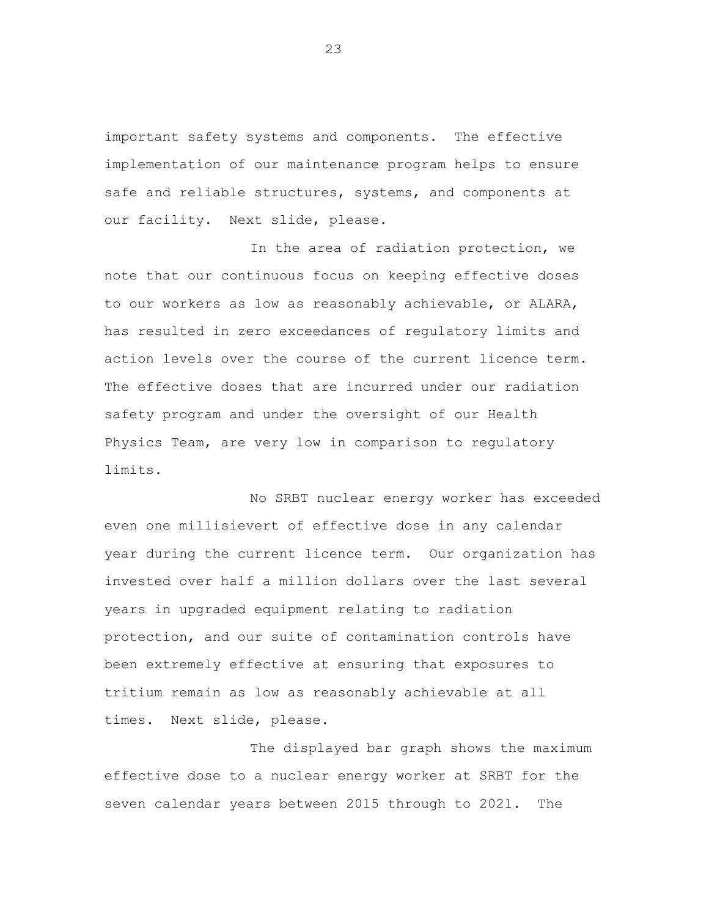important safety systems and components. The effective implementation of our maintenance program helps to ensure safe and reliable structures, systems, and components at our facility. Next slide, please.

In the area of radiation protection, we note that our continuous focus on keeping effective doses to our workers as low as reasonably achievable, or ALARA, has resulted in zero exceedances of regulatory limits and action levels over the course of the current licence term. The effective doses that are incurred under our radiation safety program and under the oversight of our Health Physics Team, are very low in comparison to regulatory limits.

No SRBT nuclear energy worker has exceeded even one millisievert of effective dose in any calendar year during the current licence term. Our organization has invested over half a million dollars over the last several years in upgraded equipment relating to radiation protection, and our suite of contamination controls have been extremely effective at ensuring that exposures to tritium remain as low as reasonably achievable at all times. Next slide, please.

The displayed bar graph shows the maximum effective dose to a nuclear energy worker at SRBT for the seven calendar years between 2015 through to 2021. The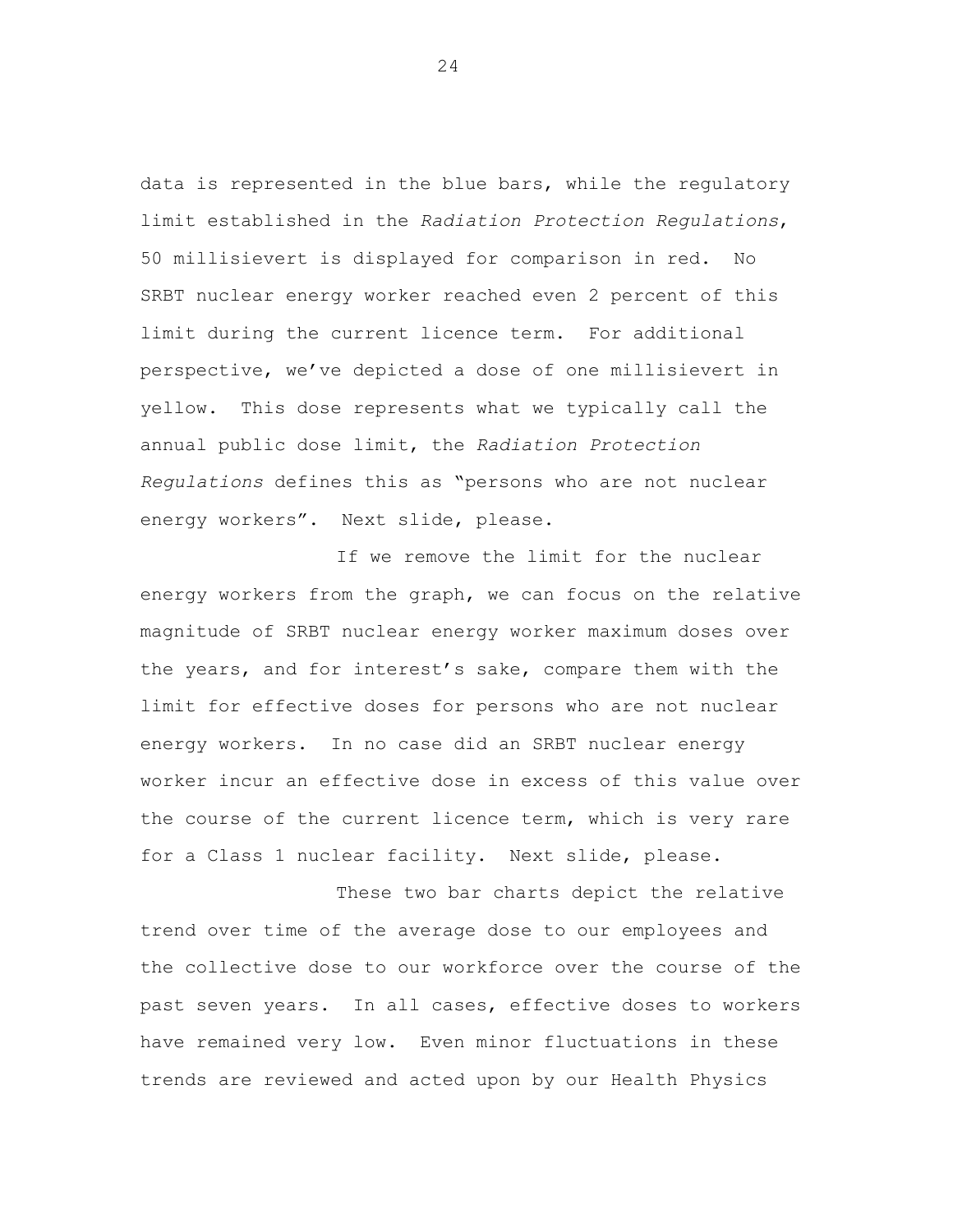data is represented in the blue bars, while the regulatory limit established in the *Radiation Protection Regulations*, 50 millisievert is displayed for comparison in red. No SRBT nuclear energy worker reached even 2 percent of this limit during the current licence term. For additional perspective, we've depicted a dose of one millisievert in yellow. This dose represents what we typically call the annual public dose limit, the *Radiation Protection Regulations* defines this as "persons who are not nuclear energy workers". Next slide, please.

If we remove the limit for the nuclear energy workers from the graph, we can focus on the relative magnitude of SRBT nuclear energy worker maximum doses over the years, and for interest's sake, compare them with the limit for effective doses for persons who are not nuclear energy workers. In no case did an SRBT nuclear energy worker incur an effective dose in excess of this value over the course of the current licence term, which is very rare for a Class 1 nuclear facility. Next slide, please.

These two bar charts depict the relative trend over time of the average dose to our employees and the collective dose to our workforce over the course of the past seven years. In all cases, effective doses to workers have remained very low. Even minor fluctuations in these trends are reviewed and acted upon by our Health Physics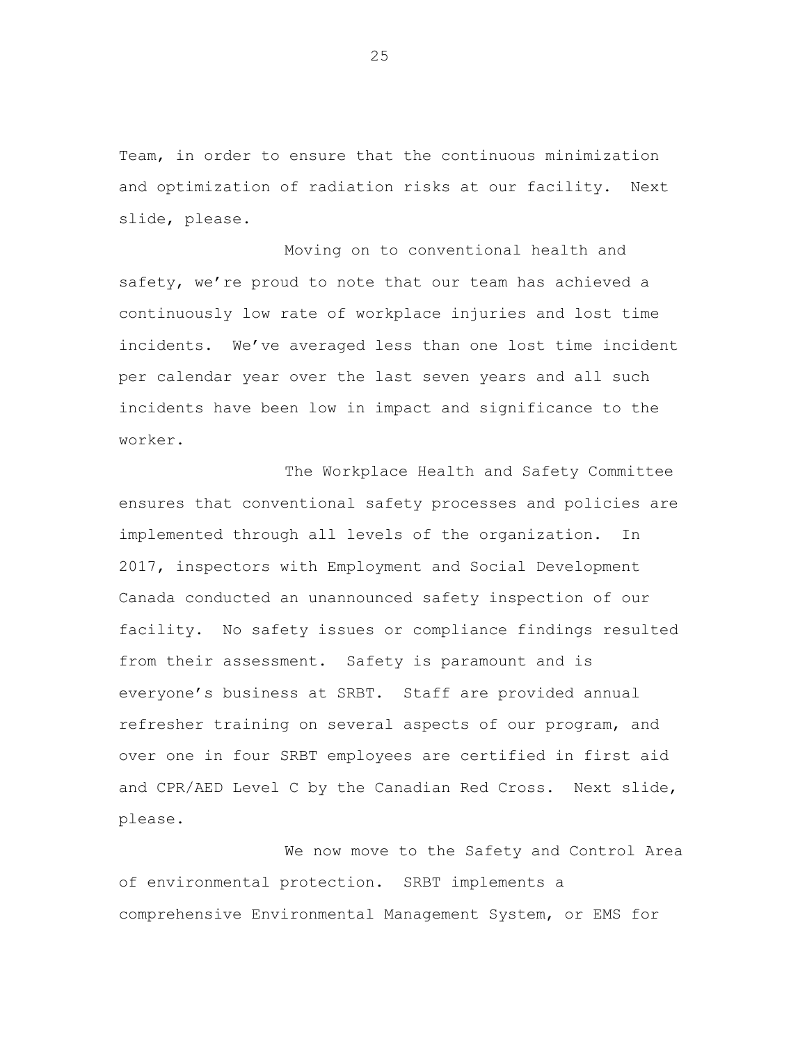Team, in order to ensure that the continuous minimization and optimization of radiation risks at our facility. Next slide, please.

Moving on to conventional health and safety, we're proud to note that our team has achieved a continuously low rate of workplace injuries and lost time incidents. We've averaged less than one lost time incident per calendar year over the last seven years and all such incidents have been low in impact and significance to the worker.

The Workplace Health and Safety Committee ensures that conventional safety processes and policies are implemented through all levels of the organization. In 2017, inspectors with Employment and Social Development Canada conducted an unannounced safety inspection of our facility. No safety issues or compliance findings resulted from their assessment. Safety is paramount and is everyone's business at SRBT. Staff are provided annual refresher training on several aspects of our program, and over one in four SRBT employees are certified in first aid and CPR/AED Level C by the Canadian Red Cross. Next slide, please.

We now move to the Safety and Control Area of environmental protection. SRBT implements a comprehensive Environmental Management System, or EMS for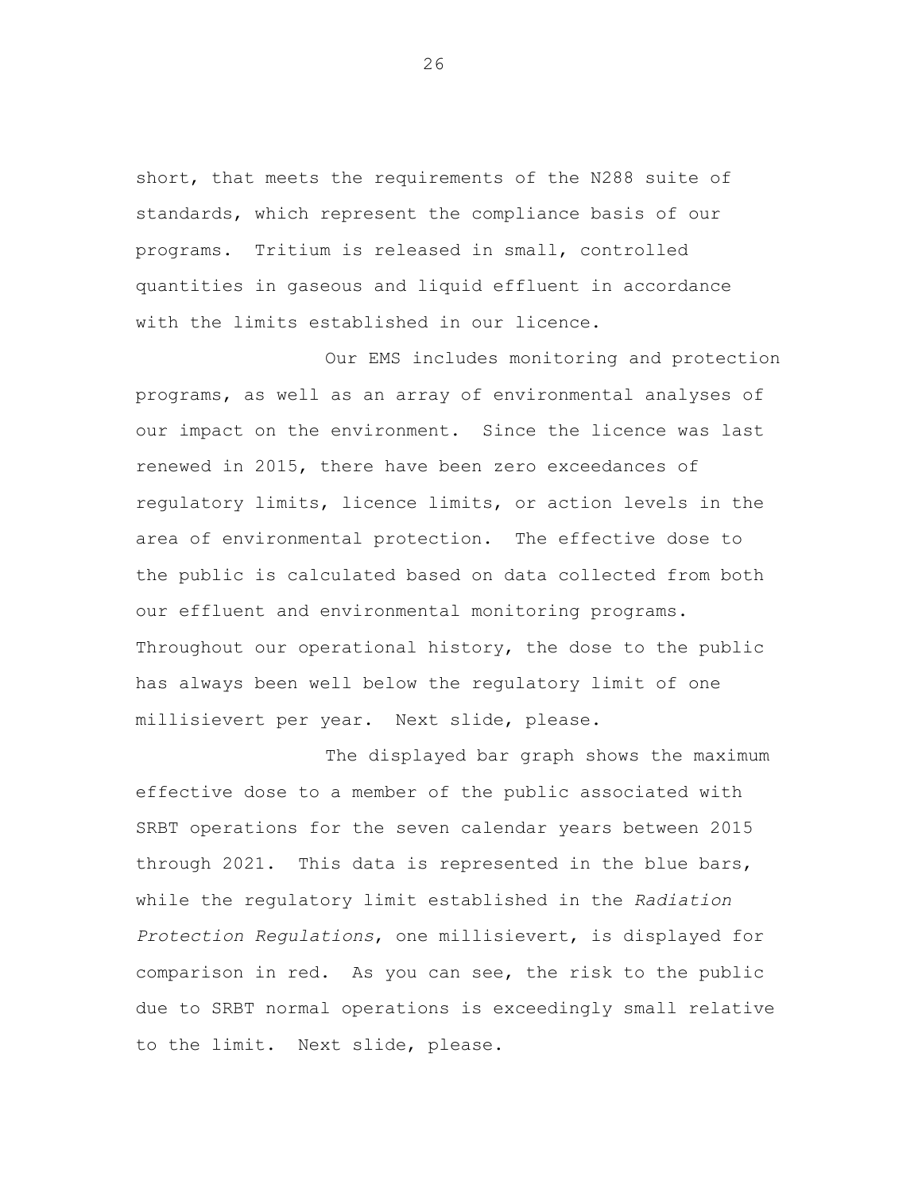short, that meets the requirements of the N288 suite of standards, which represent the compliance basis of our programs. Tritium is released in small, controlled quantities in gaseous and liquid effluent in accordance with the limits established in our licence.

Our EMS includes monitoring and protection programs, as well as an array of environmental analyses of our impact on the environment. Since the licence was last renewed in 2015, there have been zero exceedances of regulatory limits, licence limits, or action levels in the area of environmental protection. The effective dose to the public is calculated based on data collected from both our effluent and environmental monitoring programs. Throughout our operational history, the dose to the public has always been well below the regulatory limit of one millisievert per year. Next slide, please.

The displayed bar graph shows the maximum effective dose to a member of the public associated with SRBT operations for the seven calendar years between 2015 through 2021. This data is represented in the blue bars, while the regulatory limit established in the *Radiation Protection Regulations*, one millisievert, is displayed for comparison in red. As you can see, the risk to the public due to SRBT normal operations is exceedingly small relative to the limit. Next slide, please.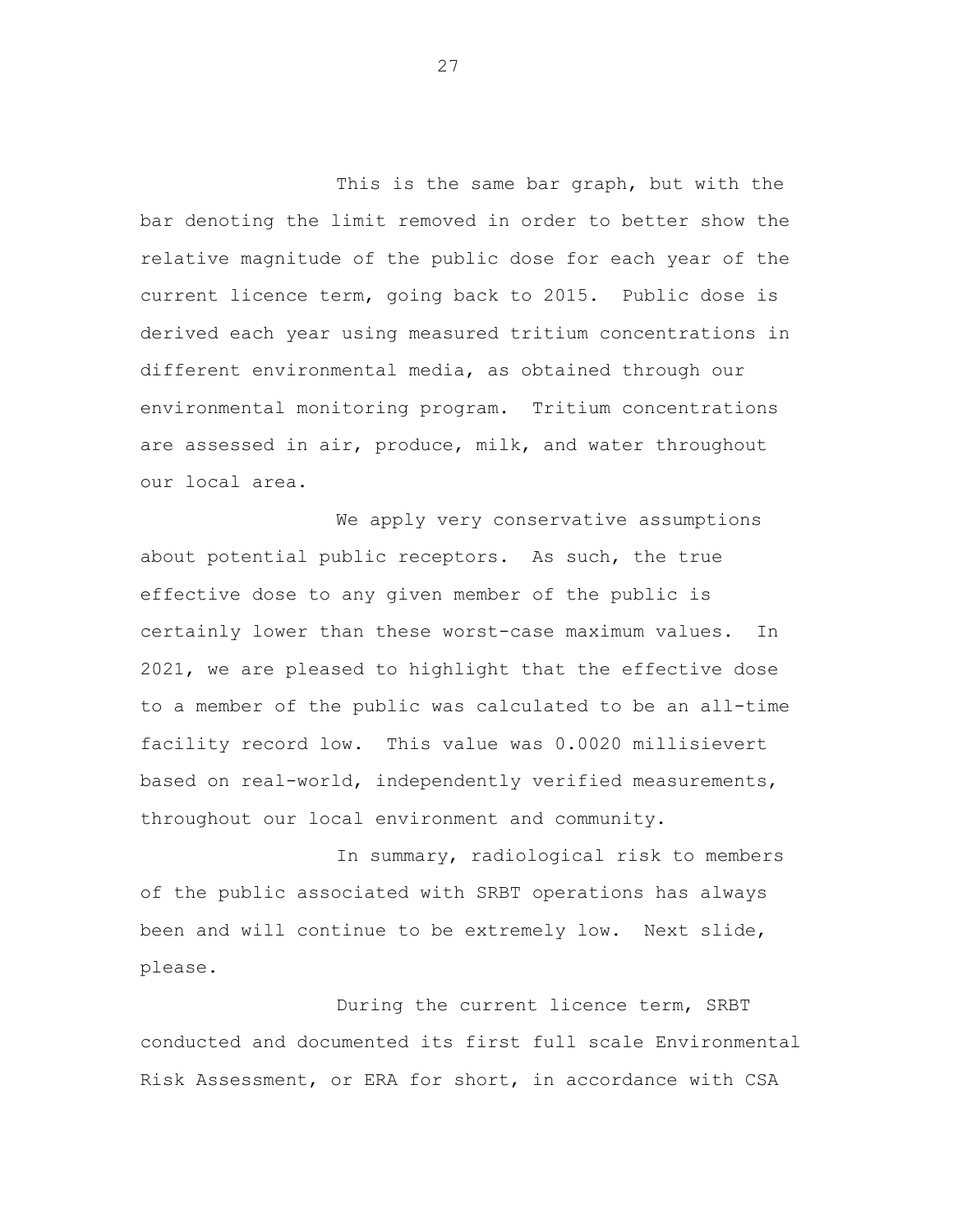This is the same bar graph, but with the bar denoting the limit removed in order to better show the relative magnitude of the public dose for each year of the current licence term, going back to 2015. Public dose is derived each year using measured tritium concentrations in different environmental media, as obtained through our environmental monitoring program. Tritium concentrations are assessed in air, produce, milk, and water throughout our local area.

We apply very conservative assumptions about potential public receptors. As such, the true effective dose to any given member of the public is certainly lower than these worst-case maximum values. In 2021, we are pleased to highlight that the effective dose to a member of the public was calculated to be an all-time facility record low. This value was 0.0020 millisievert based on real-world, independently verified measurements, throughout our local environment and community.

In summary, radiological risk to members of the public associated with SRBT operations has always been and will continue to be extremely low. Next slide, please.

During the current licence term, SRBT conducted and documented its first full scale Environmental Risk Assessment, or ERA for short, in accordance with CSA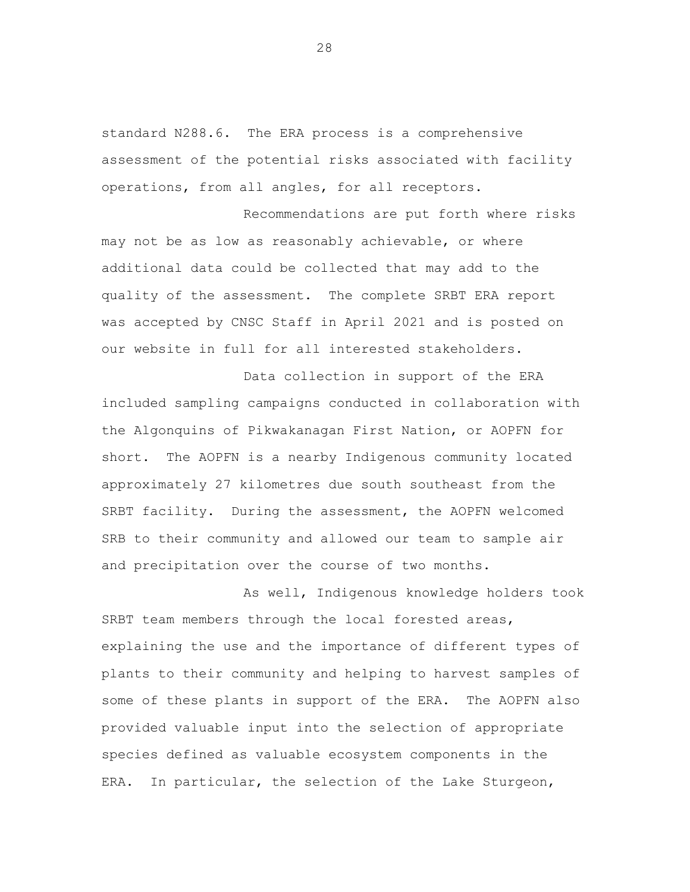standard N288.6. The ERA process is a comprehensive assessment of the potential risks associated with facility operations, from all angles, for all receptors.

Recommendations are put forth where risks may not be as low as reasonably achievable, or where additional data could be collected that may add to the quality of the assessment. The complete SRBT ERA report was accepted by CNSC Staff in April 2021 and is posted on our website in full for all interested stakeholders.

Data collection in support of the ERA included sampling campaigns conducted in collaboration with the Algonquins of Pikwakanagan First Nation, or AOPFN for short. The AOPFN is a nearby Indigenous community located approximately 27 kilometres due south southeast from the SRBT facility. During the assessment, the AOPFN welcomed SRB to their community and allowed our team to sample air and precipitation over the course of two months.

As well, Indigenous knowledge holders took SRBT team members through the local forested areas, explaining the use and the importance of different types of plants to their community and helping to harvest samples of some of these plants in support of the ERA. The AOPFN also provided valuable input into the selection of appropriate species defined as valuable ecosystem components in the ERA. In particular, the selection of the Lake Sturgeon,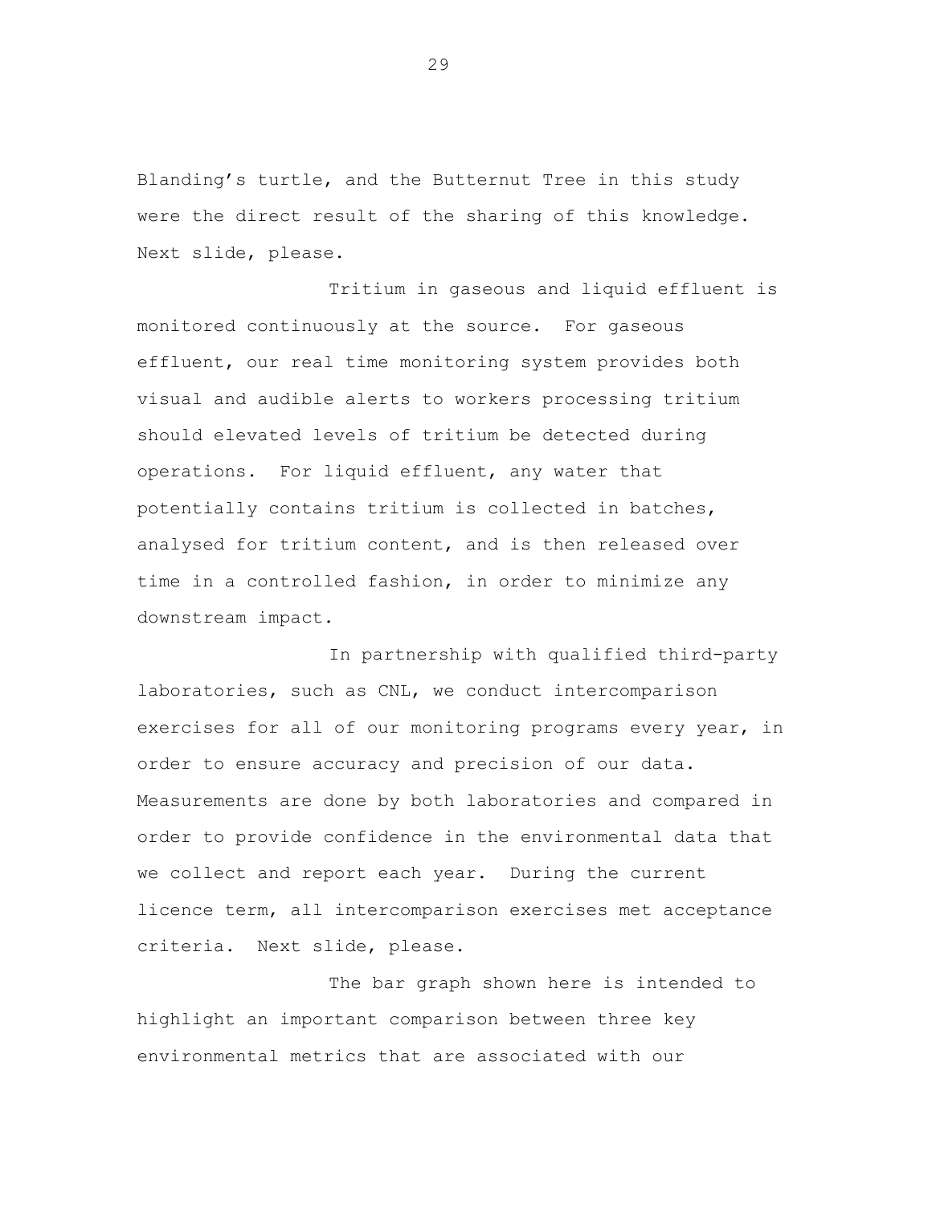Blanding's turtle, and the Butternut Tree in this study were the direct result of the sharing of this knowledge. Next slide, please.

Tritium in gaseous and liquid effluent is monitored continuously at the source. For gaseous effluent, our real time monitoring system provides both visual and audible alerts to workers processing tritium should elevated levels of tritium be detected during operations. For liquid effluent, any water that potentially contains tritium is collected in batches, analysed for tritium content, and is then released over time in a controlled fashion, in order to minimize any downstream impact.

In partnership with qualified third-party laboratories, such as CNL, we conduct intercomparison exercises for all of our monitoring programs every year, in order to ensure accuracy and precision of our data. Measurements are done by both laboratories and compared in order to provide confidence in the environmental data that we collect and report each year. During the current licence term, all intercomparison exercises met acceptance criteria. Next slide, please.

The bar graph shown here is intended to highlight an important comparison between three key environmental metrics that are associated with our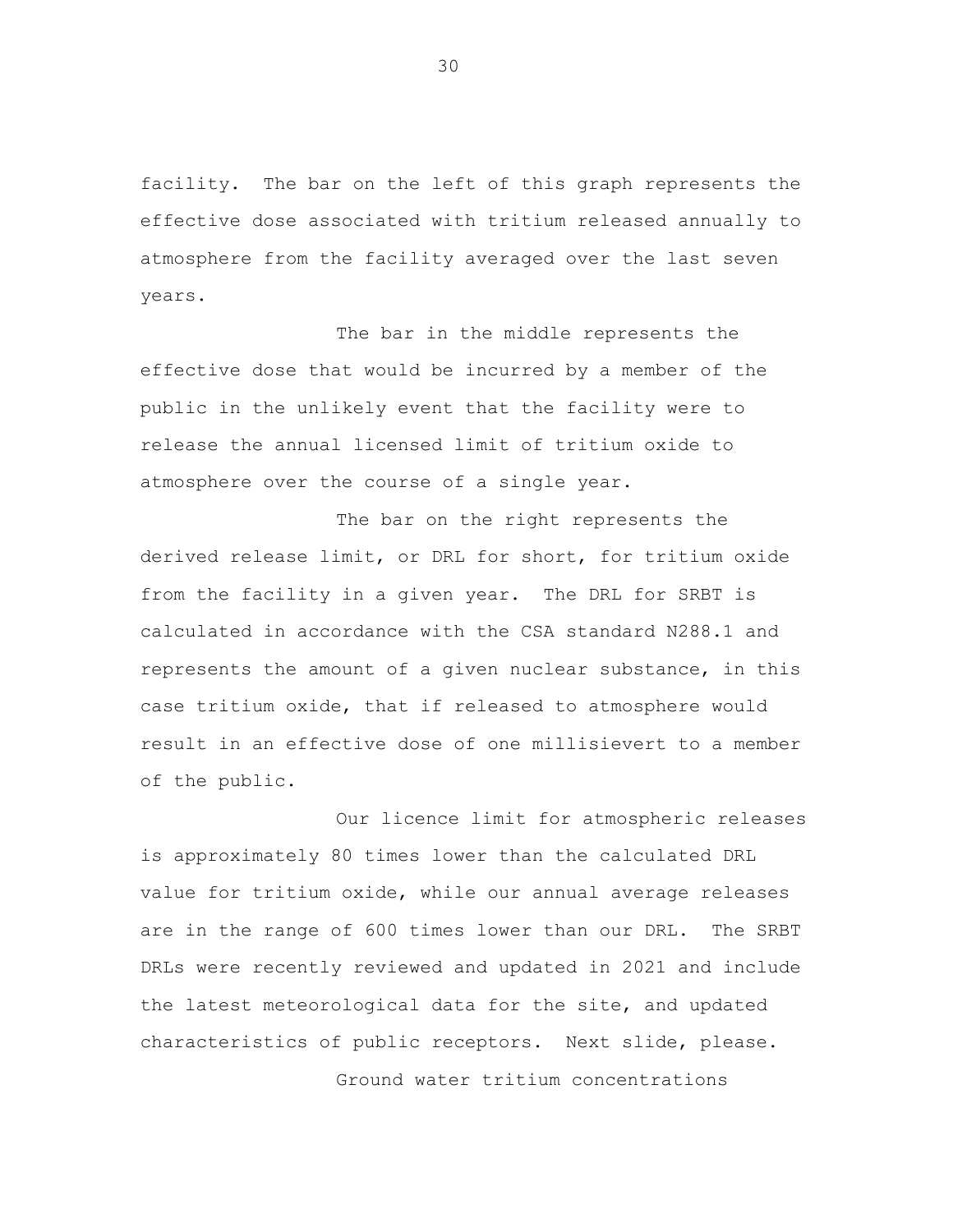facility. The bar on the left of this graph represents the effective dose associated with tritium released annually to atmosphere from the facility averaged over the last seven years.

The bar in the middle represents the effective dose that would be incurred by a member of the public in the unlikely event that the facility were to release the annual licensed limit of tritium oxide to atmosphere over the course of a single year.

The bar on the right represents the derived release limit, or DRL for short, for tritium oxide from the facility in a given year. The DRL for SRBT is calculated in accordance with the CSA standard N288.1 and represents the amount of a given nuclear substance, in this case tritium oxide, that if released to atmosphere would result in an effective dose of one millisievert to a member of the public.

Our licence limit for atmospheric releases is approximately 80 times lower than the calculated DRL value for tritium oxide, while our annual average releases are in the range of 600 times lower than our DRL. The SRBT DRLs were recently reviewed and updated in 2021 and include the latest meteorological data for the site, and updated characteristics of public receptors. Next slide, please.

Ground water tritium concentrations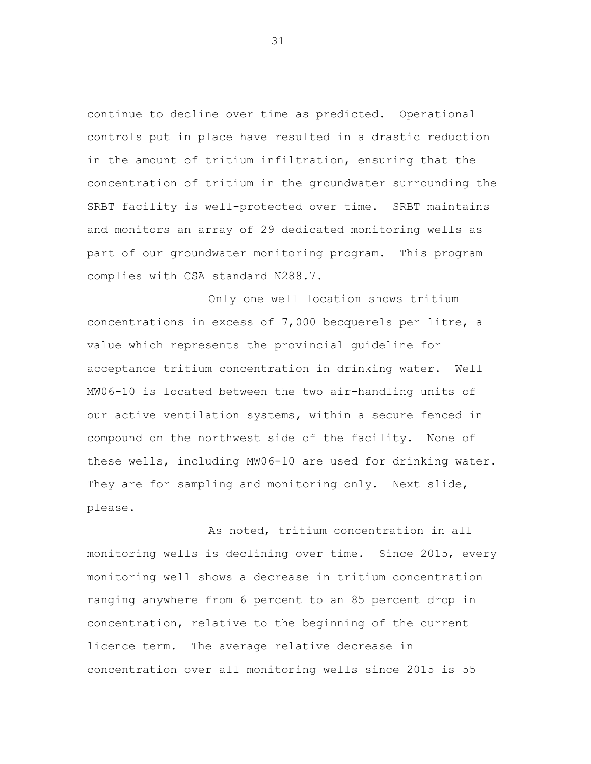continue to decline over time as predicted. Operational controls put in place have resulted in a drastic reduction in the amount of tritium infiltration, ensuring that the concentration of tritium in the groundwater surrounding the SRBT facility is well-protected over time. SRBT maintains and monitors an array of 29 dedicated monitoring wells as part of our groundwater monitoring program. This program complies with CSA standard N288.7.

Only one well location shows tritium concentrations in excess of 7,000 becquerels per litre, a value which represents the provincial guideline for acceptance tritium concentration in drinking water. Well MW06-10 is located between the two air-handling units of our active ventilation systems, within a secure fenced in compound on the northwest side of the facility. None of these wells, including MW06-10 are used for drinking water. They are for sampling and monitoring only. Next slide, please.

As noted, tritium concentration in all monitoring wells is declining over time. Since 2015, every monitoring well shows a decrease in tritium concentration ranging anywhere from 6 percent to an 85 percent drop in concentration, relative to the beginning of the current licence term. The average relative decrease in concentration over all monitoring wells since 2015 is 55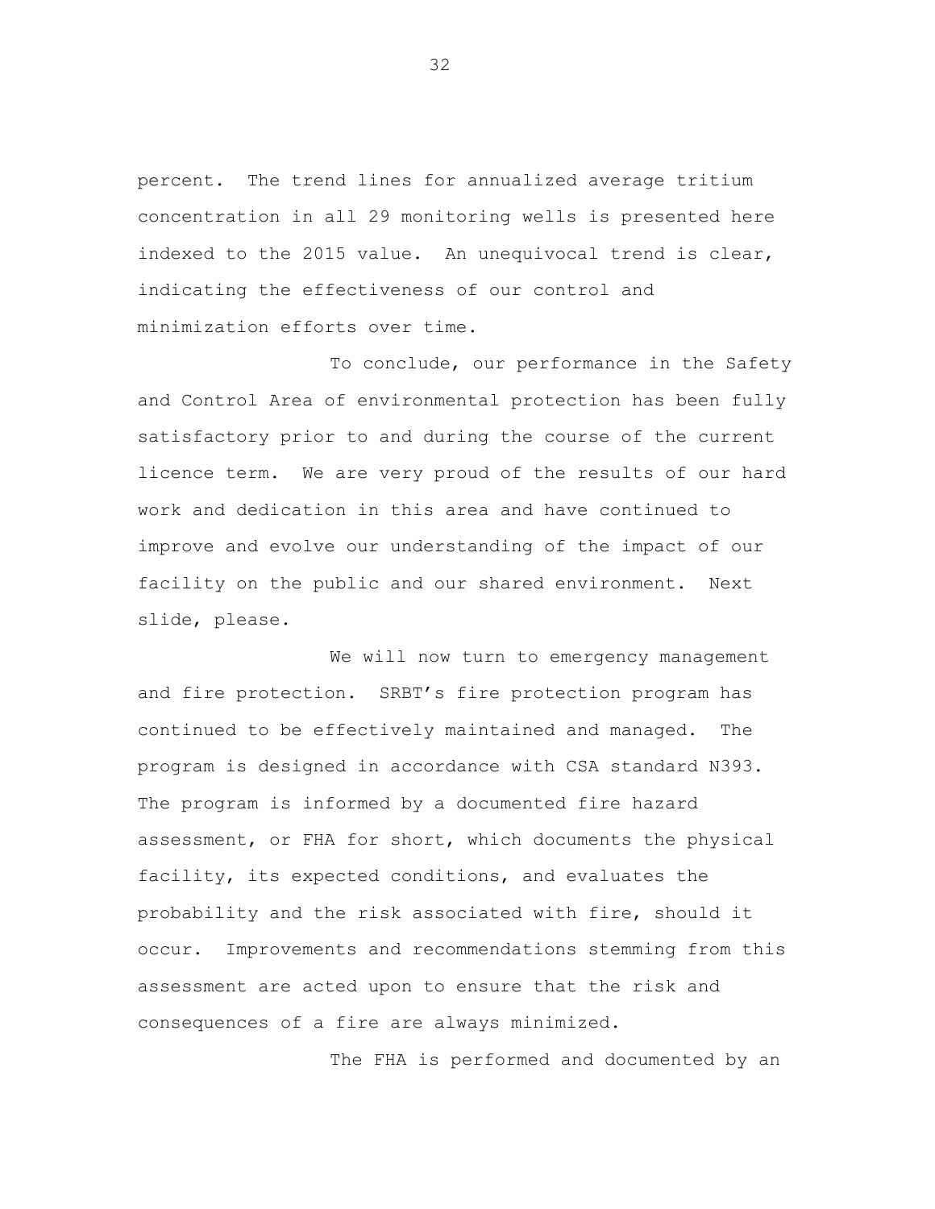percent. The trend lines for annualized average tritium concentration in all 29 monitoring wells is presented here indexed to the 2015 value. An unequivocal trend is clear, indicating the effectiveness of our control and minimization efforts over time.

To conclude, our performance in the Safety and Control Area of environmental protection has been fully satisfactory prior to and during the course of the current licence term. We are very proud of the results of our hard work and dedication in this area and have continued to improve and evolve our understanding of the impact of our facility on the public and our shared environment. Next slide, please.

We will now turn to emergency management and fire protection. SRBT's fire protection program has continued to be effectively maintained and managed. The program is designed in accordance with CSA standard N393. The program is informed by a documented fire hazard assessment, or FHA for short, which documents the physical facility, its expected conditions, and evaluates the probability and the risk associated with fire, should it occur. Improvements and recommendations stemming from this assessment are acted upon to ensure that the risk and consequences of a fire are always minimized.

The FHA is performed and documented by an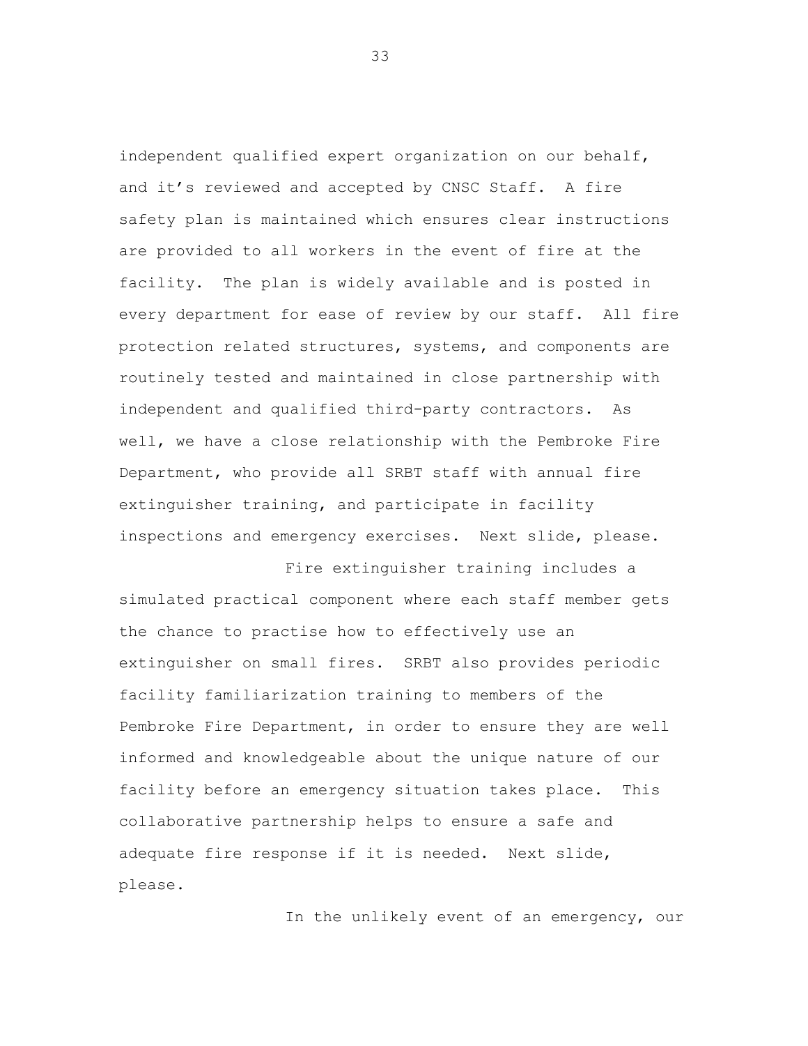independent qualified expert organization on our behalf, and it's reviewed and accepted by CNSC Staff. A fire safety plan is maintained which ensures clear instructions are provided to all workers in the event of fire at the facility. The plan is widely available and is posted in every department for ease of review by our staff. All fire protection related structures, systems, and components are routinely tested and maintained in close partnership with independent and qualified third-party contractors. As well, we have a close relationship with the Pembroke Fire Department, who provide all SRBT staff with annual fire extinguisher training, and participate in facility inspections and emergency exercises. Next slide, please.

Fire extinguisher training includes a simulated practical component where each staff member gets the chance to practise how to effectively use an extinguisher on small fires. SRBT also provides periodic facility familiarization training to members of the Pembroke Fire Department, in order to ensure they are well informed and knowledgeable about the unique nature of our facility before an emergency situation takes place. This collaborative partnership helps to ensure a safe and adequate fire response if it is needed. Next slide, please.

In the unlikely event of an emergency, our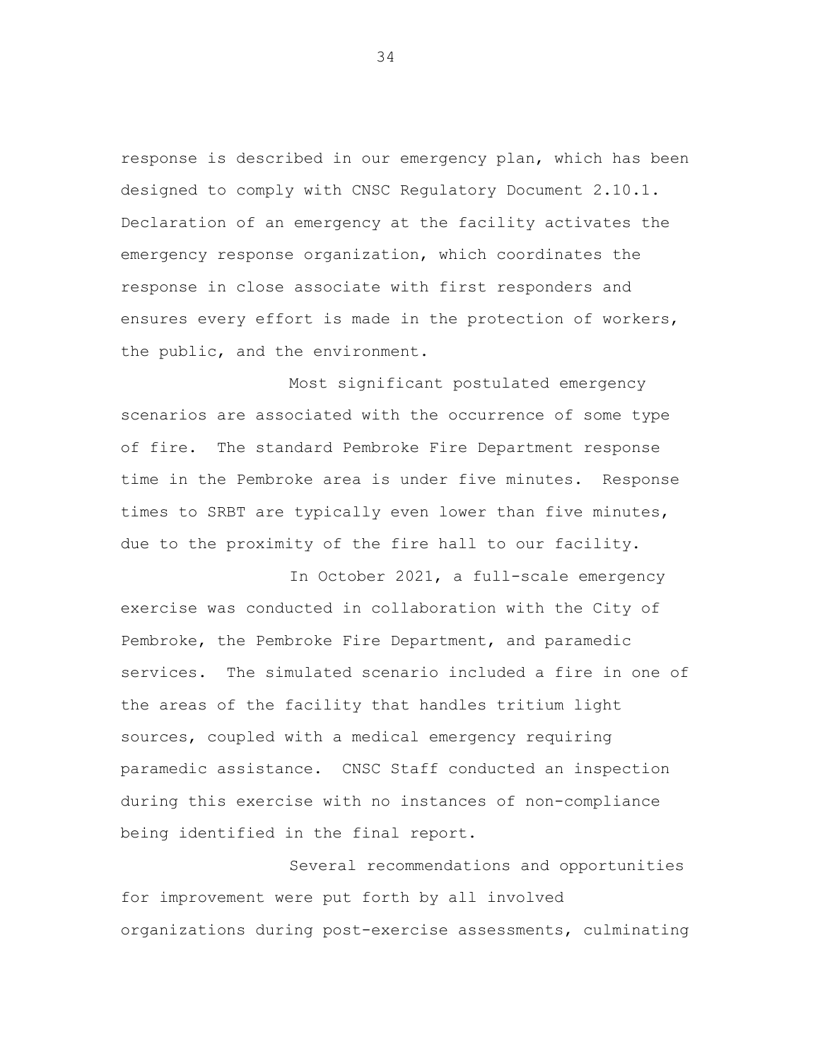response is described in our emergency plan, which has been designed to comply with CNSC Regulatory Document 2.10.1. Declaration of an emergency at the facility activates the emergency response organization, which coordinates the response in close associate with first responders and ensures every effort is made in the protection of workers, the public, and the environment.

Most significant postulated emergency scenarios are associated with the occurrence of some type of fire. The standard Pembroke Fire Department response time in the Pembroke area is under five minutes. Response times to SRBT are typically even lower than five minutes, due to the proximity of the fire hall to our facility.

In October 2021, a full-scale emergency exercise was conducted in collaboration with the City of Pembroke, the Pembroke Fire Department, and paramedic services. The simulated scenario included a fire in one of the areas of the facility that handles tritium light sources, coupled with a medical emergency requiring paramedic assistance. CNSC Staff conducted an inspection during this exercise with no instances of non-compliance being identified in the final report.

Several recommendations and opportunities for improvement were put forth by all involved organizations during post-exercise assessments, culminating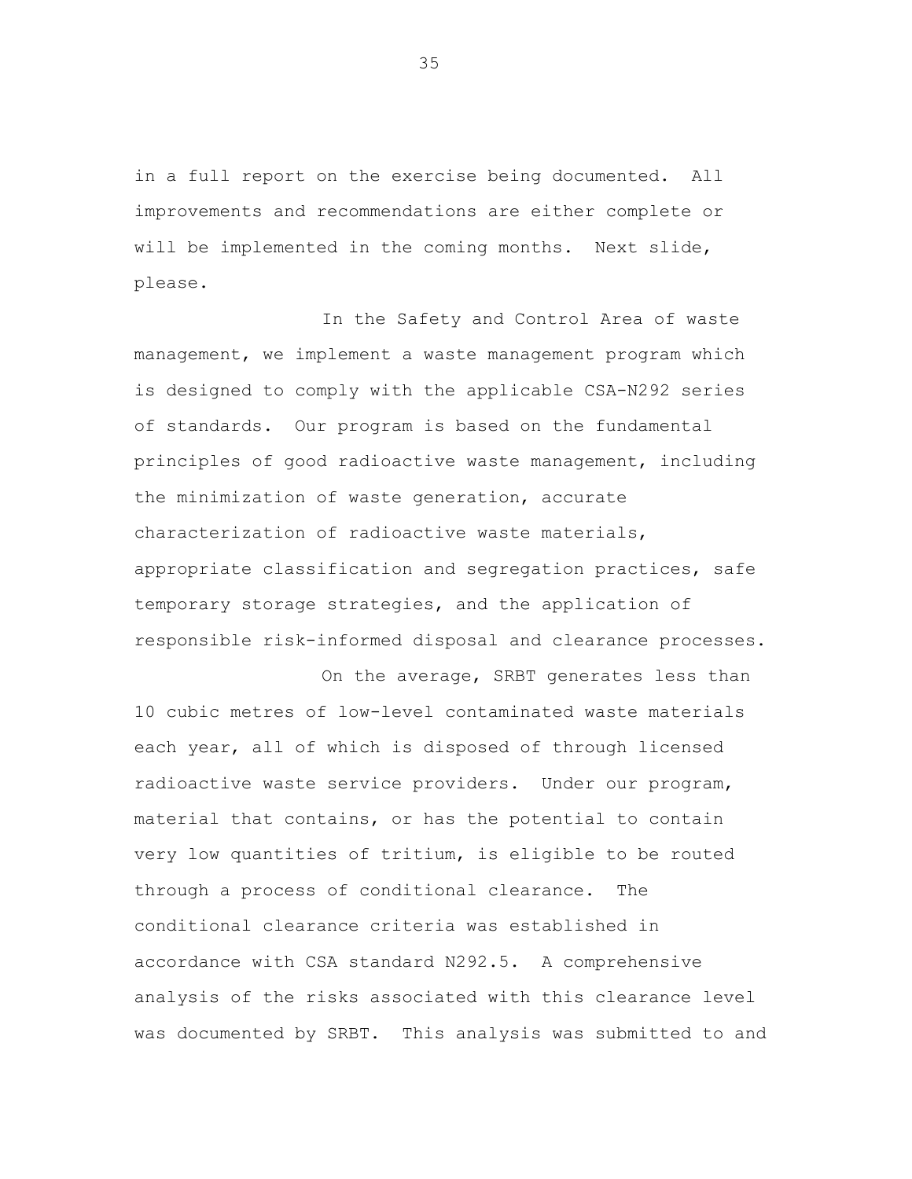in a full report on the exercise being documented. All improvements and recommendations are either complete or will be implemented in the coming months. Next slide, please.

In the Safety and Control Area of waste management, we implement a waste management program which is designed to comply with the applicable CSA-N292 series of standards. Our program is based on the fundamental principles of good radioactive waste management, including the minimization of waste generation, accurate characterization of radioactive waste materials, appropriate classification and segregation practices, safe temporary storage strategies, and the application of responsible risk-informed disposal and clearance processes.

On the average, SRBT generates less than 10 cubic metres of low-level contaminated waste materials each year, all of which is disposed of through licensed radioactive waste service providers. Under our program, material that contains, or has the potential to contain very low quantities of tritium, is eligible to be routed through a process of conditional clearance. The conditional clearance criteria was established in accordance with CSA standard N292.5. A comprehensive analysis of the risks associated with this clearance level was documented by SRBT. This analysis was submitted to and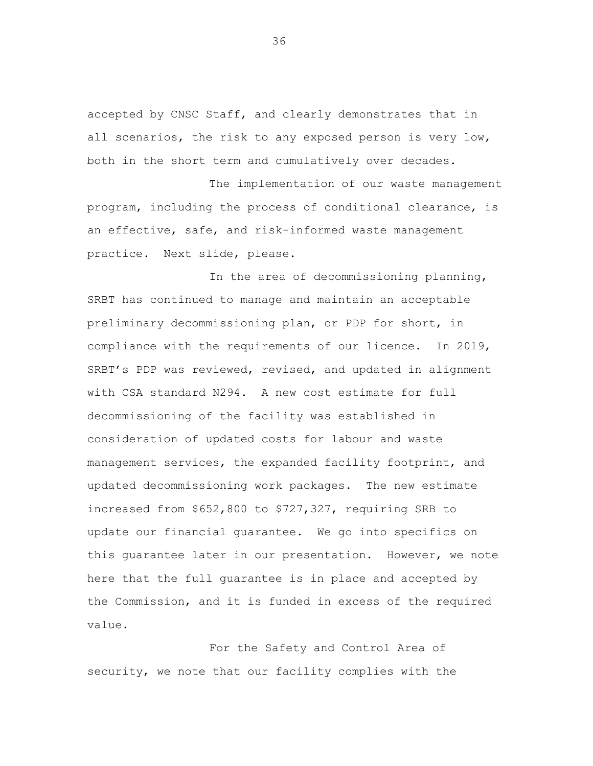accepted by CNSC Staff, and clearly demonstrates that in all scenarios, the risk to any exposed person is very low, both in the short term and cumulatively over decades.

The implementation of our waste management program, including the process of conditional clearance, is an effective, safe, and risk-informed waste management practice. Next slide, please.

In the area of decommissioning planning, SRBT has continued to manage and maintain an acceptable preliminary decommissioning plan, or PDP for short, in compliance with the requirements of our licence. In 2019, SRBT's PDP was reviewed, revised, and updated in alignment with CSA standard N294. A new cost estimate for full decommissioning of the facility was established in consideration of updated costs for labour and waste management services, the expanded facility footprint, and updated decommissioning work packages. The new estimate increased from $652,800 to $727,327, requiring SRB to update our financial guarantee. We go into specifics on this guarantee later in our presentation. However, we note here that the full guarantee is in place and accepted by the Commission, and it is funded in excess of the required value.

For the Safety and Control Area of security, we note that our facility complies with the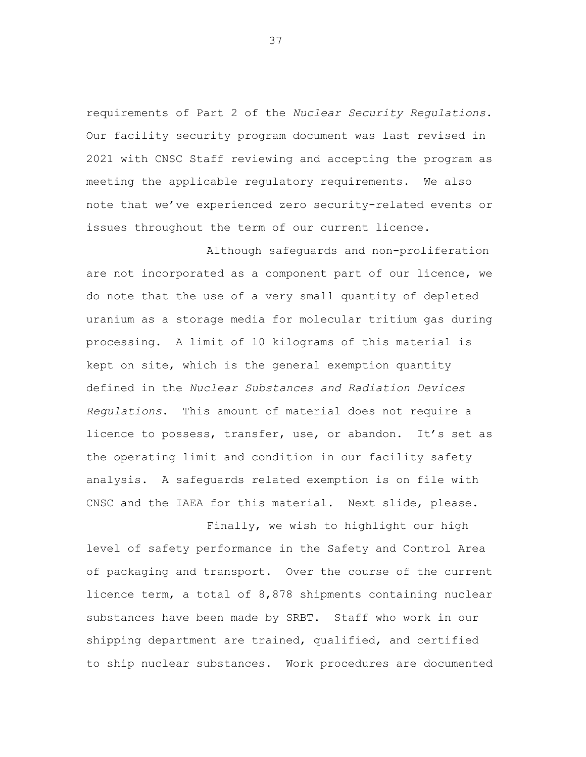requirements of Part 2 of the *Nuclear Security Regulations*. Our facility security program document was last revised in 2021 with CNSC Staff reviewing and accepting the program as meeting the applicable regulatory requirements. We also note that we've experienced zero security-related events or issues throughout the term of our current licence.

Although safeguards and non-proliferation are not incorporated as a component part of our licence, we do note that the use of a very small quantity of depleted uranium as a storage media for molecular tritium gas during processing. A limit of 10 kilograms of this material is kept on site, which is the general exemption quantity defined in the *Nuclear Substances and Radiation Devices Regulations*. This amount of material does not require a licence to possess, transfer, use, or abandon. It's set as the operating limit and condition in our facility safety analysis. A safeguards related exemption is on file with CNSC and the IAEA for this material. Next slide, please.

Finally, we wish to highlight our high level of safety performance in the Safety and Control Area of packaging and transport. Over the course of the current licence term, a total of 8,878 shipments containing nuclear substances have been made by SRBT. Staff who work in our shipping department are trained, qualified, and certified to ship nuclear substances. Work procedures are documented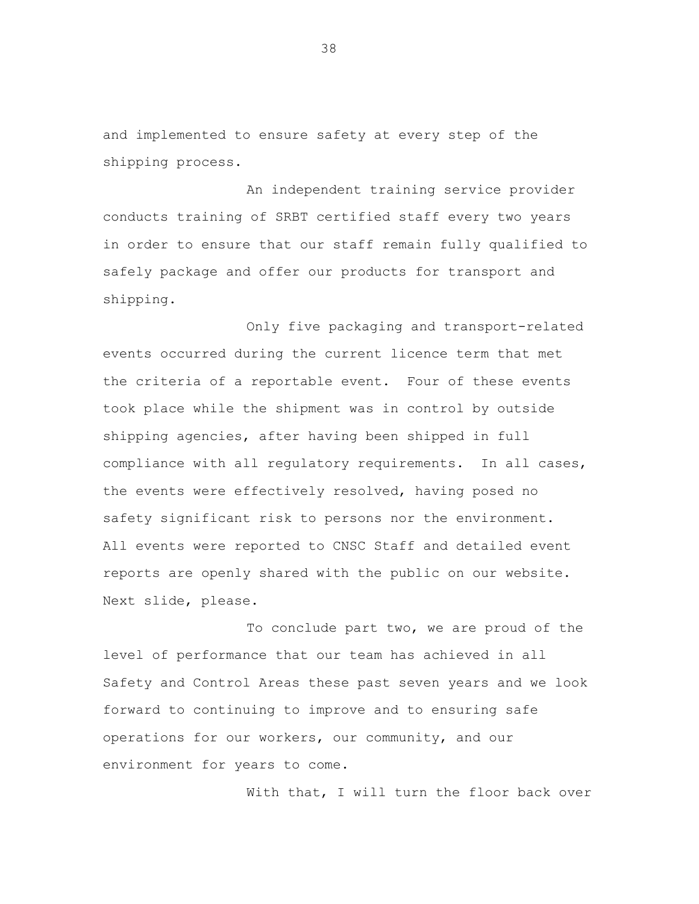and implemented to ensure safety at every step of the shipping process.

An independent training service provider conducts training of SRBT certified staff every two years in order to ensure that our staff remain fully qualified to safely package and offer our products for transport and shipping.

Only five packaging and transport-related events occurred during the current licence term that met the criteria of a reportable event. Four of these events took place while the shipment was in control by outside shipping agencies, after having been shipped in full compliance with all regulatory requirements. In all cases, the events were effectively resolved, having posed no safety significant risk to persons nor the environment. All events were reported to CNSC Staff and detailed event reports are openly shared with the public on our website. Next slide, please.

To conclude part two, we are proud of the level of performance that our team has achieved in all Safety and Control Areas these past seven years and we look forward to continuing to improve and to ensuring safe operations for our workers, our community, and our environment for years to come.

With that, I will turn the floor back over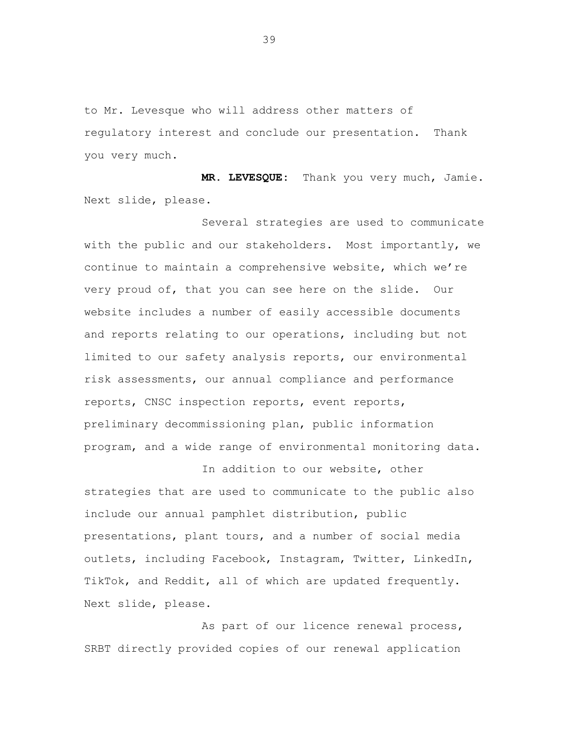to Mr. Levesque who will address other matters of regulatory interest and conclude our presentation. Thank you very much.

**MR. LEVESQUE:** Thank you very much, Jamie. Next slide, please.

Several strategies are used to communicate with the public and our stakeholders. Most importantly, we continue to maintain a comprehensive website, which we're very proud of, that you can see here on the slide. Our website includes a number of easily accessible documents and reports relating to our operations, including but not limited to our safety analysis reports, our environmental risk assessments, our annual compliance and performance reports, CNSC inspection reports, event reports, preliminary decommissioning plan, public information program, and a wide range of environmental monitoring data.

In addition to our website, other strategies that are used to communicate to the public also include our annual pamphlet distribution, public presentations, plant tours, and a number of social media outlets, including Facebook, Instagram, Twitter, LinkedIn, TikTok, and Reddit, all of which are updated frequently. Next slide, please.

As part of our licence renewal process, SRBT directly provided copies of our renewal application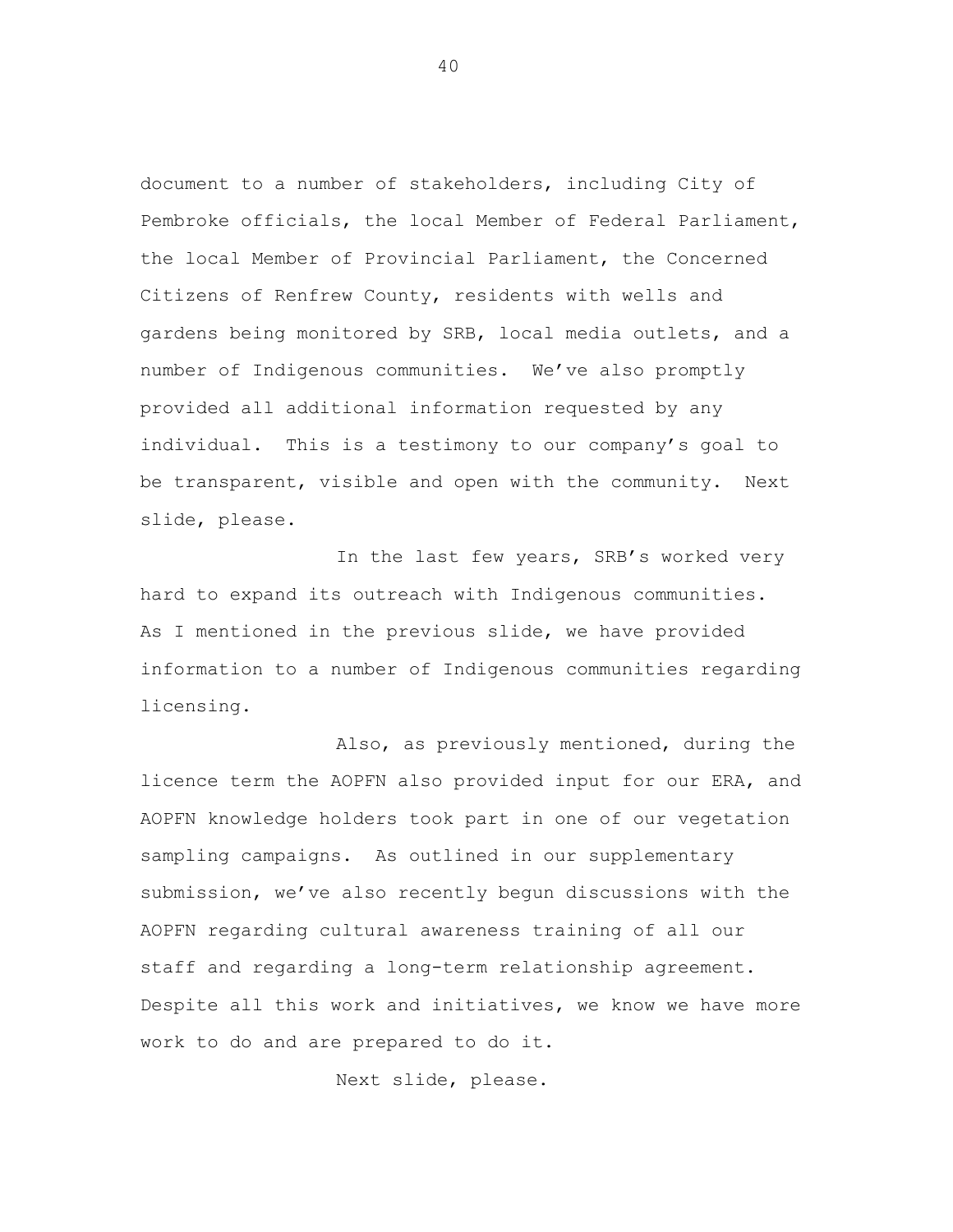document to a number of stakeholders, including City of Pembroke officials, the local Member of Federal Parliament, the local Member of Provincial Parliament, the Concerned Citizens of Renfrew County, residents with wells and gardens being monitored by SRB, local media outlets, and a number of Indigenous communities. We've also promptly provided all additional information requested by any individual. This is a testimony to our company's goal to be transparent, visible and open with the community. Next slide, please.

In the last few years, SRB's worked very hard to expand its outreach with Indigenous communities. As I mentioned in the previous slide, we have provided information to a number of Indigenous communities regarding licensing.

Also, as previously mentioned, during the licence term the AOPFN also provided input for our ERA, and AOPFN knowledge holders took part in one of our vegetation sampling campaigns. As outlined in our supplementary submission, we've also recently begun discussions with the AOPFN regarding cultural awareness training of all our staff and regarding a long-term relationship agreement. Despite all this work and initiatives, we know we have more work to do and are prepared to do it.

Next slide, please.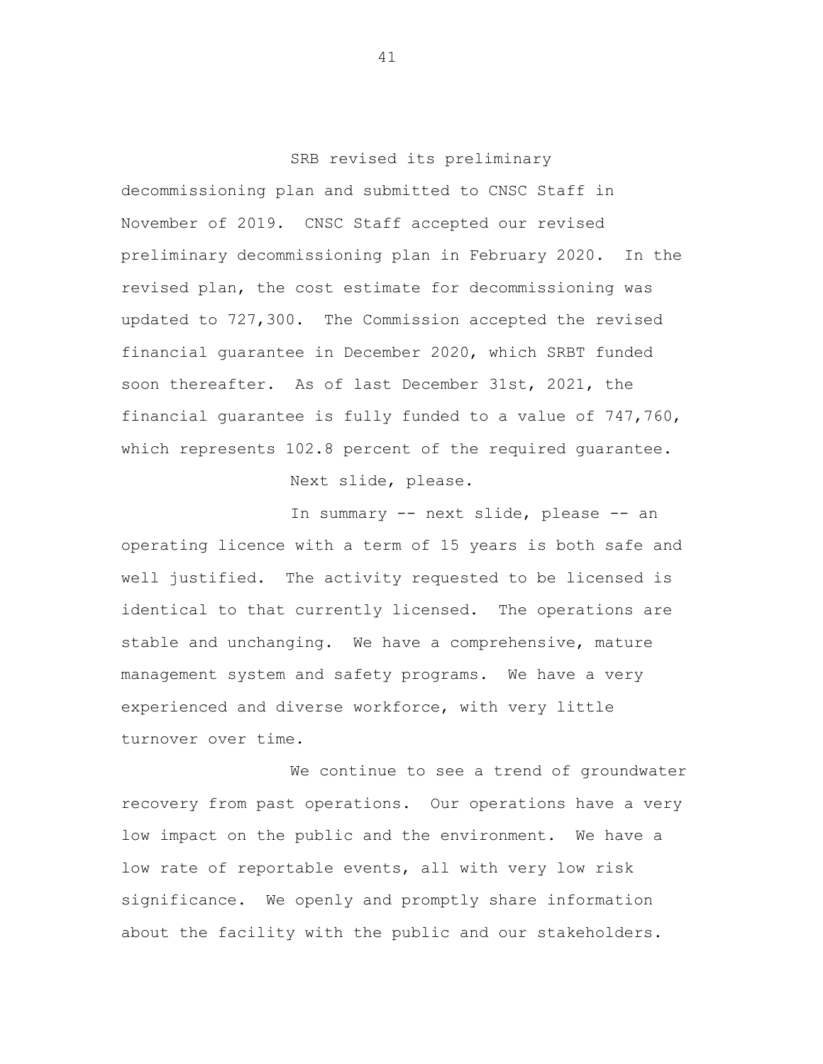SRB revised its preliminary decommissioning plan and submitted to CNSC Staff in November of 2019. CNSC Staff accepted our revised preliminary decommissioning plan in February 2020. In the revised plan, the cost estimate for decommissioning was updated to 727,300. The Commission accepted the revised financial guarantee in December 2020, which SRBT funded soon thereafter. As of last December 31st, 2021, the financial guarantee is fully funded to a value of 747,760, which represents 102.8 percent of the required guarantee.

Next slide, please.

In summary -- next slide, please -- an operating licence with a term of 15 years is both safe and well justified. The activity requested to be licensed is identical to that currently licensed. The operations are stable and unchanging. We have a comprehensive, mature management system and safety programs. We have a very experienced and diverse workforce, with very little turnover over time.

We continue to see a trend of groundwater recovery from past operations. Our operations have a very low impact on the public and the environment. We have a low rate of reportable events, all with very low risk significance. We openly and promptly share information about the facility with the public and our stakeholders.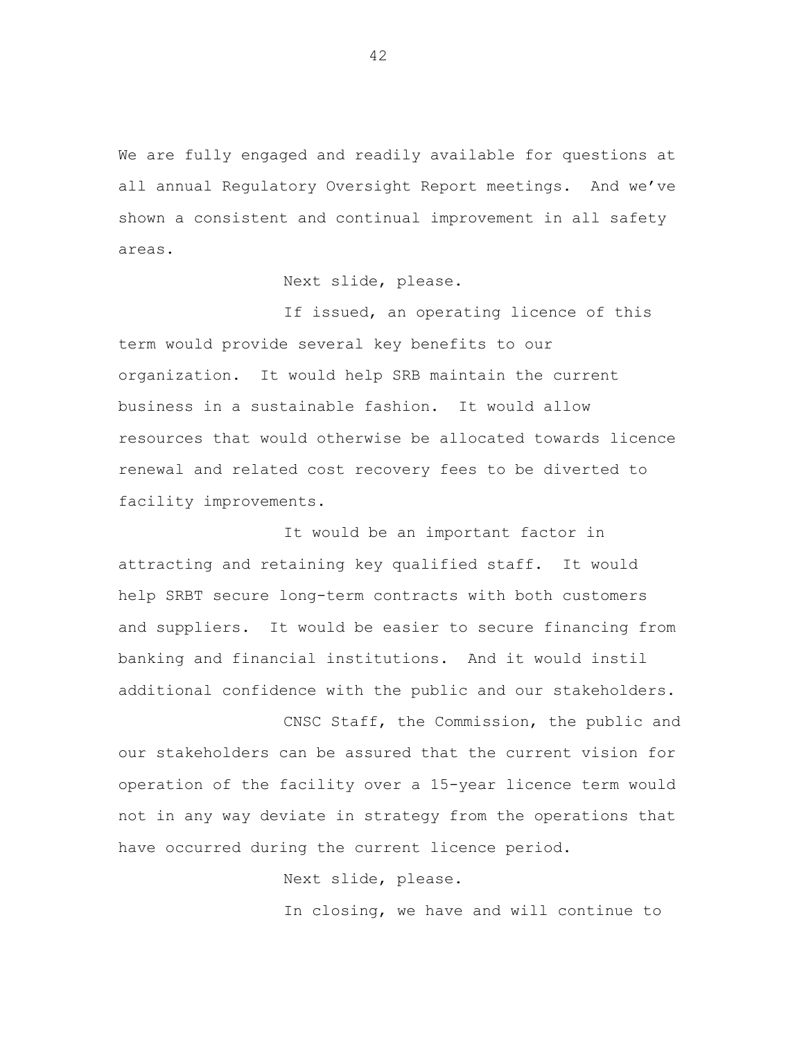We are fully engaged and readily available for questions at all annual Regulatory Oversight Report meetings. And we've shown a consistent and continual improvement in all safety areas.

Next slide, please.

If issued, an operating licence of this term would provide several key benefits to our organization. It would help SRB maintain the current business in a sustainable fashion. It would allow resources that would otherwise be allocated towards licence renewal and related cost recovery fees to be diverted to facility improvements.

It would be an important factor in attracting and retaining key qualified staff. It would help SRBT secure long-term contracts with both customers and suppliers. It would be easier to secure financing from banking and financial institutions. And it would instil additional confidence with the public and our stakeholders.

CNSC Staff, the Commission, the public and our stakeholders can be assured that the current vision for operation of the facility over a 15-year licence term would not in any way deviate in strategy from the operations that have occurred during the current licence period.

Next slide, please.

In closing, we have and will continue to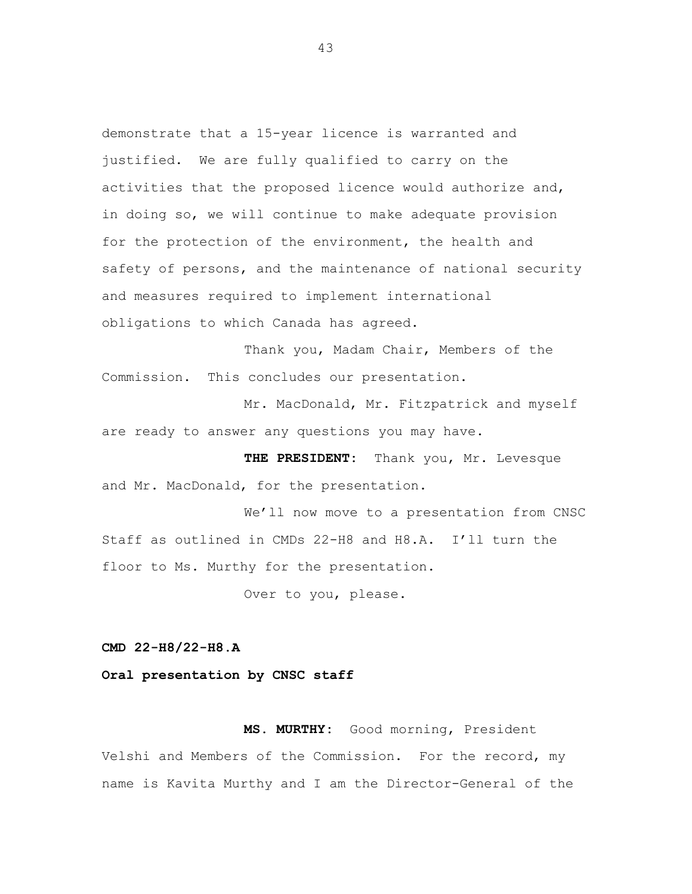demonstrate that a 15-year licence is warranted and justified. We are fully qualified to carry on the activities that the proposed licence would authorize and, in doing so, we will continue to make adequate provision for the protection of the environment, the health and safety of persons, and the maintenance of national security and measures required to implement international obligations to which Canada has agreed.

Thank you, Madam Chair, Members of the Commission. This concludes our presentation.

Mr. MacDonald, Mr. Fitzpatrick and myself are ready to answer any questions you may have.

**THE PRESIDENT:** Thank you, Mr. Levesque and Mr. MacDonald, for the presentation.

We'll now move to a presentation from CNSC Staff as outlined in CMDs 22-H8 and H8.A. I'll turn the floor to Ms. Murthy for the presentation.

Over to you, please.

**CMD 22-H8/22-H8.A**

**Oral presentation by CNSC staff**

**MS. MURTHY:** Good morning, President Velshi and Members of the Commission. For the record, my name is Kavita Murthy and I am the Director-General of the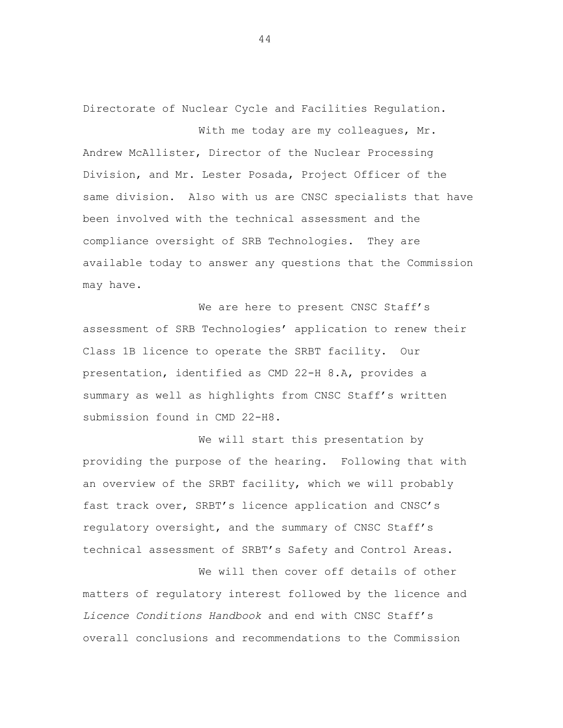Directorate of Nuclear Cycle and Facilities Regulation.

With me today are my colleagues, Mr. Andrew McAllister, Director of the Nuclear Processing Division, and Mr. Lester Posada, Project Officer of the same division. Also with us are CNSC specialists that have been involved with the technical assessment and the compliance oversight of SRB Technologies. They are available today to answer any questions that the Commission may have.

We are here to present CNSC Staff's assessment of SRB Technologies' application to renew their Class 1B licence to operate the SRBT facility. Our presentation, identified as CMD 22-H 8.A, provides a summary as well as highlights from CNSC Staff's written submission found in CMD 22-H8.

We will start this presentation by providing the purpose of the hearing. Following that with an overview of the SRBT facility, which we will probably fast track over, SRBT's licence application and CNSC's regulatory oversight, and the summary of CNSC Staff's technical assessment of SRBT's Safety and Control Areas.

We will then cover off details of other matters of regulatory interest followed by the licence and *Licence Conditions Handbook* and end with CNSC Staff's overall conclusions and recommendations to the Commission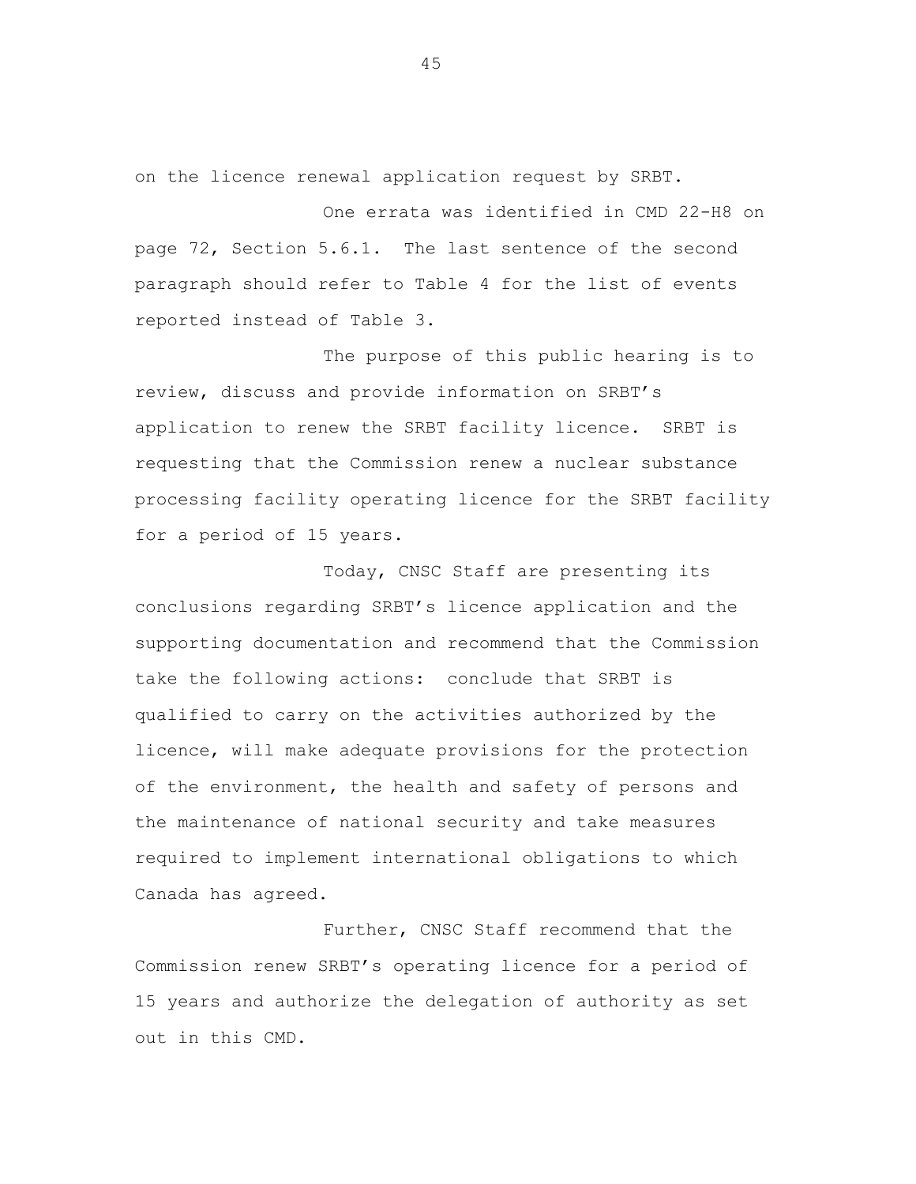on the licence renewal application request by SRBT.

One errata was identified in CMD 22-H8 on page 72, Section 5.6.1. The last sentence of the second paragraph should refer to Table 4 for the list of events reported instead of Table 3.

The purpose of this public hearing is to review, discuss and provide information on SRBT's application to renew the SRBT facility licence. SRBT is requesting that the Commission renew a nuclear substance processing facility operating licence for the SRBT facility for a period of 15 years.

Today, CNSC Staff are presenting its conclusions regarding SRBT's licence application and the supporting documentation and recommend that the Commission take the following actions: conclude that SRBT is qualified to carry on the activities authorized by the licence, will make adequate provisions for the protection of the environment, the health and safety of persons and the maintenance of national security and take measures required to implement international obligations to which Canada has agreed.

Further, CNSC Staff recommend that the Commission renew SRBT's operating licence for a period of 15 years and authorize the delegation of authority as set out in this CMD.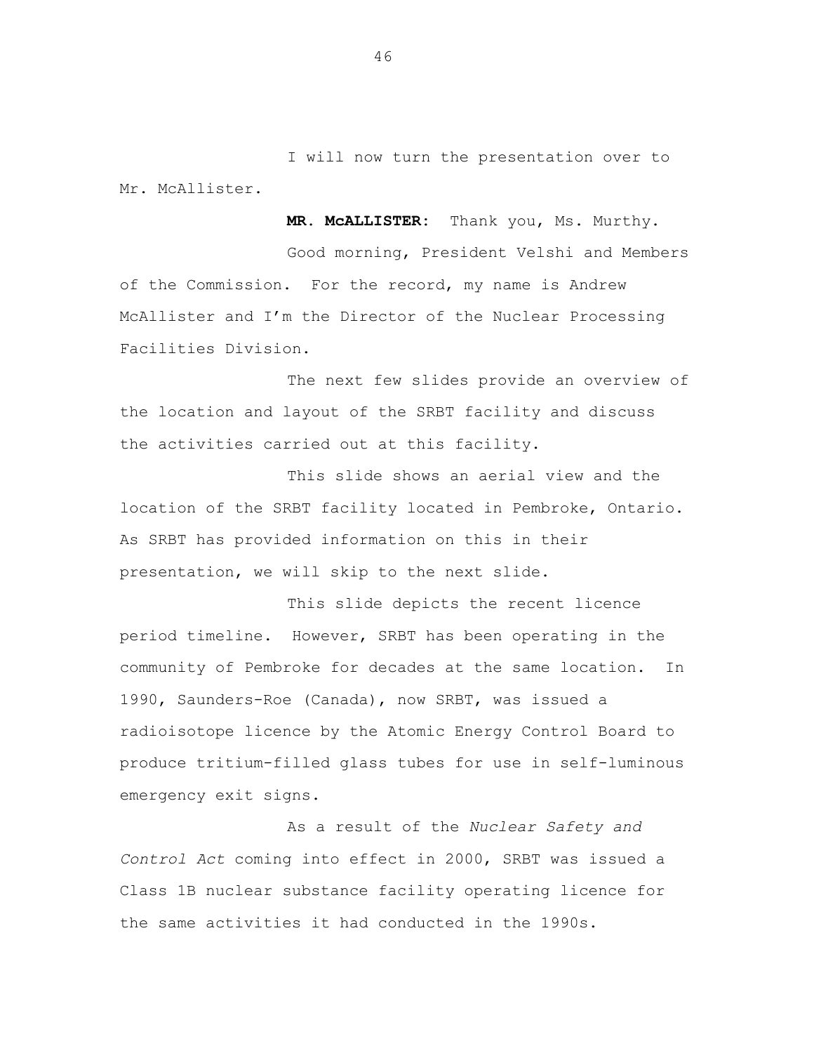I will now turn the presentation over to Mr. McAllister.

**MR. McALLISTER:** Thank you, Ms. Murthy.

Good morning, President Velshi and Members of the Commission. For the record, my name is Andrew McAllister and I'm the Director of the Nuclear Processing Facilities Division.

The next few slides provide an overview of the location and layout of the SRBT facility and discuss the activities carried out at this facility.

This slide shows an aerial view and the location of the SRBT facility located in Pembroke, Ontario. As SRBT has provided information on this in their presentation, we will skip to the next slide.

This slide depicts the recent licence period timeline. However, SRBT has been operating in the community of Pembroke for decades at the same location. In 1990, Saunders-Roe (Canada), now SRBT, was issued a radioisotope licence by the Atomic Energy Control Board to produce tritium-filled glass tubes for use in self-luminous emergency exit signs.

As a result of the *Nuclear Safety and Control Act* coming into effect in 2000, SRBT was issued a Class 1B nuclear substance facility operating licence for the same activities it had conducted in the 1990s.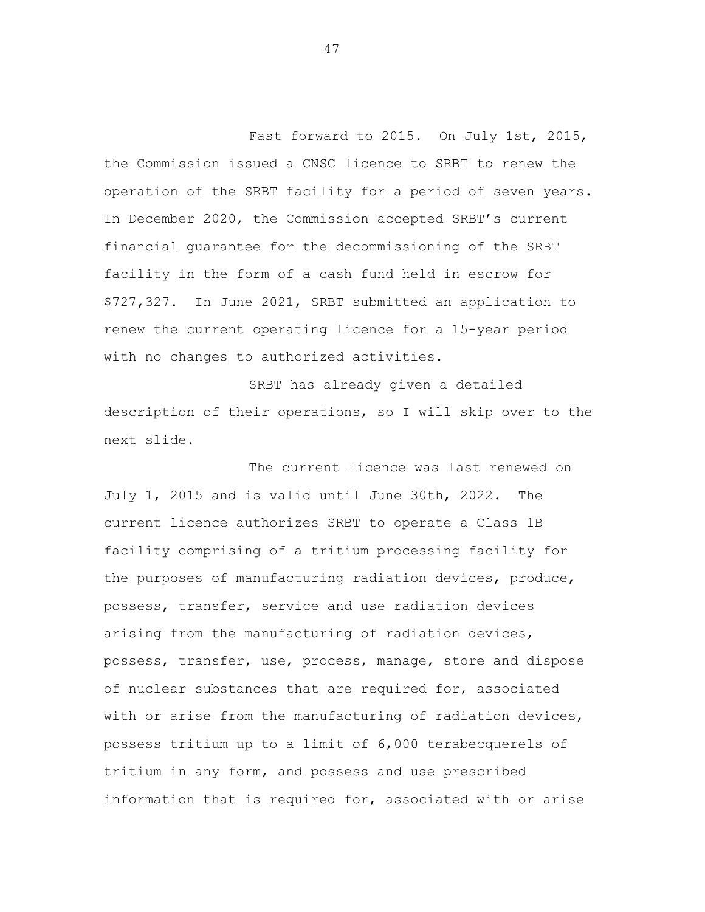Fast forward to 2015. On July 1st, 2015, the Commission issued a CNSC licence to SRBT to renew the operation of the SRBT facility for a period of seven years. In December 2020, the Commission accepted SRBT's current financial guarantee for the decommissioning of the SRBT facility in the form of a cash fund held in escrow for $727,327. In June 2021, SRBT submitted an application to renew the current operating licence for a 15-year period with no changes to authorized activities.

SRBT has already given a detailed description of their operations, so I will skip over to the next slide.

The current licence was last renewed on July 1, 2015 and is valid until June 30th, 2022. The current licence authorizes SRBT to operate a Class 1B facility comprising of a tritium processing facility for the purposes of manufacturing radiation devices, produce, possess, transfer, service and use radiation devices arising from the manufacturing of radiation devices, possess, transfer, use, process, manage, store and dispose of nuclear substances that are required for, associated with or arise from the manufacturing of radiation devices, possess tritium up to a limit of 6,000 terabecquerels of tritium in any form, and possess and use prescribed information that is required for, associated with or arise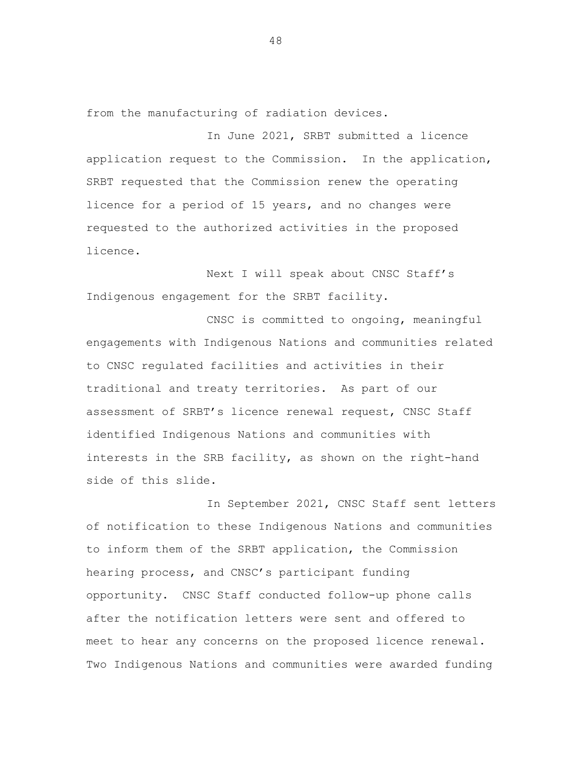from the manufacturing of radiation devices.

In June 2021, SRBT submitted a licence application request to the Commission. In the application, SRBT requested that the Commission renew the operating licence for a period of 15 years, and no changes were requested to the authorized activities in the proposed licence.

Next I will speak about CNSC Staff's Indigenous engagement for the SRBT facility.

CNSC is committed to ongoing, meaningful engagements with Indigenous Nations and communities related to CNSC regulated facilities and activities in their traditional and treaty territories. As part of our assessment of SRBT's licence renewal request, CNSC Staff identified Indigenous Nations and communities with interests in the SRB facility, as shown on the right-hand side of this slide.

In September 2021, CNSC Staff sent letters of notification to these Indigenous Nations and communities to inform them of the SRBT application, the Commission hearing process, and CNSC's participant funding opportunity. CNSC Staff conducted follow-up phone calls after the notification letters were sent and offered to meet to hear any concerns on the proposed licence renewal. Two Indigenous Nations and communities were awarded funding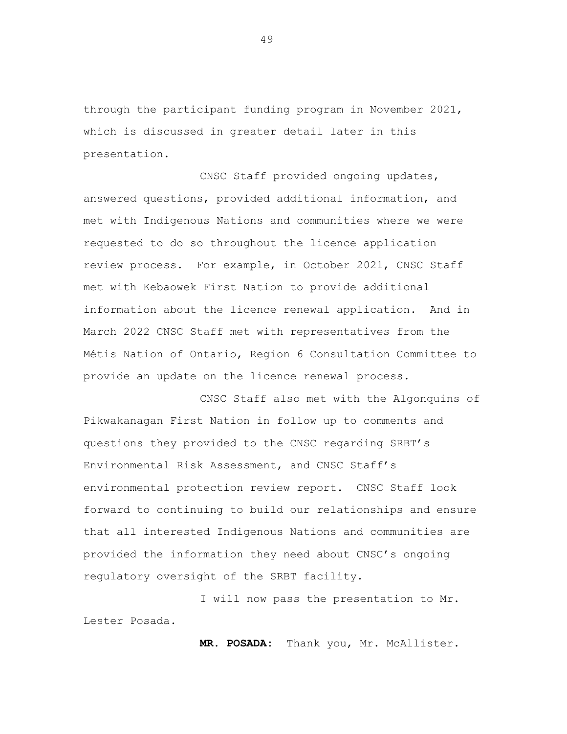through the participant funding program in November 2021, which is discussed in greater detail later in this presentation.

CNSC Staff provided ongoing updates, answered questions, provided additional information, and met with Indigenous Nations and communities where we were requested to do so throughout the licence application review process. For example, in October 2021, CNSC Staff met with Kebaowek First Nation to provide additional information about the licence renewal application. And in March 2022 CNSC Staff met with representatives from the Métis Nation of Ontario, Region 6 Consultation Committee to provide an update on the licence renewal process.

CNSC Staff also met with the Algonquins of Pikwakanagan First Nation in follow up to comments and questions they provided to the CNSC regarding SRBT's Environmental Risk Assessment, and CNSC Staff's environmental protection review report. CNSC Staff look forward to continuing to build our relationships and ensure that all interested Indigenous Nations and communities are provided the information they need about CNSC's ongoing regulatory oversight of the SRBT facility.

I will now pass the presentation to Mr. Lester Posada.

**MR. POSADA:** Thank you, Mr. McAllister.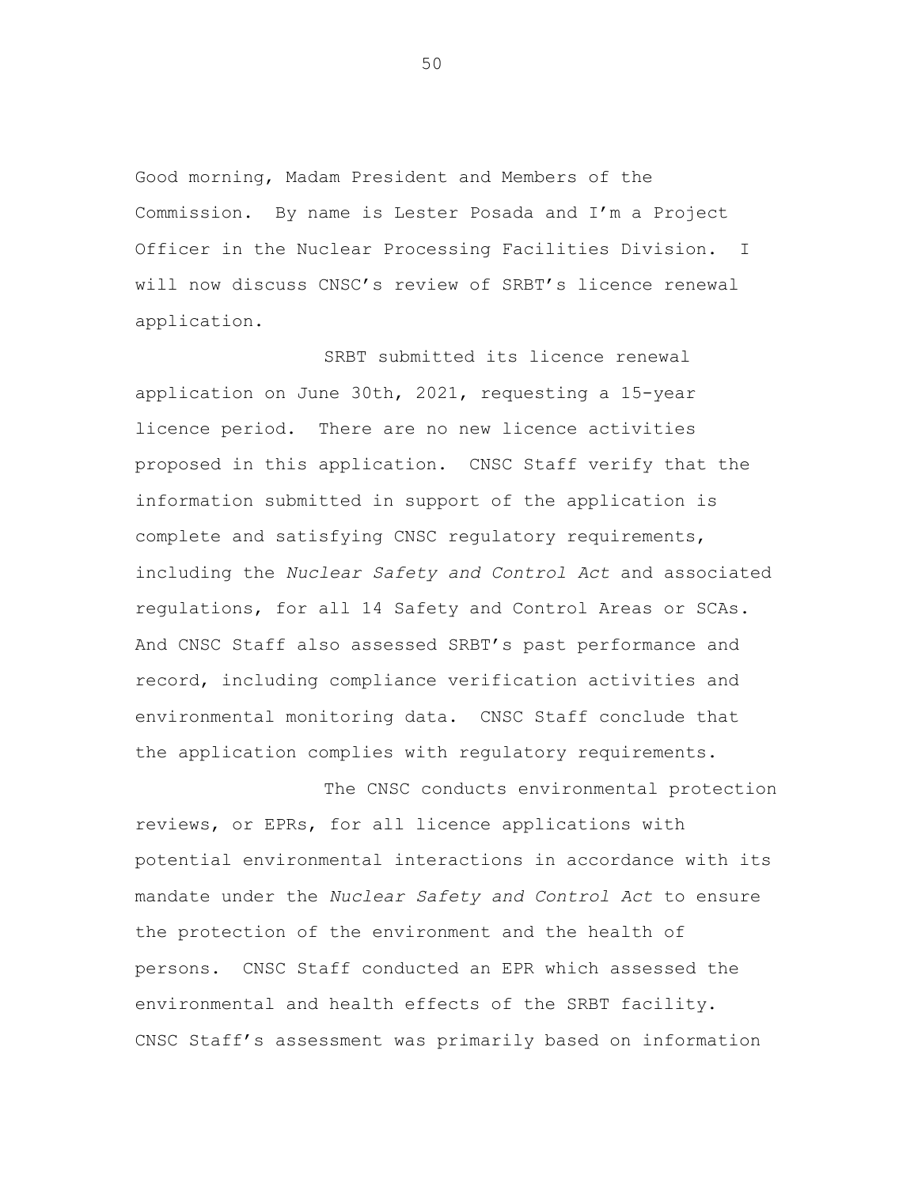Good morning, Madam President and Members of the Commission. By name is Lester Posada and I'm a Project Officer in the Nuclear Processing Facilities Division. I will now discuss CNSC's review of SRBT's licence renewal application.

SRBT submitted its licence renewal application on June 30th, 2021, requesting a 15-year licence period. There are no new licence activities proposed in this application. CNSC Staff verify that the information submitted in support of the application is complete and satisfying CNSC regulatory requirements, including the *Nuclear Safety and Control Act* and associated regulations, for all 14 Safety and Control Areas or SCAs. And CNSC Staff also assessed SRBT's past performance and record, including compliance verification activities and environmental monitoring data. CNSC Staff conclude that the application complies with regulatory requirements.

The CNSC conducts environmental protection reviews, or EPRs, for all licence applications with potential environmental interactions in accordance with its mandate under the *Nuclear Safety and Control Act* to ensure the protection of the environment and the health of persons. CNSC Staff conducted an EPR which assessed the environmental and health effects of the SRBT facility. CNSC Staff's assessment was primarily based on information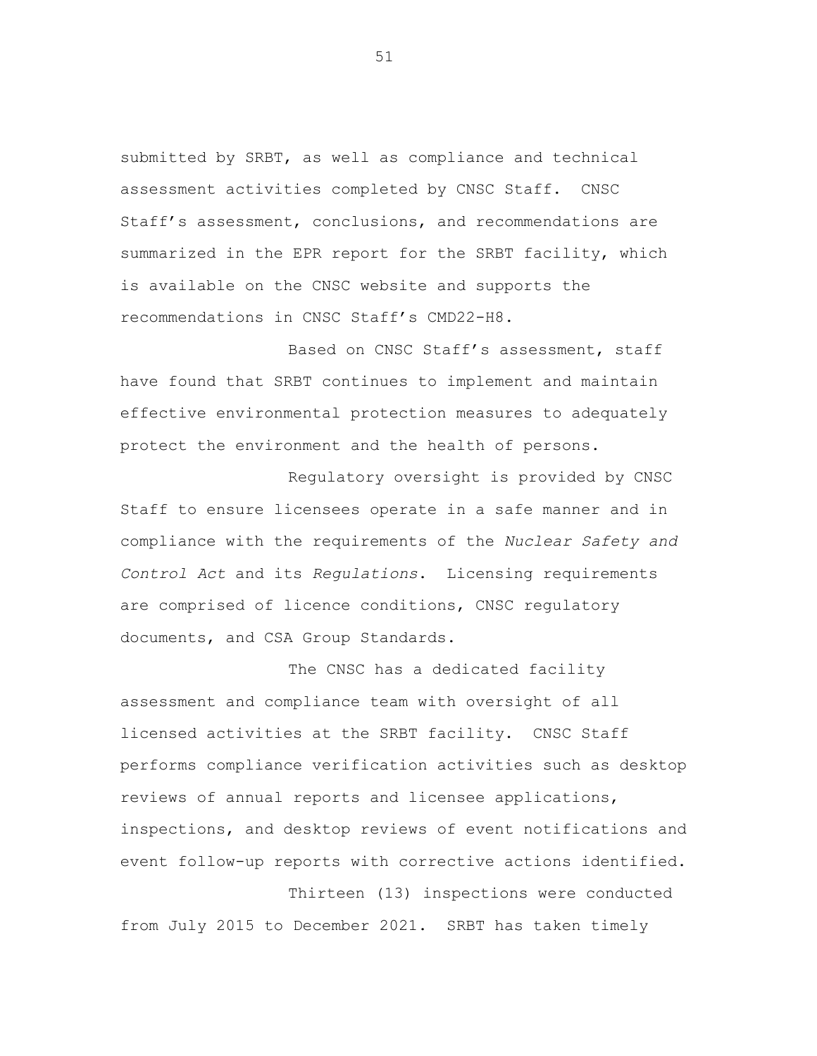submitted by SRBT, as well as compliance and technical assessment activities completed by CNSC Staff. CNSC Staff's assessment, conclusions, and recommendations are summarized in the EPR report for the SRBT facility, which is available on the CNSC website and supports the recommendations in CNSC Staff's CMD22-H8.

Based on CNSC Staff's assessment, staff have found that SRBT continues to implement and maintain effective environmental protection measures to adequately protect the environment and the health of persons.

Regulatory oversight is provided by CNSC Staff to ensure licensees operate in a safe manner and in compliance with the requirements of the *Nuclear Safety and Control Act* and its *Regulations*. Licensing requirements are comprised of licence conditions, CNSC regulatory documents, and CSA Group Standards.

The CNSC has a dedicated facility assessment and compliance team with oversight of all licensed activities at the SRBT facility. CNSC Staff performs compliance verification activities such as desktop reviews of annual reports and licensee applications, inspections, and desktop reviews of event notifications and event follow-up reports with corrective actions identified.

Thirteen (13) inspections were conducted from July 2015 to December 2021. SRBT has taken timely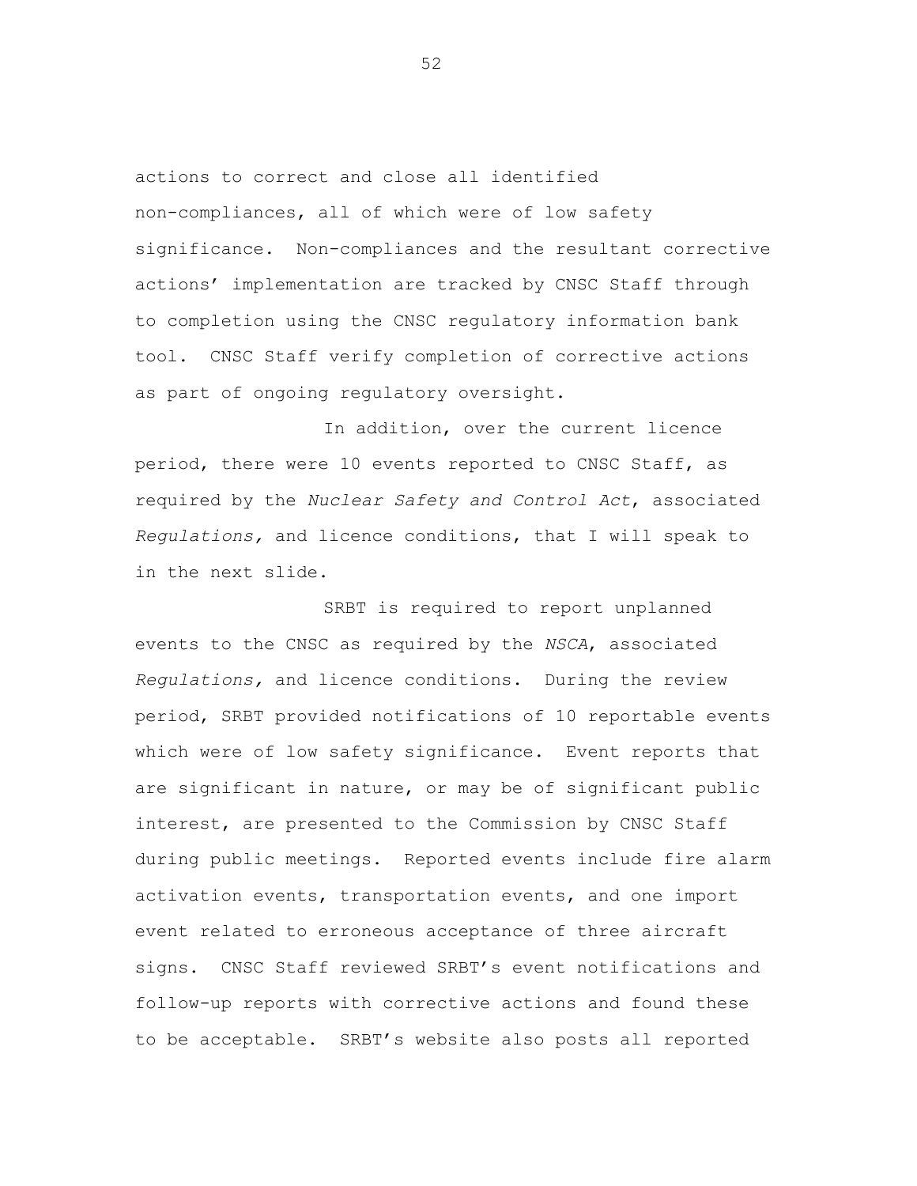actions to correct and close all identified non-compliances, all of which were of low safety significance. Non-compliances and the resultant corrective actions' implementation are tracked by CNSC Staff through to completion using the CNSC regulatory information bank tool. CNSC Staff verify completion of corrective actions as part of ongoing regulatory oversight.

In addition, over the current licence period, there were 10 events reported to CNSC Staff, as required by the *Nuclear Safety and Control Act*, associated *Regulations,* and licence conditions, that I will speak to in the next slide.

SRBT is required to report unplanned events to the CNSC as required by the *NSCA*, associated *Regulations,* and licence conditions. During the review period, SRBT provided notifications of 10 reportable events which were of low safety significance. Event reports that are significant in nature, or may be of significant public interest, are presented to the Commission by CNSC Staff during public meetings. Reported events include fire alarm activation events, transportation events, and one import event related to erroneous acceptance of three aircraft signs. CNSC Staff reviewed SRBT's event notifications and follow-up reports with corrective actions and found these to be acceptable. SRBT's website also posts all reported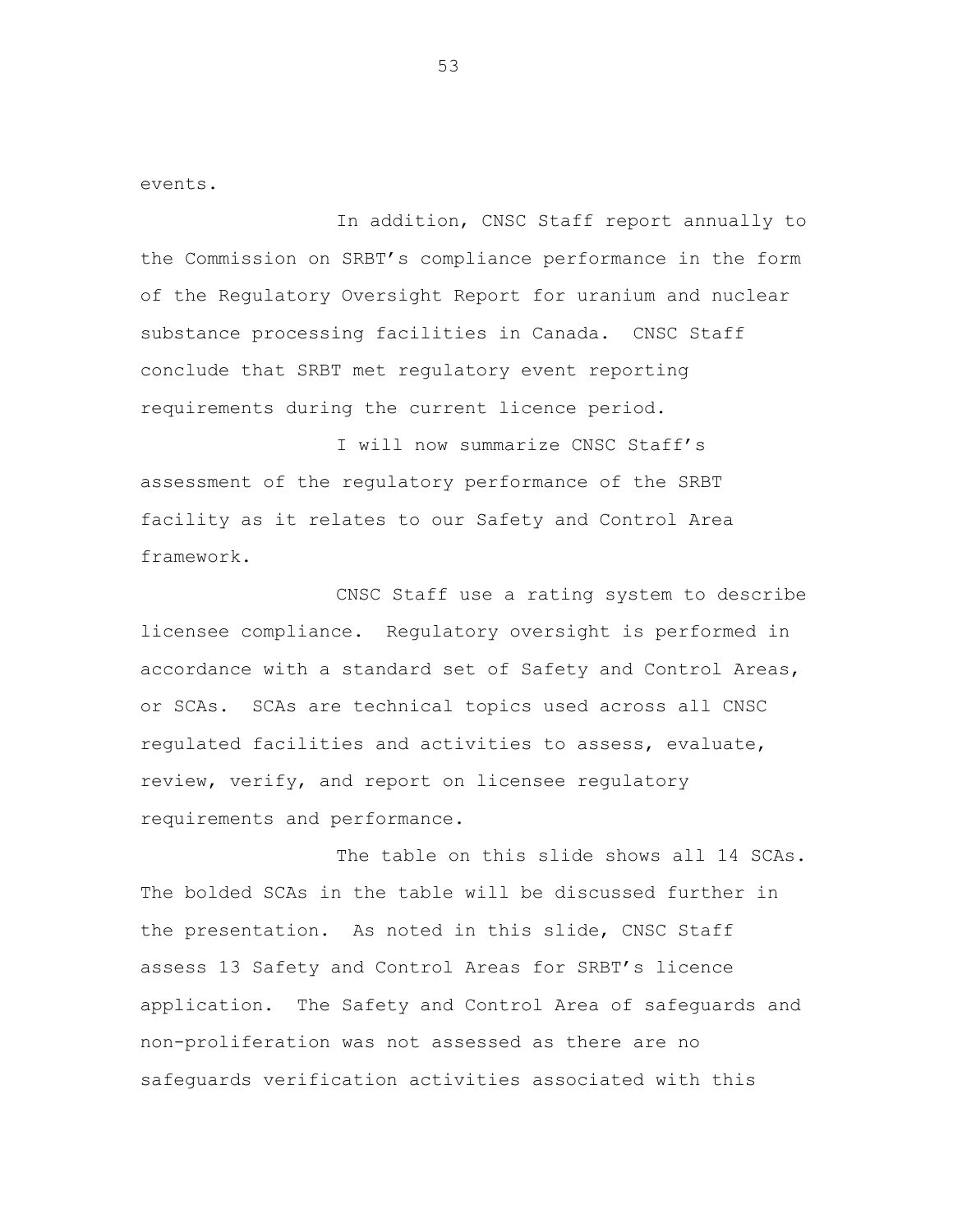events.

In addition, CNSC Staff report annually to the Commission on SRBT's compliance performance in the form of the Regulatory Oversight Report for uranium and nuclear substance processing facilities in Canada. CNSC Staff conclude that SRBT met regulatory event reporting requirements during the current licence period.

I will now summarize CNSC Staff's assessment of the regulatory performance of the SRBT facility as it relates to our Safety and Control Area framework.

CNSC Staff use a rating system to describe licensee compliance. Regulatory oversight is performed in accordance with a standard set of Safety and Control Areas, or SCAs. SCAs are technical topics used across all CNSC regulated facilities and activities to assess, evaluate, review, verify, and report on licensee regulatory requirements and performance.

The table on this slide shows all 14 SCAs. The bolded SCAs in the table will be discussed further in the presentation. As noted in this slide, CNSC Staff assess 13 Safety and Control Areas for SRBT's licence application. The Safety and Control Area of safeguards and non-proliferation was not assessed as there are no safeguards verification activities associated with this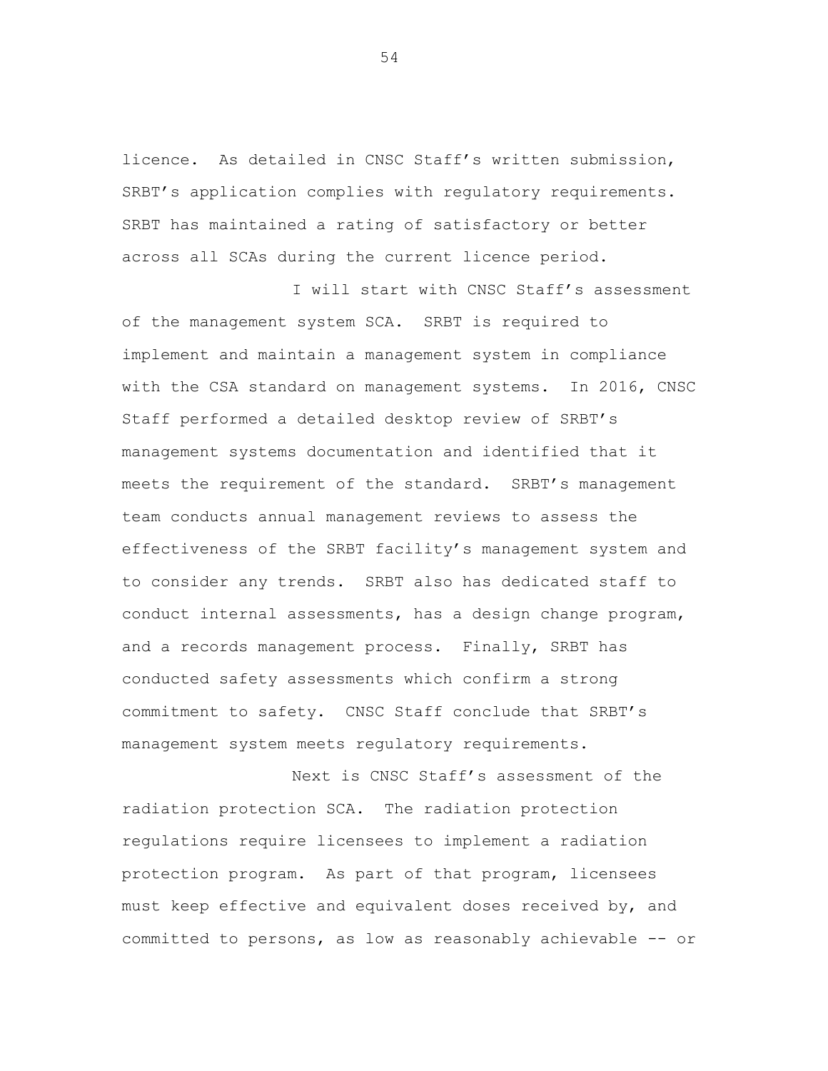licence. As detailed in CNSC Staff's written submission, SRBT's application complies with regulatory requirements. SRBT has maintained a rating of satisfactory or better across all SCAs during the current licence period.

I will start with CNSC Staff's assessment of the management system SCA. SRBT is required to implement and maintain a management system in compliance with the CSA standard on management systems. In 2016, CNSC Staff performed a detailed desktop review of SRBT's management systems documentation and identified that it meets the requirement of the standard. SRBT's management team conducts annual management reviews to assess the effectiveness of the SRBT facility's management system and to consider any trends. SRBT also has dedicated staff to conduct internal assessments, has a design change program, and a records management process. Finally, SRBT has conducted safety assessments which confirm a strong commitment to safety. CNSC Staff conclude that SRBT's management system meets regulatory requirements.

Next is CNSC Staff's assessment of the radiation protection SCA. The radiation protection regulations require licensees to implement a radiation protection program. As part of that program, licensees must keep effective and equivalent doses received by, and committed to persons, as low as reasonably achievable -- or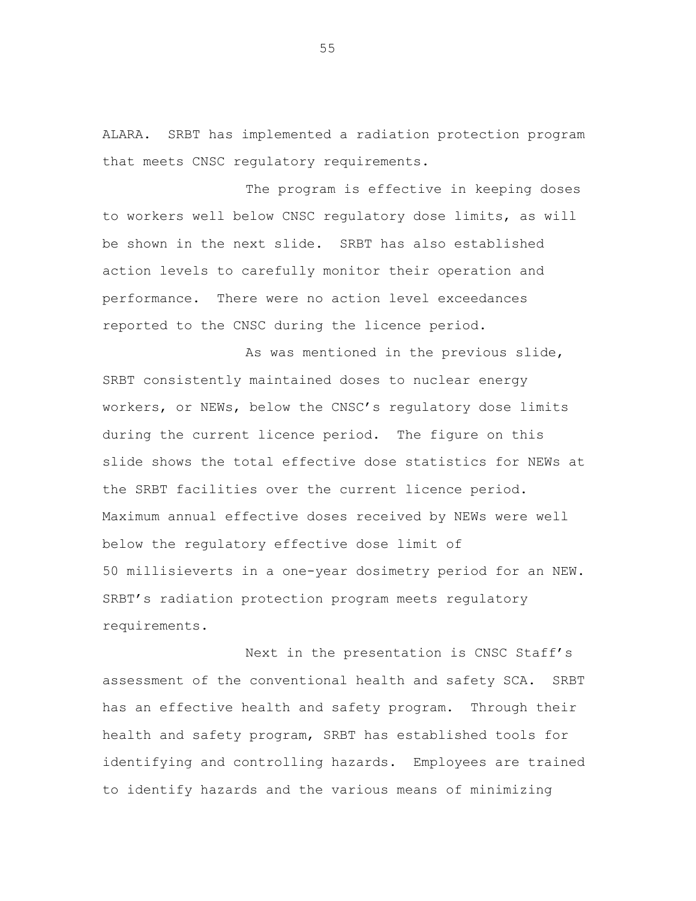ALARA. SRBT has implemented a radiation protection program that meets CNSC regulatory requirements.

The program is effective in keeping doses to workers well below CNSC regulatory dose limits, as will be shown in the next slide. SRBT has also established action levels to carefully monitor their operation and performance. There were no action level exceedances reported to the CNSC during the licence period.

As was mentioned in the previous slide, SRBT consistently maintained doses to nuclear energy workers, or NEWs, below the CNSC's regulatory dose limits during the current licence period. The figure on this slide shows the total effective dose statistics for NEWs at the SRBT facilities over the current licence period. Maximum annual effective doses received by NEWs were well below the regulatory effective dose limit of 50 millisieverts in a one-year dosimetry period for an NEW. SRBT's radiation protection program meets regulatory requirements.

Next in the presentation is CNSC Staff's assessment of the conventional health and safety SCA. SRBT has an effective health and safety program. Through their health and safety program, SRBT has established tools for identifying and controlling hazards. Employees are trained to identify hazards and the various means of minimizing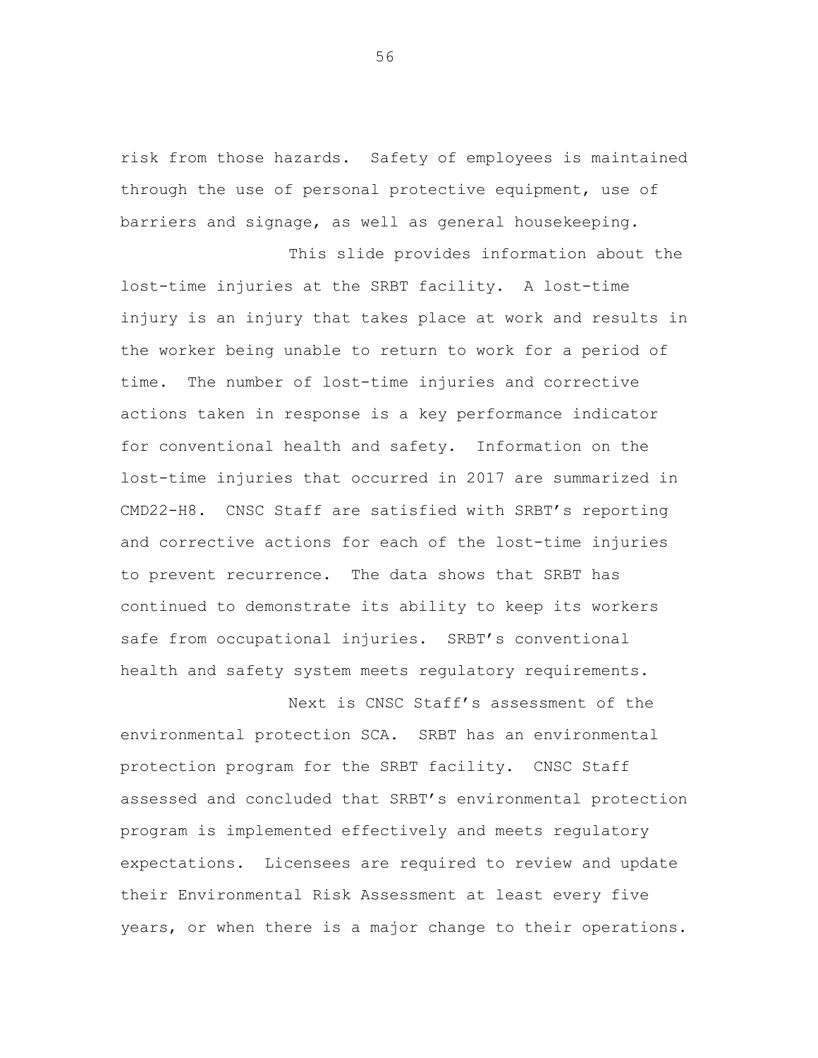risk from those hazards. Safety of employees is maintained through the use of personal protective equipment, use of barriers and signage, as well as general housekeeping.

This slide provides information about the lost-time injuries at the SRBT facility. A lost-time injury is an injury that takes place at work and results in the worker being unable to return to work for a period of time. The number of lost-time injuries and corrective actions taken in response is a key performance indicator for conventional health and safety. Information on the lost-time injuries that occurred in 2017 are summarized in CMD22-H8. CNSC Staff are satisfied with SRBT's reporting and corrective actions for each of the lost-time injuries to prevent recurrence. The data shows that SRBT has continued to demonstrate its ability to keep its workers safe from occupational injuries. SRBT's conventional health and safety system meets regulatory requirements.

Next is CNSC Staff's assessment of the environmental protection SCA. SRBT has an environmental protection program for the SRBT facility. CNSC Staff assessed and concluded that SRBT's environmental protection program is implemented effectively and meets regulatory expectations. Licensees are required to review and update their Environmental Risk Assessment at least every five years, or when there is a major change to their operations.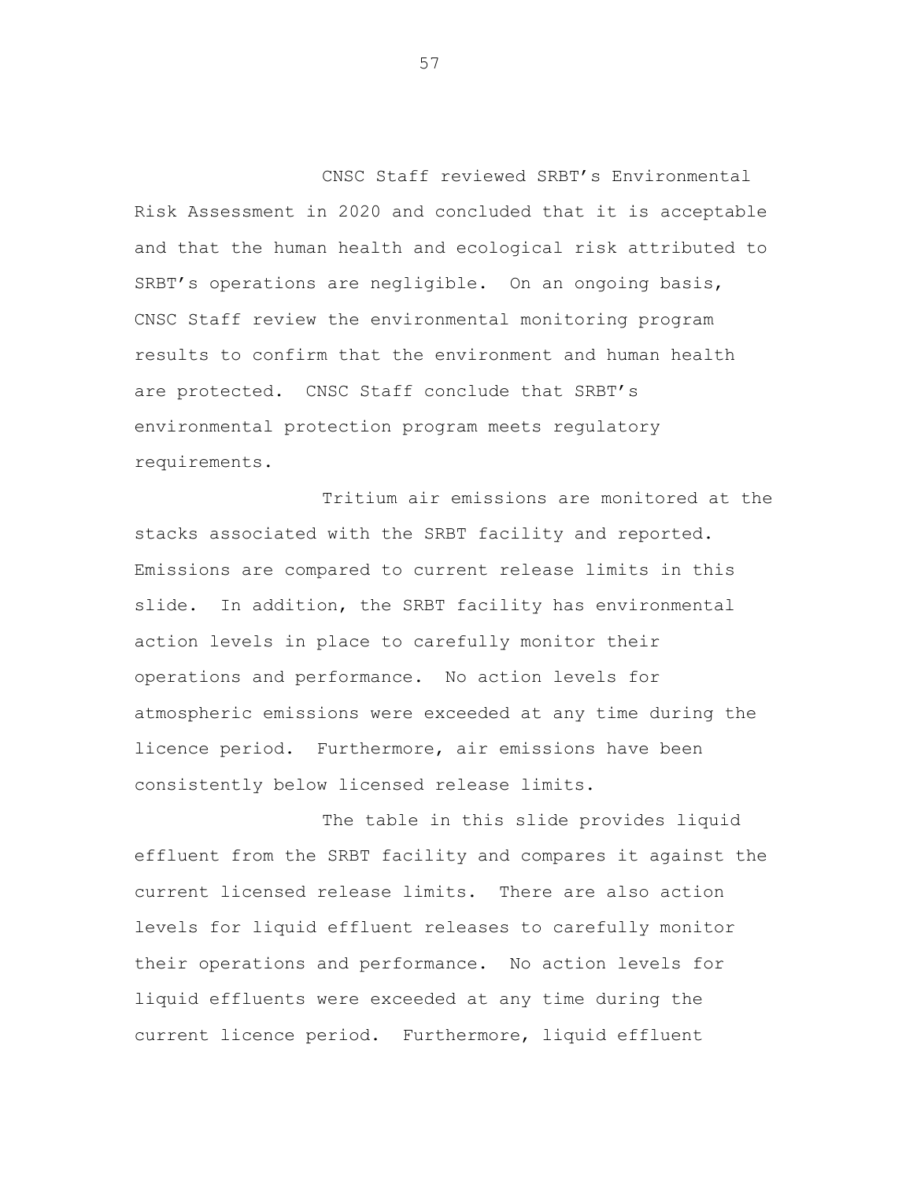CNSC Staff reviewed SRBT's Environmental Risk Assessment in 2020 and concluded that it is acceptable and that the human health and ecological risk attributed to SRBT's operations are negligible. On an ongoing basis, CNSC Staff review the environmental monitoring program results to confirm that the environment and human health are protected. CNSC Staff conclude that SRBT's environmental protection program meets regulatory requirements.

Tritium air emissions are monitored at the stacks associated with the SRBT facility and reported. Emissions are compared to current release limits in this slide. In addition, the SRBT facility has environmental action levels in place to carefully monitor their operations and performance. No action levels for atmospheric emissions were exceeded at any time during the licence period. Furthermore, air emissions have been consistently below licensed release limits.

The table in this slide provides liquid effluent from the SRBT facility and compares it against the current licensed release limits. There are also action levels for liquid effluent releases to carefully monitor their operations and performance. No action levels for liquid effluents were exceeded at any time during the current licence period. Furthermore, liquid effluent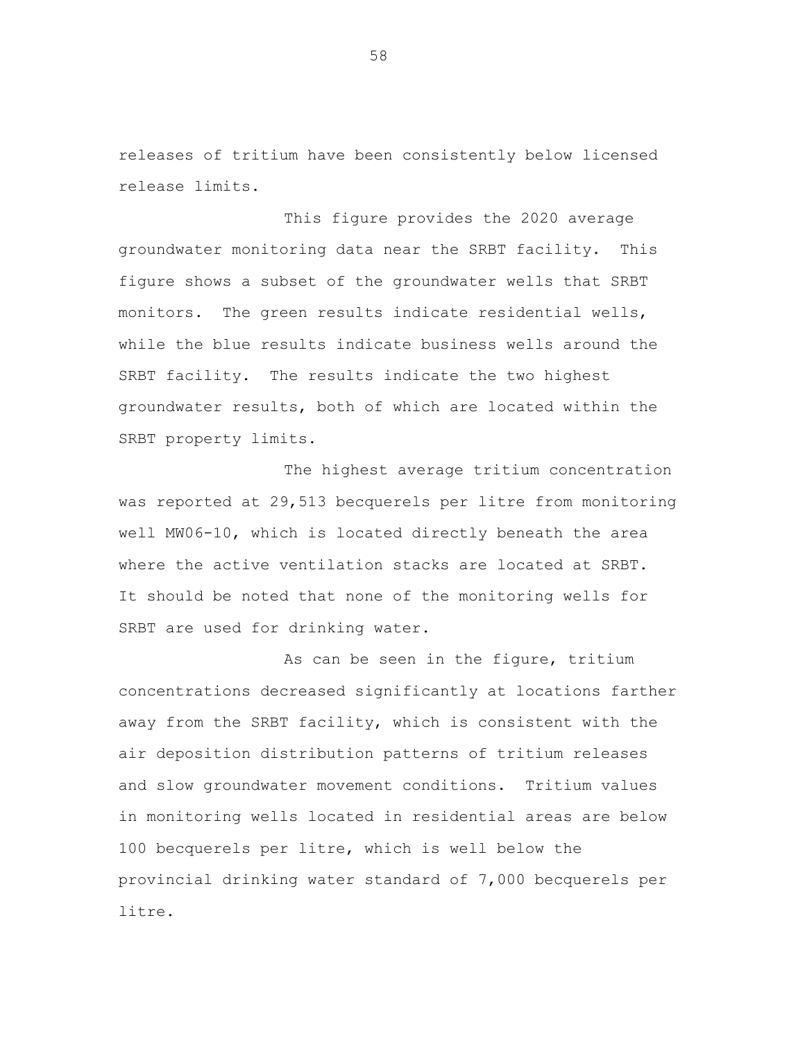releases of tritium have been consistently below licensed release limits.

This figure provides the 2020 average groundwater monitoring data near the SRBT facility. This figure shows a subset of the groundwater wells that SRBT monitors. The green results indicate residential wells, while the blue results indicate business wells around the SRBT facility. The results indicate the two highest groundwater results, both of which are located within the SRBT property limits.

The highest average tritium concentration was reported at 29,513 becquerels per litre from monitoring well MW06-10, which is located directly beneath the area where the active ventilation stacks are located at SRBT. It should be noted that none of the monitoring wells for SRBT are used for drinking water.

As can be seen in the figure, tritium concentrations decreased significantly at locations farther away from the SRBT facility, which is consistent with the air deposition distribution patterns of tritium releases and slow groundwater movement conditions. Tritium values in monitoring wells located in residential areas are below 100 becquerels per litre, which is well below the provincial drinking water standard of 7,000 becquerels per litre.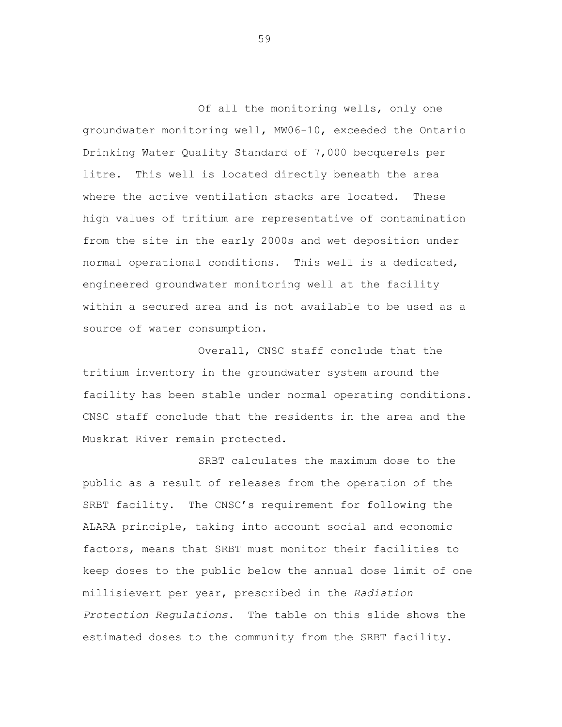Of all the monitoring wells, only one groundwater monitoring well, MW06-10, exceeded the Ontario Drinking Water Quality Standard of 7,000 becquerels per litre. This well is located directly beneath the area where the active ventilation stacks are located. These high values of tritium are representative of contamination from the site in the early 2000s and wet deposition under normal operational conditions. This well is a dedicated, engineered groundwater monitoring well at the facility within a secured area and is not available to be used as a source of water consumption.

Overall, CNSC staff conclude that the tritium inventory in the groundwater system around the facility has been stable under normal operating conditions. CNSC staff conclude that the residents in the area and the Muskrat River remain protected.

SRBT calculates the maximum dose to the public as a result of releases from the operation of the SRBT facility. The CNSC's requirement for following the ALARA principle, taking into account social and economic factors, means that SRBT must monitor their facilities to keep doses to the public below the annual dose limit of one millisievert per year, prescribed in the *Radiation Protection Regulations*. The table on this slide shows the estimated doses to the community from the SRBT facility.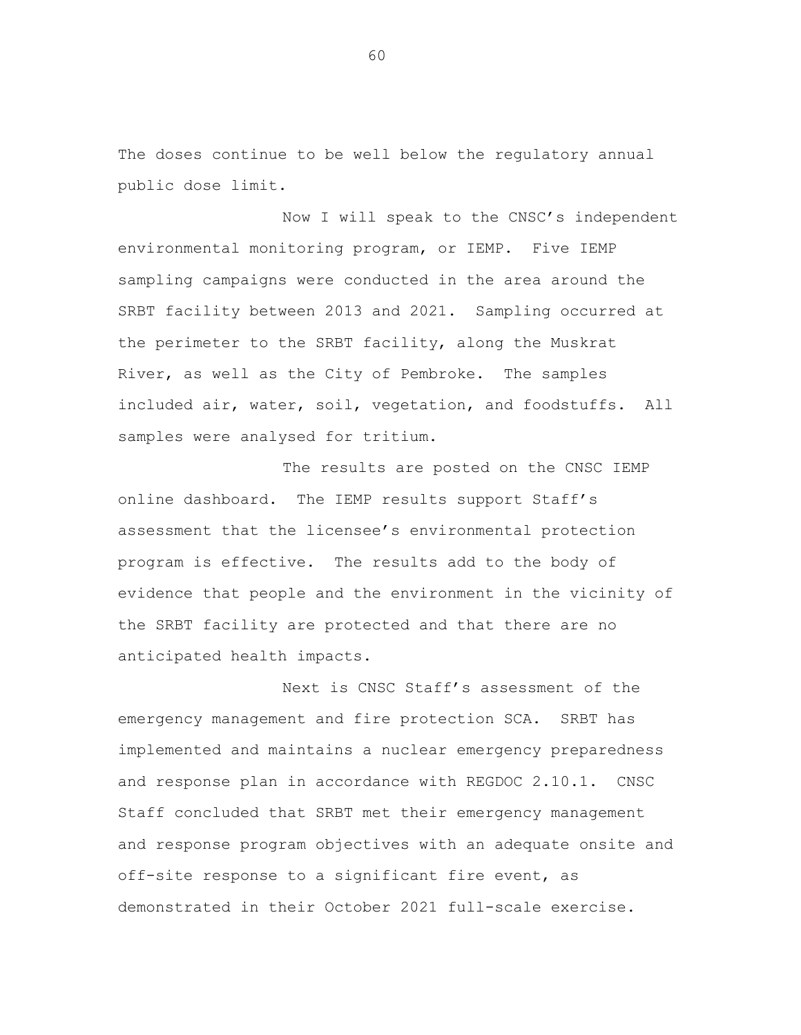The doses continue to be well below the regulatory annual public dose limit.

Now I will speak to the CNSC's independent environmental monitoring program, or IEMP. Five IEMP sampling campaigns were conducted in the area around the SRBT facility between 2013 and 2021. Sampling occurred at the perimeter to the SRBT facility, along the Muskrat River, as well as the City of Pembroke. The samples included air, water, soil, vegetation, and foodstuffs. All samples were analysed for tritium.

The results are posted on the CNSC IEMP online dashboard. The IEMP results support Staff's assessment that the licensee's environmental protection program is effective. The results add to the body of evidence that people and the environment in the vicinity of the SRBT facility are protected and that there are no anticipated health impacts.

Next is CNSC Staff's assessment of the emergency management and fire protection SCA. SRBT has implemented and maintains a nuclear emergency preparedness and response plan in accordance with REGDOC 2.10.1. CNSC Staff concluded that SRBT met their emergency management and response program objectives with an adequate onsite and off-site response to a significant fire event, as demonstrated in their October 2021 full-scale exercise.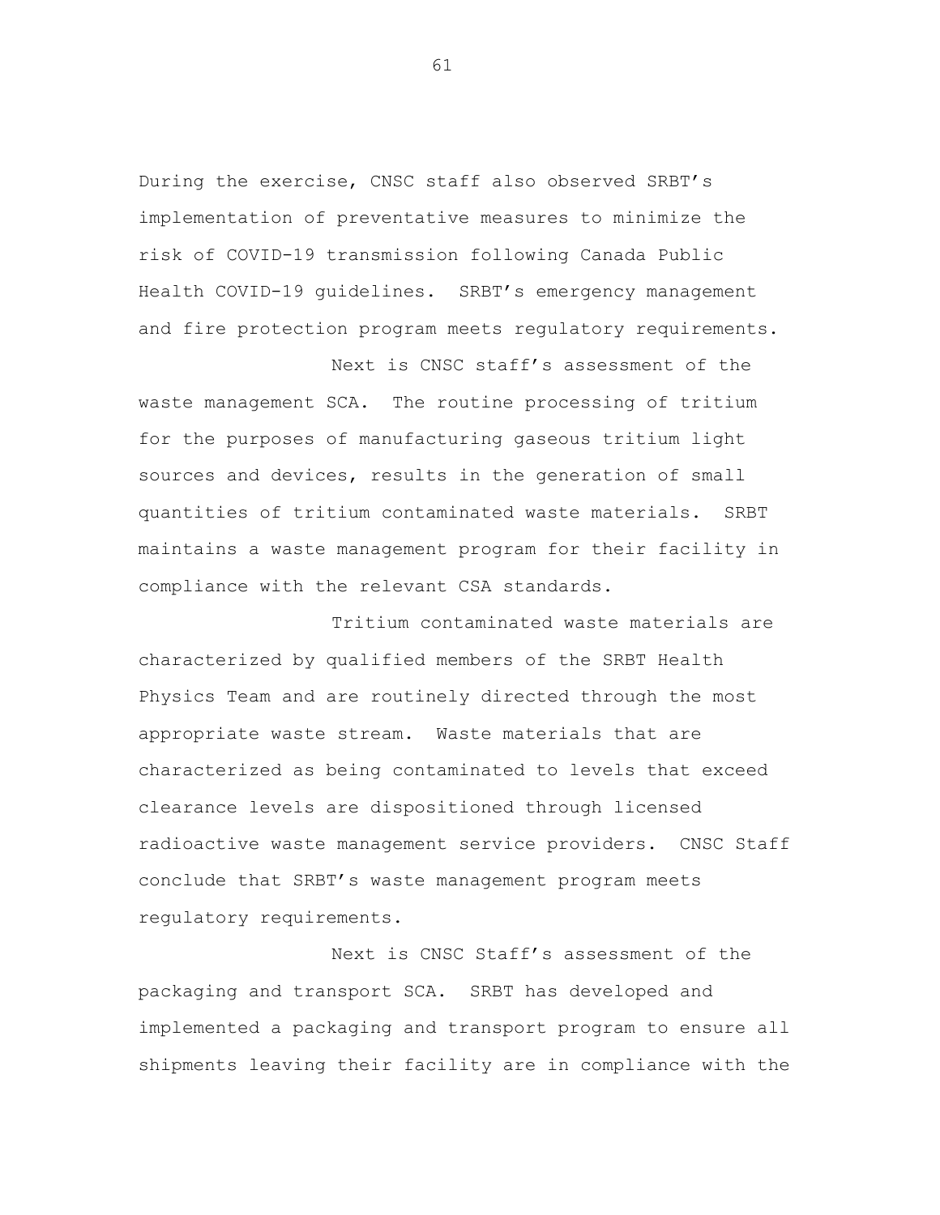During the exercise, CNSC staff also observed SRBT's implementation of preventative measures to minimize the risk of COVID-19 transmission following Canada Public Health COVID-19 guidelines. SRBT's emergency management and fire protection program meets regulatory requirements.

Next is CNSC staff's assessment of the waste management SCA. The routine processing of tritium for the purposes of manufacturing gaseous tritium light sources and devices, results in the generation of small quantities of tritium contaminated waste materials. SRBT maintains a waste management program for their facility in compliance with the relevant CSA standards.

Tritium contaminated waste materials are characterized by qualified members of the SRBT Health Physics Team and are routinely directed through the most appropriate waste stream. Waste materials that are characterized as being contaminated to levels that exceed clearance levels are dispositioned through licensed radioactive waste management service providers. CNSC Staff conclude that SRBT's waste management program meets regulatory requirements.

Next is CNSC Staff's assessment of the packaging and transport SCA. SRBT has developed and implemented a packaging and transport program to ensure all shipments leaving their facility are in compliance with the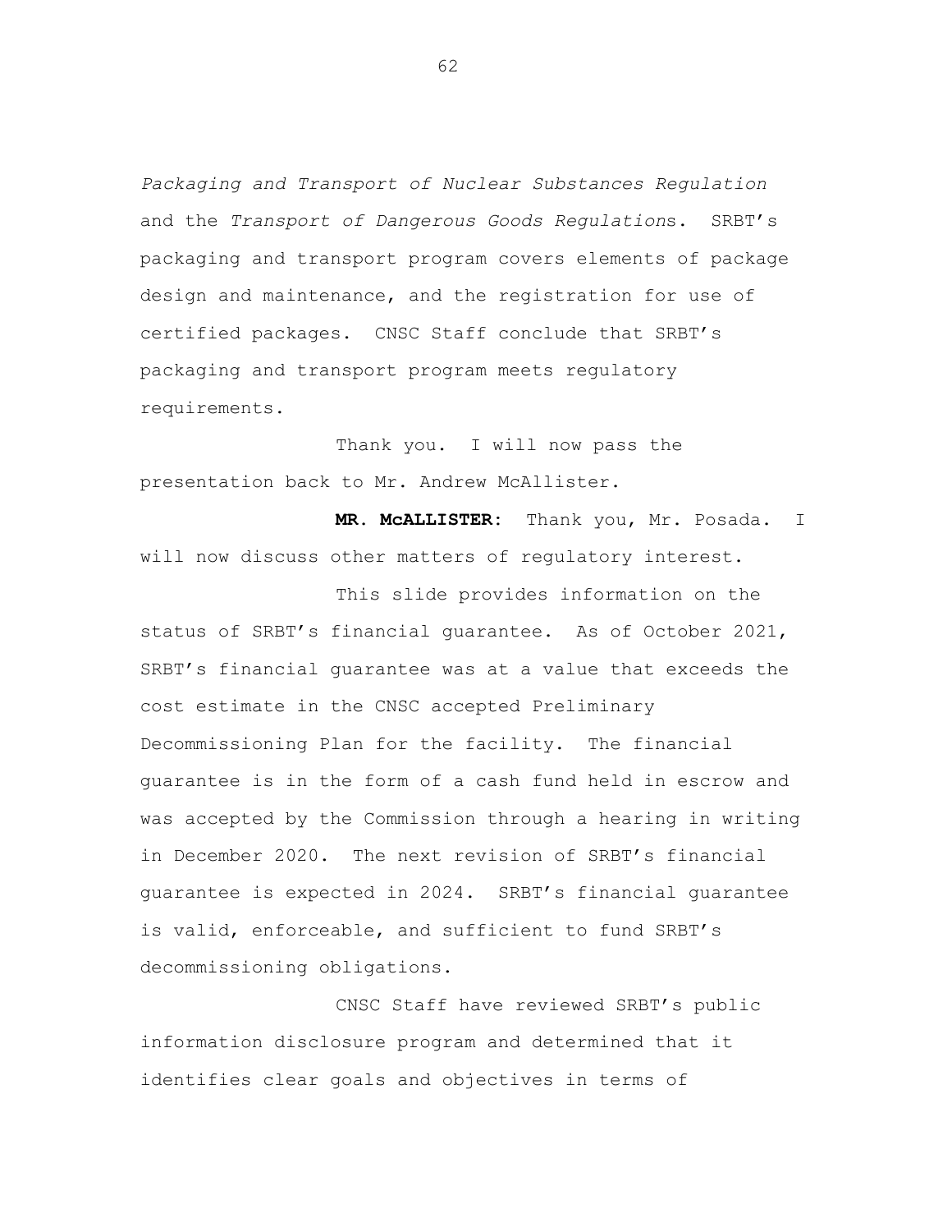*Packaging and Transport of Nuclear Substances Regulation* and the *Transport of Dangerous Goods Regulations*. SRBT's packaging and transport program covers elements of package design and maintenance, and the registration for use of certified packages. CNSC Staff conclude that SRBT's packaging and transport program meets regulatory requirements.

Thank you. I will now pass the presentation back to Mr. Andrew McAllister.

**MR. McALLISTER:** Thank you, Mr. Posada. I will now discuss other matters of regulatory interest.

This slide provides information on the status of SRBT's financial guarantee. As of October 2021, SRBT's financial guarantee was at a value that exceeds the cost estimate in the CNSC accepted Preliminary Decommissioning Plan for the facility. The financial guarantee is in the form of a cash fund held in escrow and was accepted by the Commission through a hearing in writing in December 2020. The next revision of SRBT's financial guarantee is expected in 2024. SRBT's financial guarantee is valid, enforceable, and sufficient to fund SRBT's decommissioning obligations.

CNSC Staff have reviewed SRBT's public information disclosure program and determined that it identifies clear goals and objectives in terms of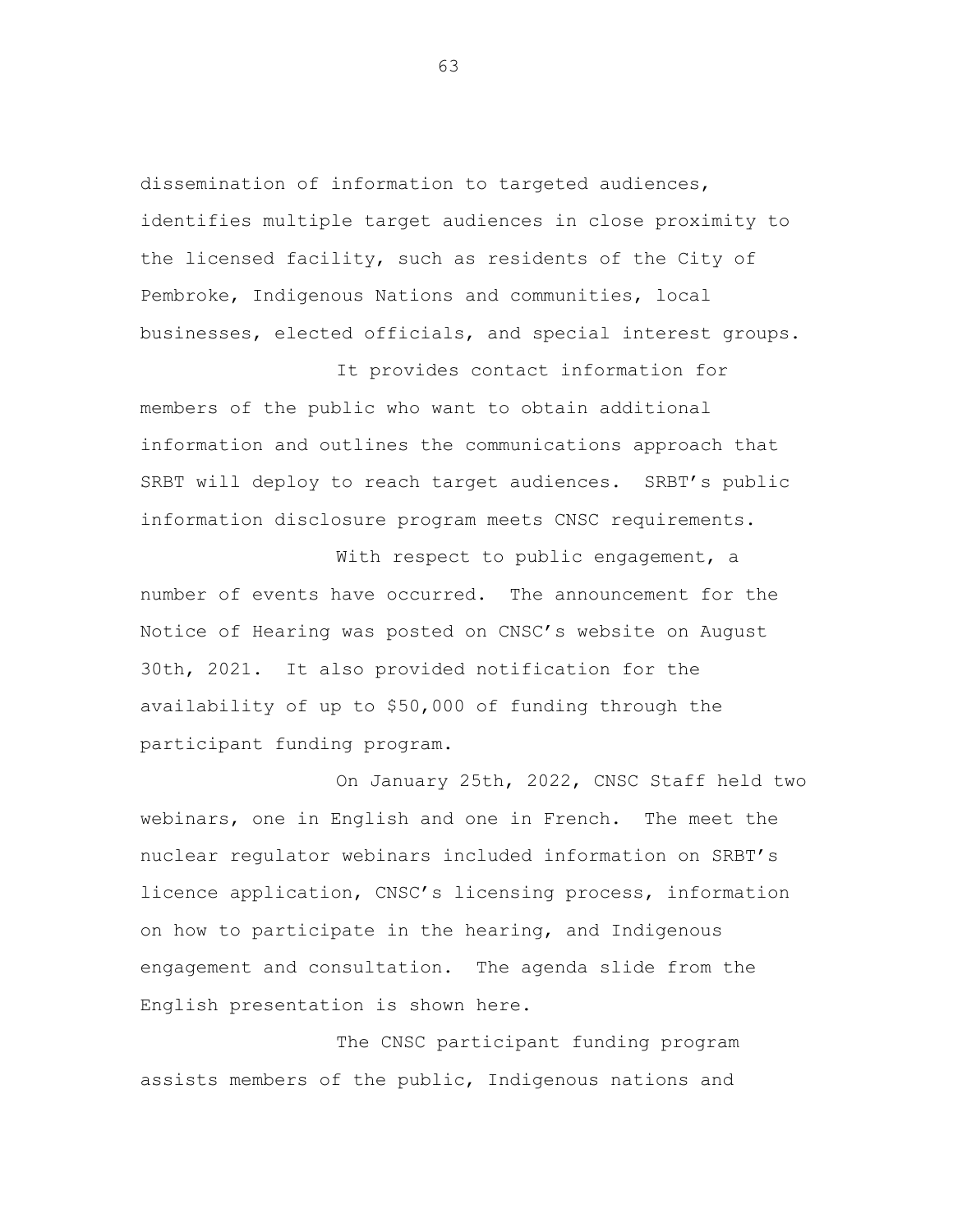dissemination of information to targeted audiences, identifies multiple target audiences in close proximity to the licensed facility, such as residents of the City of Pembroke, Indigenous Nations and communities, local businesses, elected officials, and special interest groups.

It provides contact information for members of the public who want to obtain additional information and outlines the communications approach that SRBT will deploy to reach target audiences. SRBT's public information disclosure program meets CNSC requirements.

With respect to public engagement, a number of events have occurred. The announcement for the Notice of Hearing was posted on CNSC's website on August 30th, 2021. It also provided notification for the availability of up to $50,000 of funding through the participant funding program.

On January 25th, 2022, CNSC Staff held two webinars, one in English and one in French. The meet the nuclear regulator webinars included information on SRBT's licence application, CNSC's licensing process, information on how to participate in the hearing, and Indigenous engagement and consultation. The agenda slide from the English presentation is shown here.

The CNSC participant funding program assists members of the public, Indigenous nations and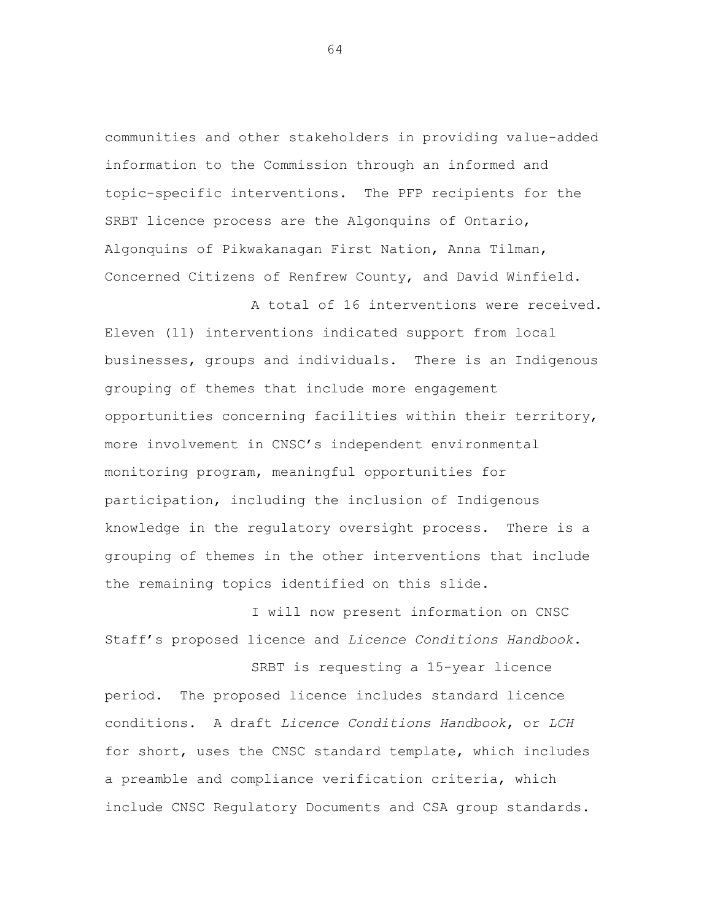communities and other stakeholders in providing value-added information to the Commission through an informed and topic-specific interventions. The PFP recipients for the SRBT licence process are the Algonquins of Ontario, Algonquins of Pikwakanagan First Nation, Anna Tilman, Concerned Citizens of Renfrew County, and David Winfield.

A total of 16 interventions were received. Eleven (11) interventions indicated support from local businesses, groups and individuals. There is an Indigenous grouping of themes that include more engagement opportunities concerning facilities within their territory, more involvement in CNSC's independent environmental monitoring program, meaningful opportunities for participation, including the inclusion of Indigenous knowledge in the regulatory oversight process. There is a grouping of themes in the other interventions that include the remaining topics identified on this slide.

I will now present information on CNSC Staff's proposed licence and *Licence Conditions Handbook*.

SRBT is requesting a 15-year licence period. The proposed licence includes standard licence conditions. A draft *Licence Conditions Handbook*, or *LCH* for short, uses the CNSC standard template, which includes a preamble and compliance verification criteria, which include CNSC Regulatory Documents and CSA group standards.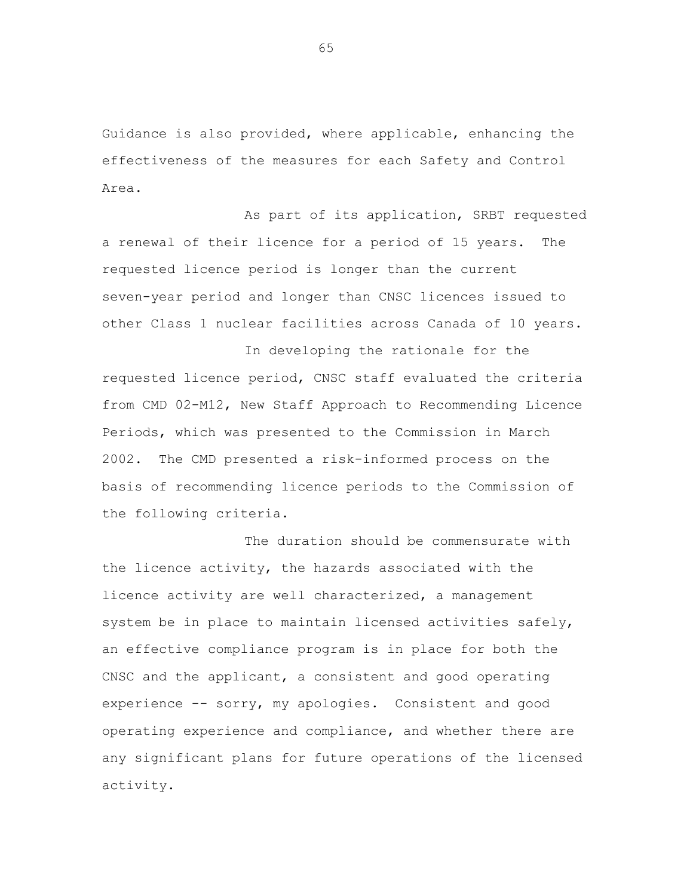Guidance is also provided, where applicable, enhancing the effectiveness of the measures for each Safety and Control Area.

As part of its application, SRBT requested a renewal of their licence for a period of 15 years. The requested licence period is longer than the current seven-year period and longer than CNSC licences issued to other Class 1 nuclear facilities across Canada of 10 years.

In developing the rationale for the requested licence period, CNSC staff evaluated the criteria from CMD 02-M12, New Staff Approach to Recommending Licence Periods, which was presented to the Commission in March 2002. The CMD presented a risk-informed process on the basis of recommending licence periods to the Commission of the following criteria.

The duration should be commensurate with the licence activity, the hazards associated with the licence activity are well characterized, a management system be in place to maintain licensed activities safely, an effective compliance program is in place for both the CNSC and the applicant, a consistent and good operating experience -- sorry, my apologies. Consistent and good operating experience and compliance, and whether there are any significant plans for future operations of the licensed activity.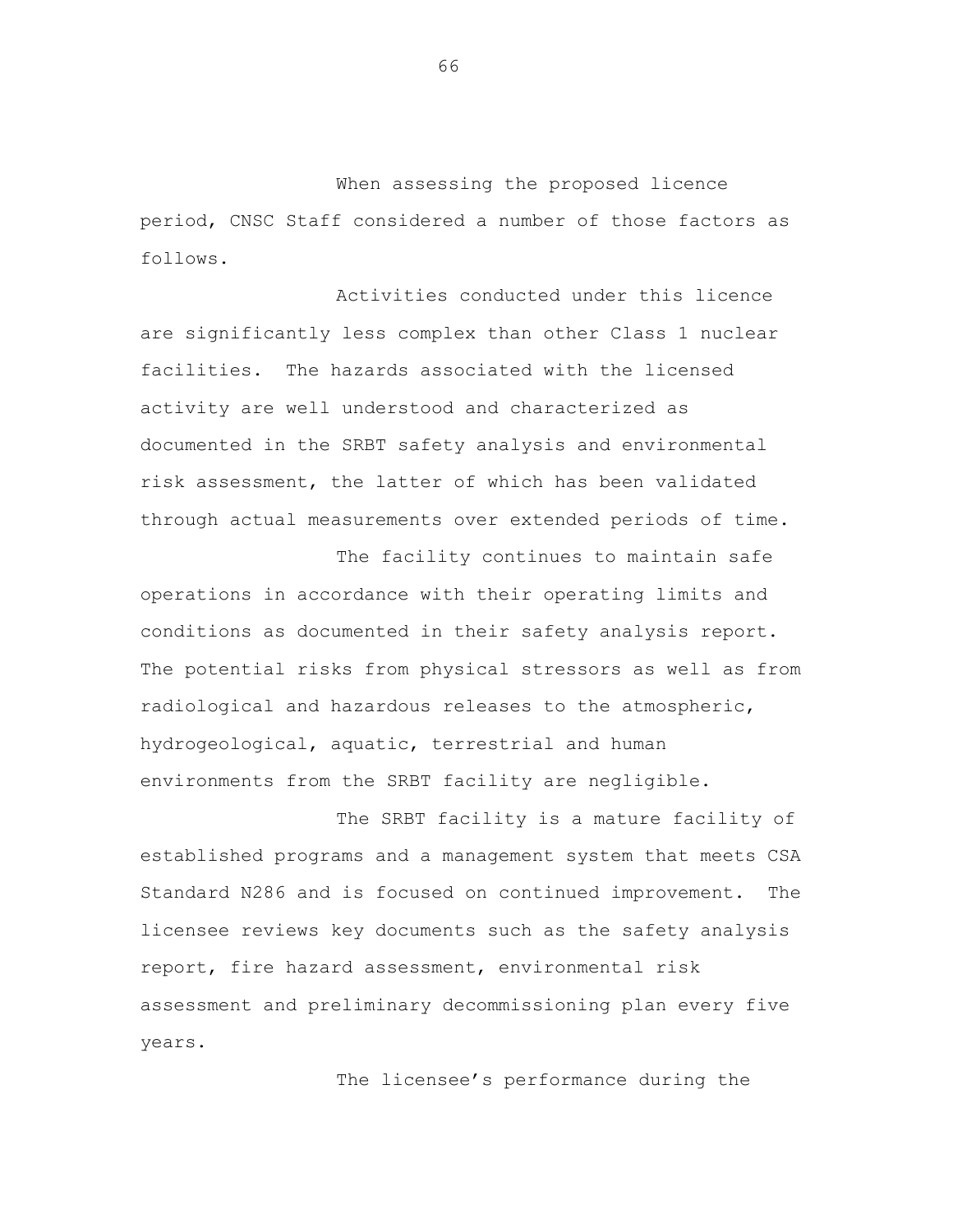When assessing the proposed licence period, CNSC Staff considered a number of those factors as follows.

Activities conducted under this licence are significantly less complex than other Class 1 nuclear facilities. The hazards associated with the licensed activity are well understood and characterized as documented in the SRBT safety analysis and environmental risk assessment, the latter of which has been validated through actual measurements over extended periods of time.

The facility continues to maintain safe operations in accordance with their operating limits and conditions as documented in their safety analysis report. The potential risks from physical stressors as well as from radiological and hazardous releases to the atmospheric, hydrogeological, aquatic, terrestrial and human environments from the SRBT facility are negligible.

The SRBT facility is a mature facility of established programs and a management system that meets CSA Standard N286 and is focused on continued improvement. The licensee reviews key documents such as the safety analysis report, fire hazard assessment, environmental risk assessment and preliminary decommissioning plan every five years.

The licensee's performance during the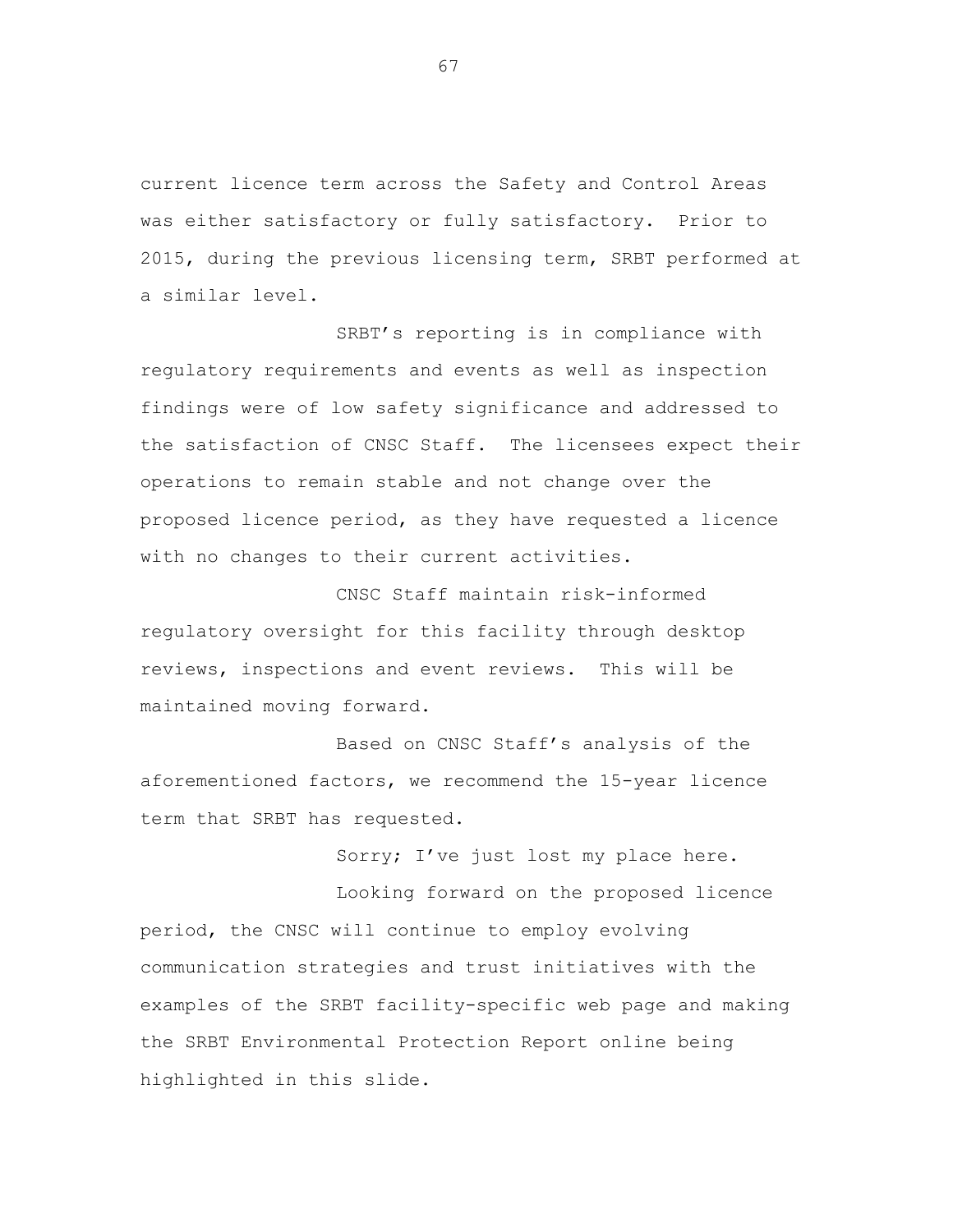current licence term across the Safety and Control Areas was either satisfactory or fully satisfactory. Prior to 2015, during the previous licensing term, SRBT performed at a similar level.

SRBT’s reporting is in compliance with regulatory requirements and events as well as inspection findings were of low safety significance and addressed to the satisfaction of CNSC Staff. The licensees expect their operations to remain stable and not change over the proposed licence period, as they have requested a licence with no changes to their current activities.

CNSC Staff maintain risk-informed regulatory oversight for this facility through desktop reviews, inspections and event reviews. This will be maintained moving forward.

Based on CNSC Staff’s analysis of the aforementioned factors, we recommend the 15-year licence term that SRBT has requested.

Sorry; I’ve just lost my place here.

Looking forward on the proposed licence period, the CNSC will continue to employ evolving communication strategies and trust initiatives with the examples of the SRBT facility-specific web page and making the SRBT Environmental Protection Report online being highlighted in this slide.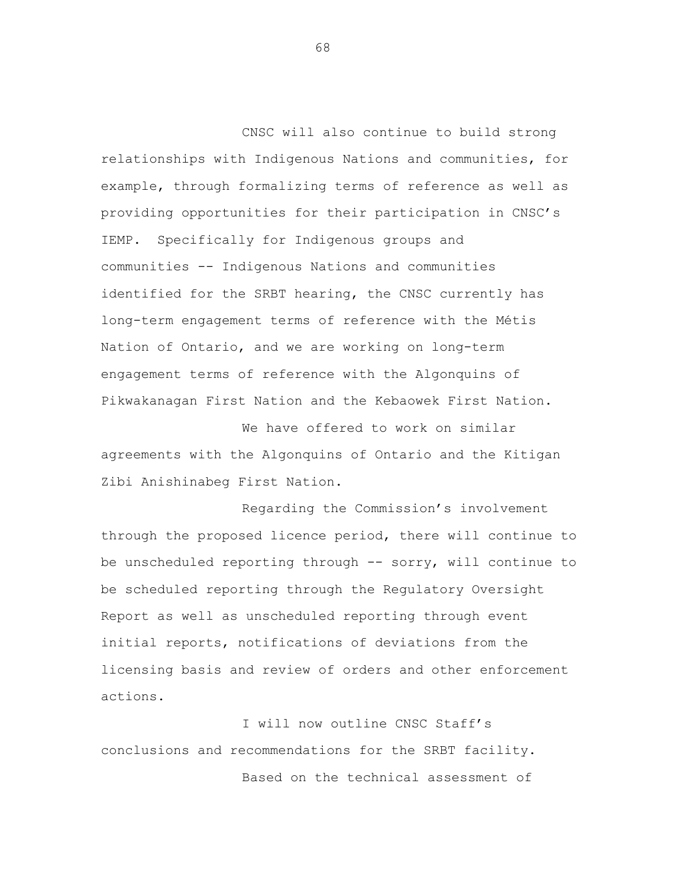CNSC will also continue to build strong relationships with Indigenous Nations and communities, for example, through formalizing terms of reference as well as providing opportunities for their participation in CNSC's IEMP. Specifically for Indigenous groups and communities -- Indigenous Nations and communities identified for the SRBT hearing, the CNSC currently has long-term engagement terms of reference with the Métis Nation of Ontario, and we are working on long-term engagement terms of reference with the Algonquins of Pikwakanagan First Nation and the Kebaowek First Nation.

We have offered to work on similar agreements with the Algonquins of Ontario and the Kitigan Zibi Anishinabeg First Nation.

Regarding the Commission's involvement through the proposed licence period, there will continue to be unscheduled reporting through -- sorry, will continue to be scheduled reporting through the Regulatory Oversight Report as well as unscheduled reporting through event initial reports, notifications of deviations from the licensing basis and review of orders and other enforcement actions.

I will now outline CNSC Staff's conclusions and recommendations for the SRBT facility.

Based on the technical assessment of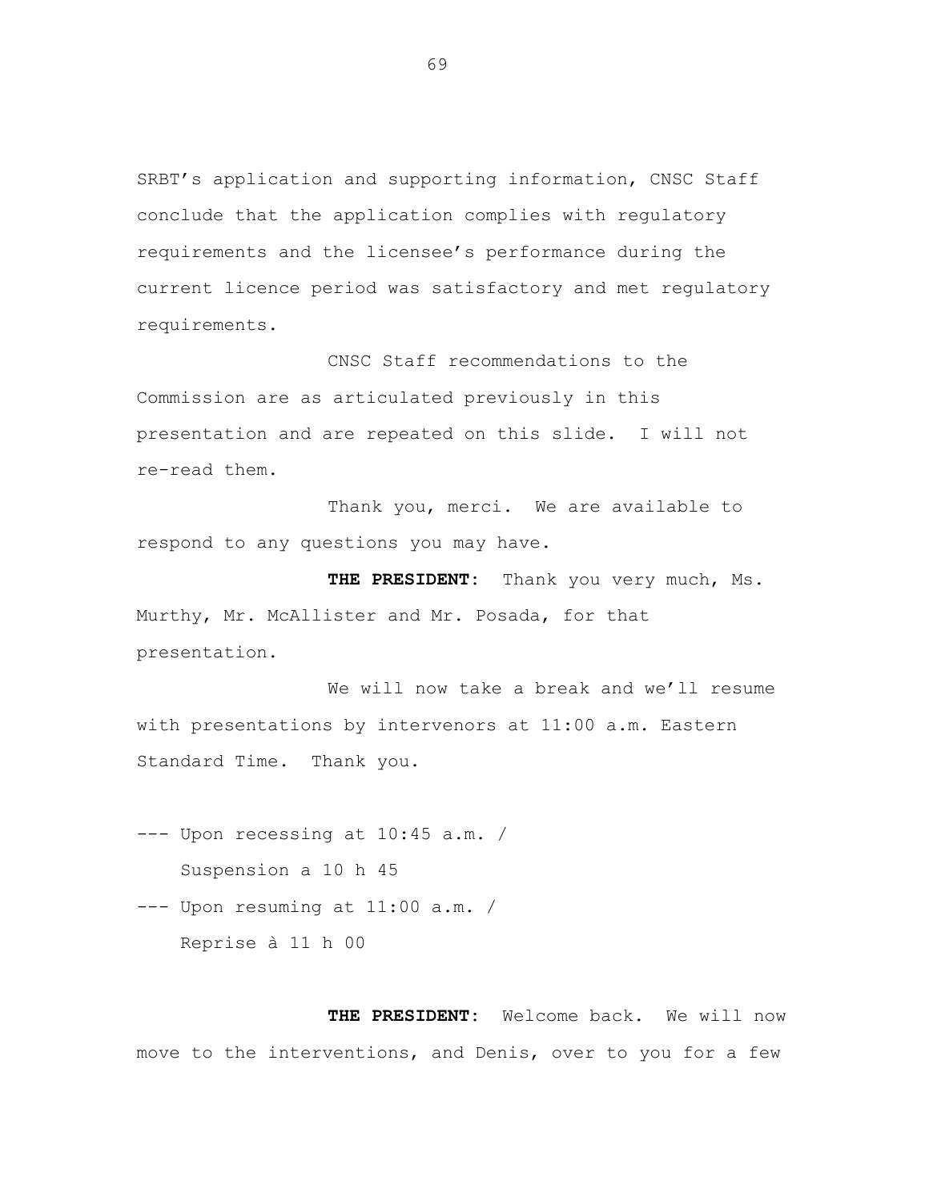SRBT's application and supporting information, CNSC Staff conclude that the application complies with regulatory requirements and the licensee's performance during the current licence period was satisfactory and met regulatory requirements.

CNSC Staff recommendations to the Commission are as articulated previously in this presentation and are repeated on this slide. I will not re-read them.

Thank you, merci. We are available to respond to any questions you may have.

**THE PRESIDENT:** Thank you very much, Ms. Murthy, Mr. McAllister and Mr. Posada, for that presentation.

We will now take a break and we'll resume with presentations by intervenors at 11:00 a.m. Eastern Standard Time. Thank you.

--- Upon recessing at 10:45 a.m. /
Suspension a 10 h 45

--- Upon resuming at 11:00 a.m. /
Reprise à 11 h 00

**THE PRESIDENT:** Welcome back. We will now move to the interventions, and Denis, over to you for a few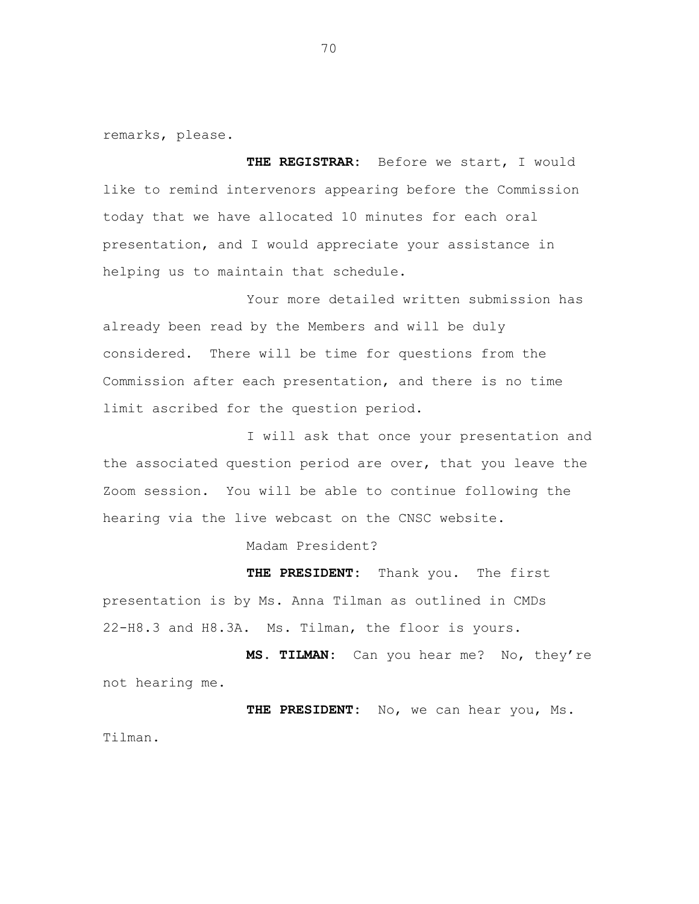remarks, please.

**THE REGISTRAR:** Before we start, I would like to remind intervenors appearing before the Commission today that we have allocated 10 minutes for each oral presentation, and I would appreciate your assistance in helping us to maintain that schedule.

Your more detailed written submission has already been read by the Members and will be duly considered. There will be time for questions from the Commission after each presentation, and there is no time limit ascribed for the question period.

I will ask that once your presentation and the associated question period are over, that you leave the Zoom session. You will be able to continue following the hearing via the live webcast on the CNSC website.

Madam President?

**THE PRESIDENT:** Thank you. The first presentation is by Ms. Anna Tilman as outlined in CMDs 22-H8.3 and H8.3A. Ms. Tilman, the floor is yours.

**MS. TILMAN:** Can you hear me? No, they're not hearing me.

**THE PRESIDENT:** No, we can hear you, Ms. Tilman.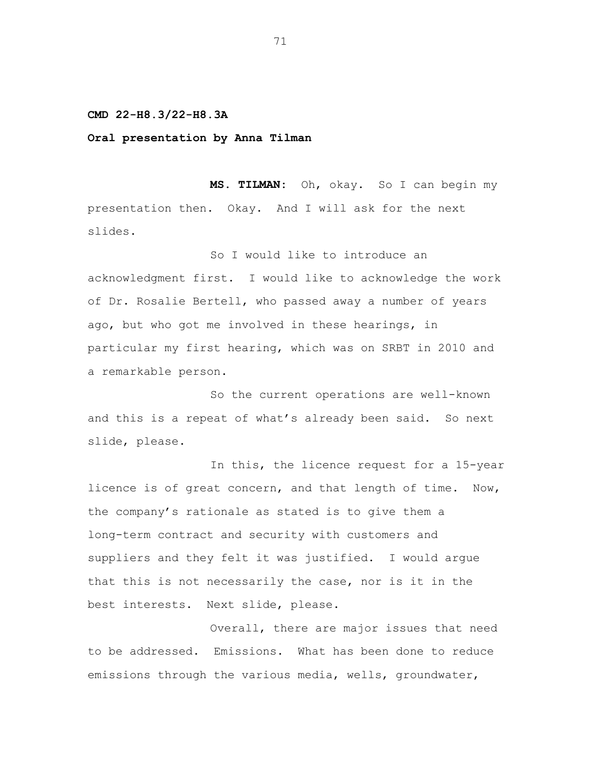**CMD 22-H8.3/22-H8.3A**

**Oral presentation by Anna Tilman**

**MS. TILMAN:** Oh, okay. So I can begin my presentation then. Okay. And I will ask for the next slides.

So I would like to introduce an acknowledgment first. I would like to acknowledge the work of Dr. Rosalie Bertell, who passed away a number of years ago, but who got me involved in these hearings, in particular my first hearing, which was on SRBT in 2010 and a remarkable person.

So the current operations are well-known and this is a repeat of what's already been said. So next slide, please.

In this, the licence request for a 15-year licence is of great concern, and that length of time. Now, the company's rationale as stated is to give them a long-term contract and security with customers and suppliers and they felt it was justified. I would argue that this is not necessarily the case, nor is it in the best interests. Next slide, please.

Overall, there are major issues that need to be addressed. Emissions. What has been done to reduce emissions through the various media, wells, groundwater,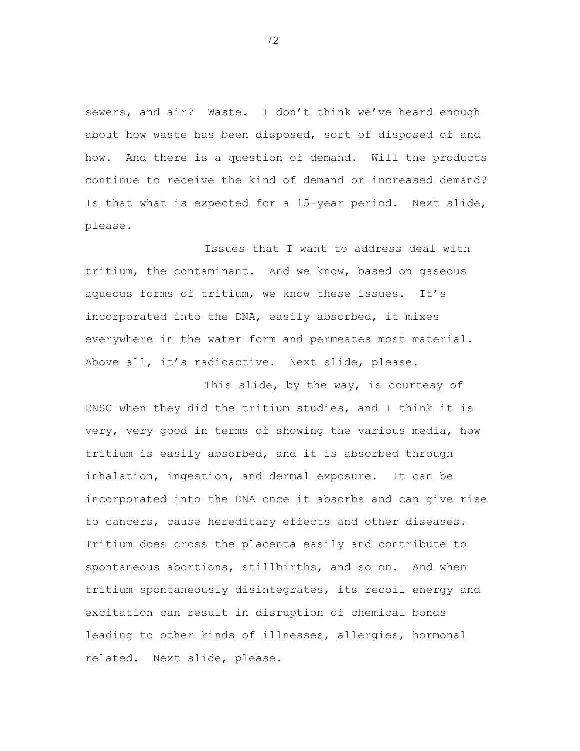sewers, and air? Waste. I don't think we've heard enough about how waste has been disposed, sort of disposed of and how. And there is a question of demand. Will the products continue to receive the kind of demand or increased demand? Is that what is expected for a 15-year period. Next slide, please.

Issues that I want to address deal with tritium, the contaminant. And we know, based on gaseous aqueous forms of tritium, we know these issues. It's incorporated into the DNA, easily absorbed, it mixes everywhere in the water form and permeates most material. Above all, it's radioactive. Next slide, please.

This slide, by the way, is courtesy of CNSC when they did the tritium studies, and I think it is very, very good in terms of showing the various media, how tritium is easily absorbed, and it is absorbed through inhalation, ingestion, and dermal exposure. It can be incorporated into the DNA once it absorbs and can give rise to cancers, cause hereditary effects and other diseases. Tritium does cross the placenta easily and contribute to spontaneous abortions, stillbirths, and so on. And when tritium spontaneously disintegrates, its recoil energy and excitation can result in disruption of chemical bonds leading to other kinds of illnesses, allergies, hormonal related. Next slide, please.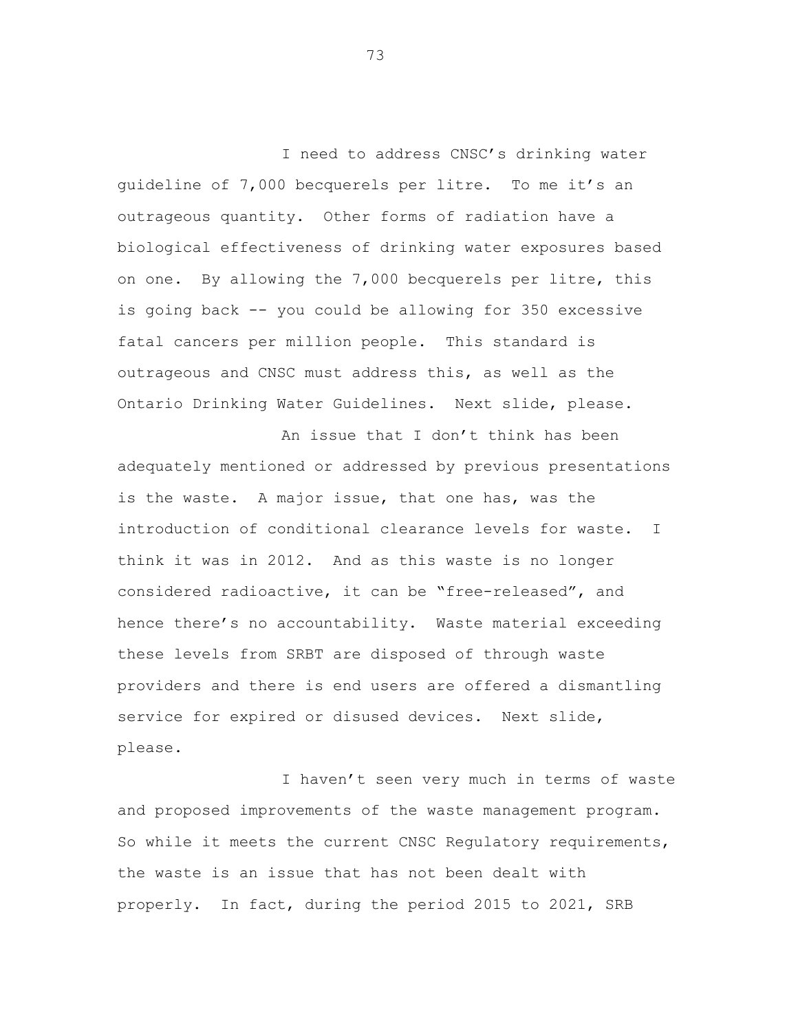I need to address CNSC's drinking water guideline of 7,000 becquerels per litre. To me it's an outrageous quantity. Other forms of radiation have a biological effectiveness of drinking water exposures based on one. By allowing the 7,000 becquerels per litre, this is going back -- you could be allowing for 350 excessive fatal cancers per million people. This standard is outrageous and CNSC must address this, as well as the Ontario Drinking Water Guidelines. Next slide, please.

An issue that I don't think has been adequately mentioned or addressed by previous presentations is the waste. A major issue, that one has, was the introduction of conditional clearance levels for waste. I think it was in 2012. And as this waste is no longer considered radioactive, it can be "free-released", and hence there's no accountability. Waste material exceeding these levels from SRBT are disposed of through waste providers and there is end users are offered a dismantling service for expired or disused devices. Next slide, please.

I haven't seen very much in terms of waste and proposed improvements of the waste management program. So while it meets the current CNSC Regulatory requirements, the waste is an issue that has not been dealt with properly. In fact, during the period 2015 to 2021, SRB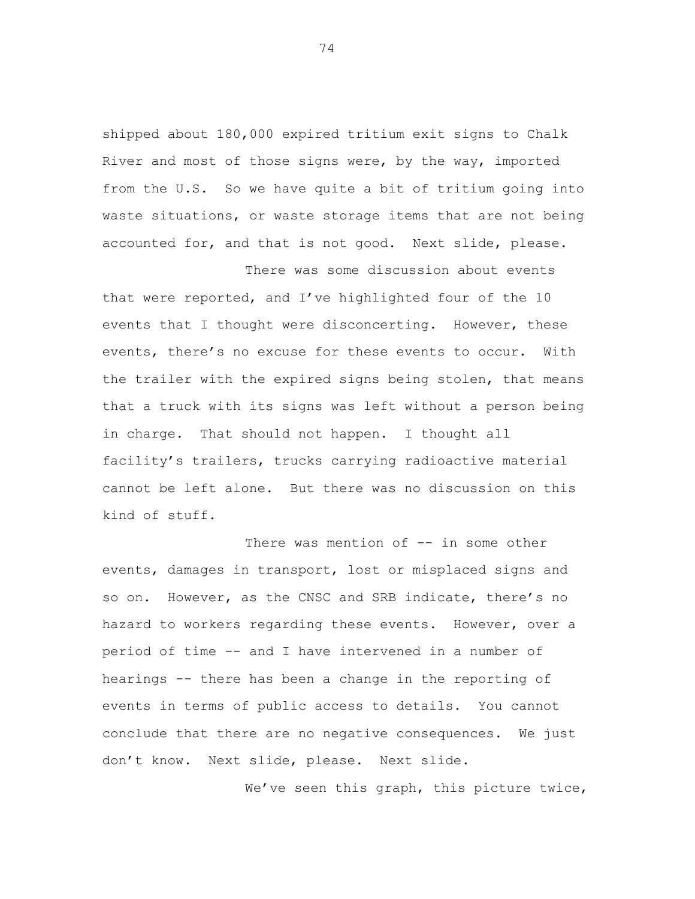shipped about 180,000 expired tritium exit signs to Chalk River and most of those signs were, by the way, imported from the U.S. So we have quite a bit of tritium going into waste situations, or waste storage items that are not being accounted for, and that is not good. Next slide, please.

There was some discussion about events that were reported, and I've highlighted four of the 10 events that I thought were disconcerting. However, these events, there's no excuse for these events to occur. With the trailer with the expired signs being stolen, that means that a truck with its signs was left without a person being in charge. That should not happen. I thought all facility's trailers, trucks carrying radioactive material cannot be left alone. But there was no discussion on this kind of stuff.

There was mention of -- in some other events, damages in transport, lost or misplaced signs and so on. However, as the CNSC and SRB indicate, there's no hazard to workers regarding these events. However, over a period of time -- and I have intervened in a number of hearings -- there has been a change in the reporting of events in terms of public access to details. You cannot conclude that there are no negative consequences. We just don't know. Next slide, please. Next slide.

We've seen this graph, this picture twice,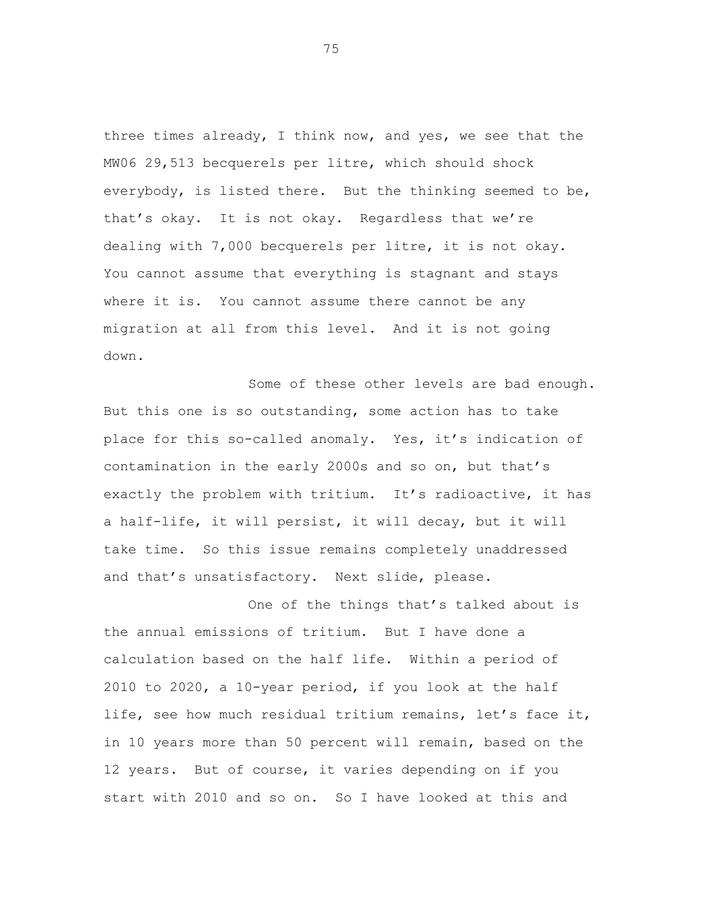three times already, I think now, and yes, we see that the MW06 29,513 becquerels per litre, which should shock everybody, is listed there. But the thinking seemed to be, that's okay. It is not okay. Regardless that we're dealing with 7,000 becquerels per litre, it is not okay. You cannot assume that everything is stagnant and stays where it is. You cannot assume there cannot be any migration at all from this level. And it is not going down.

Some of these other levels are bad enough. But this one is so outstanding, some action has to take place for this so-called anomaly. Yes, it's indication of contamination in the early 2000s and so on, but that's exactly the problem with tritium. It's radioactive, it has a half-life, it will persist, it will decay, but it will take time. So this issue remains completely unaddressed and that's unsatisfactory. Next slide, please.

One of the things that's talked about is the annual emissions of tritium. But I have done a calculation based on the half life. Within a period of 2010 to 2020, a 10-year period, if you look at the half life, see how much residual tritium remains, let's face it, in 10 years more than 50 percent will remain, based on the 12 years. But of course, it varies depending on if you start with 2010 and so on. So I have looked at this and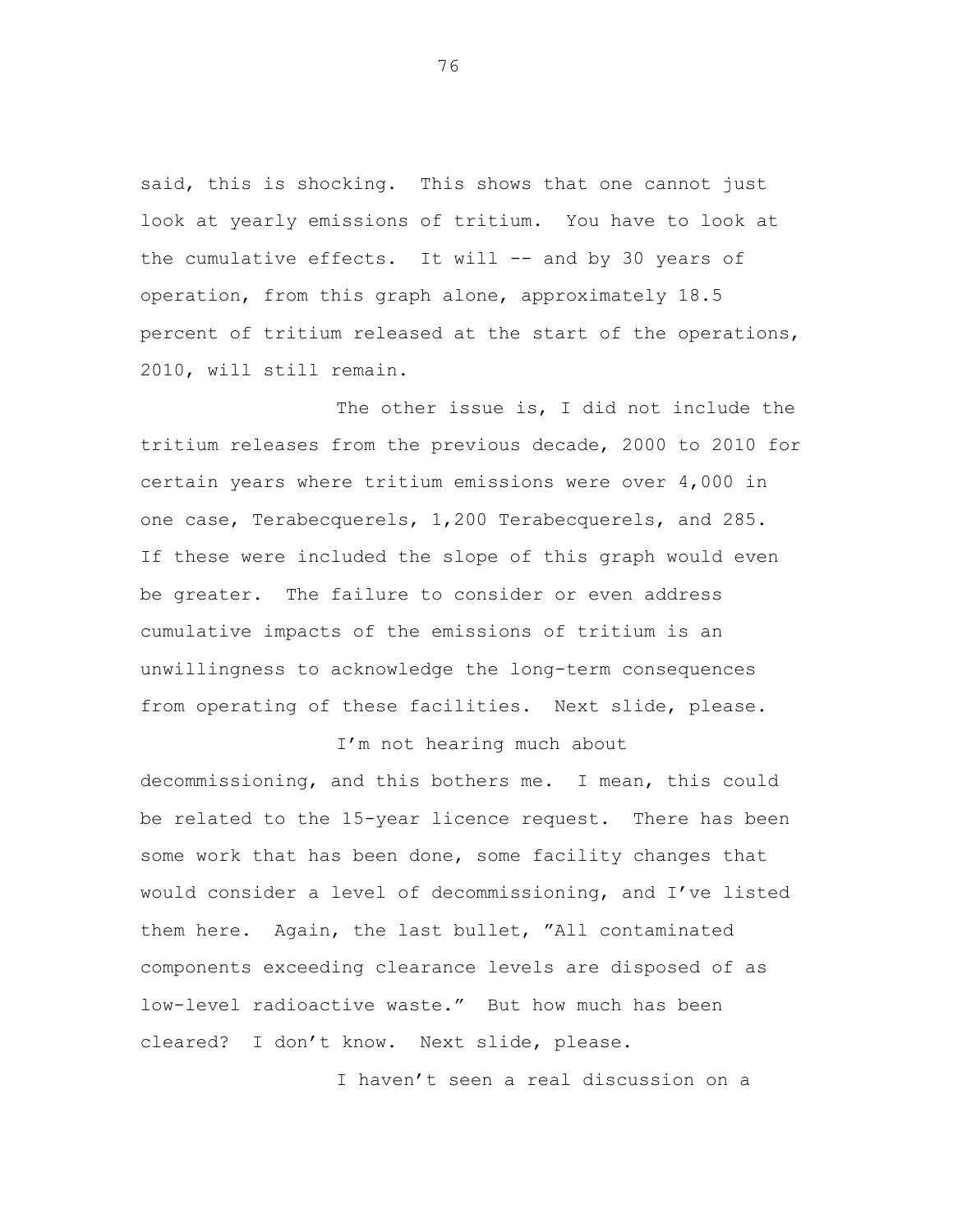said, this is shocking. This shows that one cannot just look at yearly emissions of tritium. You have to look at the cumulative effects. It will -- and by 30 years of operation, from this graph alone, approximately 18.5 percent of tritium released at the start of the operations, 2010, will still remain.

The other issue is, I did not include the tritium releases from the previous decade, 2000 to 2010 for certain years where tritium emissions were over 4,000 in one case, Terabecquerels, 1,200 Terabecquerels, and 285. If these were included the slope of this graph would even be greater. The failure to consider or even address cumulative impacts of the emissions of tritium is an unwillingness to acknowledge the long-term consequences from operating of these facilities. Next slide, please.

I'm not hearing much about decommissioning, and this bothers me. I mean, this could be related to the 15-year licence request. There has been some work that has been done, some facility changes that would consider a level of decommissioning, and I've listed them here. Again, the last bullet, "All contaminated components exceeding clearance levels are disposed of as low-level radioactive waste." But how much has been cleared? I don't know. Next slide, please.

I haven't seen a real discussion on a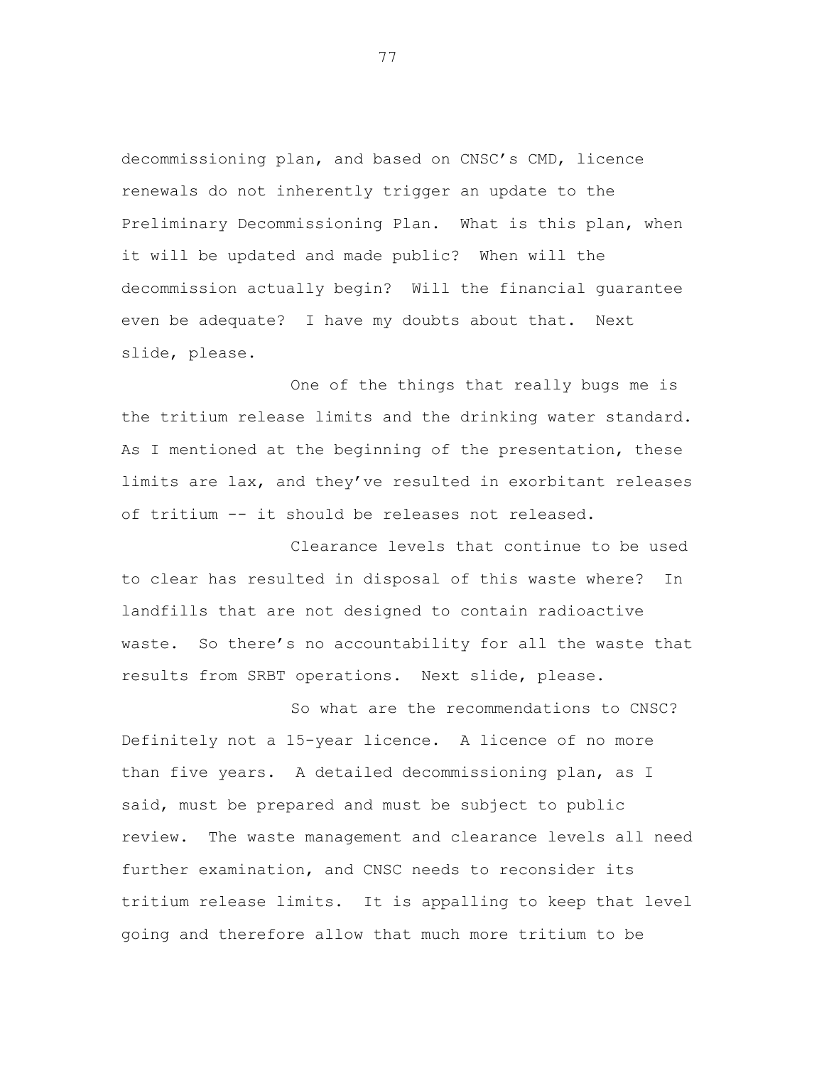decommissioning plan, and based on CNSC's CMD, licence renewals do not inherently trigger an update to the Preliminary Decommissioning Plan. What is this plan, when it will be updated and made public? When will the decommission actually begin? Will the financial guarantee even be adequate? I have my doubts about that. Next slide, please.

One of the things that really bugs me is the tritium release limits and the drinking water standard. As I mentioned at the beginning of the presentation, these limits are lax, and they've resulted in exorbitant releases of tritium -- it should be releases not released.

Clearance levels that continue to be used to clear has resulted in disposal of this waste where? In landfills that are not designed to contain radioactive waste. So there's no accountability for all the waste that results from SRBT operations. Next slide, please.

So what are the recommendations to CNSC? Definitely not a 15-year licence. A licence of no more than five years. A detailed decommissioning plan, as I said, must be prepared and must be subject to public review. The waste management and clearance levels all need further examination, and CNSC needs to reconsider its tritium release limits. It is appalling to keep that level going and therefore allow that much more tritium to be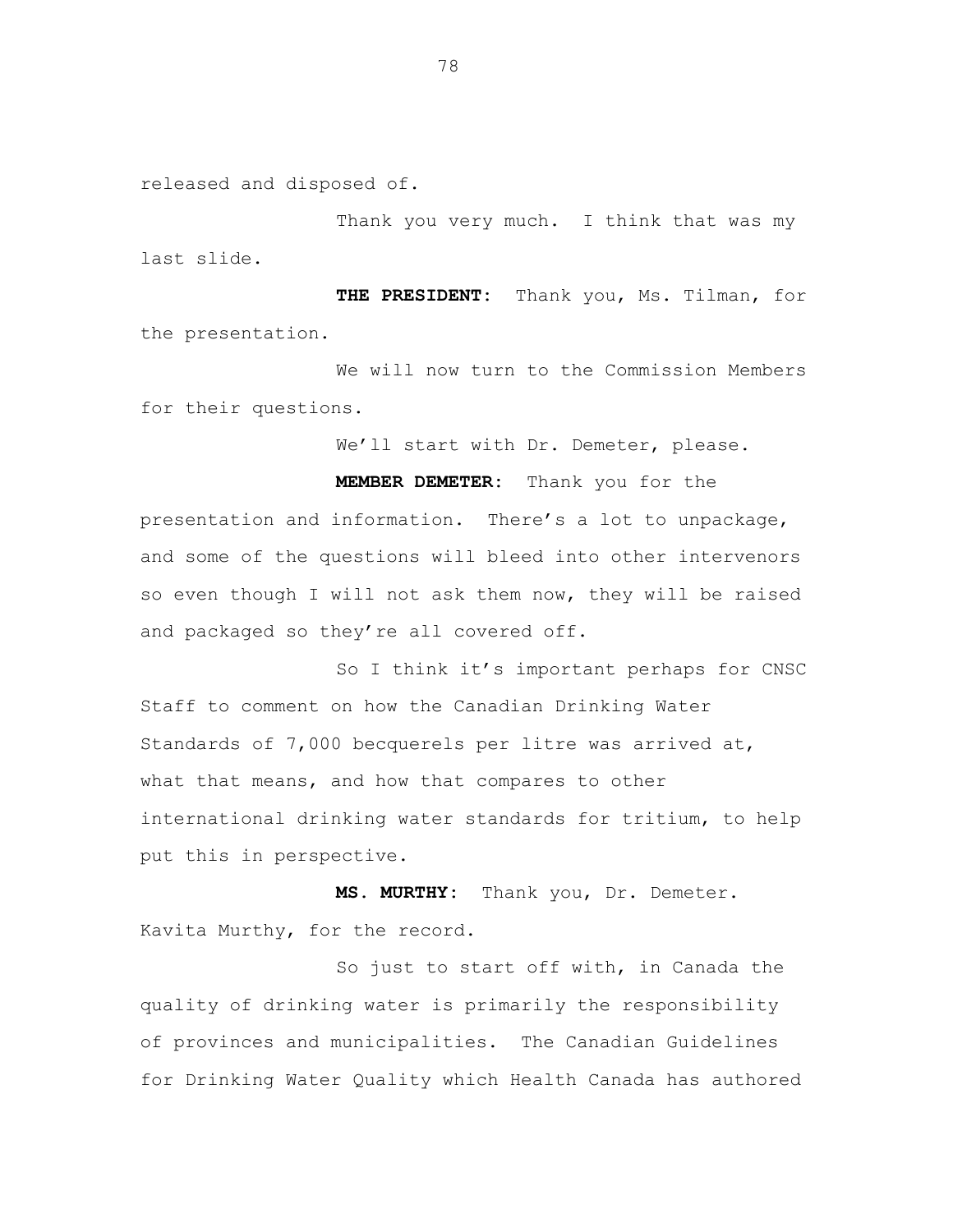released and disposed of.

Thank you very much. I think that was my last slide.

**THE PRESIDENT:** Thank you, Ms. Tilman, for the presentation.

We will now turn to the Commission Members for their questions.

We'll start with Dr. Demeter, please.

**MEMBER DEMETER:** Thank you for the presentation and information. There's a lot to unpackage, and some of the questions will bleed into other intervenors so even though I will not ask them now, they will be raised and packaged so they're all covered off.

So I think it's important perhaps for CNSC Staff to comment on how the Canadian Drinking Water Standards of 7,000 becquerels per litre was arrived at, what that means, and how that compares to other international drinking water standards for tritium, to help put this in perspective.

**MS. MURTHY:** Thank you, Dr. Demeter. Kavita Murthy, for the record.

So just to start off with, in Canada the quality of drinking water is primarily the responsibility of provinces and municipalities. The Canadian Guidelines for Drinking Water Quality which Health Canada has authored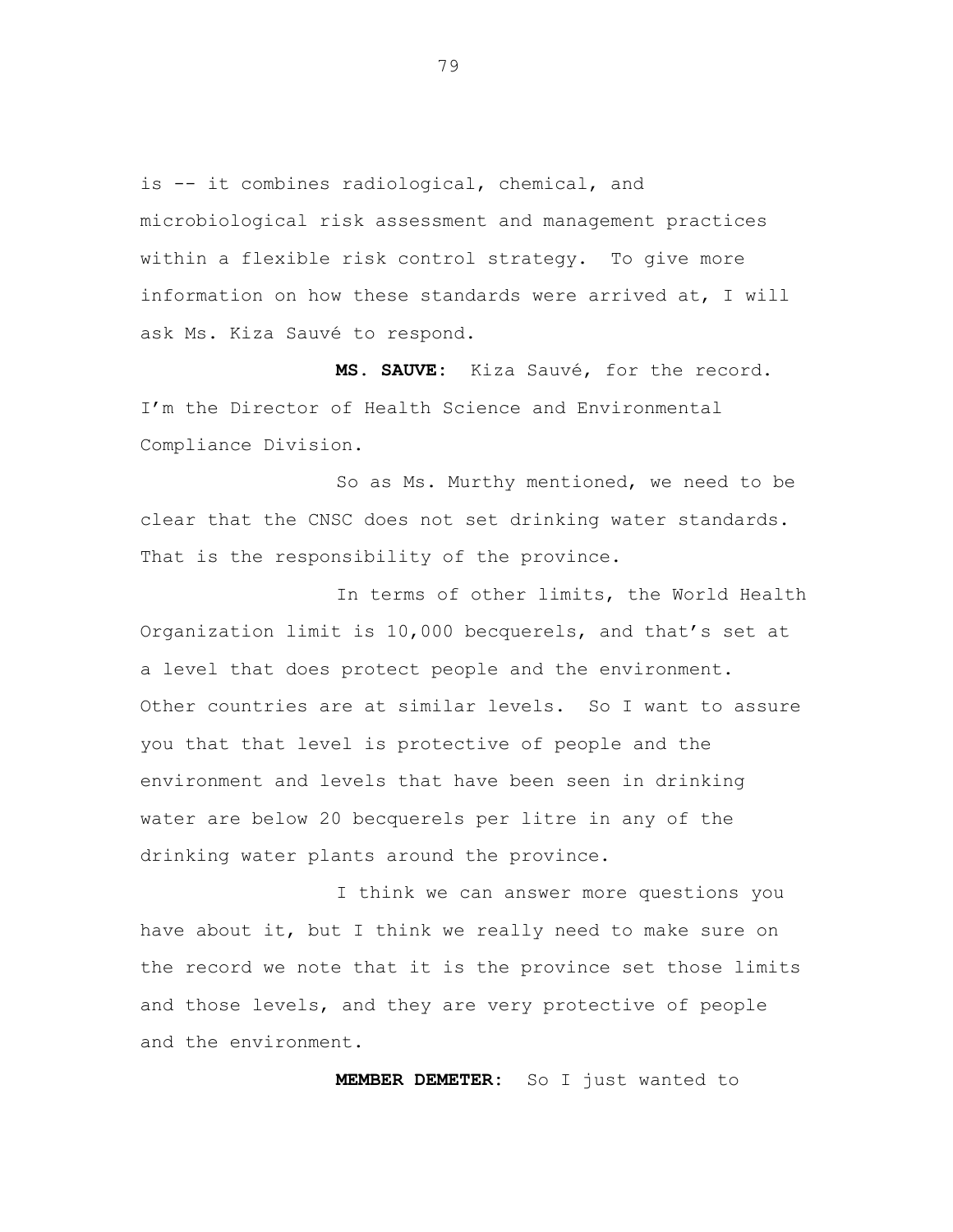is -- it combines radiological, chemical, and microbiological risk assessment and management practices within a flexible risk control strategy. To give more information on how these standards were arrived at, I will ask Ms. Kiza Sauvé to respond.

**MS. SAUVE:** Kiza Sauvé, for the record. I'm the Director of Health Science and Environmental Compliance Division.

So as Ms. Murthy mentioned, we need to be clear that the CNSC does not set drinking water standards. That is the responsibility of the province.

In terms of other limits, the World Health Organization limit is 10,000 becquerels, and that's set at a level that does protect people and the environment. Other countries are at similar levels. So I want to assure you that that level is protective of people and the environment and levels that have been seen in drinking water are below 20 becquerels per litre in any of the drinking water plants around the province.

I think we can answer more questions you have about it, but I think we really need to make sure on the record we note that it is the province set those limits and those levels, and they are very protective of people and the environment.

**MEMBER DEMETER:** So I just wanted to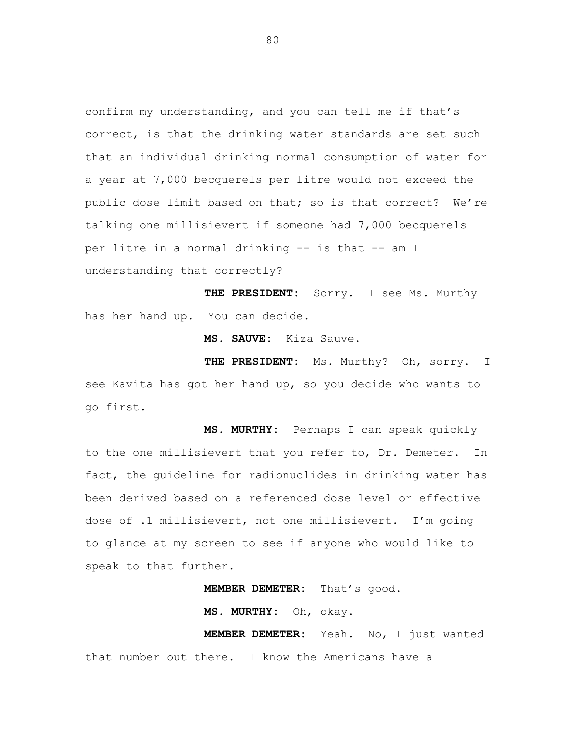confirm my understanding, and you can tell me if that's correct, is that the drinking water standards are set such that an individual drinking normal consumption of water for a year at 7,000 becquerels per litre would not exceed the public dose limit based on that; so is that correct? We're talking one millisievert if someone had 7,000 becquerels per litre in a normal drinking -- is that -- am I understanding that correctly?

**THE PRESIDENT:** Sorry. I see Ms. Murthy has her hand up. You can decide.

**MS. SAUVE:** Kiza Sauve.

**THE PRESIDENT:** Ms. Murthy? Oh, sorry. I see Kavita has got her hand up, so you decide who wants to go first.

**MS. MURTHY:** Perhaps I can speak quickly to the one millisievert that you refer to, Dr. Demeter. In fact, the guideline for radionuclides in drinking water has been derived based on a referenced dose level or effective dose of .1 millisievert, not one millisievert. I'm going to glance at my screen to see if anyone who would like to speak to that further.

**MEMBER DEMETER:** That's good.

**MS. MURTHY:** Oh, okay.

**MEMBER DEMETER:** Yeah. No, I just wanted that number out there. I know the Americans have a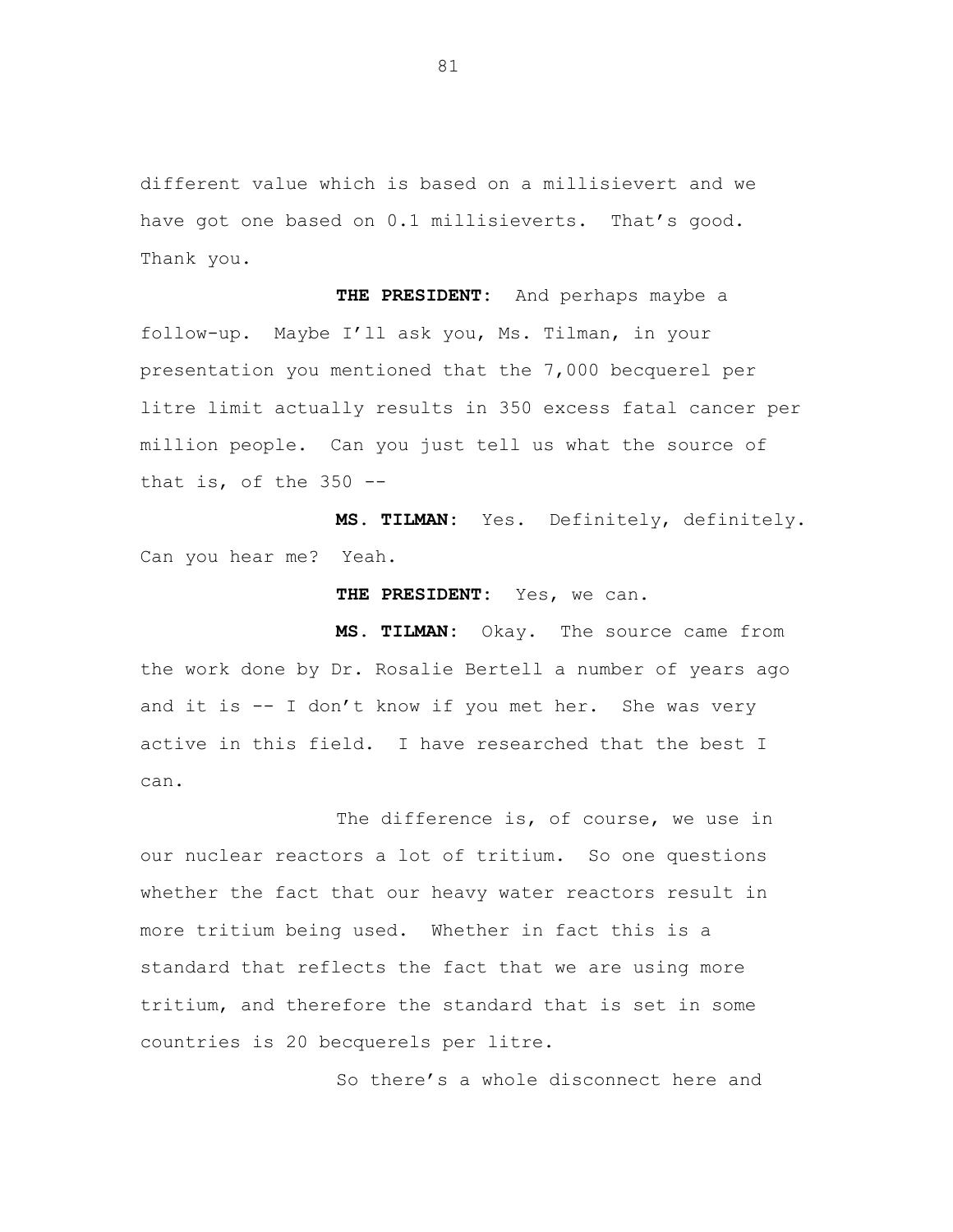different value which is based on a millisievert and we have got one based on 0.1 millisieverts. That's good. Thank you.

**THE PRESIDENT:** And perhaps maybe a follow-up. Maybe I'll ask you, Ms. Tilman, in your presentation you mentioned that the 7,000 becquerel per litre limit actually results in 350 excess fatal cancer per million people. Can you just tell us what the source of that is, of the 350 --

**MS. TILMAN:** Yes. Definitely, definitely. Can you hear me? Yeah.

**THE PRESIDENT:** Yes, we can.

**MS. TILMAN:** Okay. The source came from the work done by Dr. Rosalie Bertell a number of years ago and it is -- I don't know if you met her. She was very active in this field. I have researched that the best I can.

The difference is, of course, we use in our nuclear reactors a lot of tritium. So one questions whether the fact that our heavy water reactors result in more tritium being used. Whether in fact this is a standard that reflects the fact that we are using more tritium, and therefore the standard that is set in some countries is 20 becquerels per litre.

So there's a whole disconnect here and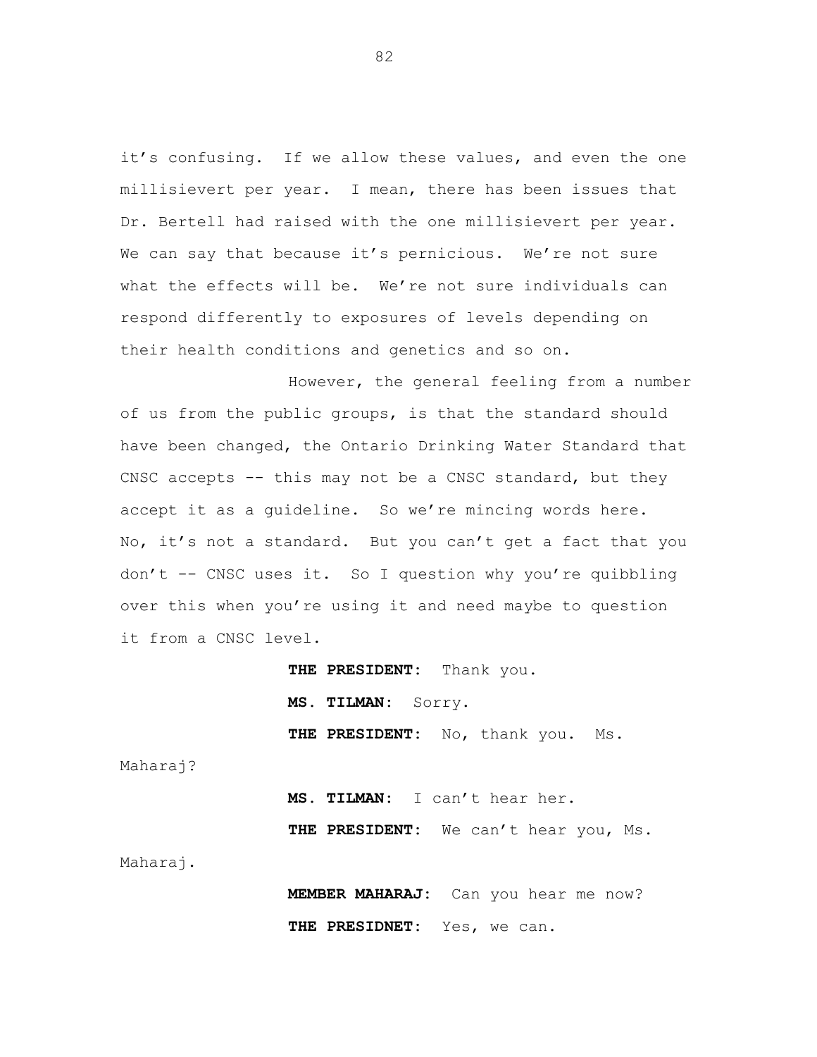it's confusing. If we allow these values, and even the one millisievert per year. I mean, there has been issues that Dr. Bertell had raised with the one millisievert per year. We can say that because it's pernicious. We're not sure what the effects will be. We're not sure individuals can respond differently to exposures of levels depending on their health conditions and genetics and so on.

However, the general feeling from a number of us from the public groups, is that the standard should have been changed, the Ontario Drinking Water Standard that CNSC accepts -- this may not be a CNSC standard, but they accept it as a guideline. So we're mincing words here. No, it's not a standard. But you can't get a fact that you don't -- CNSC uses it. So I question why you're quibbling over this when you're using it and need maybe to question it from a CNSC level.

**THE PRESIDENT:** Thank you.

**MS. TILMAN:** Sorry.

**THE PRESIDENT:** No, thank you. Ms. Maharaj?

**MS. TILMAN:** I can't hear her.

**THE PRESIDENT:** We can't hear you, Ms. Maharaj.

**MEMBER MAHARAJ:** Can you hear me now?

**THE PRESIDNET:** Yes, we can.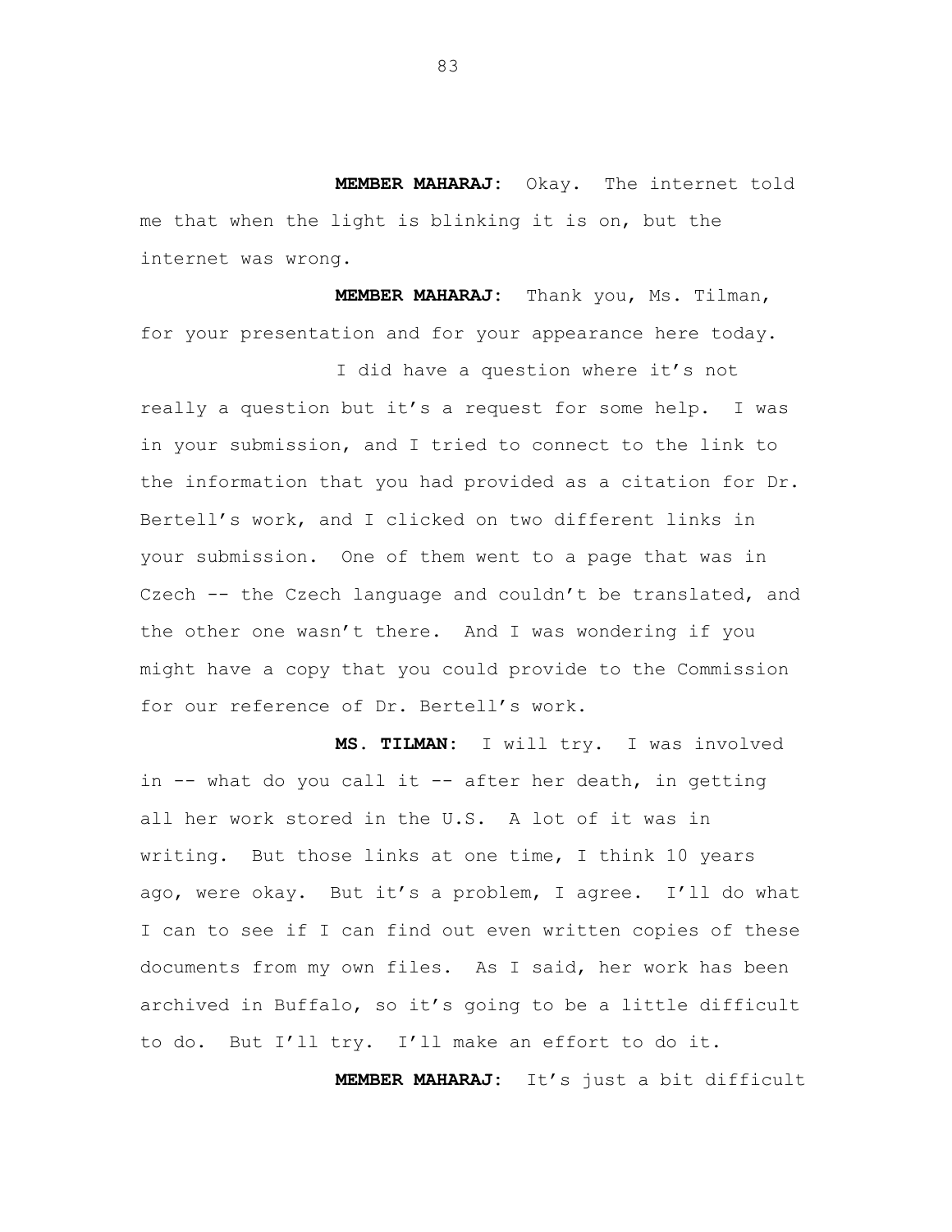**MEMBER MAHARAJ:** Okay. The internet told me that when the light is blinking it is on, but the internet was wrong.

**MEMBER MAHARAJ:** Thank you, Ms. Tilman, for your presentation and for your appearance here today.

I did have a question where it's not really a question but it's a request for some help. I was in your submission, and I tried to connect to the link to the information that you had provided as a citation for Dr. Bertell's work, and I clicked on two different links in your submission. One of them went to a page that was in Czech -- the Czech language and couldn't be translated, and the other one wasn't there. And I was wondering if you might have a copy that you could provide to the Commission for our reference of Dr. Bertell's work.

**MS. TILMAN:** I will try. I was involved in -- what do you call it -- after her death, in getting all her work stored in the U.S. A lot of it was in writing. But those links at one time, I think 10 years ago, were okay. But it's a problem, I agree. I'll do what I can to see if I can find out even written copies of these documents from my own files. As I said, her work has been archived in Buffalo, so it's going to be a little difficult to do. But I'll try. I'll make an effort to do it.

**MEMBER MAHARAJ:** It's just a bit difficult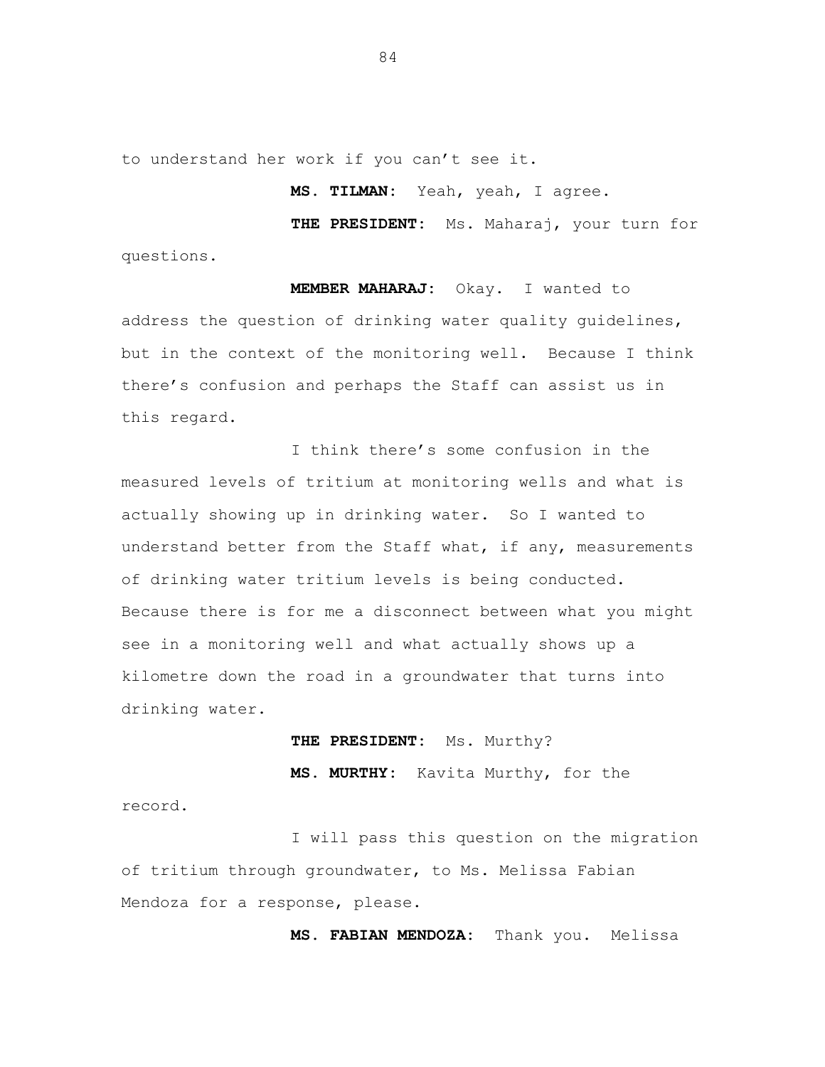to understand her work if you can't see it.

**MS. TILMAN:** Yeah, yeah, I agree.

**THE PRESIDENT:** Ms. Maharaj, your turn for questions.

**MEMBER MAHARAJ:** Okay. I wanted to address the question of drinking water quality guidelines, but in the context of the monitoring well. Because I think there's confusion and perhaps the Staff can assist us in this regard.

I think there's some confusion in the measured levels of tritium at monitoring wells and what is actually showing up in drinking water. So I wanted to understand better from the Staff what, if any, measurements of drinking water tritium levels is being conducted. Because there is for me a disconnect between what you might see in a monitoring well and what actually shows up a kilometre down the road in a groundwater that turns into drinking water.

**THE PRESIDENT:** Ms. Murthy?

**MS. MURTHY:** Kavita Murthy, for the record.

I will pass this question on the migration of tritium through groundwater, to Ms. Melissa Fabian Mendoza for a response, please.

**MS. FABIAN MENDOZA:** Thank you. Melissa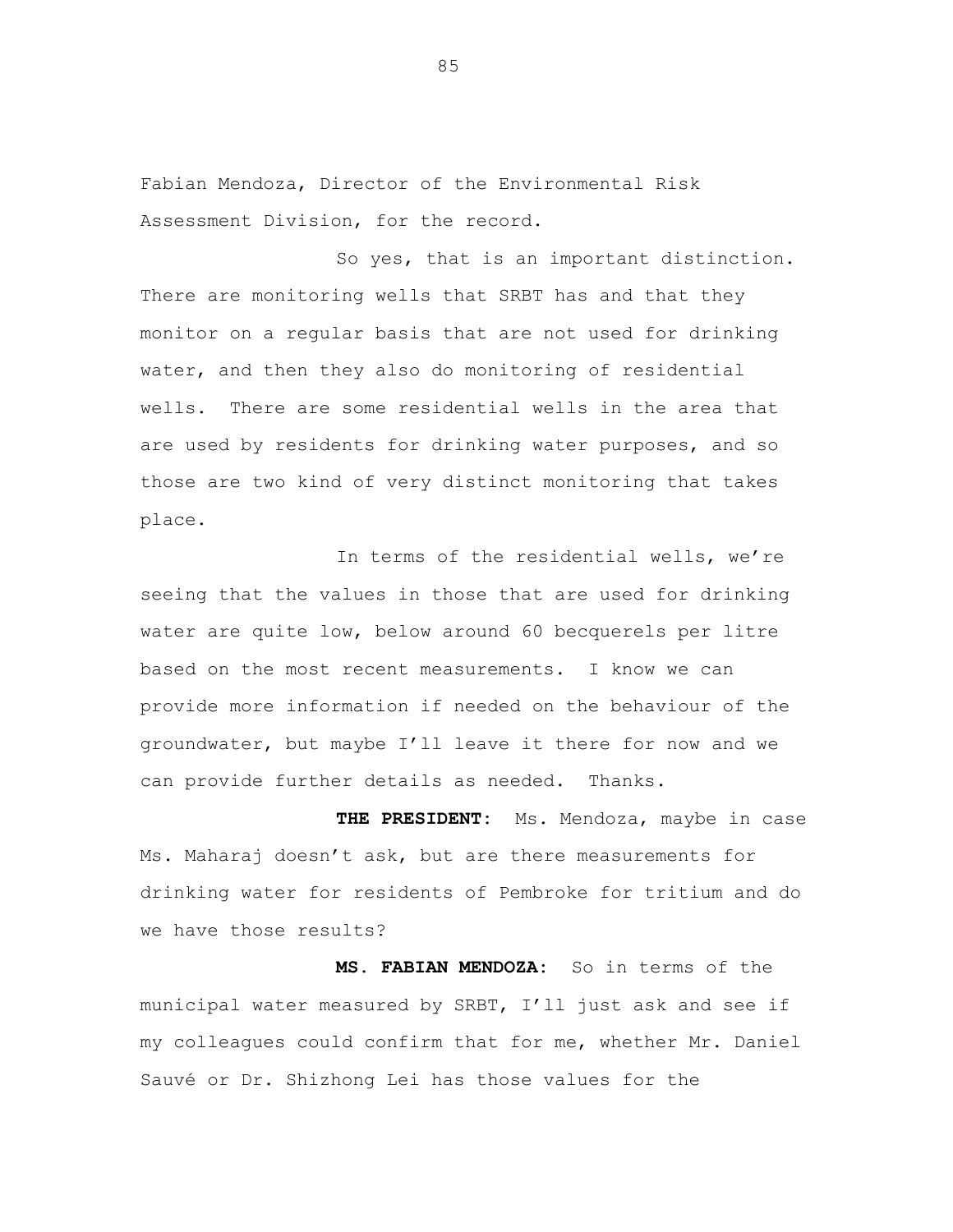Fabian Mendoza, Director of the Environmental Risk Assessment Division, for the record.

So yes, that is an important distinction. There are monitoring wells that SRBT has and that they monitor on a regular basis that are not used for drinking water, and then they also do monitoring of residential wells. There are some residential wells in the area that are used by residents for drinking water purposes, and so those are two kind of very distinct monitoring that takes place.

In terms of the residential wells, we're seeing that the values in those that are used for drinking water are quite low, below around 60 becquerels per litre based on the most recent measurements. I know we can provide more information if needed on the behaviour of the groundwater, but maybe I'll leave it there for now and we can provide further details as needed. Thanks.

**THE PRESIDENT:** Ms. Mendoza, maybe in case Ms. Maharaj doesn't ask, but are there measurements for drinking water for residents of Pembroke for tritium and do we have those results?

**MS. FABIAN MENDOZA:** So in terms of the municipal water measured by SRBT, I'll just ask and see if my colleagues could confirm that for me, whether Mr. Daniel Sauvé or Dr. Shizhong Lei has those values for the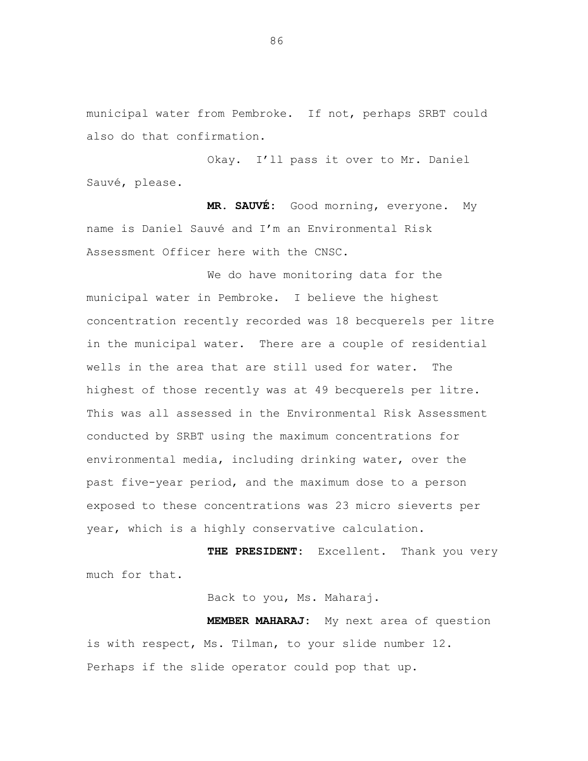municipal water from Pembroke. If not, perhaps SRBT could also do that confirmation.

Okay. I'll pass it over to Mr. Daniel Sauvé, please.

**MR. SAUVÉ:** Good morning, everyone. My name is Daniel Sauvé and I'm an Environmental Risk Assessment Officer here with the CNSC.

We do have monitoring data for the municipal water in Pembroke. I believe the highest concentration recently recorded was 18 becquerels per litre in the municipal water. There are a couple of residential wells in the area that are still used for water. The highest of those recently was at 49 becquerels per litre. This was all assessed in the Environmental Risk Assessment conducted by SRBT using the maximum concentrations for environmental media, including drinking water, over the past five-year period, and the maximum dose to a person exposed to these concentrations was 23 micro sieverts per year, which is a highly conservative calculation.

**THE PRESIDENT:** Excellent. Thank you very much for that.

Back to you, Ms. Maharaj.

**MEMBER MAHARAJ:** My next area of question is with respect, Ms. Tilman, to your slide number 12. Perhaps if the slide operator could pop that up.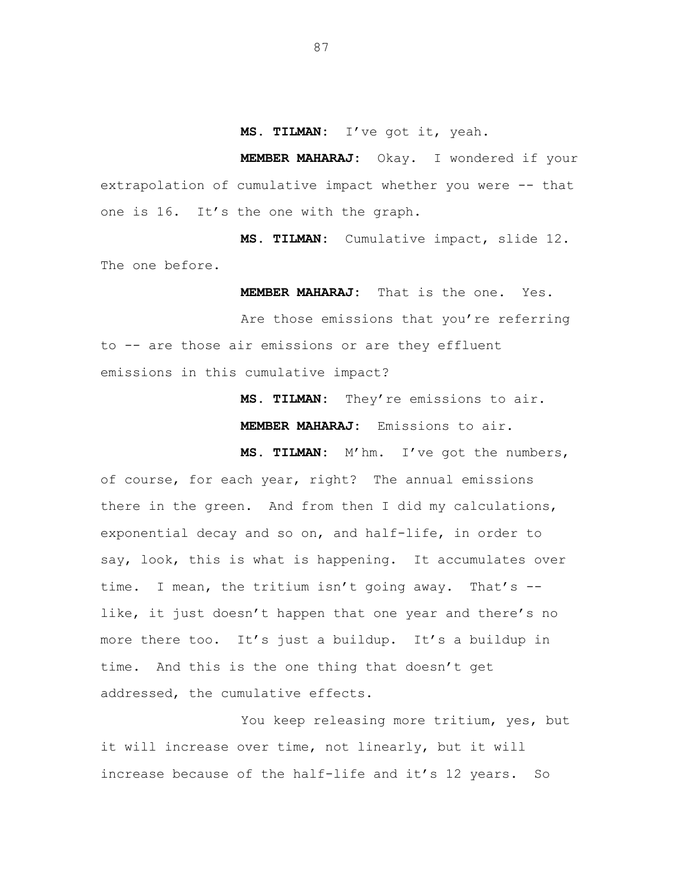**MS. TILMAN:** I've got it, yeah.

**MEMBER MAHARAJ:** Okay. I wondered if your extrapolation of cumulative impact whether you were -- that one is 16. It's the one with the graph.

**MS. TILMAN:** Cumulative impact, slide 12. The one before.

**MEMBER MAHARAJ:** That is the one. Yes.

Are those emissions that you're referring to -- are those air emissions or are they effluent emissions in this cumulative impact?

**MS. TILMAN:** They're emissions to air.

**MEMBER MAHARAJ:** Emissions to air.

**MS. TILMAN:** M'hm. I've got the numbers, of course, for each year, right? The annual emissions there in the green. And from then I did my calculations, exponential decay and so on, and half-life, in order to say, look, this is what is happening. It accumulates over time. I mean, the tritium isn't going away. That's -- like, it just doesn't happen that one year and there's no more there too. It's just a buildup. It's a buildup in time. And this is the one thing that doesn't get addressed, the cumulative effects.

You keep releasing more tritium, yes, but it will increase over time, not linearly, but it will increase because of the half-life and it's 12 years. So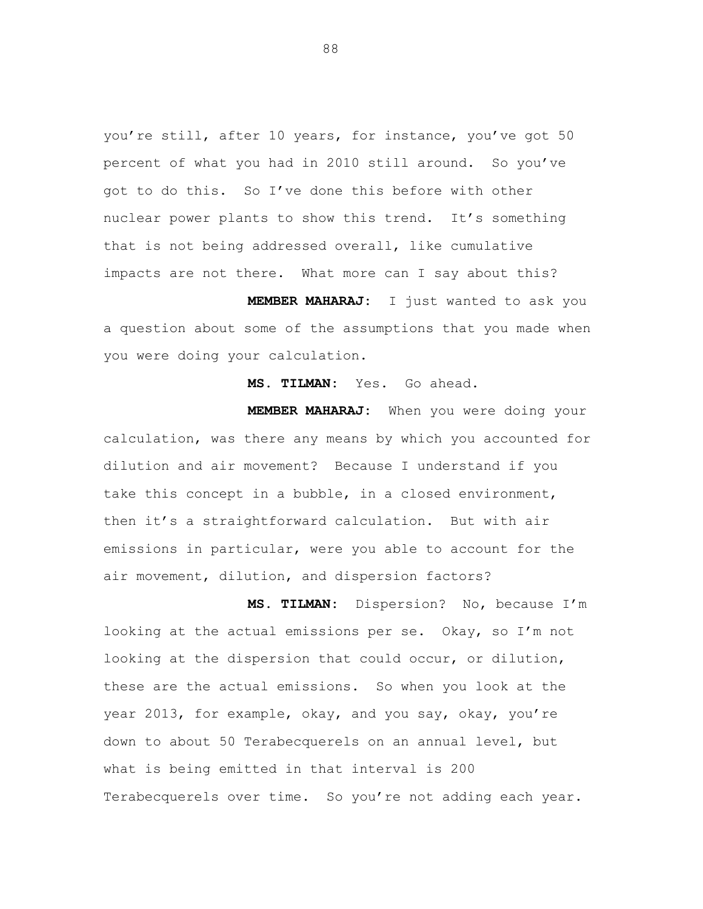you're still, after 10 years, for instance, you've got 50 percent of what you had in 2010 still around. So you've got to do this. So I've done this before with other nuclear power plants to show this trend. It's something that is not being addressed overall, like cumulative impacts are not there. What more can I say about this?

**MEMBER MAHARAJ:** I just wanted to ask you a question about some of the assumptions that you made when you were doing your calculation.

**MS. TILMAN:** Yes. Go ahead.

**MEMBER MAHARAJ:** When you were doing your calculation, was there any means by which you accounted for dilution and air movement? Because I understand if you take this concept in a bubble, in a closed environment, then it's a straightforward calculation. But with air emissions in particular, were you able to account for the air movement, dilution, and dispersion factors?

**MS. TILMAN:** Dispersion? No, because I'm looking at the actual emissions per se. Okay, so I'm not looking at the dispersion that could occur, or dilution, these are the actual emissions. So when you look at the year 2013, for example, okay, and you say, okay, you're down to about 50 Terabecquerels on an annual level, but what is being emitted in that interval is 200 Terabecquerels over time. So you're not adding each year.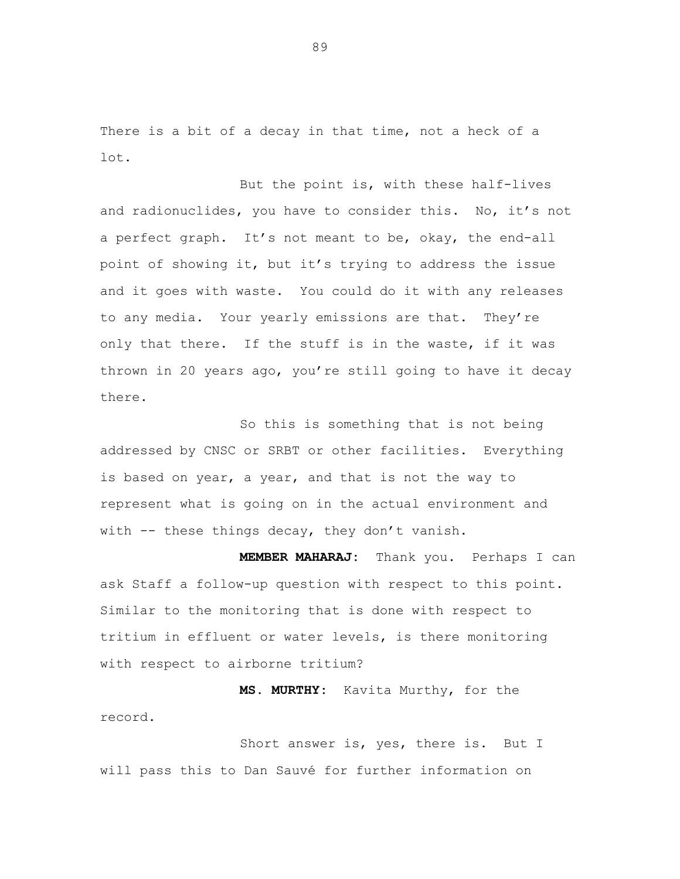There is a bit of a decay in that time, not a heck of a lot.

But the point is, with these half-lives and radionuclides, you have to consider this. No, it's not a perfect graph. It's not meant to be, okay, the end-all point of showing it, but it's trying to address the issue and it goes with waste. You could do it with any releases to any media. Your yearly emissions are that. They're only that there. If the stuff is in the waste, if it was thrown in 20 years ago, you're still going to have it decay there.

So this is something that is not being addressed by CNSC or SRBT or other facilities. Everything is based on year, a year, and that is not the way to represent what is going on in the actual environment and with -- these things decay, they don't vanish.

**MEMBER MAHARAJ:** Thank you. Perhaps I can ask Staff a follow-up question with respect to this point. Similar to the monitoring that is done with respect to tritium in effluent or water levels, is there monitoring with respect to airborne tritium?

**MS. MURTHY:** Kavita Murthy, for the record.

Short answer is, yes, there is. But I will pass this to Dan Sauvé for further information on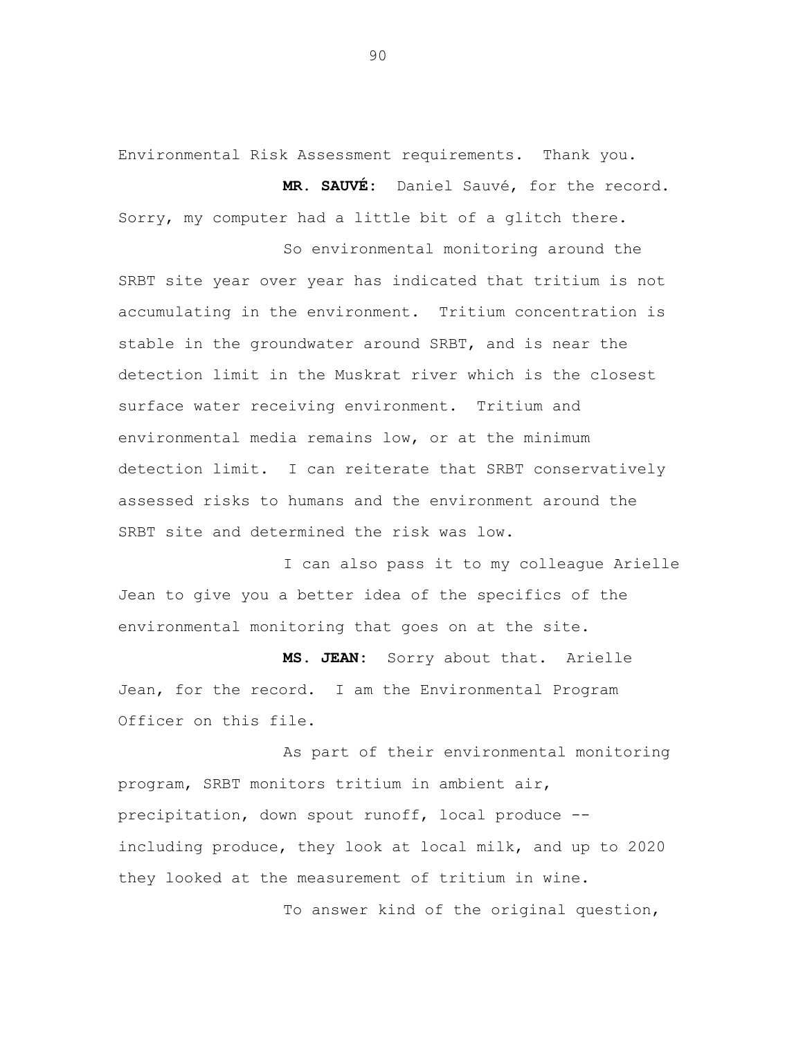Environmental Risk Assessment requirements. Thank you.

**MR. SAUVÉ:** Daniel Sauvé, for the record. Sorry, my computer had a little bit of a glitch there.

So environmental monitoring around the SRBT site year over year has indicated that tritium is not accumulating in the environment. Tritium concentration is stable in the groundwater around SRBT, and is near the detection limit in the Muskrat river which is the closest surface water receiving environment. Tritium and environmental media remains low, or at the minimum detection limit. I can reiterate that SRBT conservatively assessed risks to humans and the environment around the SRBT site and determined the risk was low.

I can also pass it to my colleague Arielle Jean to give you a better idea of the specifics of the environmental monitoring that goes on at the site.

**MS. JEAN:** Sorry about that. Arielle Jean, for the record. I am the Environmental Program Officer on this file.

As part of their environmental monitoring program, SRBT monitors tritium in ambient air, precipitation, down spout runoff, local produce -- including produce, they look at local milk, and up to 2020 they looked at the measurement of tritium in wine.

To answer kind of the original question,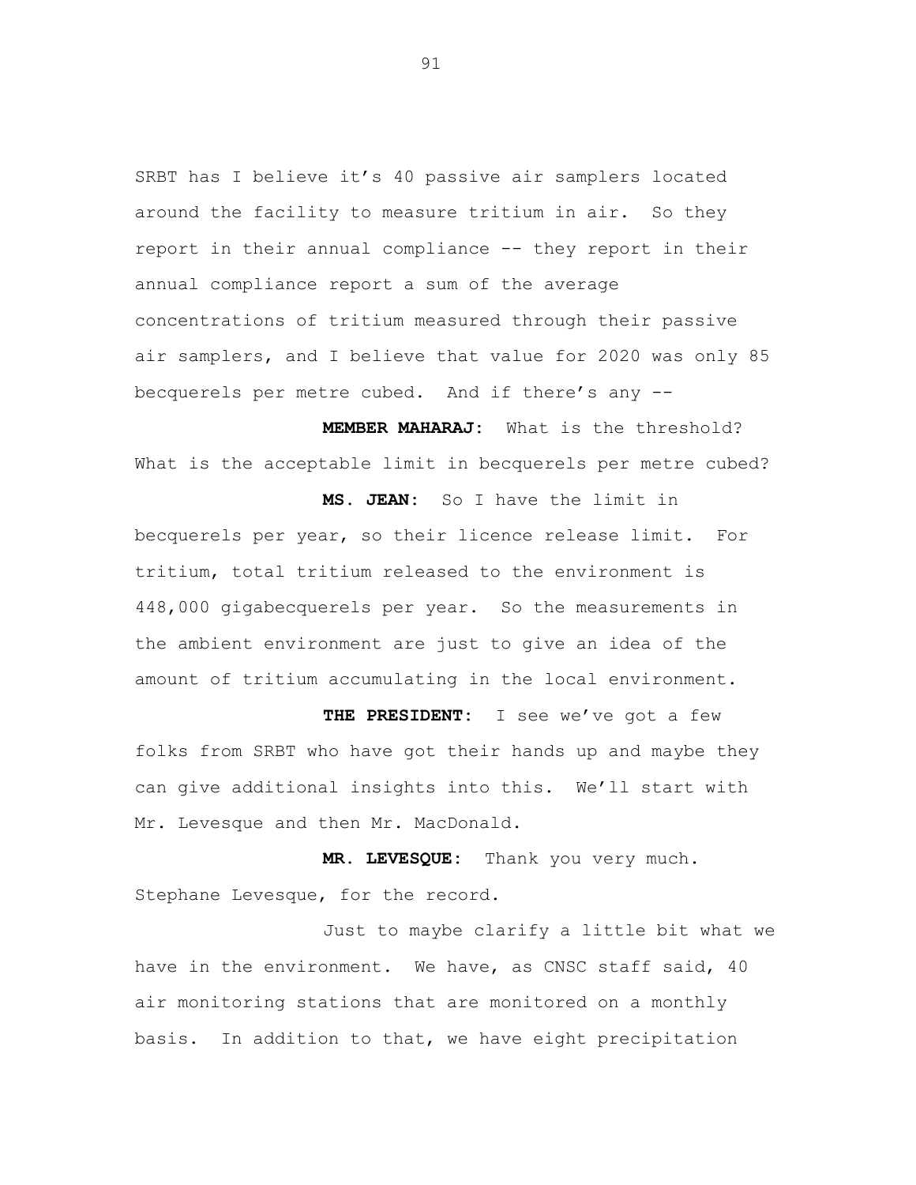SRBT has I believe it's 40 passive air samplers located around the facility to measure tritium in air. So they report in their annual compliance -- they report in their annual compliance report a sum of the average concentrations of tritium measured through their passive air samplers, and I believe that value for 2020 was only 85 becquerels per metre cubed. And if there's any --

**MEMBER MAHARAJ:** What is the threshold? What is the acceptable limit in becquerels per metre cubed?

**MS. JEAN:** So I have the limit in becquerels per year, so their licence release limit. For tritium, total tritium released to the environment is 448,000 gigabecquerels per year. So the measurements in the ambient environment are just to give an idea of the amount of tritium accumulating in the local environment.

**THE PRESIDENT:** I see we've got a few folks from SRBT who have got their hands up and maybe they can give additional insights into this. We'll start with Mr. Levesque and then Mr. MacDonald.

**MR. LEVESQUE:** Thank you very much. Stephane Levesque, for the record.

Just to maybe clarify a little bit what we have in the environment. We have, as CNSC staff said, 40 air monitoring stations that are monitored on a monthly basis. In addition to that, we have eight precipitation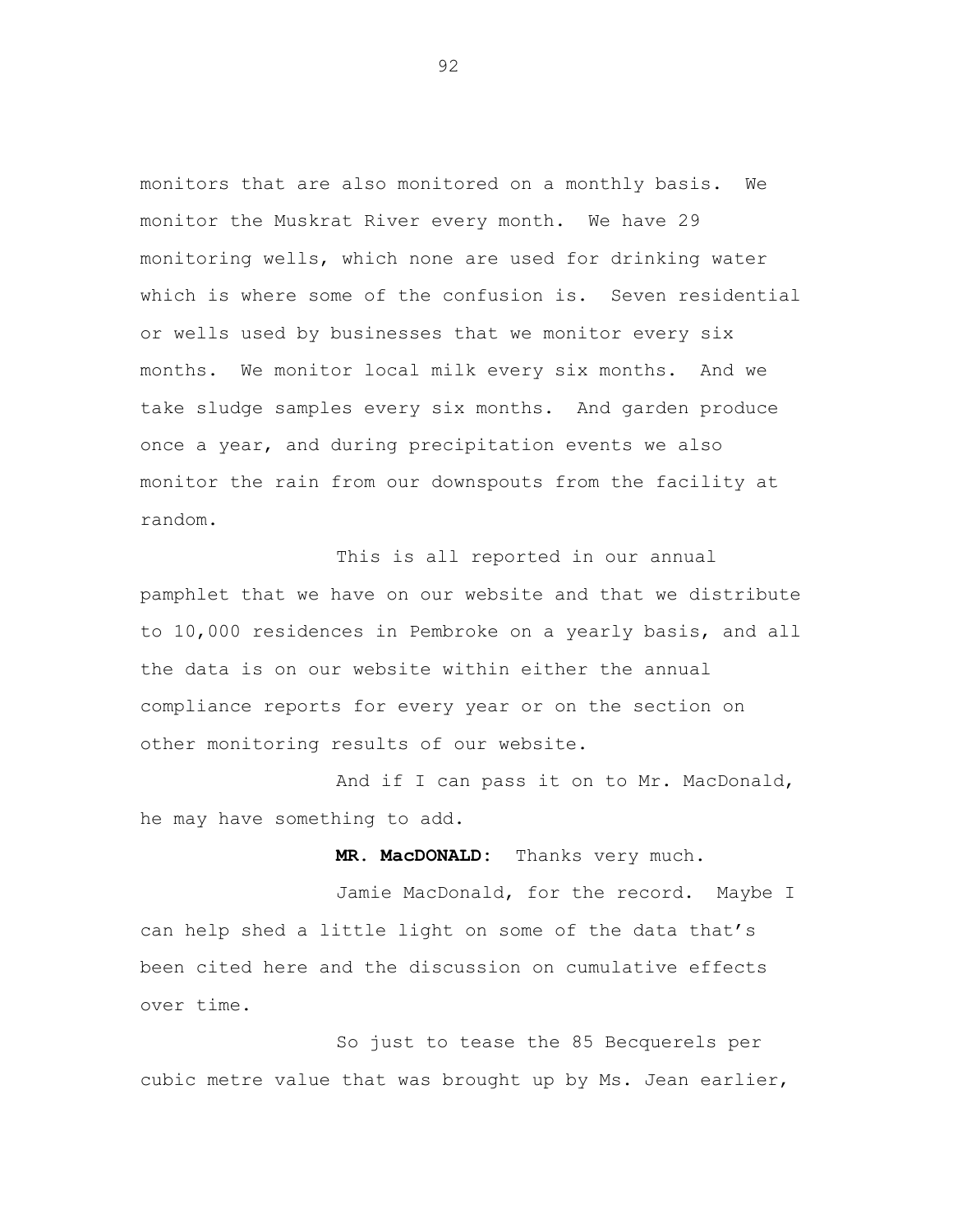monitors that are also monitored on a monthly basis. We monitor the Muskrat River every month. We have 29 monitoring wells, which none are used for drinking water which is where some of the confusion is. Seven residential or wells used by businesses that we monitor every six months. We monitor local milk every six months. And we take sludge samples every six months. And garden produce once a year, and during precipitation events we also monitor the rain from our downspouts from the facility at random.

This is all reported in our annual pamphlet that we have on our website and that we distribute to 10,000 residences in Pembroke on a yearly basis, and all the data is on our website within either the annual compliance reports for every year or on the section on other monitoring results of our website.

And if I can pass it on to Mr. MacDonald, he may have something to add.

**MR. MacDONALD:** Thanks very much.

Jamie MacDonald, for the record. Maybe I can help shed a little light on some of the data that's been cited here and the discussion on cumulative effects over time.

So just to tease the 85 Becquerels per cubic metre value that was brought up by Ms. Jean earlier,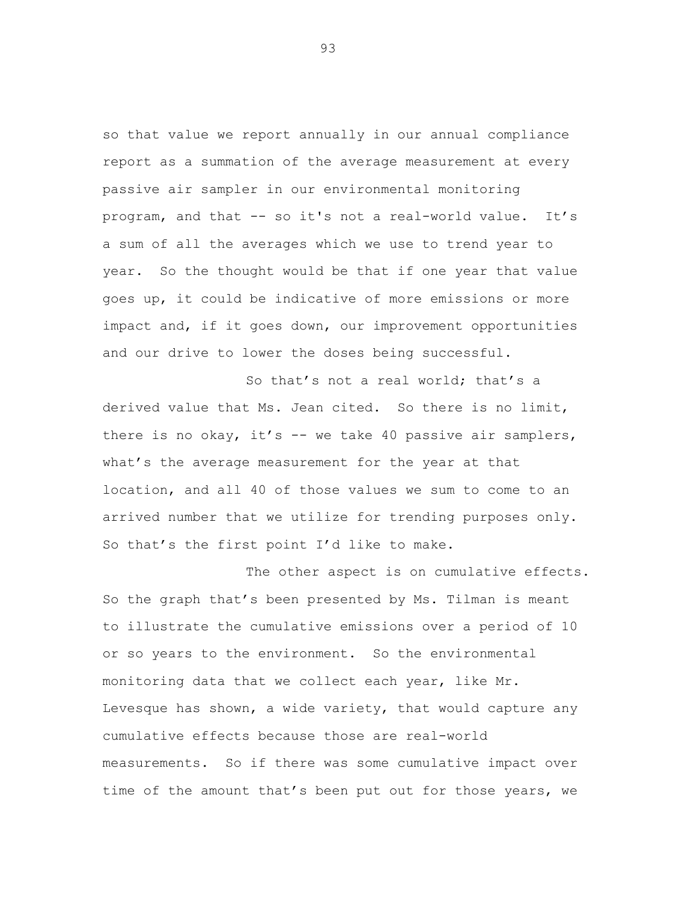so that value we report annually in our annual compliance report as a summation of the average measurement at every passive air sampler in our environmental monitoring program, and that -- so it's not a real-world value. It's a sum of all the averages which we use to trend year to year. So the thought would be that if one year that value goes up, it could be indicative of more emissions or more impact and, if it goes down, our improvement opportunities and our drive to lower the doses being successful.

So that's not a real world; that's a derived value that Ms. Jean cited. So there is no limit, there is no okay, it's -- we take 40 passive air samplers, what's the average measurement for the year at that location, and all 40 of those values we sum to come to an arrived number that we utilize for trending purposes only. So that's the first point I'd like to make.

The other aspect is on cumulative effects. So the graph that's been presented by Ms. Tilman is meant to illustrate the cumulative emissions over a period of 10 or so years to the environment. So the environmental monitoring data that we collect each year, like Mr. Levesque has shown, a wide variety, that would capture any cumulative effects because those are real-world measurements. So if there was some cumulative impact over time of the amount that's been put out for those years, we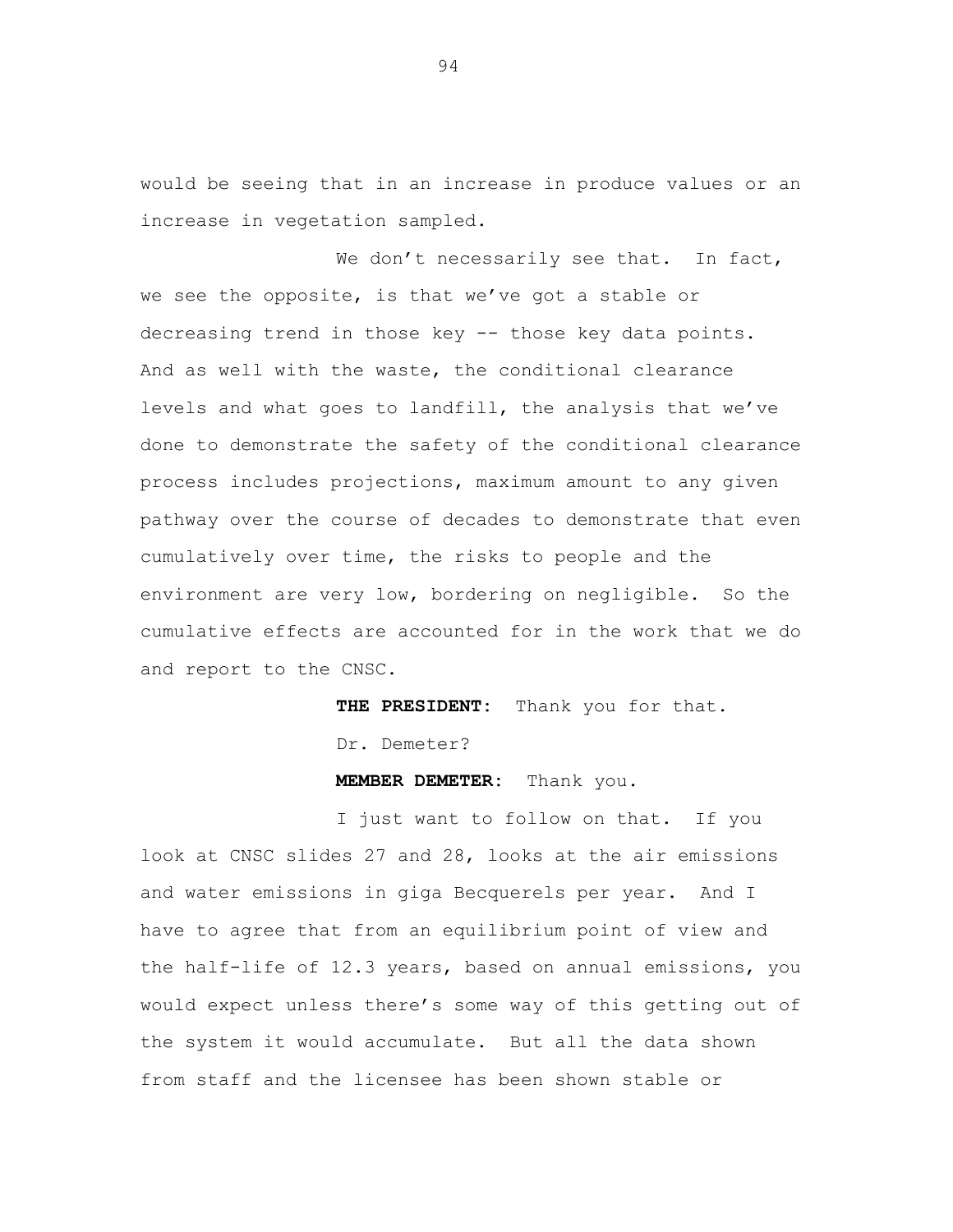would be seeing that in an increase in produce values or an increase in vegetation sampled.

We don't necessarily see that. In fact, we see the opposite, is that we've got a stable or decreasing trend in those key -- those key data points. And as well with the waste, the conditional clearance levels and what goes to landfill, the analysis that we've done to demonstrate the safety of the conditional clearance process includes projections, maximum amount to any given pathway over the course of decades to demonstrate that even cumulatively over time, the risks to people and the environment are very low, bordering on negligible. So the cumulative effects are accounted for in the work that we do and report to the CNSC.

**THE PRESIDENT:** Thank you for that.

Dr. Demeter?

**MEMBER DEMETER:** Thank you.

I just want to follow on that. If you look at CNSC slides 27 and 28, looks at the air emissions and water emissions in giga Becquerels per year. And I have to agree that from an equilibrium point of view and the half-life of 12.3 years, based on annual emissions, you would expect unless there's some way of this getting out of the system it would accumulate. But all the data shown from staff and the licensee has been shown stable or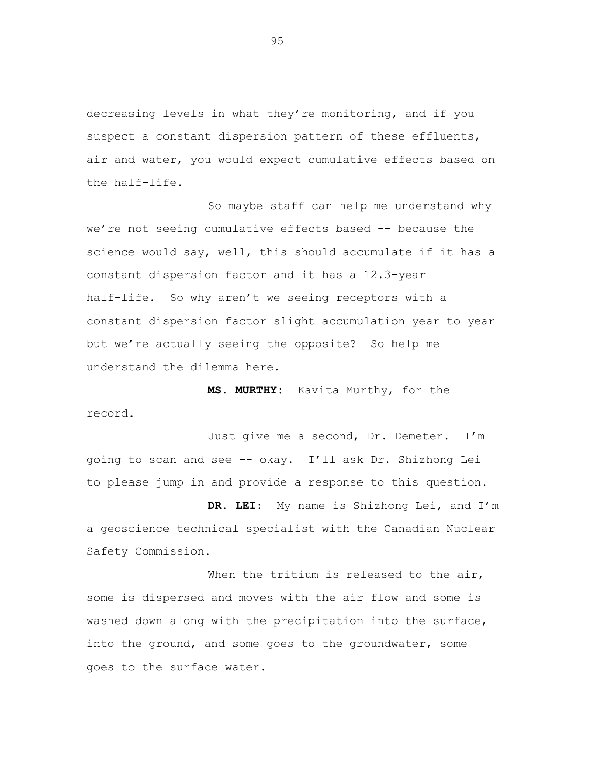decreasing levels in what they're monitoring, and if you suspect a constant dispersion pattern of these effluents, air and water, you would expect cumulative effects based on the half-life.

So maybe staff can help me understand why we're not seeing cumulative effects based -- because the science would say, well, this should accumulate if it has a constant dispersion factor and it has a 12.3-year half-life. So why aren't we seeing receptors with a constant dispersion factor slight accumulation year to year but we're actually seeing the opposite? So help me understand the dilemma here.

**MS. MURTHY:** Kavita Murthy, for the record.

Just give me a second, Dr. Demeter. I'm going to scan and see -- okay. I'll ask Dr. Shizhong Lei to please jump in and provide a response to this question.

**DR. LEI:** My name is Shizhong Lei, and I'm a geoscience technical specialist with the Canadian Nuclear Safety Commission.

When the tritium is released to the air, some is dispersed and moves with the air flow and some is washed down along with the precipitation into the surface, into the ground, and some goes to the groundwater, some goes to the surface water.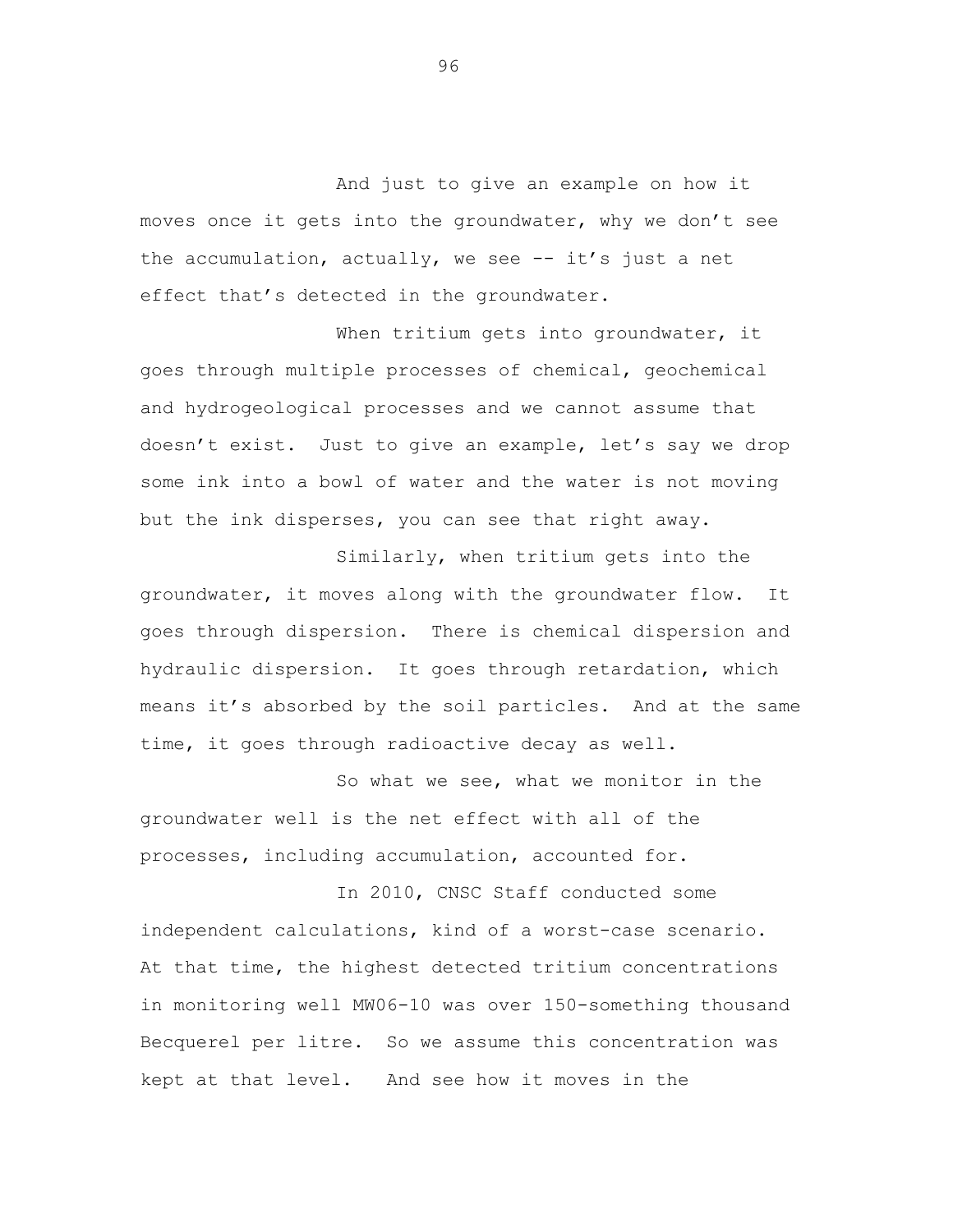And just to give an example on how it moves once it gets into the groundwater, why we don't see the accumulation, actually, we see -- it's just a net effect that's detected in the groundwater.

When tritium gets into groundwater, it goes through multiple processes of chemical, geochemical and hydrogeological processes and we cannot assume that doesn't exist. Just to give an example, let's say we drop some ink into a bowl of water and the water is not moving but the ink disperses, you can see that right away.

Similarly, when tritium gets into the groundwater, it moves along with the groundwater flow. It goes through dispersion. There is chemical dispersion and hydraulic dispersion. It goes through retardation, which means it's absorbed by the soil particles. And at the same time, it goes through radioactive decay as well.

So what we see, what we monitor in the groundwater well is the net effect with all of the processes, including accumulation, accounted for.

In 2010, CNSC Staff conducted some independent calculations, kind of a worst-case scenario. At that time, the highest detected tritium concentrations in monitoring well MW06-10 was over 150-something thousand Becquerel per litre. So we assume this concentration was kept at that level. And see how it moves in the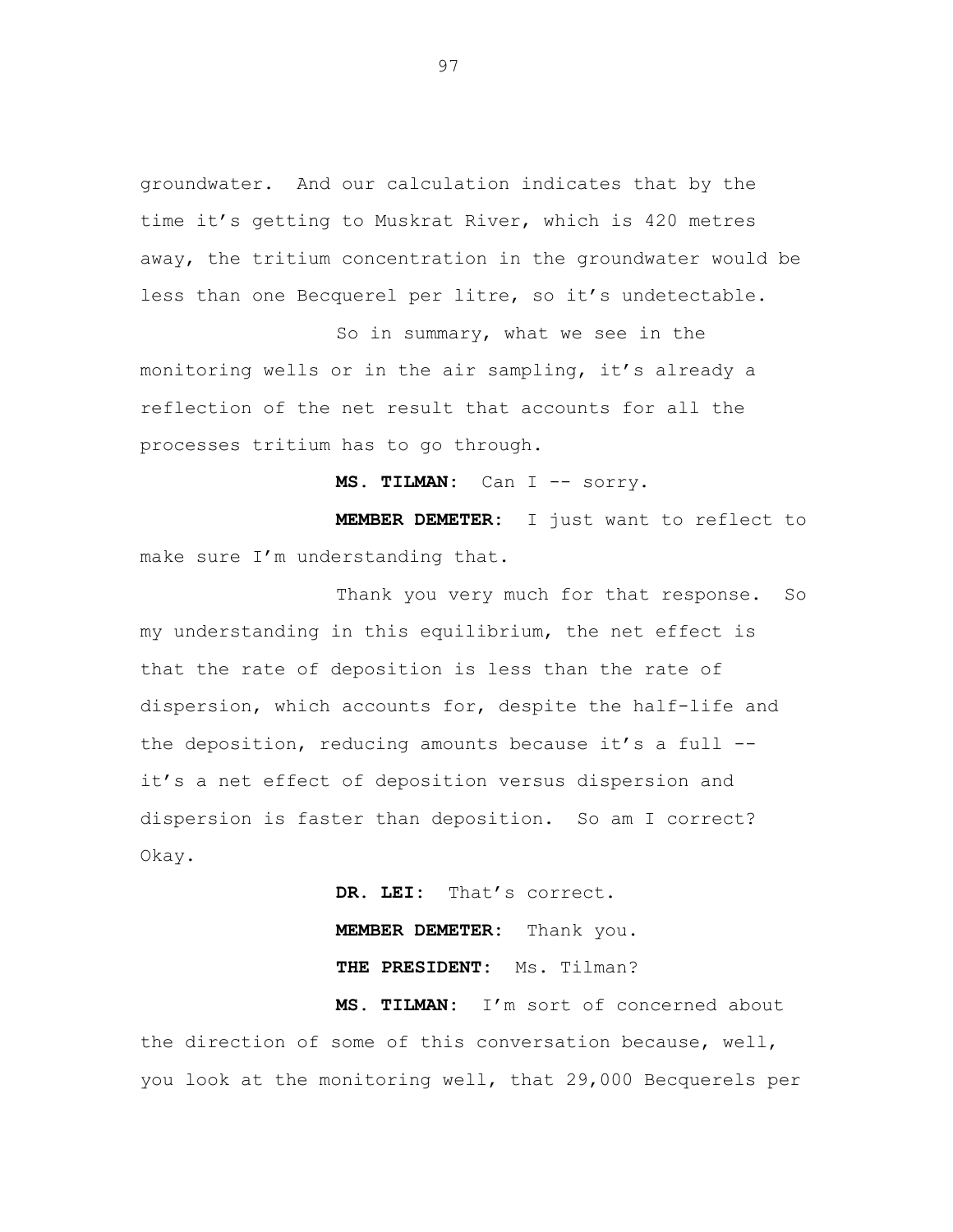groundwater. And our calculation indicates that by the time it's getting to Muskrat River, which is 420 metres away, the tritium concentration in the groundwater would be less than one Becquerel per litre, so it's undetectable.

So in summary, what we see in the monitoring wells or in the air sampling, it's already a reflection of the net result that accounts for all the processes tritium has to go through.

**MS. TILMAN:** Can I -- sorry.

**MEMBER DEMETER:** I just want to reflect to make sure I'm understanding that.

Thank you very much for that response. So my understanding in this equilibrium, the net effect is that the rate of deposition is less than the rate of dispersion, which accounts for, despite the half-life and the deposition, reducing amounts because it's a full -- it's a net effect of deposition versus dispersion and dispersion is faster than deposition. So am I correct? Okay.

**DR. LEI:** That's correct.

**MEMBER DEMETER:** Thank you.

**THE PRESIDENT:** Ms. Tilman?

**MS. TILMAN:** I'm sort of concerned about the direction of some of this conversation because, well, you look at the monitoring well, that 29,000 Becquerels per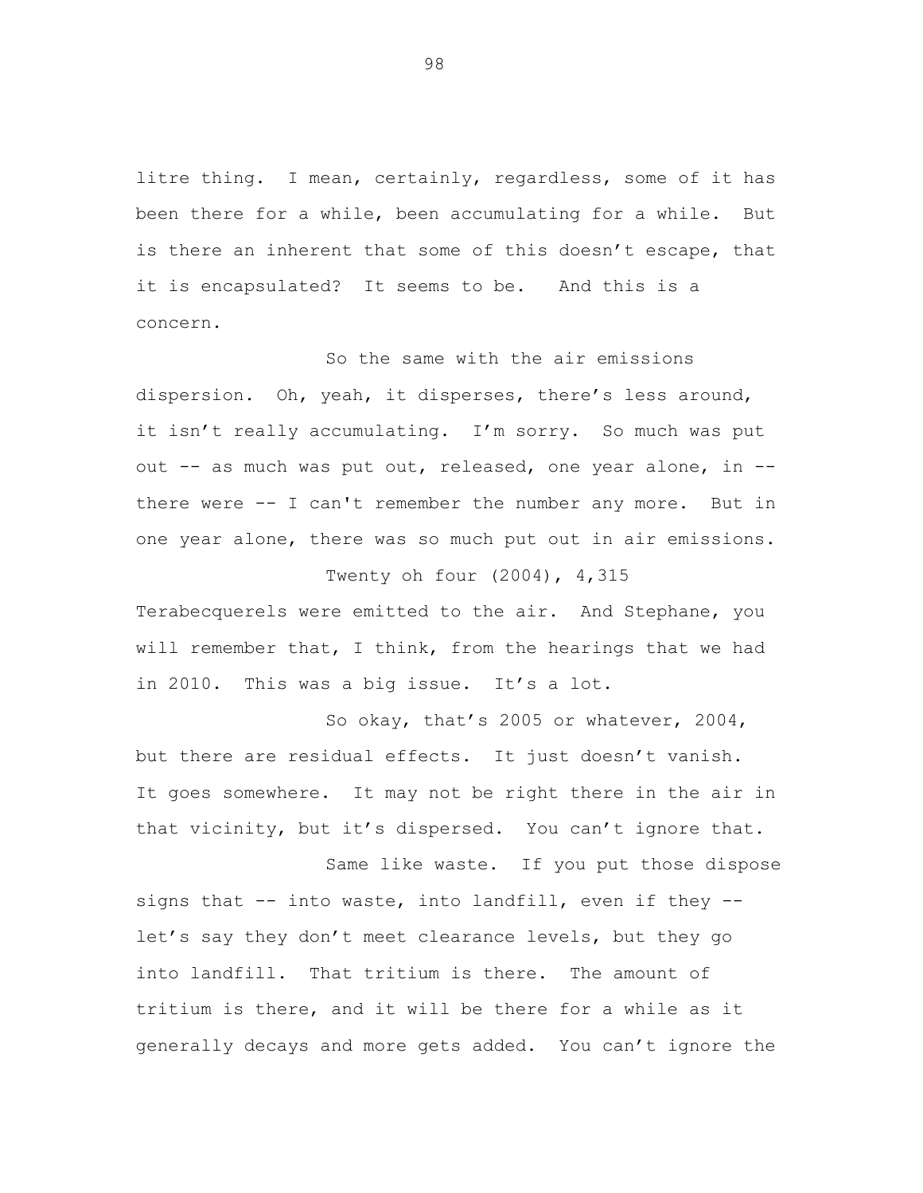litre thing. I mean, certainly, regardless, some of it has been there for a while, been accumulating for a while. But is there an inherent that some of this doesn't escape, that it is encapsulated? It seems to be. And this is a concern.

So the same with the air emissions dispersion. Oh, yeah, it disperses, there's less around, it isn't really accumulating. I'm sorry. So much was put out -- as much was put out, released, one year alone, in -- there were -- I can't remember the number any more. But in one year alone, there was so much put out in air emissions.

Twenty oh four (2004), 4,315 Terabecquerels were emitted to the air. And Stephane, you will remember that, I think, from the hearings that we had in 2010. This was a big issue. It's a lot.

So okay, that's 2005 or whatever, 2004, but there are residual effects. It just doesn't vanish. It goes somewhere. It may not be right there in the air in that vicinity, but it's dispersed. You can't ignore that.

Same like waste. If you put those dispose signs that -- into waste, into landfill, even if they -- let's say they don't meet clearance levels, but they go into landfill. That tritium is there. The amount of tritium is there, and it will be there for a while as it generally decays and more gets added. You can't ignore the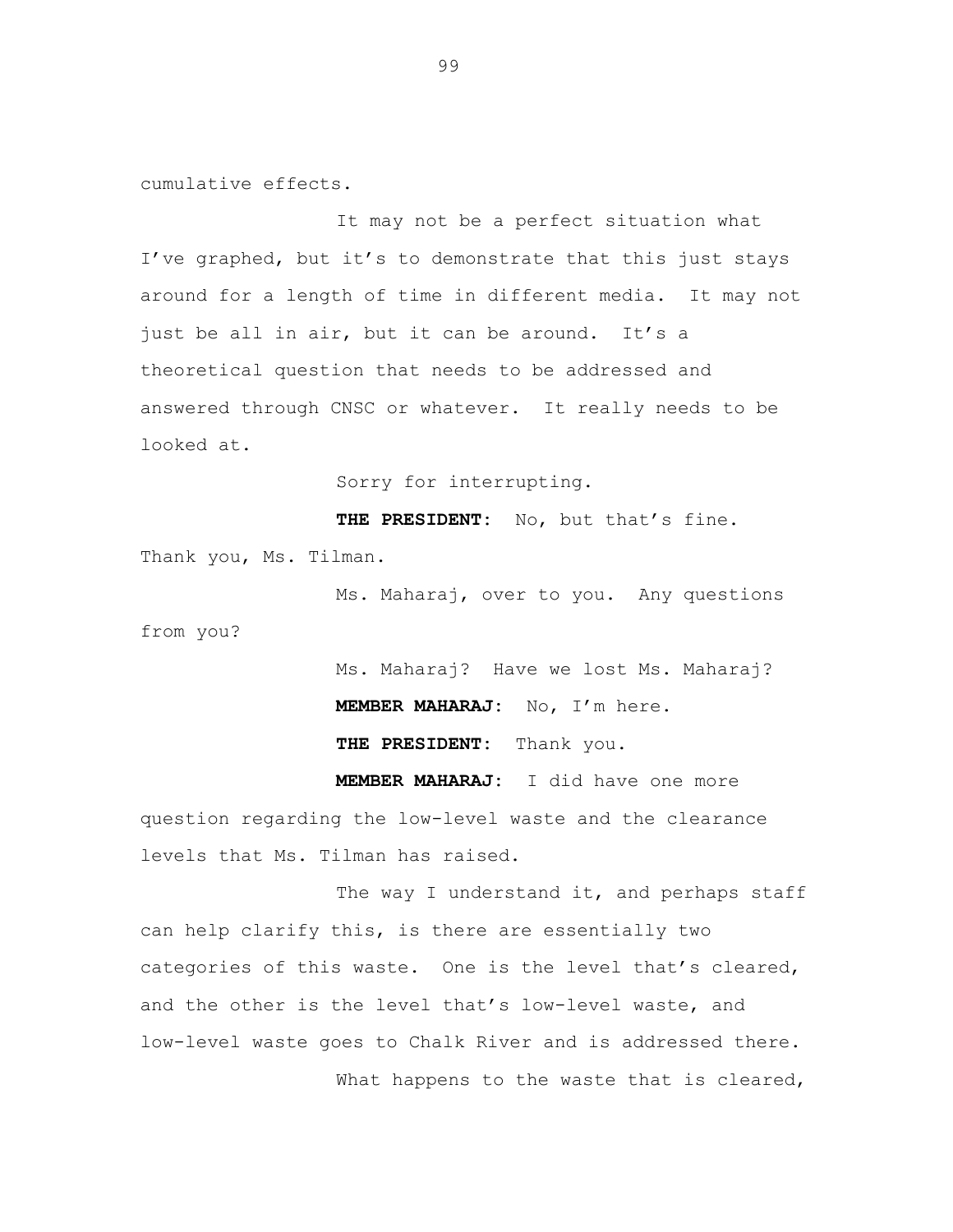cumulative effects.

It may not be a perfect situation what I've graphed, but it's to demonstrate that this just stays around for a length of time in different media. It may not just be all in air, but it can be around. It's a theoretical question that needs to be addressed and answered through CNSC or whatever. It really needs to be looked at.

Sorry for interrupting.

**THE PRESIDENT:** No, but that's fine. Thank you, Ms. Tilman.

Ms. Maharaj, over to you. Any questions from you?

Ms. Maharaj? Have we lost Ms. Maharaj?

**MEMBER MAHARAJ:** No, I'm here.

**THE PRESIDENT:** Thank you.

**MEMBER MAHARAJ:** I did have one more question regarding the low-level waste and the clearance levels that Ms. Tilman has raised.

The way I understand it, and perhaps staff can help clarify this, is there are essentially two categories of this waste. One is the level that's cleared, and the other is the level that's low-level waste, and low-level waste goes to Chalk River and is addressed there.

What happens to the waste that is cleared,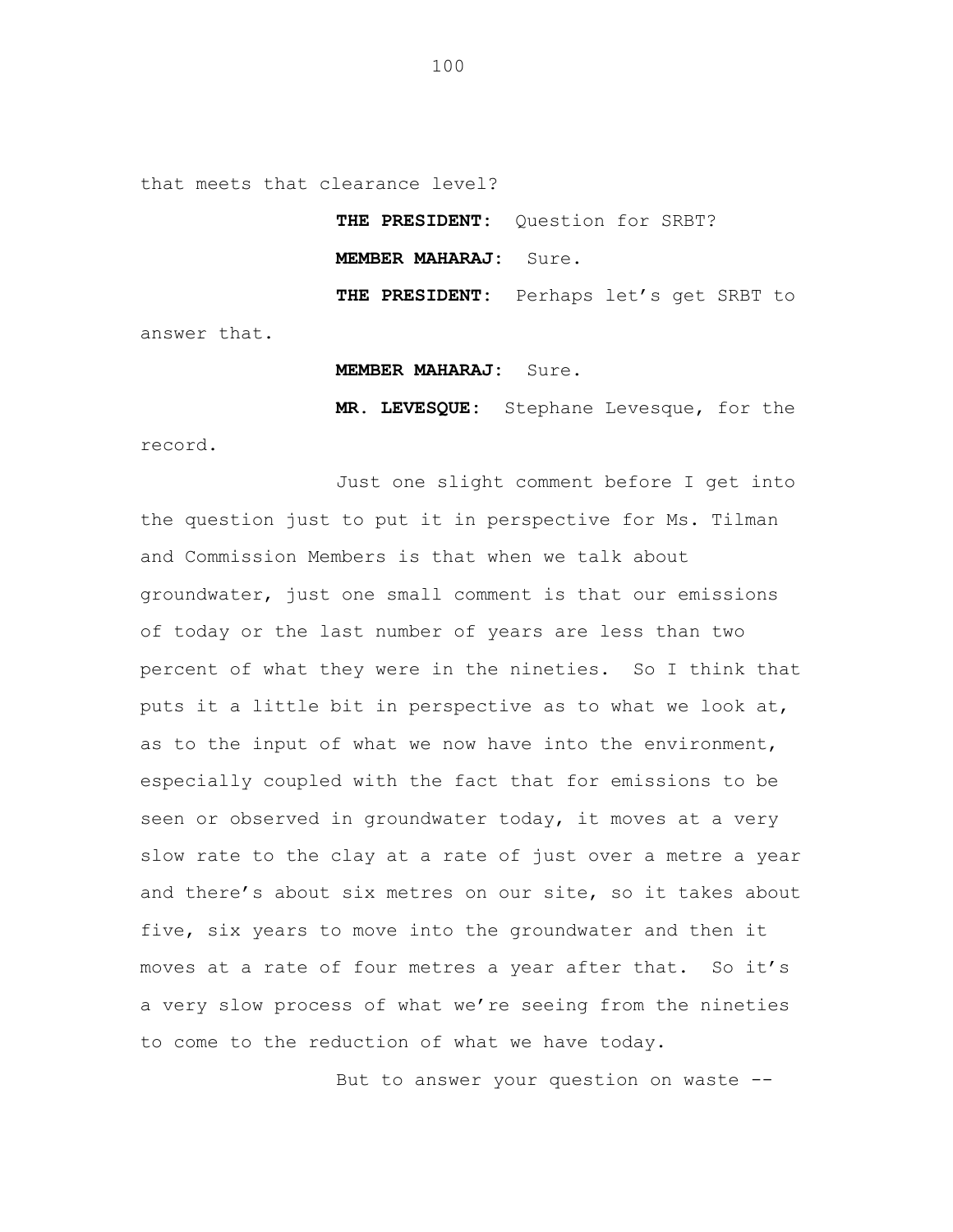that meets that clearance level?

**THE PRESIDENT:** Question for SRBT?

**MEMBER MAHARAJ:** Sure.

**THE PRESIDENT:** Perhaps let's get SRBT to answer that.

**MEMBER MAHARAJ:** Sure.

**MR. LEVESQUE:** Stephane Levesque, for the record.

Just one slight comment before I get into the question just to put it in perspective for Ms. Tilman and Commission Members is that when we talk about groundwater, just one small comment is that our emissions of today or the last number of years are less than two percent of what they were in the nineties. So I think that puts it a little bit in perspective as to what we look at, as to the input of what we now have into the environment, especially coupled with the fact that for emissions to be seen or observed in groundwater today, it moves at a very slow rate to the clay at a rate of just over a metre a year and there's about six metres on our site, so it takes about five, six years to move into the groundwater and then it moves at a rate of four metres a year after that. So it's a very slow process of what we're seeing from the nineties to come to the reduction of what we have today.

But to answer your question on waste --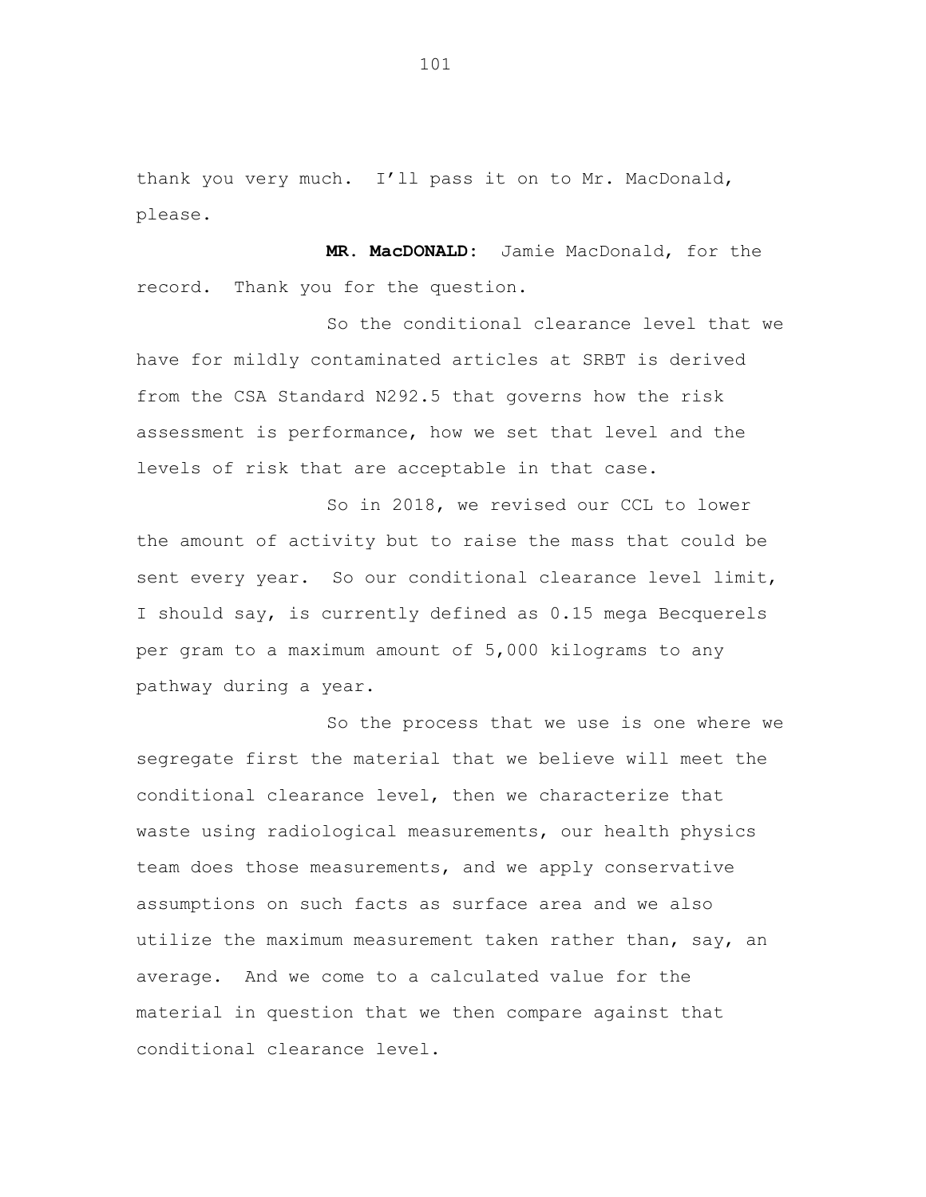thank you very much. I'll pass it on to Mr. MacDonald, please.

**MR. MacDONALD:** Jamie MacDonald, for the record. Thank you for the question.

So the conditional clearance level that we have for mildly contaminated articles at SRBT is derived from the CSA Standard N292.5 that governs how the risk assessment is performance, how we set that level and the levels of risk that are acceptable in that case.

So in 2018, we revised our CCL to lower the amount of activity but to raise the mass that could be sent every year. So our conditional clearance level limit, I should say, is currently defined as 0.15 mega Becquerels per gram to a maximum amount of 5,000 kilograms to any pathway during a year.

So the process that we use is one where we segregate first the material that we believe will meet the conditional clearance level, then we characterize that waste using radiological measurements, our health physics team does those measurements, and we apply conservative assumptions on such facts as surface area and we also utilize the maximum measurement taken rather than, say, an average. And we come to a calculated value for the material in question that we then compare against that conditional clearance level.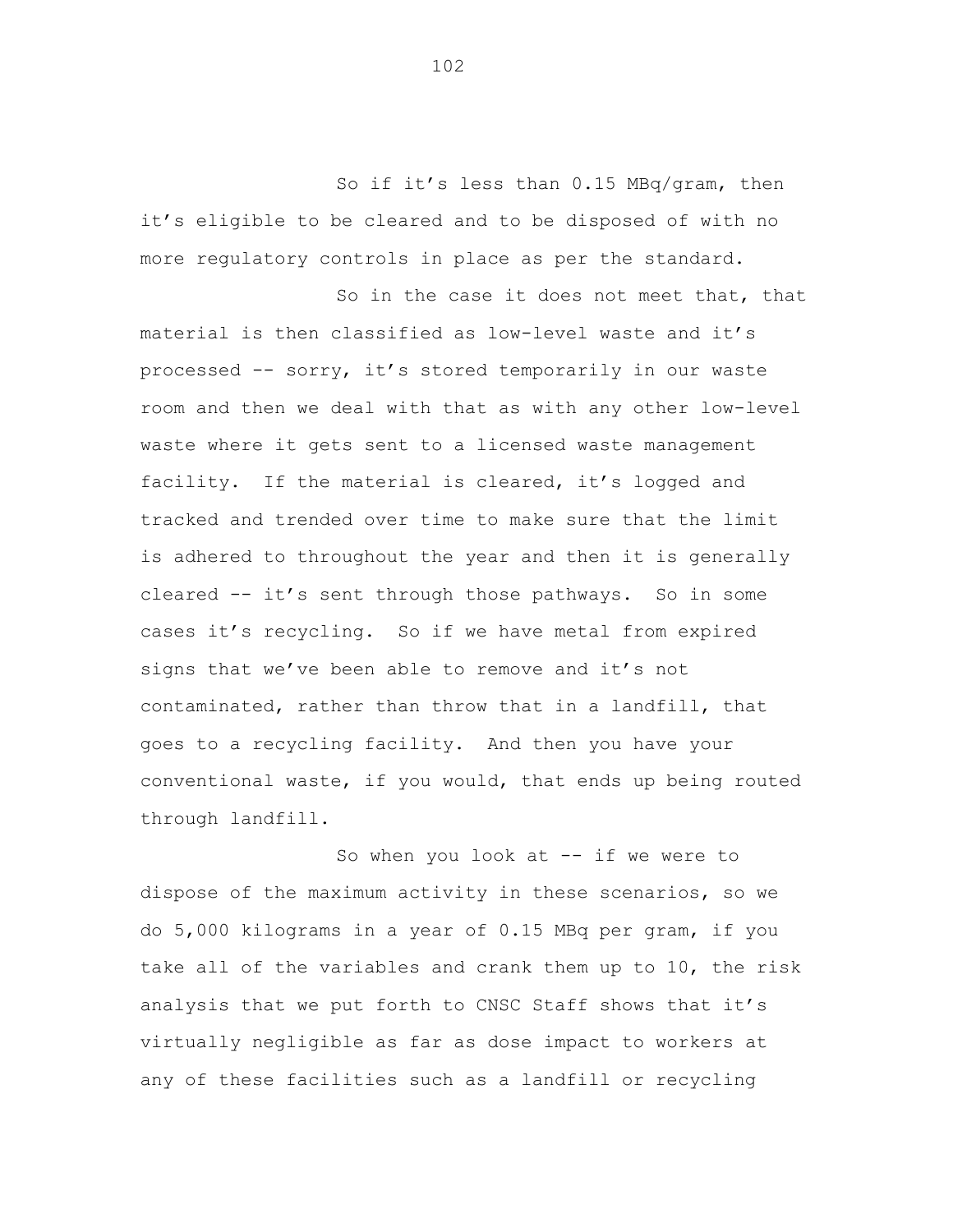So if it's less than 0.15 MBq/gram, then it's eligible to be cleared and to be disposed of with no more regulatory controls in place as per the standard.

So in the case it does not meet that, that material is then classified as low-level waste and it's processed -- sorry, it's stored temporarily in our waste room and then we deal with that as with any other low-level waste where it gets sent to a licensed waste management facility. If the material is cleared, it's logged and tracked and trended over time to make sure that the limit is adhered to throughout the year and then it is generally cleared -- it's sent through those pathways. So in some cases it's recycling. So if we have metal from expired signs that we've been able to remove and it's not contaminated, rather than throw that in a landfill, that goes to a recycling facility. And then you have your conventional waste, if you would, that ends up being routed through landfill.

So when you look at -- if we were to dispose of the maximum activity in these scenarios, so we do 5,000 kilograms in a year of 0.15 MBq per gram, if you take all of the variables and crank them up to 10, the risk analysis that we put forth to CNSC Staff shows that it's virtually negligible as far as dose impact to workers at any of these facilities such as a landfill or recycling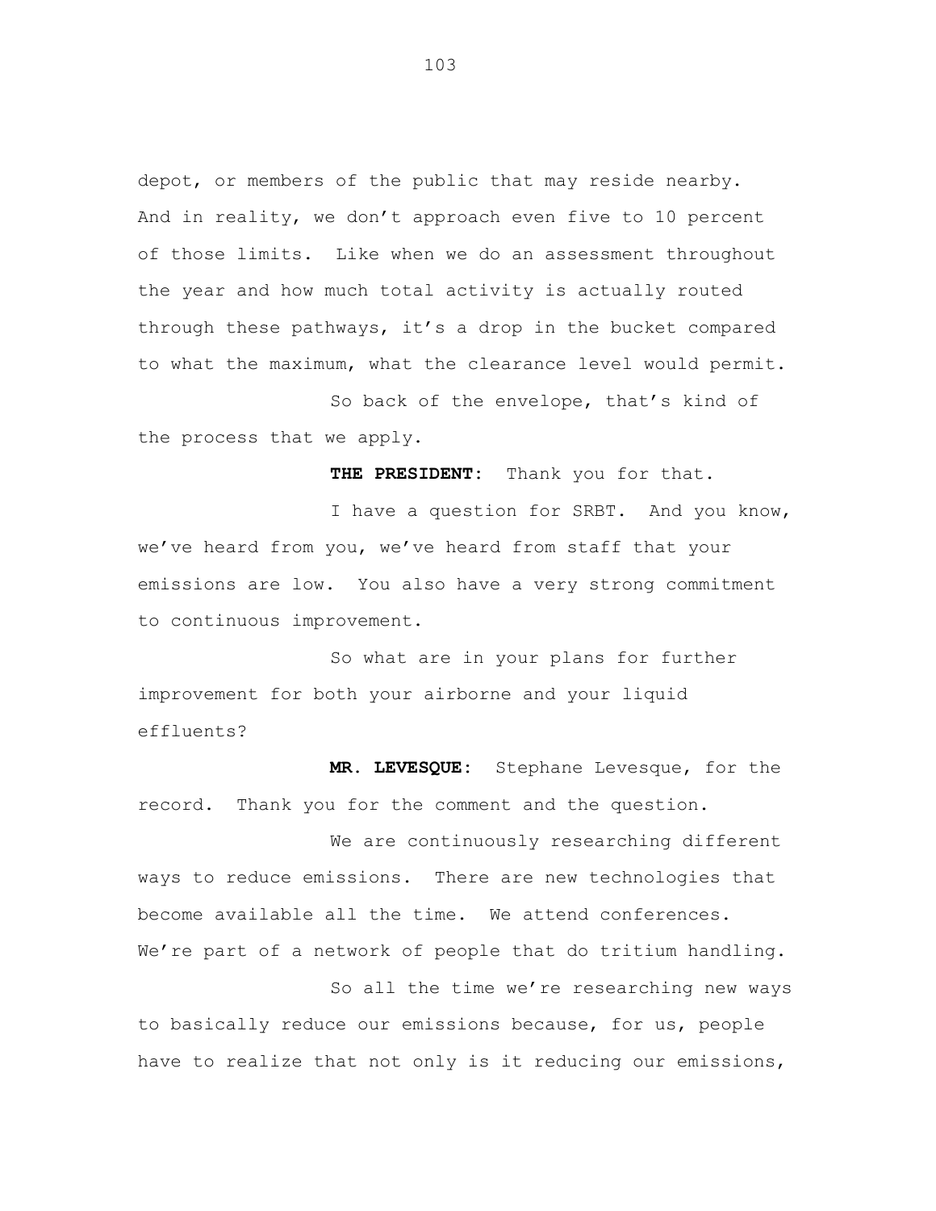depot, or members of the public that may reside nearby. And in reality, we don’t approach even five to 10 percent of those limits. Like when we do an assessment throughout the year and how much total activity is actually routed through these pathways, it’s a drop in the bucket compared to what the maximum, what the clearance level would permit.

So back of the envelope, that’s kind of the process that we apply.

**THE PRESIDENT:** Thank you for that.

I have a question for SRBT. And you know, we’ve heard from you, we’ve heard from staff that your emissions are low. You also have a very strong commitment to continuous improvement.

So what are in your plans for further improvement for both your airborne and your liquid effluents?

**MR. LEVESQUE:** Stephane Levesque, for the record. Thank you for the comment and the question.

We are continuously researching different ways to reduce emissions. There are new technologies that become available all the time. We attend conferences. We’re part of a network of people that do tritium handling.

So all the time we’re researching new ways to basically reduce our emissions because, for us, people have to realize that not only is it reducing our emissions,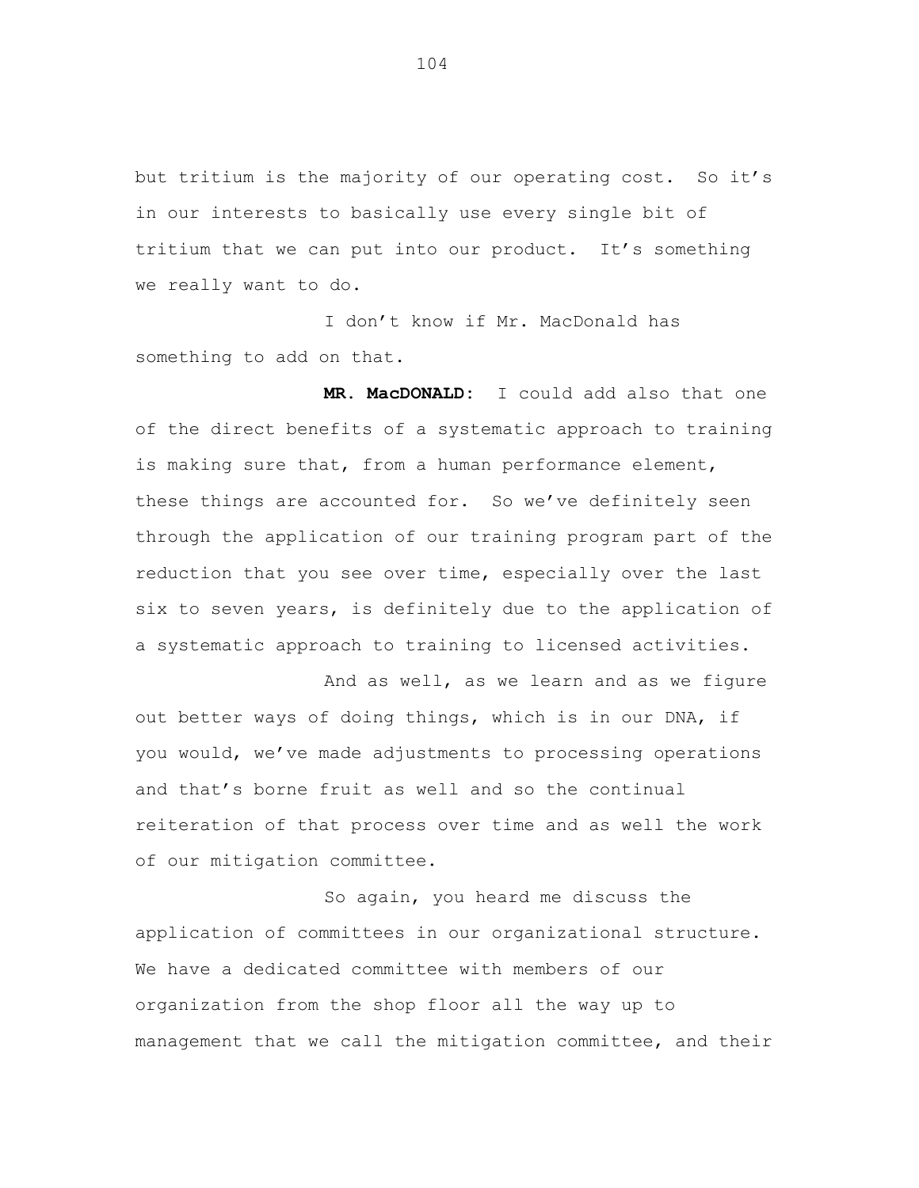but tritium is the majority of our operating cost. So it's in our interests to basically use every single bit of tritium that we can put into our product. It's something we really want to do.

I don't know if Mr. MacDonald has something to add on that.

**MR. MacDONALD:** I could add also that one of the direct benefits of a systematic approach to training is making sure that, from a human performance element, these things are accounted for. So we've definitely seen through the application of our training program part of the reduction that you see over time, especially over the last six to seven years, is definitely due to the application of a systematic approach to training to licensed activities.

And as well, as we learn and as we figure out better ways of doing things, which is in our DNA, if you would, we've made adjustments to processing operations and that's borne fruit as well and so the continual reiteration of that process over time and as well the work of our mitigation committee.

So again, you heard me discuss the application of committees in our organizational structure. We have a dedicated committee with members of our organization from the shop floor all the way up to management that we call the mitigation committee, and their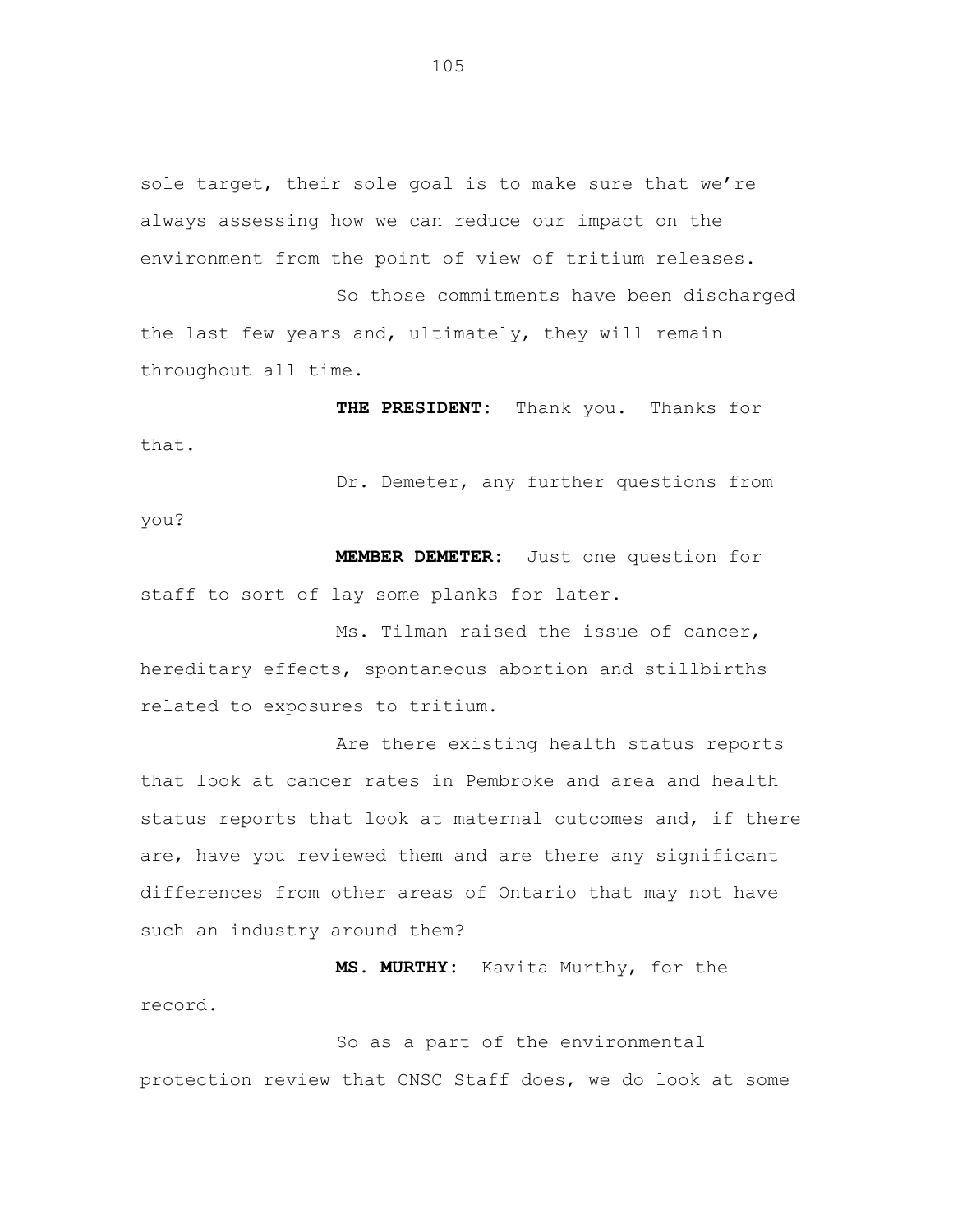sole target, their sole goal is to make sure that we're always assessing how we can reduce our impact on the environment from the point of view of tritium releases.

So those commitments have been discharged the last few years and, ultimately, they will remain throughout all time.

**THE PRESIDENT:** Thank you. Thanks for that.

Dr. Demeter, any further questions from you?

**MEMBER DEMETER:** Just one question for staff to sort of lay some planks for later.

Ms. Tilman raised the issue of cancer, hereditary effects, spontaneous abortion and stillbirths related to exposures to tritium.

Are there existing health status reports that look at cancer rates in Pembroke and area and health status reports that look at maternal outcomes and, if there are, have you reviewed them and are there any significant differences from other areas of Ontario that may not have such an industry around them?

**MS. MURTHY:** Kavita Murthy, for the record.

So as a part of the environmental protection review that CNSC Staff does, we do look at some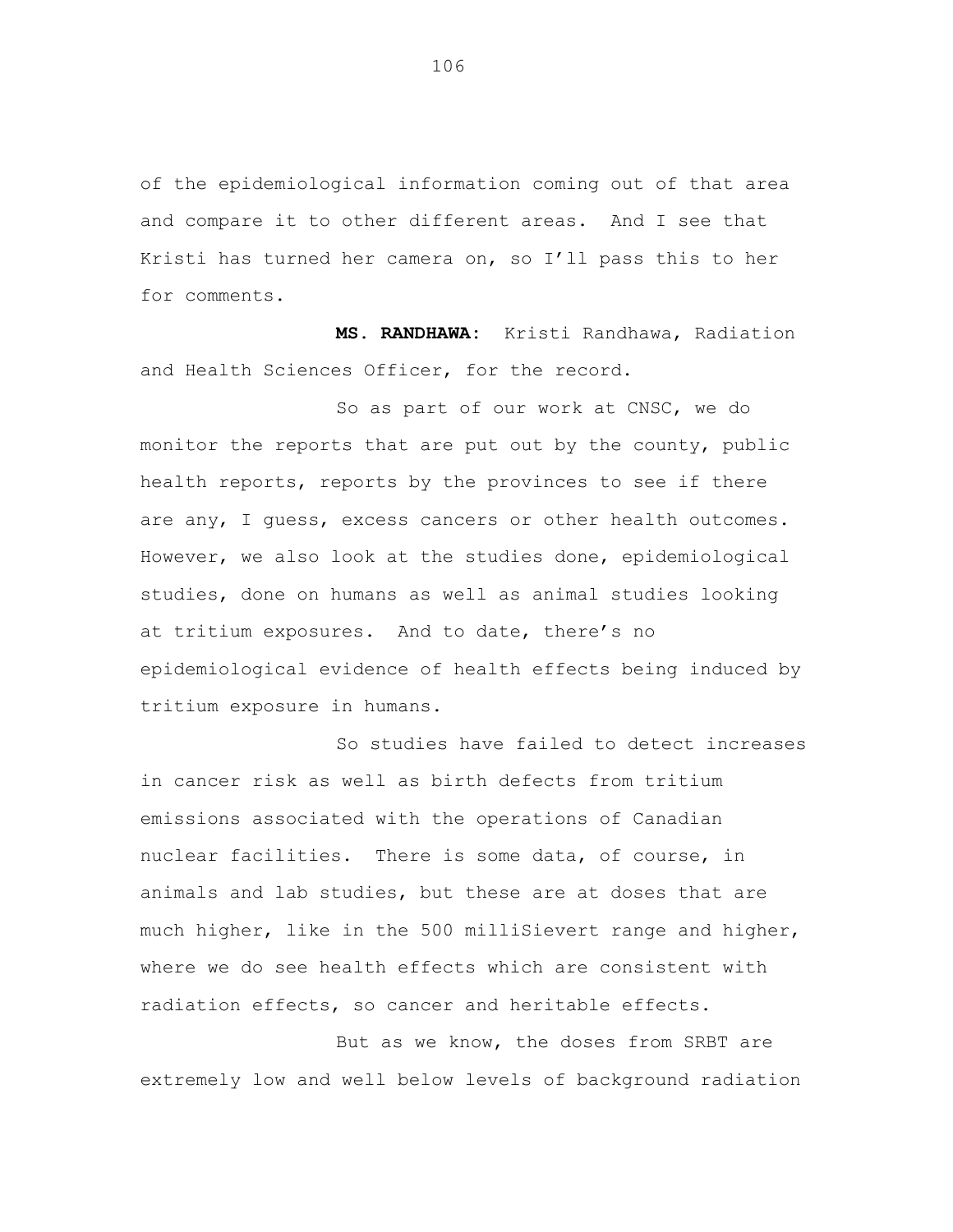of the epidemiological information coming out of that area and compare it to other different areas. And I see that Kristi has turned her camera on, so I'll pass this to her for comments.

**MS. RANDHAWA:** Kristi Randhawa, Radiation and Health Sciences Officer, for the record.

So as part of our work at CNSC, we do monitor the reports that are put out by the county, public health reports, reports by the provinces to see if there are any, I guess, excess cancers or other health outcomes. However, we also look at the studies done, epidemiological studies, done on humans as well as animal studies looking at tritium exposures. And to date, there's no epidemiological evidence of health effects being induced by tritium exposure in humans.

So studies have failed to detect increases in cancer risk as well as birth defects from tritium emissions associated with the operations of Canadian nuclear facilities. There is some data, of course, in animals and lab studies, but these are at doses that are much higher, like in the 500 milliSievert range and higher, where we do see health effects which are consistent with radiation effects, so cancer and heritable effects.

But as we know, the doses from SRBT are extremely low and well below levels of background radiation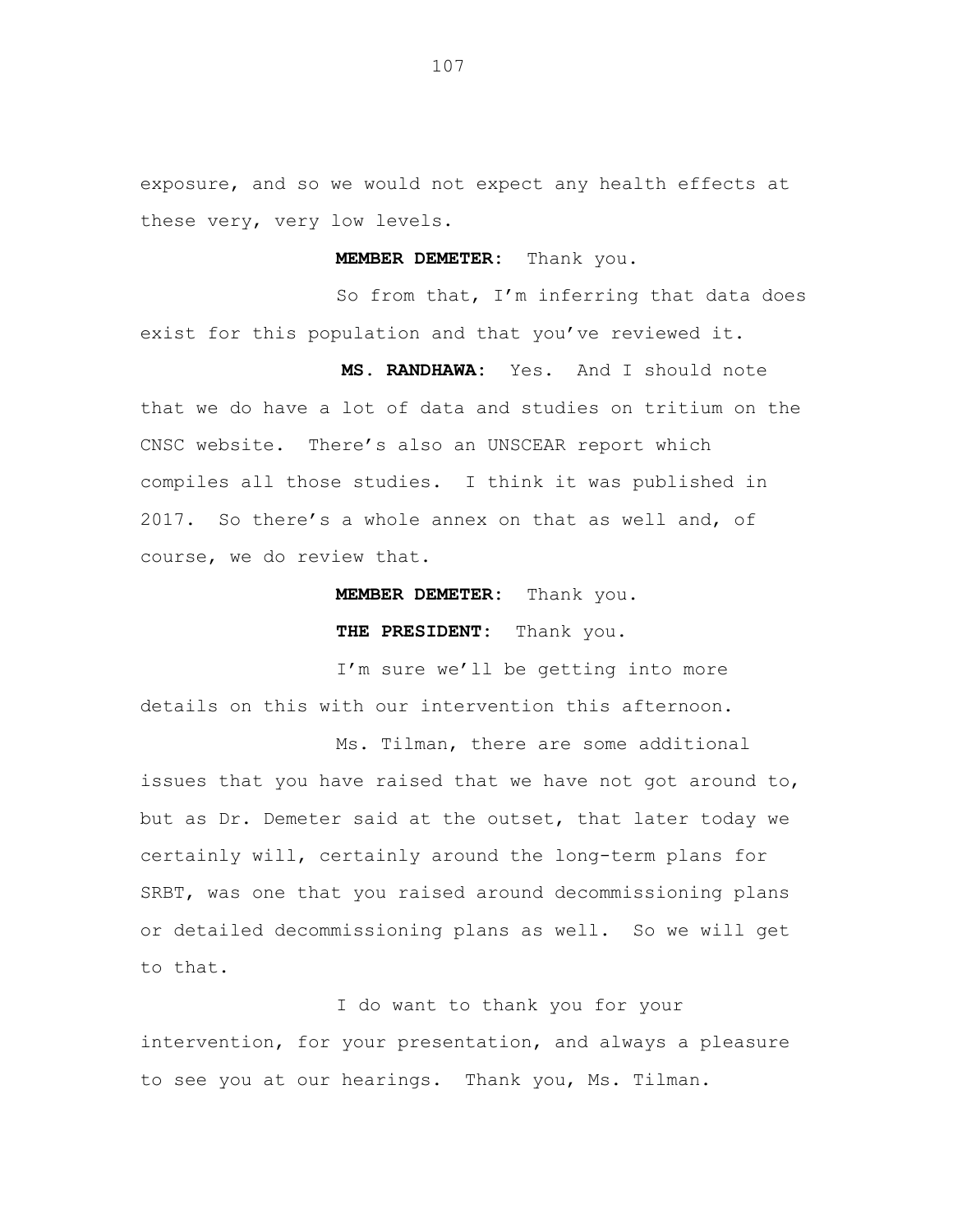exposure, and so we would not expect any health effects at these very, very low levels.

**MEMBER DEMETER:** Thank you.

So from that, I'm inferring that data does exist for this population and that you've reviewed it.

**MS. RANDHAWA:** Yes. And I should note that we do have a lot of data and studies on tritium on the CNSC website. There's also an UNSCEAR report which compiles all those studies. I think it was published in 2017. So there's a whole annex on that as well and, of course, we do review that.

**MEMBER DEMETER:** Thank you.

**THE PRESIDENT:** Thank you.

I'm sure we'll be getting into more details on this with our intervention this afternoon.

Ms. Tilman, there are some additional issues that you have raised that we have not got around to, but as Dr. Demeter said at the outset, that later today we certainly will, certainly around the long-term plans for SRBT, was one that you raised around decommissioning plans or detailed decommissioning plans as well. So we will get to that.

I do want to thank you for your intervention, for your presentation, and always a pleasure to see you at our hearings. Thank you, Ms. Tilman.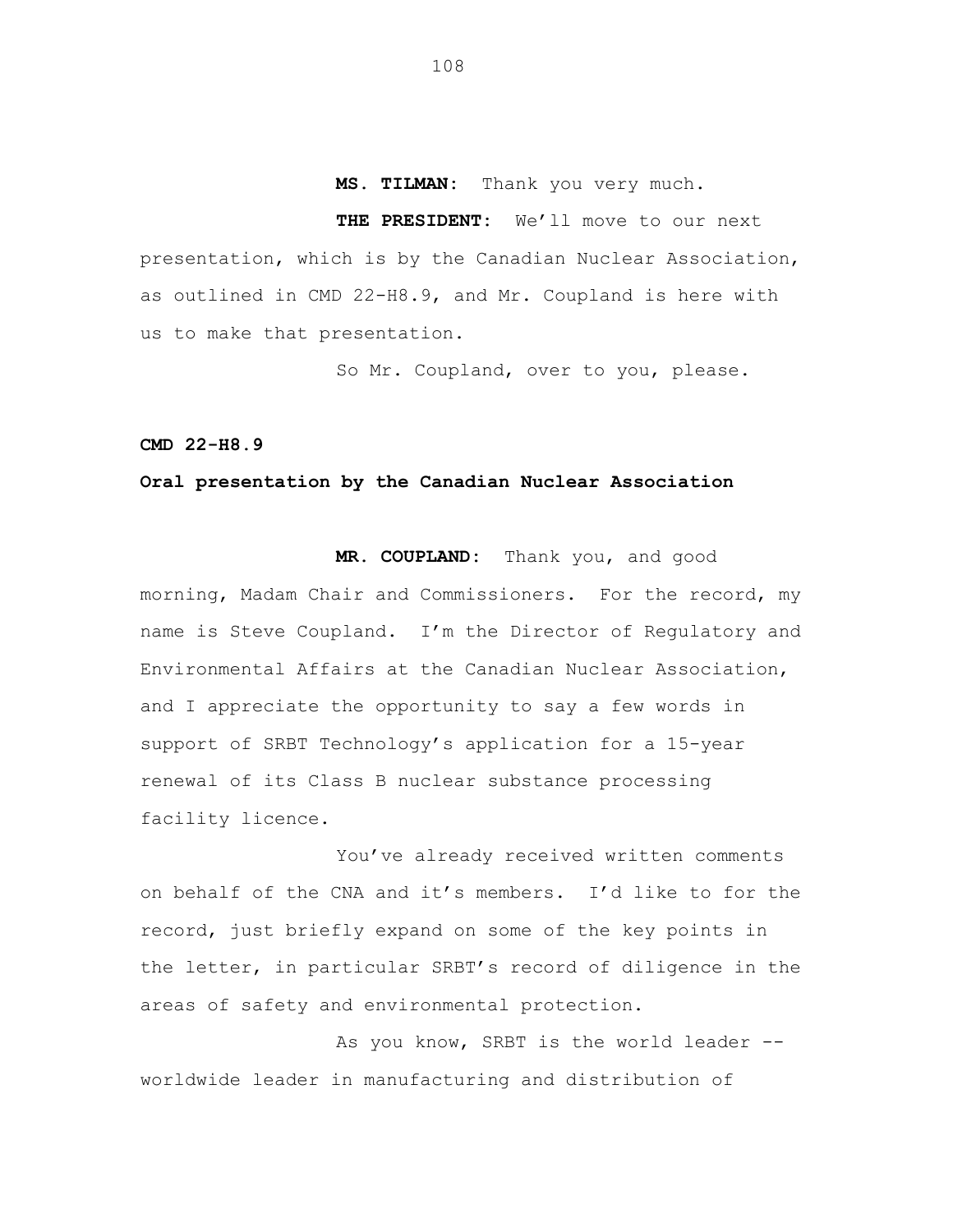**MS. TILMAN:** Thank you very much.

**THE PRESIDENT:** We'll move to our next presentation, which is by the Canadian Nuclear Association, as outlined in CMD 22-H8.9, and Mr. Coupland is here with us to make that presentation.

So Mr. Coupland, over to you, please.

**CMD 22-H8.9**

**Oral presentation by the Canadian Nuclear Association**

**MR. COUPLAND:** Thank you, and good morning, Madam Chair and Commissioners. For the record, my name is Steve Coupland. I'm the Director of Regulatory and Environmental Affairs at the Canadian Nuclear Association, and I appreciate the opportunity to say a few words in support of SRBT Technology's application for a 15-year renewal of its Class B nuclear substance processing facility licence.

You've already received written comments on behalf of the CNA and it's members. I'd like to for the record, just briefly expand on some of the key points in the letter, in particular SRBT's record of diligence in the areas of safety and environmental protection.

As you know, SRBT is the world leader -- worldwide leader in manufacturing and distribution of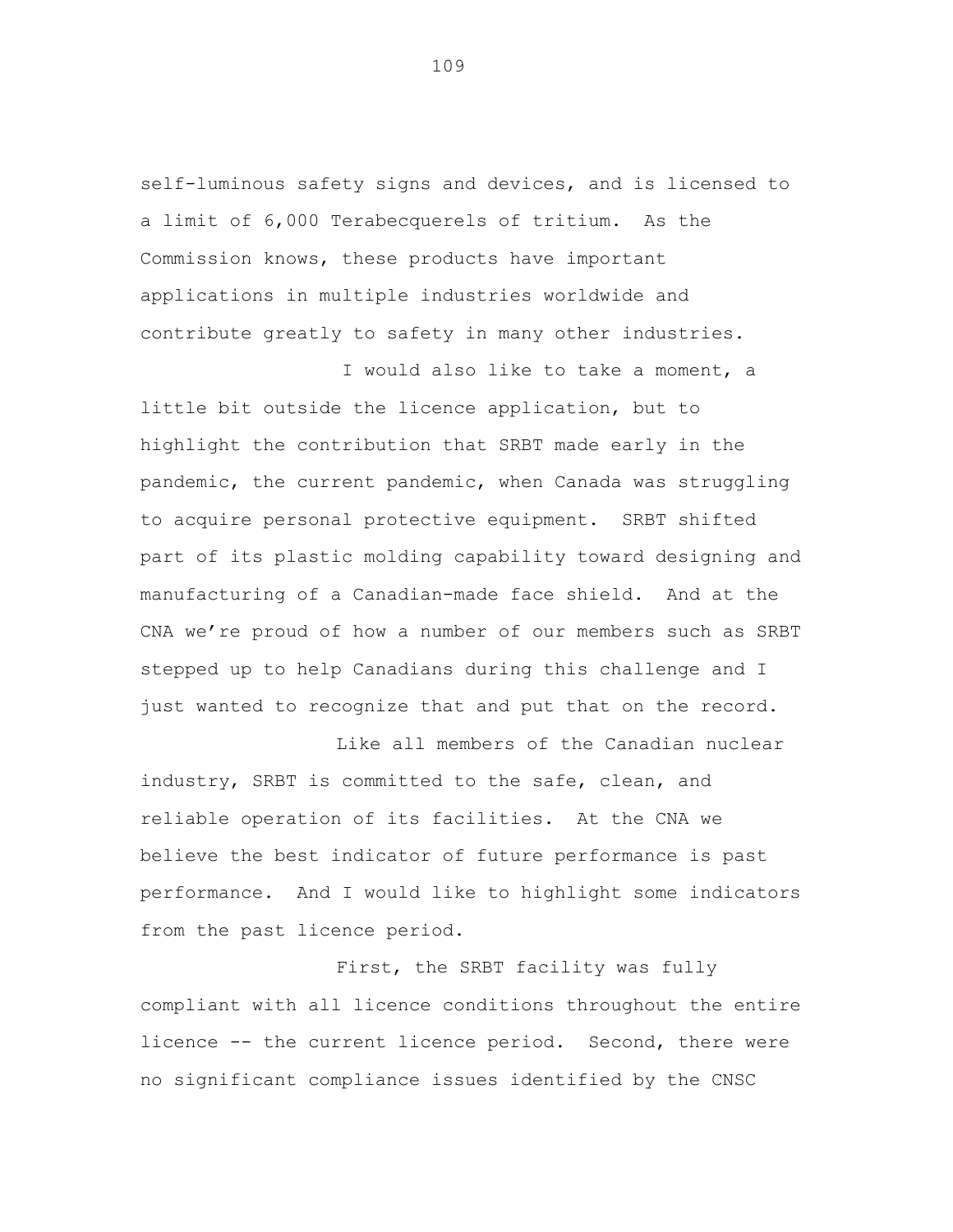self-luminous safety signs and devices, and is licensed to a limit of 6,000 Terabecquerels of tritium. As the Commission knows, these products have important applications in multiple industries worldwide and contribute greatly to safety in many other industries.

I would also like to take a moment, a little bit outside the licence application, but to highlight the contribution that SRBT made early in the pandemic, the current pandemic, when Canada was struggling to acquire personal protective equipment. SRBT shifted part of its plastic molding capability toward designing and manufacturing of a Canadian-made face shield. And at the CNA we're proud of how a number of our members such as SRBT stepped up to help Canadians during this challenge and I just wanted to recognize that and put that on the record.

Like all members of the Canadian nuclear industry, SRBT is committed to the safe, clean, and reliable operation of its facilities. At the CNA we believe the best indicator of future performance is past performance. And I would like to highlight some indicators from the past licence period.

First, the SRBT facility was fully compliant with all licence conditions throughout the entire licence -- the current licence period. Second, there were no significant compliance issues identified by the CNSC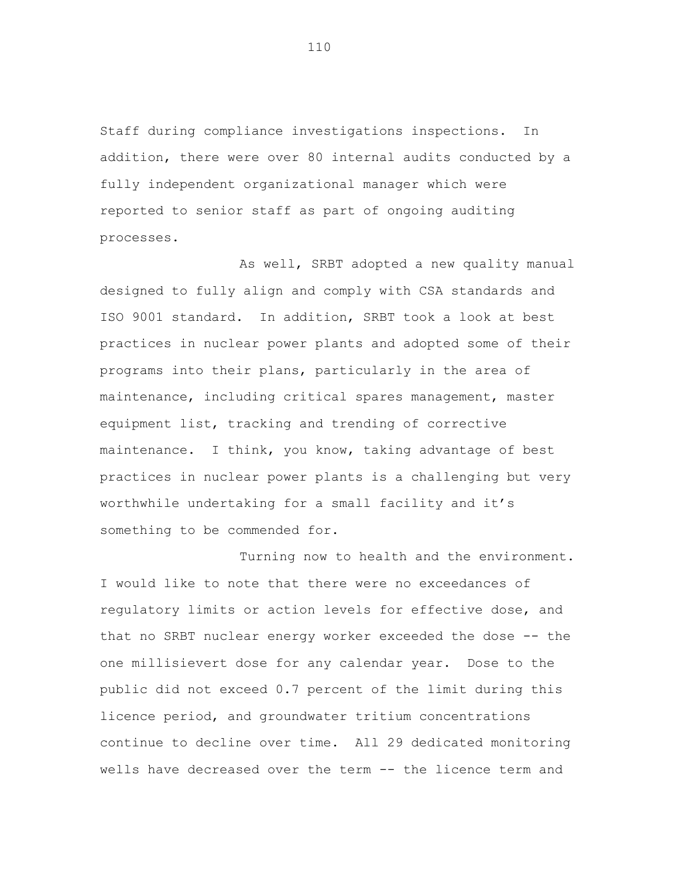Staff during compliance investigations inspections. In addition, there were over 80 internal audits conducted by a fully independent organizational manager which were reported to senior staff as part of ongoing auditing processes.

As well, SRBT adopted a new quality manual designed to fully align and comply with CSA standards and ISO 9001 standard. In addition, SRBT took a look at best practices in nuclear power plants and adopted some of their programs into their plans, particularly in the area of maintenance, including critical spares management, master equipment list, tracking and trending of corrective maintenance. I think, you know, taking advantage of best practices in nuclear power plants is a challenging but very worthwhile undertaking for a small facility and it's something to be commended for.

Turning now to health and the environment. I would like to note that there were no exceedances of regulatory limits or action levels for effective dose, and that no SRBT nuclear energy worker exceeded the dose -- the one millisievert dose for any calendar year. Dose to the public did not exceed 0.7 percent of the limit during this licence period, and groundwater tritium concentrations continue to decline over time. All 29 dedicated monitoring wells have decreased over the term -- the licence term and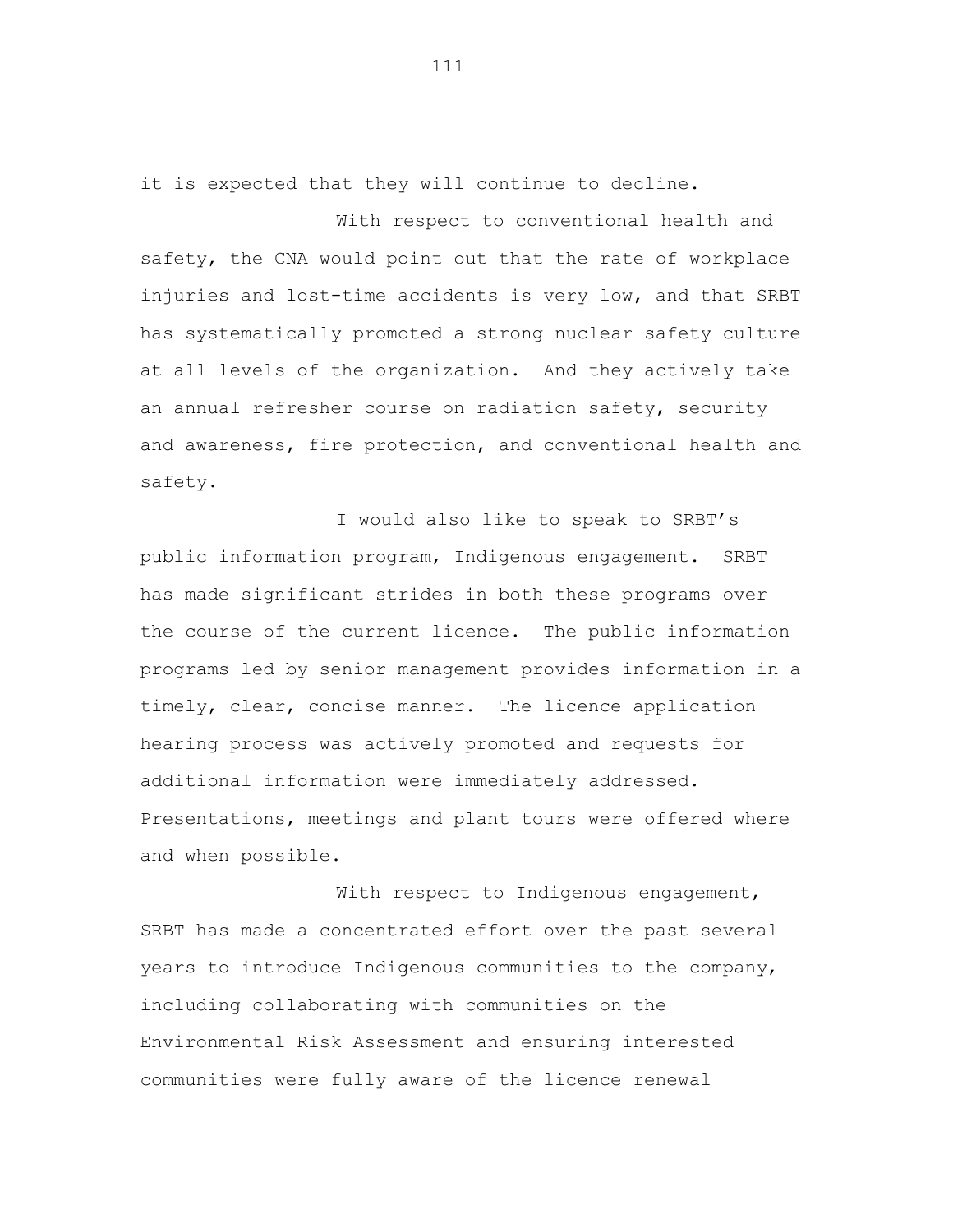it is expected that they will continue to decline.

With respect to conventional health and safety, the CNA would point out that the rate of workplace injuries and lost-time accidents is very low, and that SRBT has systematically promoted a strong nuclear safety culture at all levels of the organization. And they actively take an annual refresher course on radiation safety, security and awareness, fire protection, and conventional health and safety.

I would also like to speak to SRBT's public information program, Indigenous engagement. SRBT has made significant strides in both these programs over the course of the current licence. The public information programs led by senior management provides information in a timely, clear, concise manner. The licence application hearing process was actively promoted and requests for additional information were immediately addressed. Presentations, meetings and plant tours were offered where and when possible.

With respect to Indigenous engagement, SRBT has made a concentrated effort over the past several years to introduce Indigenous communities to the company, including collaborating with communities on the Environmental Risk Assessment and ensuring interested communities were fully aware of the licence renewal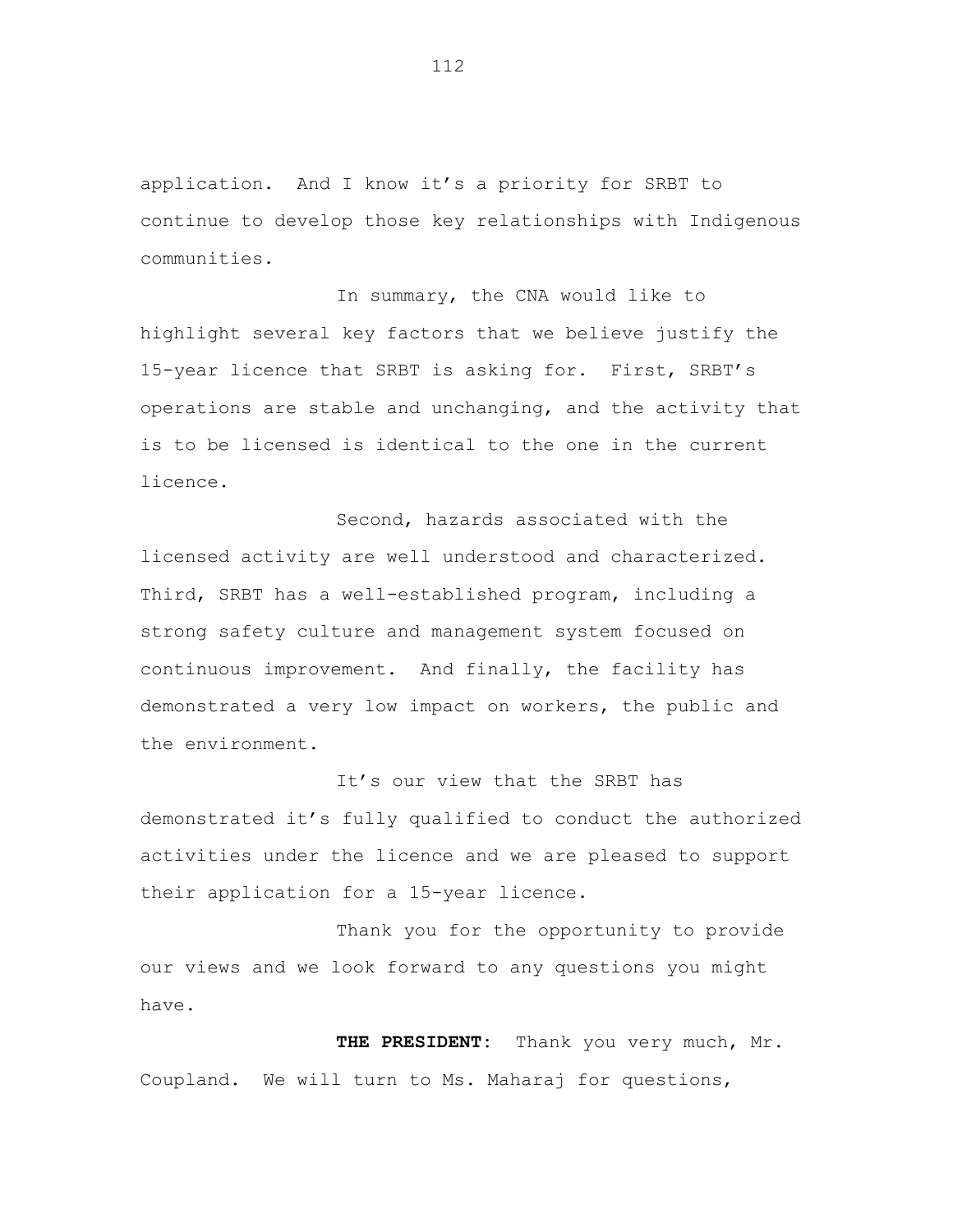application. And I know it's a priority for SRBT to continue to develop those key relationships with Indigenous communities.

In summary, the CNA would like to highlight several key factors that we believe justify the 15-year licence that SRBT is asking for. First, SRBT's operations are stable and unchanging, and the activity that is to be licensed is identical to the one in the current licence.

Second, hazards associated with the licensed activity are well understood and characterized. Third, SRBT has a well-established program, including a strong safety culture and management system focused on continuous improvement. And finally, the facility has demonstrated a very low impact on workers, the public and the environment.

It's our view that the SRBT has demonstrated it's fully qualified to conduct the authorized activities under the licence and we are pleased to support their application for a 15-year licence.

Thank you for the opportunity to provide our views and we look forward to any questions you might have.

**THE PRESIDENT:** Thank you very much, Mr. Coupland. We will turn to Ms. Maharaj for questions,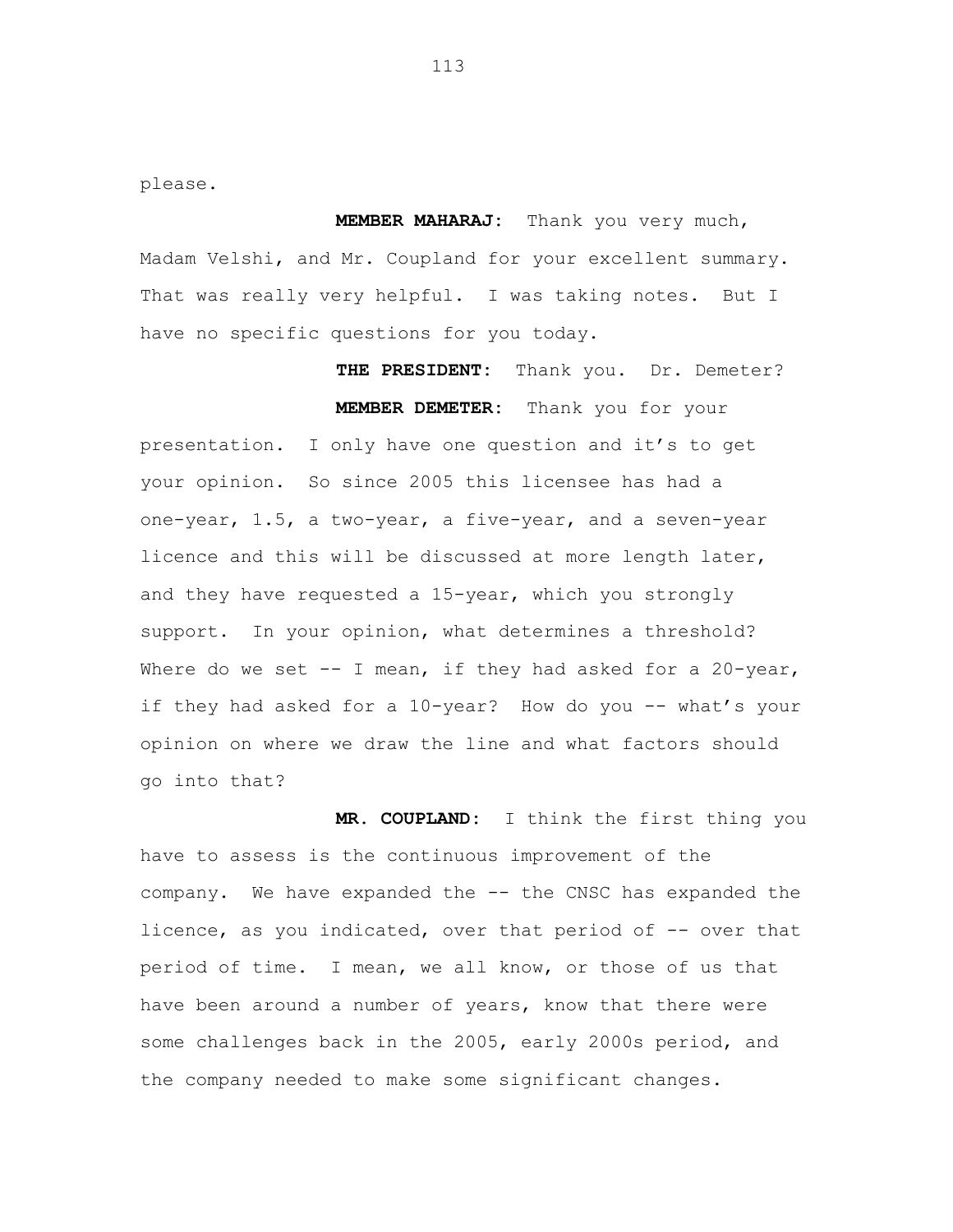please.

**MEMBER MAHARAJ:** Thank you very much, Madam Velshi, and Mr. Coupland for your excellent summary. That was really very helpful. I was taking notes. But I have no specific questions for you today.

**THE PRESIDENT:** Thank you. Dr. Demeter?

**MEMBER DEMETER:** Thank you for your presentation. I only have one question and it's to get your opinion. So since 2005 this licensee has had a one-year, 1.5, a two-year, a five-year, and a seven-year licence and this will be discussed at more length later, and they have requested a 15-year, which you strongly support. In your opinion, what determines a threshold? Where do we set -- I mean, if they had asked for a 20-year, if they had asked for a 10-year? How do you -- what's your opinion on where we draw the line and what factors should go into that?

**MR. COUPLAND:** I think the first thing you have to assess is the continuous improvement of the company. We have expanded the -- the CNSC has expanded the licence, as you indicated, over that period of -- over that period of time. I mean, we all know, or those of us that have been around a number of years, know that there were some challenges back in the 2005, early 2000s period, and the company needed to make some significant changes.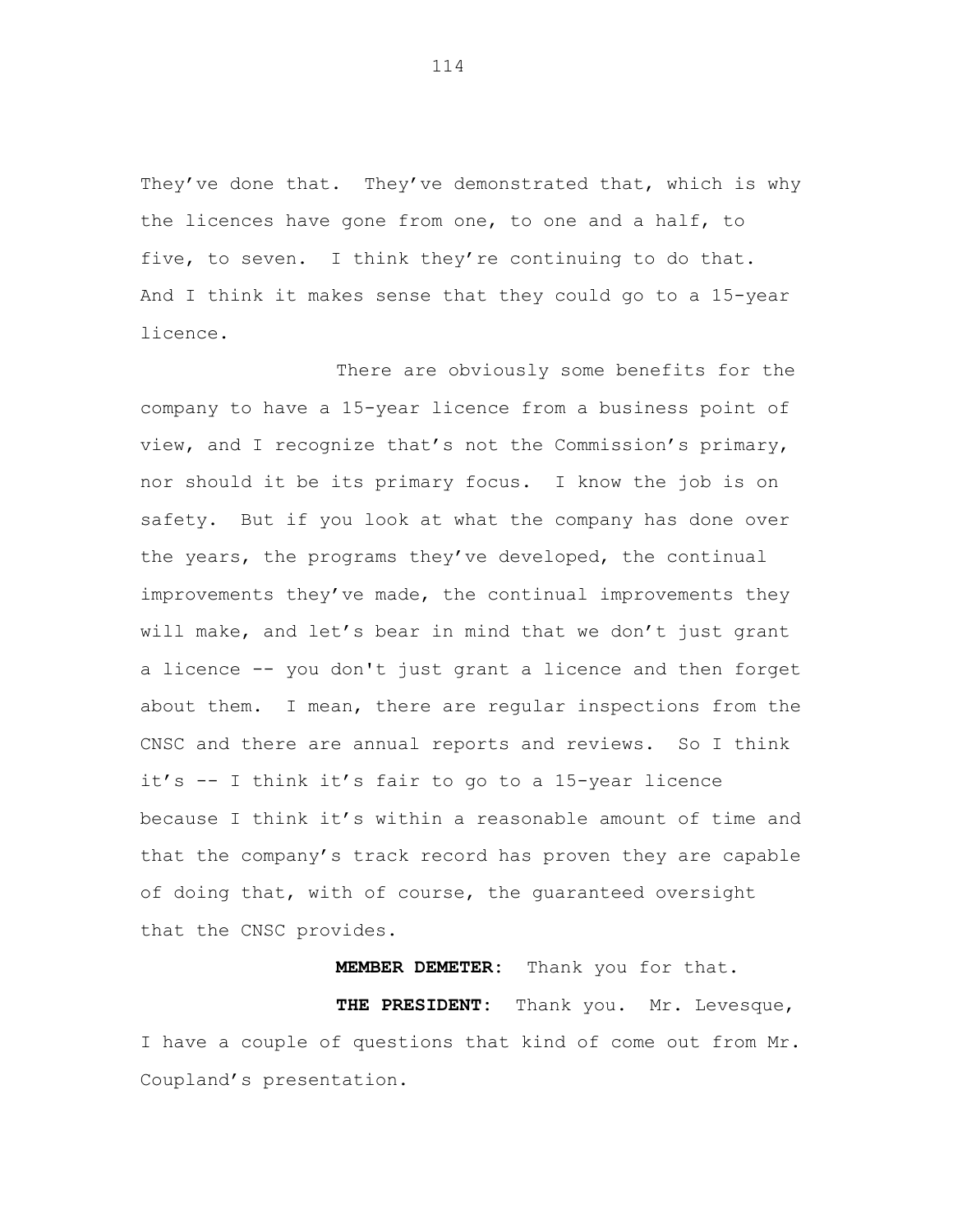They've done that. They've demonstrated that, which is why the licences have gone from one, to one and a half, to five, to seven. I think they're continuing to do that. And I think it makes sense that they could go to a 15-year licence.

There are obviously some benefits for the company to have a 15-year licence from a business point of view, and I recognize that's not the Commission's primary, nor should it be its primary focus. I know the job is on safety. But if you look at what the company has done over the years, the programs they've developed, the continual improvements they've made, the continual improvements they will make, and let's bear in mind that we don't just grant a licence -- you don't just grant a licence and then forget about them. I mean, there are regular inspections from the CNSC and there are annual reports and reviews. So I think it's -- I think it's fair to go to a 15-year licence because I think it's within a reasonable amount of time and that the company's track record has proven they are capable of doing that, with of course, the guaranteed oversight that the CNSC provides.

**MEMBER DEMETER:** Thank you for that.

**THE PRESIDENT:** Thank you. Mr. Levesque, I have a couple of questions that kind of come out from Mr. Coupland's presentation.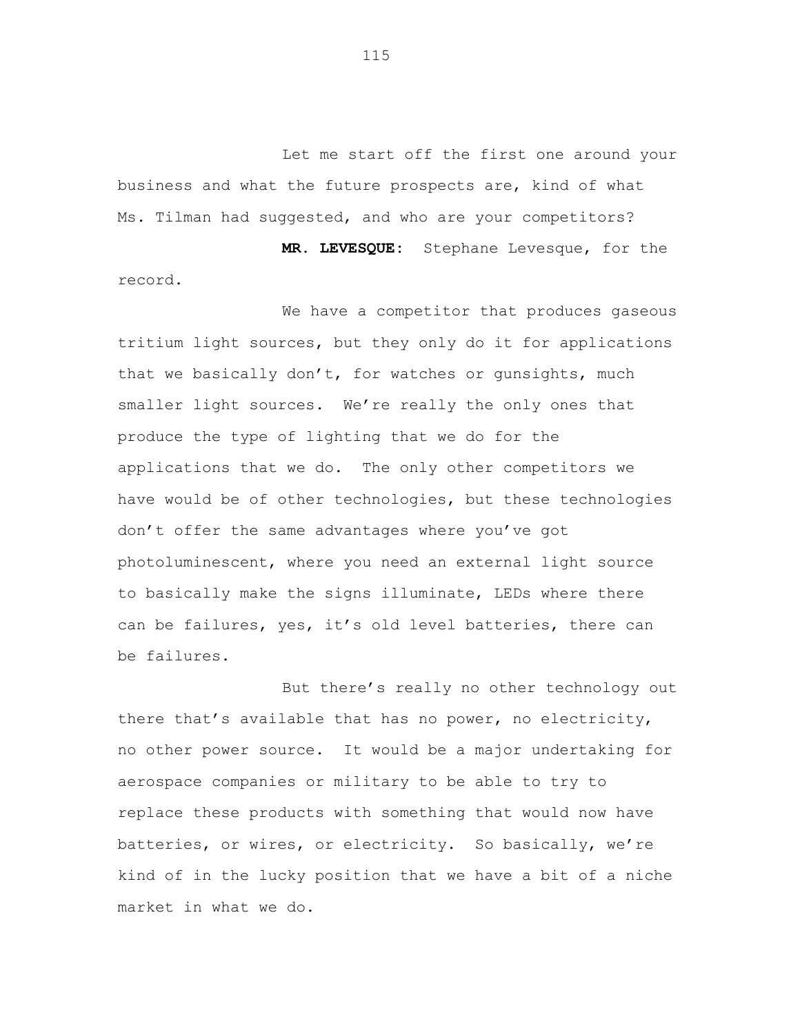Let me start off the first one around your business and what the future prospects are, kind of what Ms. Tilman had suggested, and who are your competitors?

**MR. LEVESQUE:** Stephane Levesque, for the record.

We have a competitor that produces gaseous tritium light sources, but they only do it for applications that we basically don't, for watches or gunsights, much smaller light sources. We're really the only ones that produce the type of lighting that we do for the applications that we do. The only other competitors we have would be of other technologies, but these technologies don't offer the same advantages where you've got photoluminescent, where you need an external light source to basically make the signs illuminate, LEDs where there can be failures, yes, it's old level batteries, there can be failures.

But there's really no other technology out there that's available that has no power, no electricity, no other power source. It would be a major undertaking for aerospace companies or military to be able to try to replace these products with something that would now have batteries, or wires, or electricity. So basically, we're kind of in the lucky position that we have a bit of a niche market in what we do.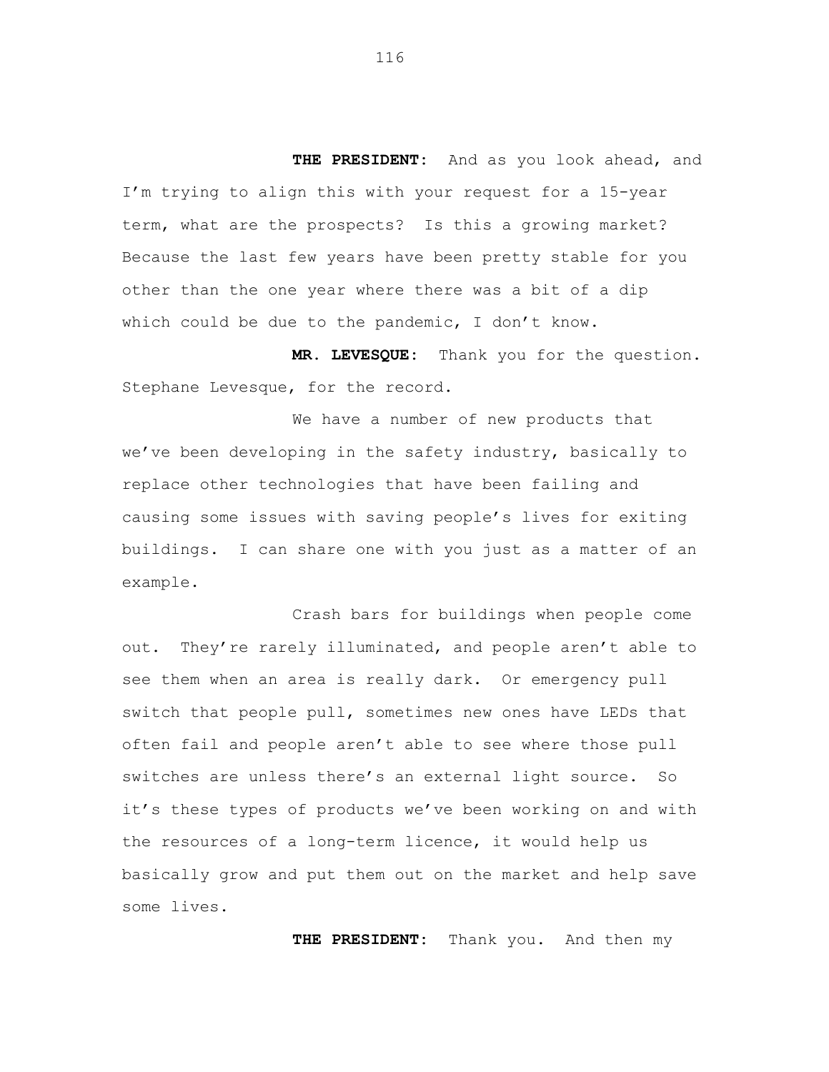**THE PRESIDENT:** And as you look ahead, and I'm trying to align this with your request for a 15-year term, what are the prospects? Is this a growing market? Because the last few years have been pretty stable for you other than the one year where there was a bit of a dip which could be due to the pandemic, I don't know.

**MR. LEVESQUE:** Thank you for the question. Stephane Levesque, for the record.

We have a number of new products that we've been developing in the safety industry, basically to replace other technologies that have been failing and causing some issues with saving people's lives for exiting buildings. I can share one with you just as a matter of an example.

Crash bars for buildings when people come out. They're rarely illuminated, and people aren't able to see them when an area is really dark. Or emergency pull switch that people pull, sometimes new ones have LEDs that often fail and people aren't able to see where those pull switches are unless there's an external light source. So it's these types of products we've been working on and with the resources of a long-term licence, it would help us basically grow and put them out on the market and help save some lives.

**THE PRESIDENT:** Thank you. And then my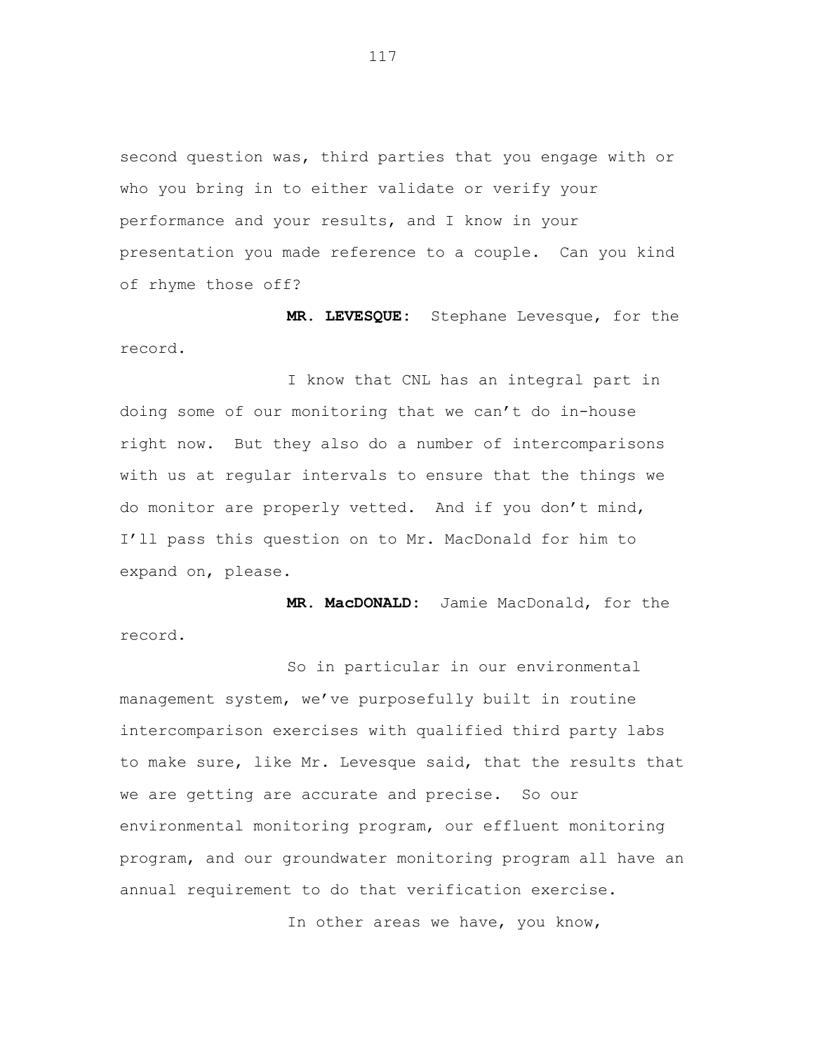second question was, third parties that you engage with or who you bring in to either validate or verify your performance and your results, and I know in your presentation you made reference to a couple. Can you kind of rhyme those off?

**MR. LEVESQUE:** Stephane Levesque, for the record.

I know that CNL has an integral part in doing some of our monitoring that we can't do in-house right now. But they also do a number of intercomparisons with us at regular intervals to ensure that the things we do monitor are properly vetted. And if you don't mind, I'll pass this question on to Mr. MacDonald for him to expand on, please.

**MR. MacDONALD:** Jamie MacDonald, for the record.

So in particular in our environmental management system, we've purposefully built in routine intercomparison exercises with qualified third party labs to make sure, like Mr. Levesque said, that the results that we are getting are accurate and precise. So our environmental monitoring program, our effluent monitoring program, and our groundwater monitoring program all have an annual requirement to do that verification exercise.

In other areas we have, you know,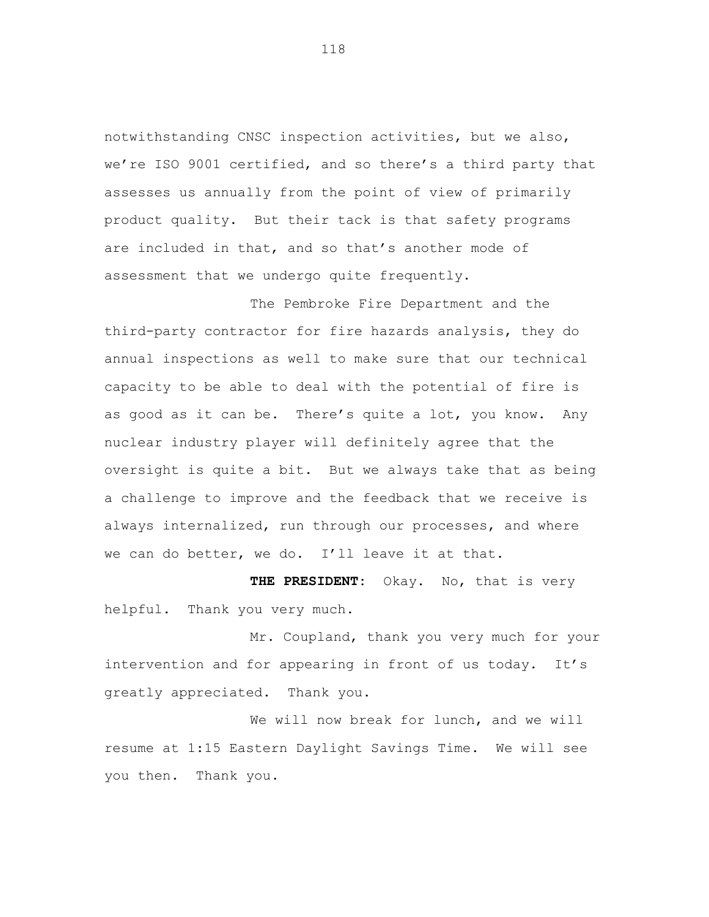notwithstanding CNSC inspection activities, but we also, we're ISO 9001 certified, and so there's a third party that assesses us annually from the point of view of primarily product quality. But their tack is that safety programs are included in that, and so that's another mode of assessment that we undergo quite frequently.

The Pembroke Fire Department and the third-party contractor for fire hazards analysis, they do annual inspections as well to make sure that our technical capacity to be able to deal with the potential of fire is as good as it can be. There's quite a lot, you know. Any nuclear industry player will definitely agree that the oversight is quite a bit. But we always take that as being a challenge to improve and the feedback that we receive is always internalized, run through our processes, and where we can do better, we do. I'll leave it at that.

**THE PRESIDENT:** Okay. No, that is very helpful. Thank you very much.

Mr. Coupland, thank you very much for your intervention and for appearing in front of us today. It's greatly appreciated. Thank you.

We will now break for lunch, and we will resume at 1:15 Eastern Daylight Savings Time. We will see you then. Thank you.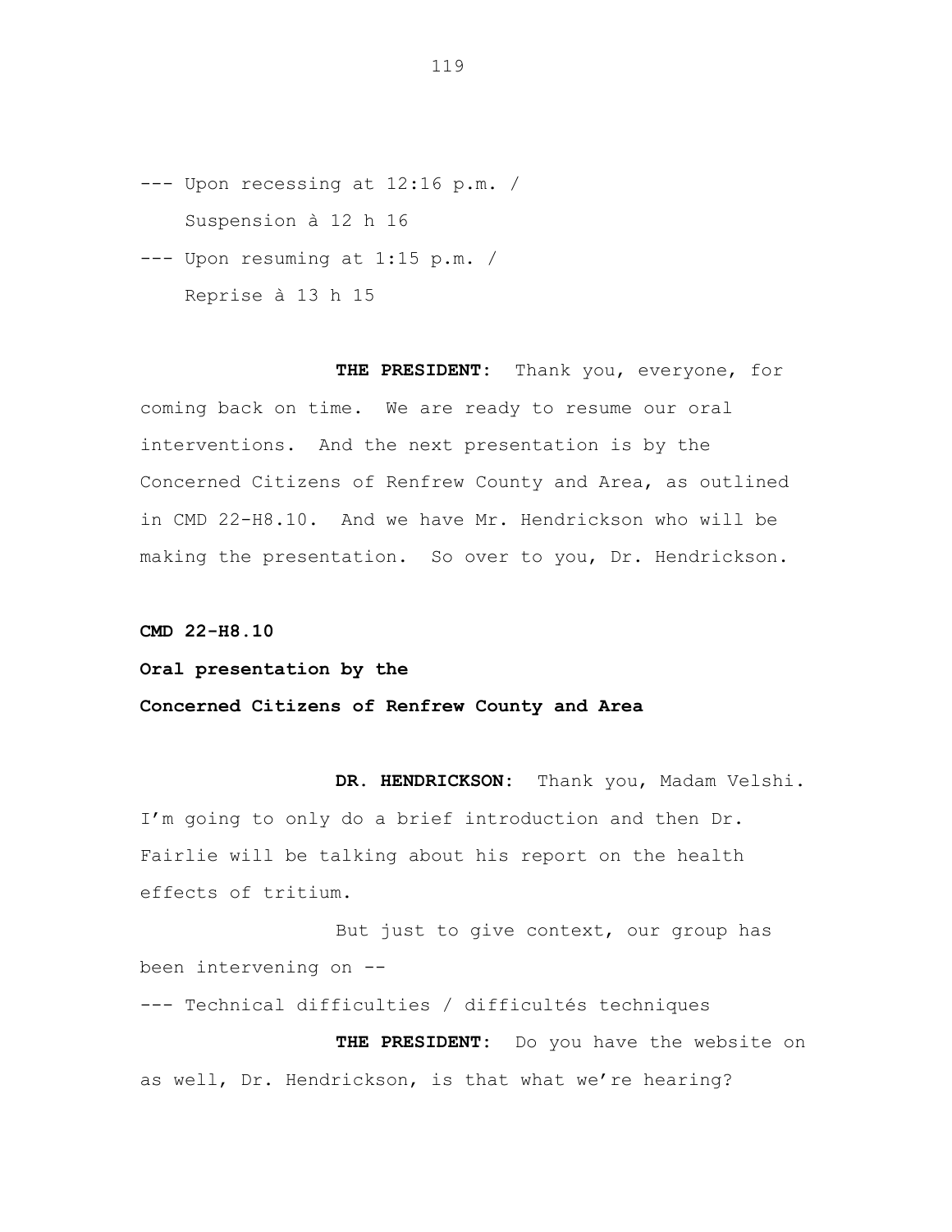--- Upon recessing at 12:16 p.m. /

Suspension à 12 h 16

--- Upon resuming at 1:15 p.m. /

Reprise à 13 h 15

**THE PRESIDENT:** Thank you, everyone, for coming back on time. We are ready to resume our oral interventions. And the next presentation is by the Concerned Citizens of Renfrew County and Area, as outlined in CMD 22-H8.10. And we have Mr. Hendrickson who will be making the presentation. So over to you, Dr. Hendrickson.

**CMD 22-H8.10**

**Oral presentation by the**

**Concerned Citizens of Renfrew County and Area**

**DR. HENDRICKSON:** Thank you, Madam Velshi. I'm going to only do a brief introduction and then Dr. Fairlie will be talking about his report on the health effects of tritium.

But just to give context, our group has been intervening on --

--- Technical difficulties / difficultés techniques

**THE PRESIDENT:** Do you have the website on as well, Dr. Hendrickson, is that what we're hearing?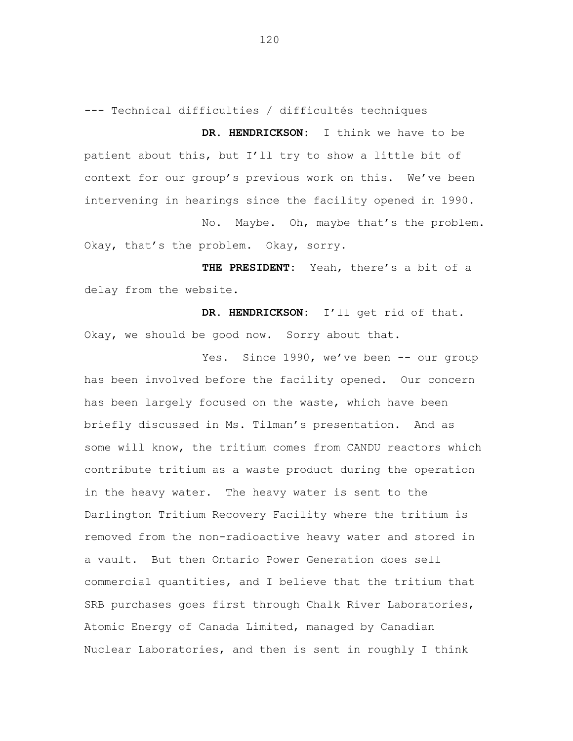--- Technical difficulties / difficultés techniques

**DR. HENDRICKSON:** I think we have to be patient about this, but I'll try to show a little bit of context for our group's previous work on this. We've been intervening in hearings since the facility opened in 1990.

No. Maybe. Oh, maybe that's the problem. Okay, that's the problem. Okay, sorry.

**THE PRESIDENT:** Yeah, there's a bit of a delay from the website.

**DR. HENDRICKSON:** I'll get rid of that. Okay, we should be good now. Sorry about that.

Yes. Since 1990, we've been -- our group has been involved before the facility opened. Our concern has been largely focused on the waste, which have been briefly discussed in Ms. Tilman's presentation. And as some will know, the tritium comes from CANDU reactors which contribute tritium as a waste product during the operation in the heavy water. The heavy water is sent to the Darlington Tritium Recovery Facility where the tritium is removed from the non-radioactive heavy water and stored in a vault. But then Ontario Power Generation does sell commercial quantities, and I believe that the tritium that SRB purchases goes first through Chalk River Laboratories, Atomic Energy of Canada Limited, managed by Canadian Nuclear Laboratories, and then is sent in roughly I think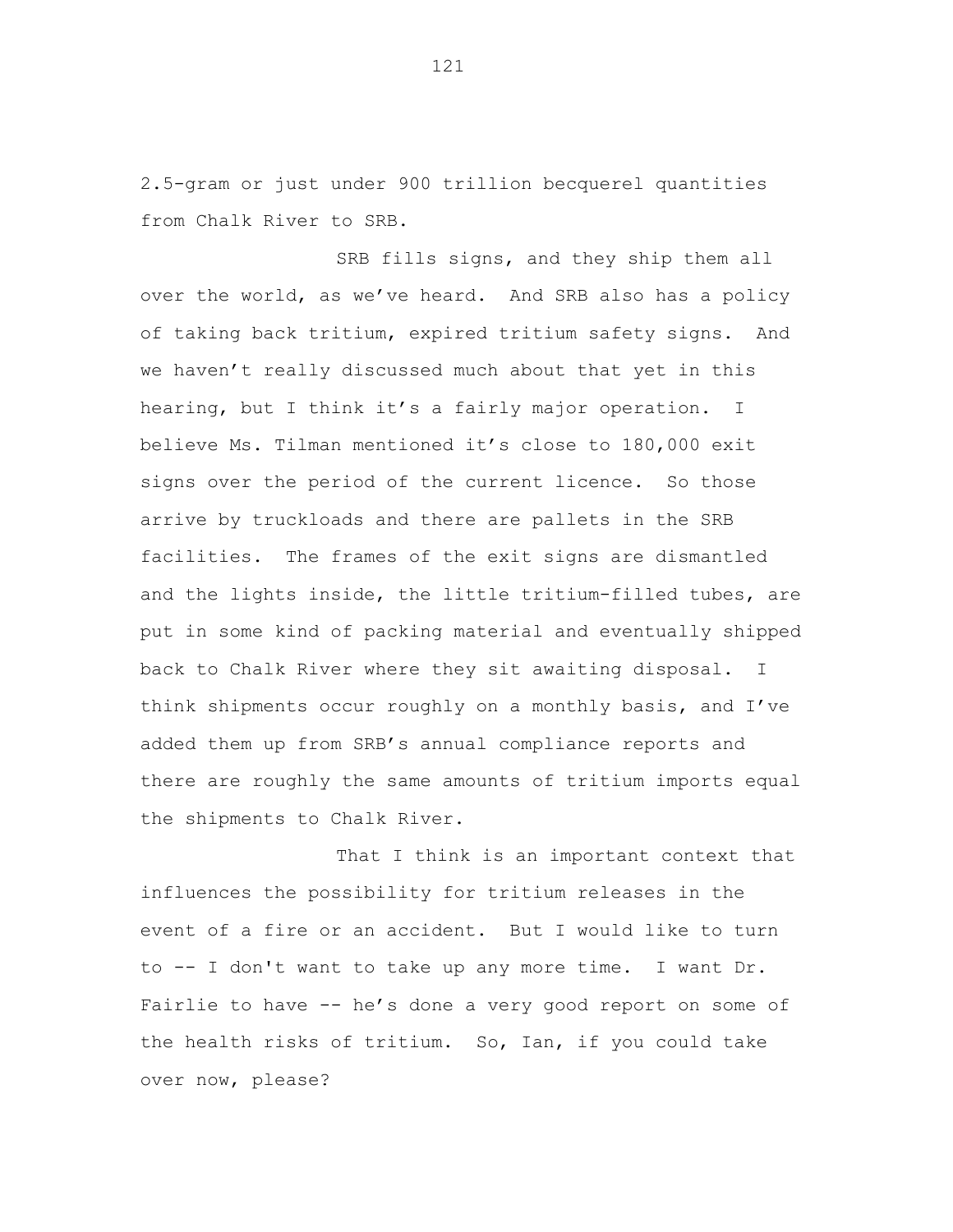2.5-gram or just under 900 trillion becquerel quantities from Chalk River to SRB.

SRB fills signs, and they ship them all over the world, as we've heard. And SRB also has a policy of taking back tritium, expired tritium safety signs. And we haven't really discussed much about that yet in this hearing, but I think it's a fairly major operation. I believe Ms. Tilman mentioned it's close to 180,000 exit signs over the period of the current licence. So those arrive by truckloads and there are pallets in the SRB facilities. The frames of the exit signs are dismantled and the lights inside, the little tritium-filled tubes, are put in some kind of packing material and eventually shipped back to Chalk River where they sit awaiting disposal. I think shipments occur roughly on a monthly basis, and I've added them up from SRB's annual compliance reports and there are roughly the same amounts of tritium imports equal the shipments to Chalk River.

That I think is an important context that influences the possibility for tritium releases in the event of a fire or an accident. But I would like to turn to -- I don't want to take up any more time. I want Dr. Fairlie to have -- he's done a very good report on some of the health risks of tritium. So, Ian, if you could take over now, please?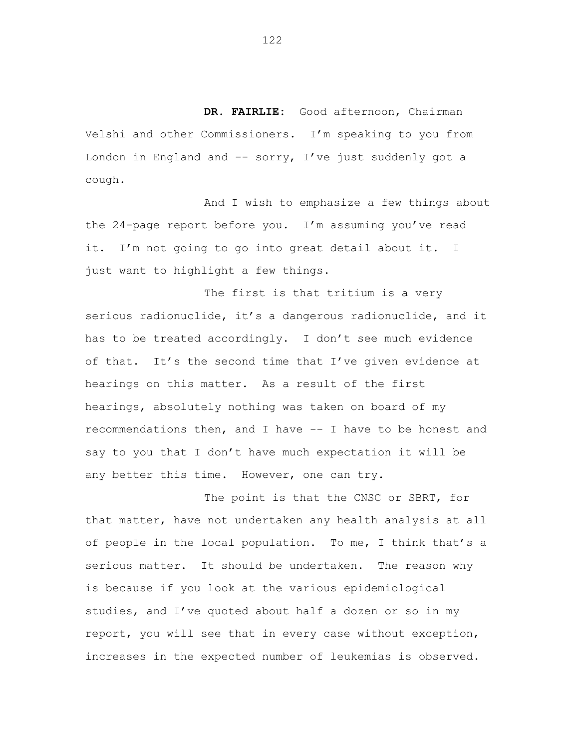**DR. FAIRLIE:** Good afternoon, Chairman Velshi and other Commissioners. I'm speaking to you from London in England and -- sorry, I've just suddenly got a cough.

And I wish to emphasize a few things about the 24-page report before you. I'm assuming you've read it. I'm not going to go into great detail about it. I just want to highlight a few things.

The first is that tritium is a very serious radionuclide, it's a dangerous radionuclide, and it has to be treated accordingly. I don't see much evidence of that. It's the second time that I've given evidence at hearings on this matter. As a result of the first hearings, absolutely nothing was taken on board of my recommendations then, and I have -- I have to be honest and say to you that I don't have much expectation it will be any better this time. However, one can try.

The point is that the CNSC or SBRT, for that matter, have not undertaken any health analysis at all of people in the local population. To me, I think that's a serious matter. It should be undertaken. The reason why is because if you look at the various epidemiological studies, and I've quoted about half a dozen or so in my report, you will see that in every case without exception, increases in the expected number of leukemias is observed.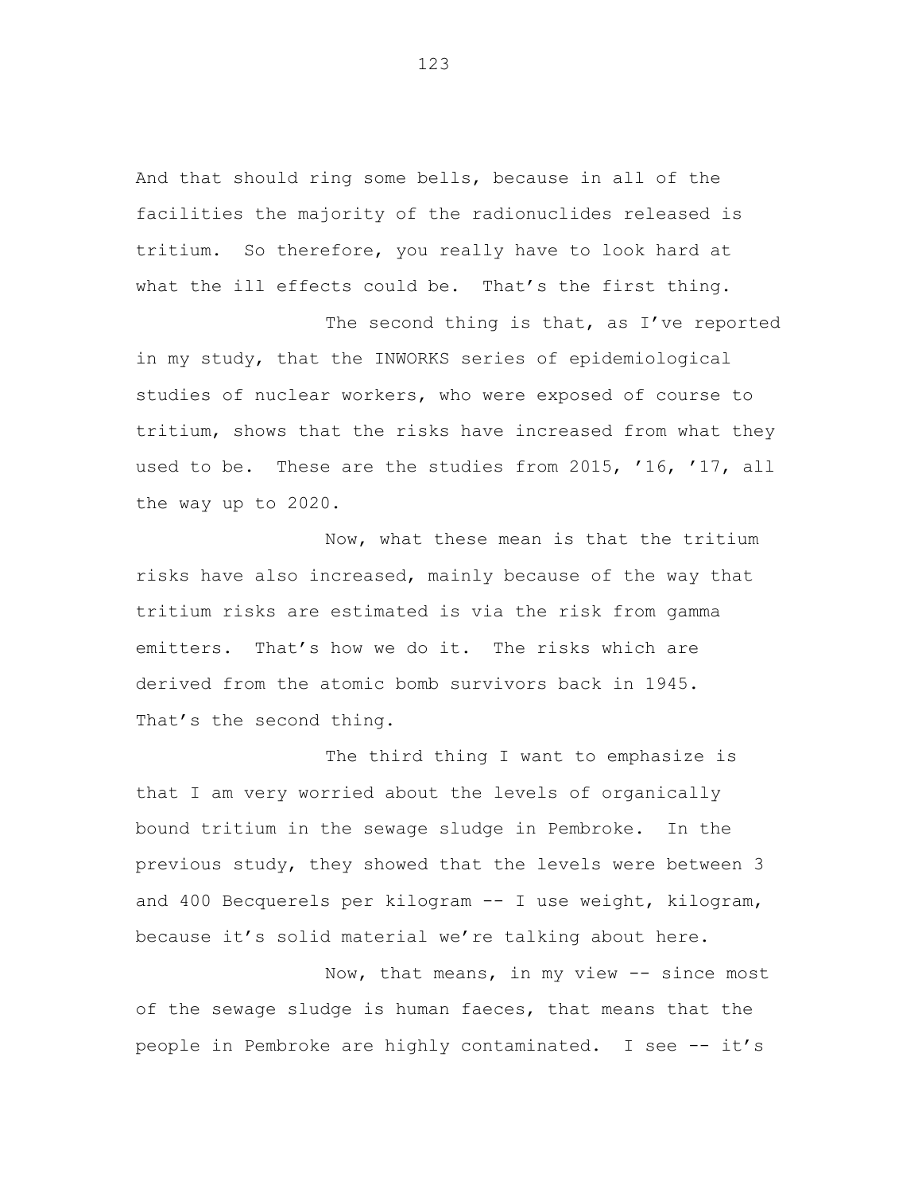And that should ring some bells, because in all of the facilities the majority of the radionuclides released is tritium. So therefore, you really have to look hard at what the ill effects could be. That's the first thing.

The second thing is that, as I've reported in my study, that the INWORKS series of epidemiological studies of nuclear workers, who were exposed of course to tritium, shows that the risks have increased from what they used to be. These are the studies from 2015, '16, '17, all the way up to 2020.

Now, what these mean is that the tritium risks have also increased, mainly because of the way that tritium risks are estimated is via the risk from gamma emitters. That's how we do it. The risks which are derived from the atomic bomb survivors back in 1945. That's the second thing.

The third thing I want to emphasize is that I am very worried about the levels of organically bound tritium in the sewage sludge in Pembroke. In the previous study, they showed that the levels were between 3 and 400 Becquerels per kilogram -- I use weight, kilogram, because it's solid material we're talking about here.

Now, that means, in my view -- since most of the sewage sludge is human faeces, that means that the people in Pembroke are highly contaminated. I see -- it's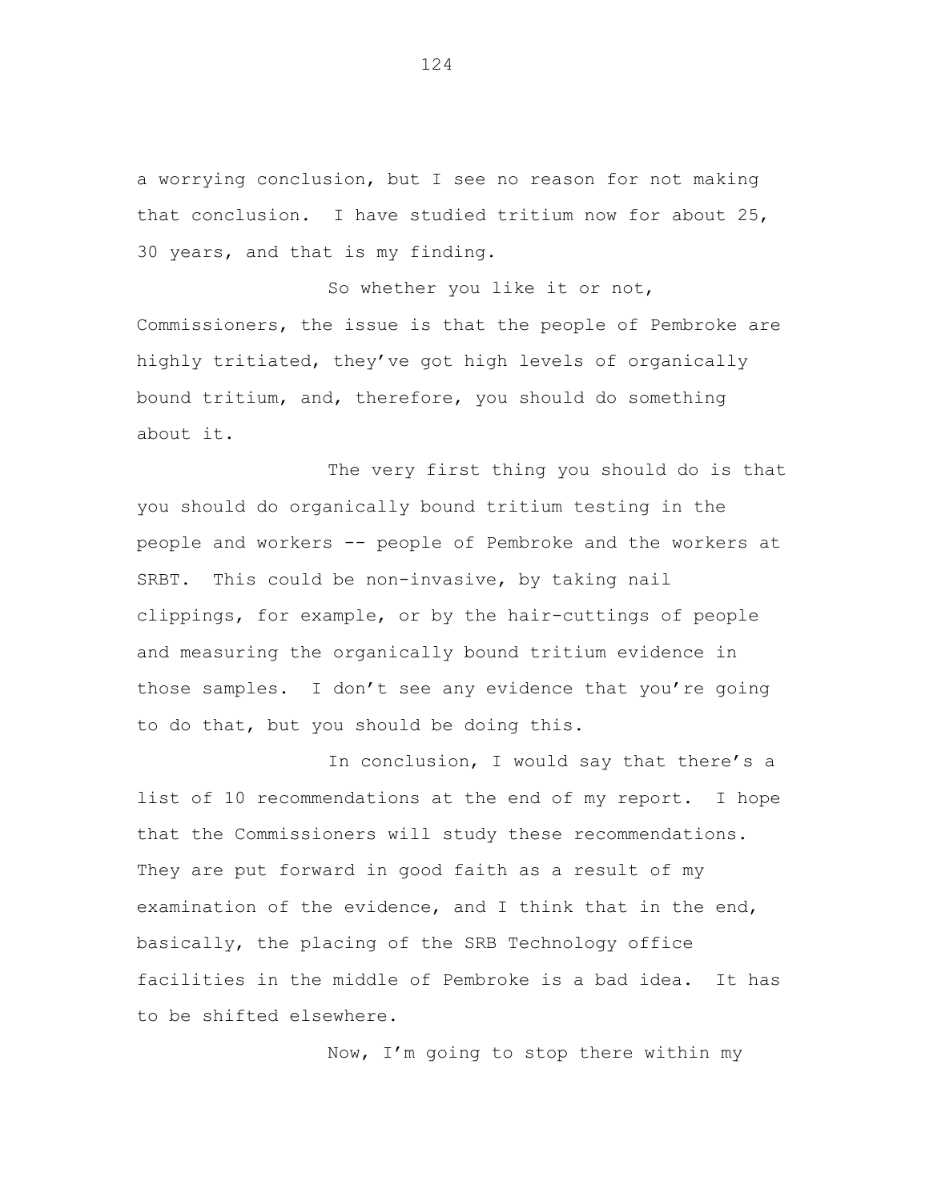a worrying conclusion, but I see no reason for not making that conclusion. I have studied tritium now for about 25, 30 years, and that is my finding.

So whether you like it or not, Commissioners, the issue is that the people of Pembroke are highly tritiated, they've got high levels of organically bound tritium, and, therefore, you should do something about it.

The very first thing you should do is that you should do organically bound tritium testing in the people and workers -- people of Pembroke and the workers at SRBT. This could be non-invasive, by taking nail clippings, for example, or by the hair-cuttings of people and measuring the organically bound tritium evidence in those samples. I don't see any evidence that you're going to do that, but you should be doing this.

In conclusion, I would say that there's a list of 10 recommendations at the end of my report. I hope that the Commissioners will study these recommendations. They are put forward in good faith as a result of my examination of the evidence, and I think that in the end, basically, the placing of the SRB Technology office facilities in the middle of Pembroke is a bad idea. It has to be shifted elsewhere.

Now, I'm going to stop there within my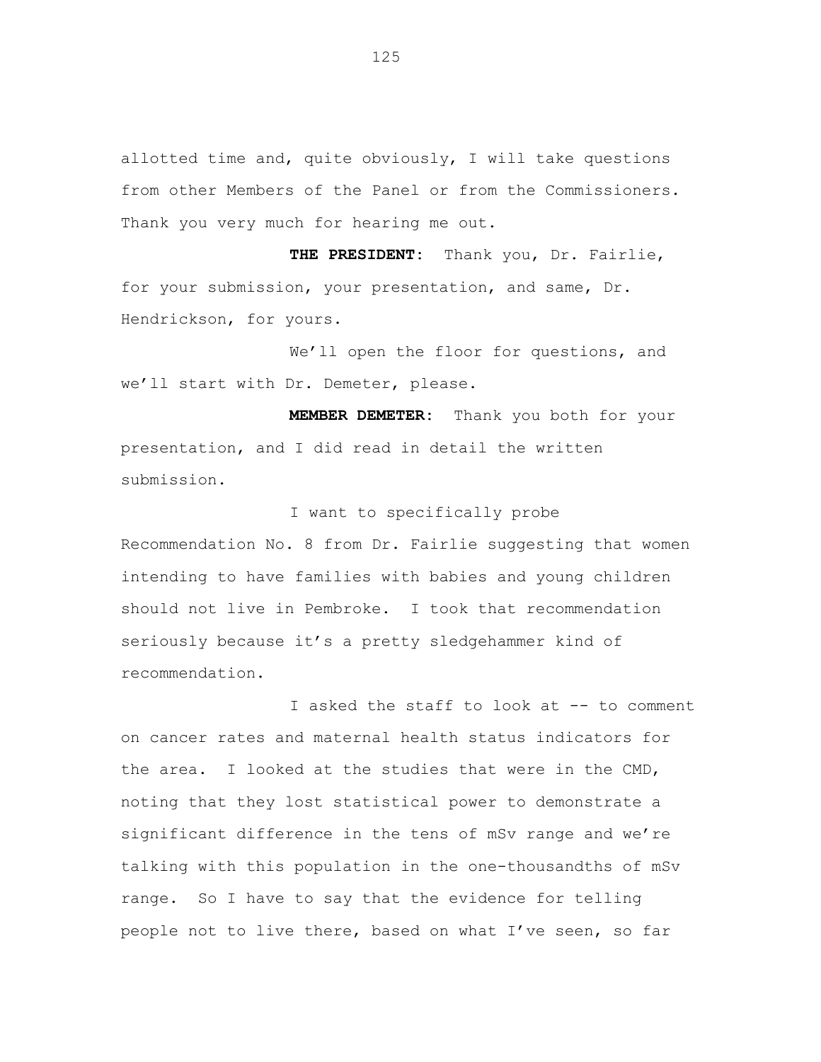allotted time and, quite obviously, I will take questions from other Members of the Panel or from the Commissioners. Thank you very much for hearing me out.

**THE PRESIDENT:** Thank you, Dr. Fairlie, for your submission, your presentation, and same, Dr. Hendrickson, for yours.

We'll open the floor for questions, and we'll start with Dr. Demeter, please.

**MEMBER DEMETER:** Thank you both for your presentation, and I did read in detail the written submission.

I want to specifically probe Recommendation No. 8 from Dr. Fairlie suggesting that women intending to have families with babies and young children should not live in Pembroke. I took that recommendation seriously because it's a pretty sledgehammer kind of recommendation.

I asked the staff to look at -- to comment on cancer rates and maternal health status indicators for the area. I looked at the studies that were in the CMD, noting that they lost statistical power to demonstrate a significant difference in the tens of mSv range and we're talking with this population in the one-thousandths of mSv range. So I have to say that the evidence for telling people not to live there, based on what I've seen, so far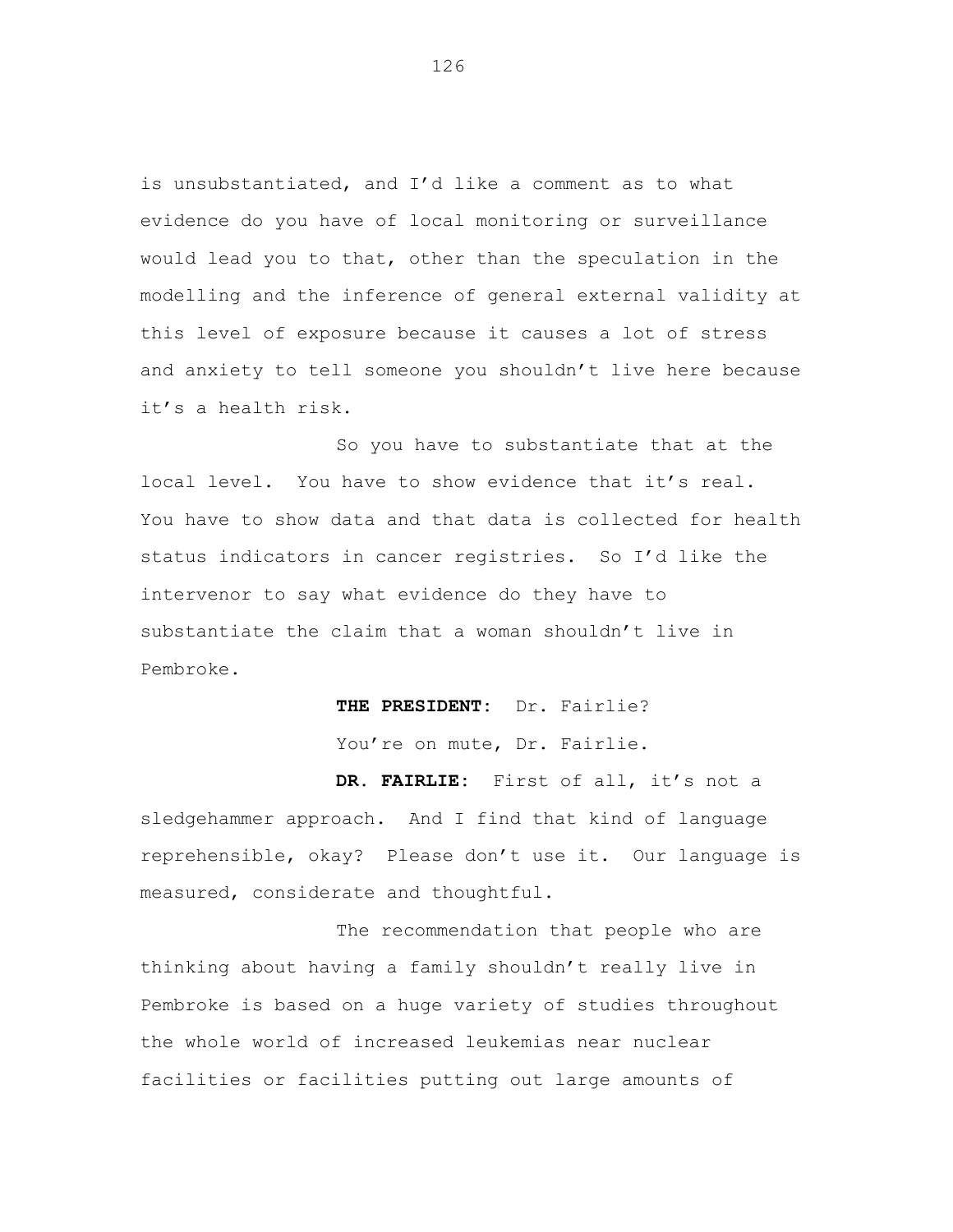is unsubstantiated, and I'd like a comment as to what evidence do you have of local monitoring or surveillance would lead you to that, other than the speculation in the modelling and the inference of general external validity at this level of exposure because it causes a lot of stress and anxiety to tell someone you shouldn't live here because it's a health risk.

So you have to substantiate that at the local level. You have to show evidence that it's real. You have to show data and that data is collected for health status indicators in cancer registries. So I'd like the intervenor to say what evidence do they have to substantiate the claim that a woman shouldn't live in Pembroke.

**THE PRESIDENT:** Dr. Fairlie?

You're on mute, Dr. Fairlie.

**DR. FAIRLIE:** First of all, it's not a sledgehammer approach. And I find that kind of language reprehensible, okay? Please don't use it. Our language is measured, considerate and thoughtful.

The recommendation that people who are thinking about having a family shouldn't really live in Pembroke is based on a huge variety of studies throughout the whole world of increased leukemias near nuclear facilities or facilities putting out large amounts of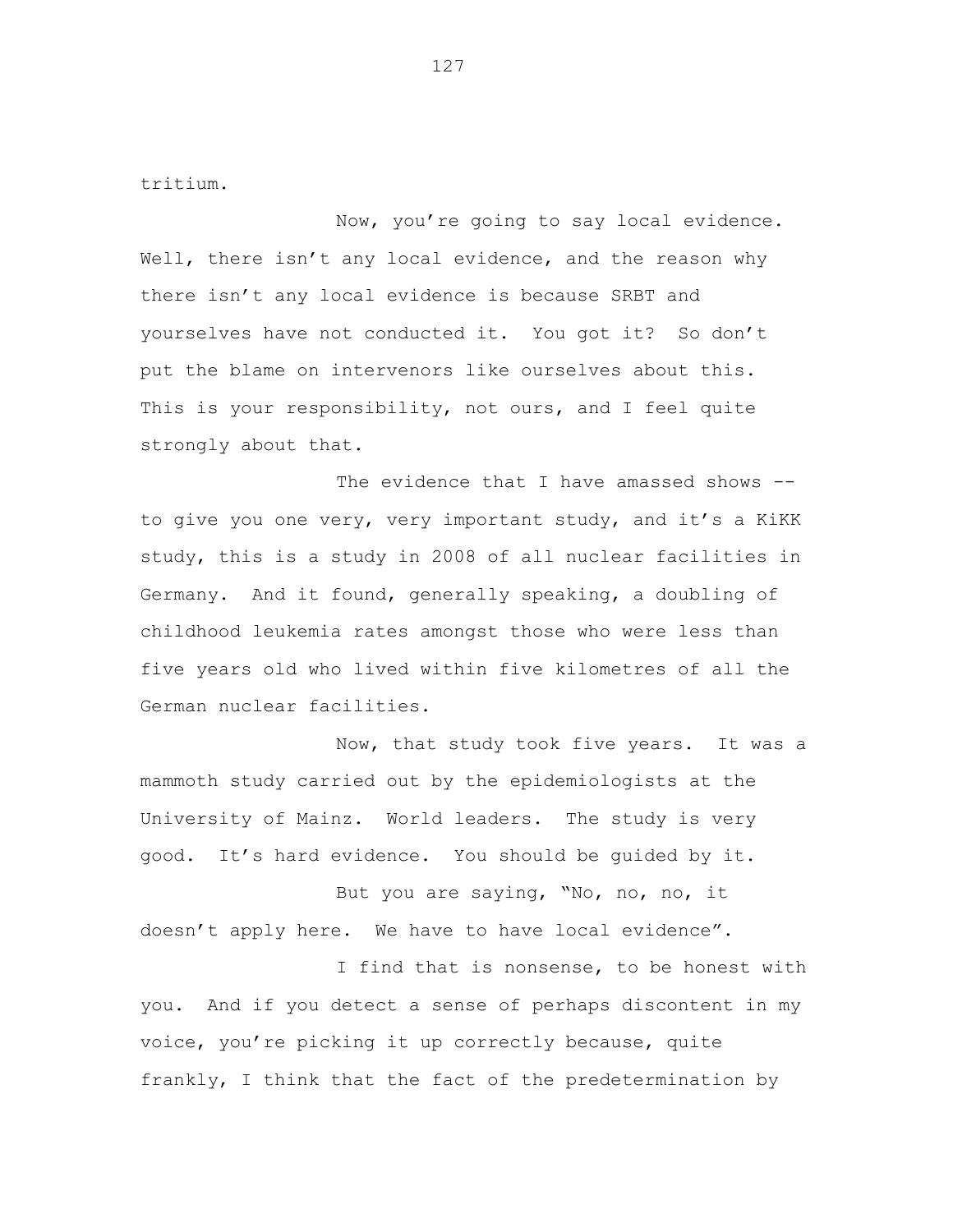tritium.

Now, you're going to say local evidence. Well, there isn't any local evidence, and the reason why there isn't any local evidence is because SRBT and yourselves have not conducted it. You got it? So don't put the blame on intervenors like ourselves about this. This is your responsibility, not ours, and I feel quite strongly about that.

The evidence that I have amassed shows -- to give you one very, very important study, and it's a KiKK study, this is a study in 2008 of all nuclear facilities in Germany. And it found, generally speaking, a doubling of childhood leukemia rates amongst those who were less than five years old who lived within five kilometres of all the German nuclear facilities.

Now, that study took five years. It was a mammoth study carried out by the epidemiologists at the University of Mainz. World leaders. The study is very good. It's hard evidence. You should be guided by it.

But you are saying, "No, no, no, it doesn't apply here. We have to have local evidence".

I find that is nonsense, to be honest with you. And if you detect a sense of perhaps discontent in my voice, you're picking it up correctly because, quite frankly, I think that the fact of the predetermination by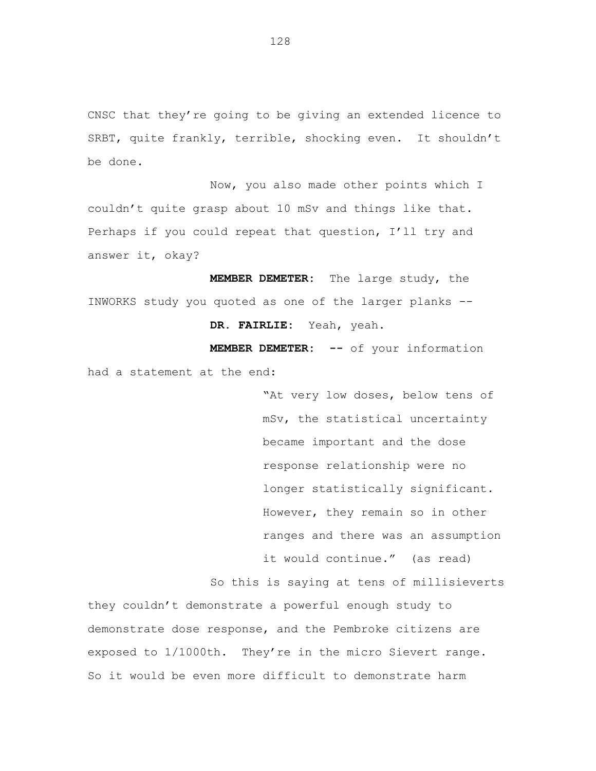CNSC that they're going to be giving an extended licence to SRBT, quite frankly, terrible, shocking even. It shouldn't be done.

Now, you also made other points which I couldn't quite grasp about 10 mSv and things like that. Perhaps if you could repeat that question, I'll try and answer it, okay?

**MEMBER DEMETER:** The large study, the INWORKS study you quoted as one of the larger planks --

**DR. FAIRLIE:** Yeah, yeah.

**MEMBER DEMETER:** -- of your information had a statement at the end:

> "At very low doses, below tens of mSv, the statistical uncertainty became important and the dose response relationship were no longer statistically significant. However, they remain so in other ranges and there was an assumption it would continue." (as read)

So this is saying at tens of millisieverts they couldn't demonstrate a powerful enough study to demonstrate dose response, and the Pembroke citizens are exposed to 1/1000th. They're in the micro Sievert range. So it would be even more difficult to demonstrate harm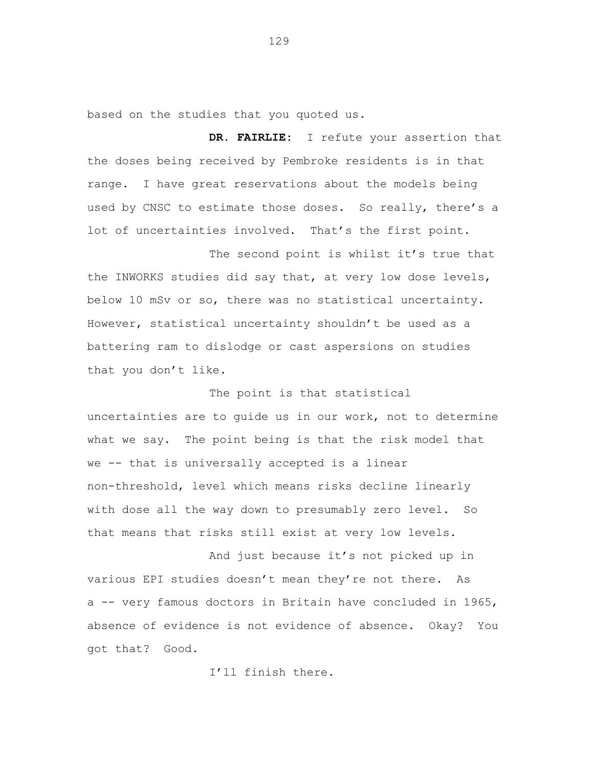based on the studies that you quoted us.

**DR. FAIRLIE:** I refute your assertion that the doses being received by Pembroke residents is in that range. I have great reservations about the models being used by CNSC to estimate those doses. So really, there's a lot of uncertainties involved. That's the first point.

The second point is whilst it's true that the INWORKS studies did say that, at very low dose levels, below 10 mSv or so, there was no statistical uncertainty. However, statistical uncertainty shouldn't be used as a battering ram to dislodge or cast aspersions on studies that you don't like.

The point is that statistical uncertainties are to guide us in our work, not to determine what we say. The point being is that the risk model that we -- that is universally accepted is a linear non-threshold, level which means risks decline linearly with dose all the way down to presumably zero level. So that means that risks still exist at very low levels.

And just because it's not picked up in various EPI studies doesn't mean they're not there. As a -- very famous doctors in Britain have concluded in 1965, absence of evidence is not evidence of absence. Okay? You got that? Good.

I'll finish there.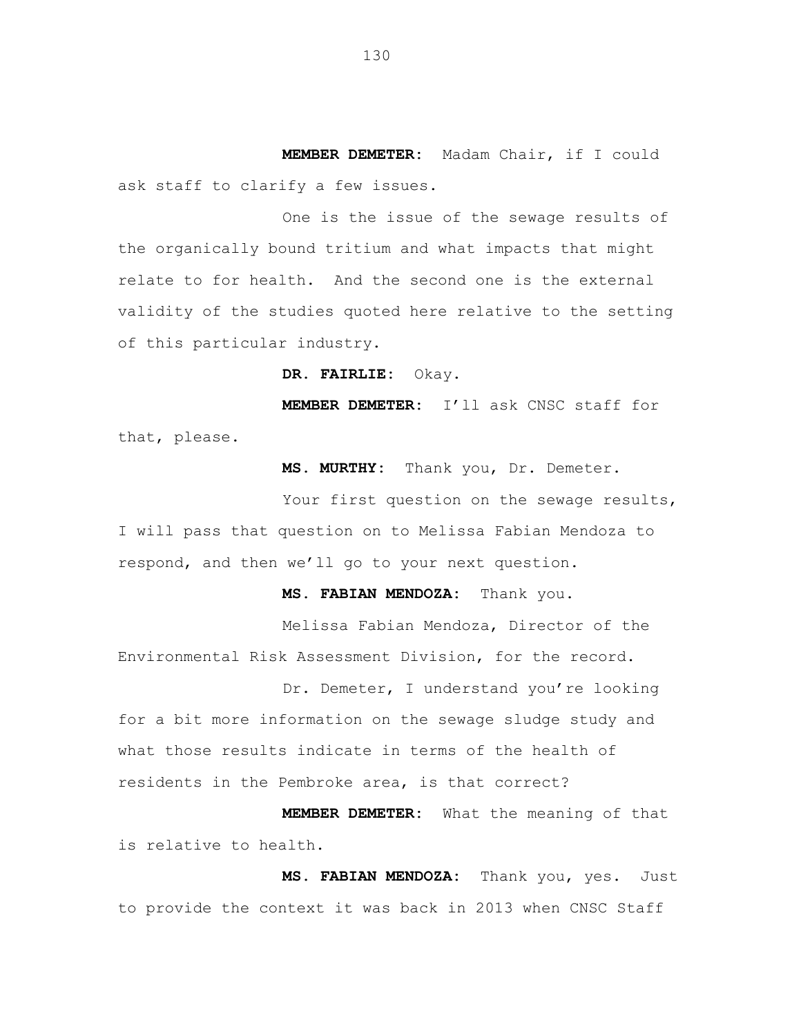**MEMBER DEMETER:** Madam Chair, if I could ask staff to clarify a few issues.

One is the issue of the sewage results of the organically bound tritium and what impacts that might relate to for health. And the second one is the external validity of the studies quoted here relative to the setting of this particular industry.

**DR. FAIRLIE:** Okay.

**MEMBER DEMETER:** I'll ask CNSC staff for that, please.

**MS. MURTHY:** Thank you, Dr. Demeter.

Your first question on the sewage results, I will pass that question on to Melissa Fabian Mendoza to respond, and then we'll go to your next question.

**MS. FABIAN MENDOZA:** Thank you.

Melissa Fabian Mendoza, Director of the Environmental Risk Assessment Division, for the record.

Dr. Demeter, I understand you're looking for a bit more information on the sewage sludge study and what those results indicate in terms of the health of residents in the Pembroke area, is that correct?

**MEMBER DEMETER:** What the meaning of that is relative to health.

**MS. FABIAN MENDOZA:** Thank you, yes. Just to provide the context it was back in 2013 when CNSC Staff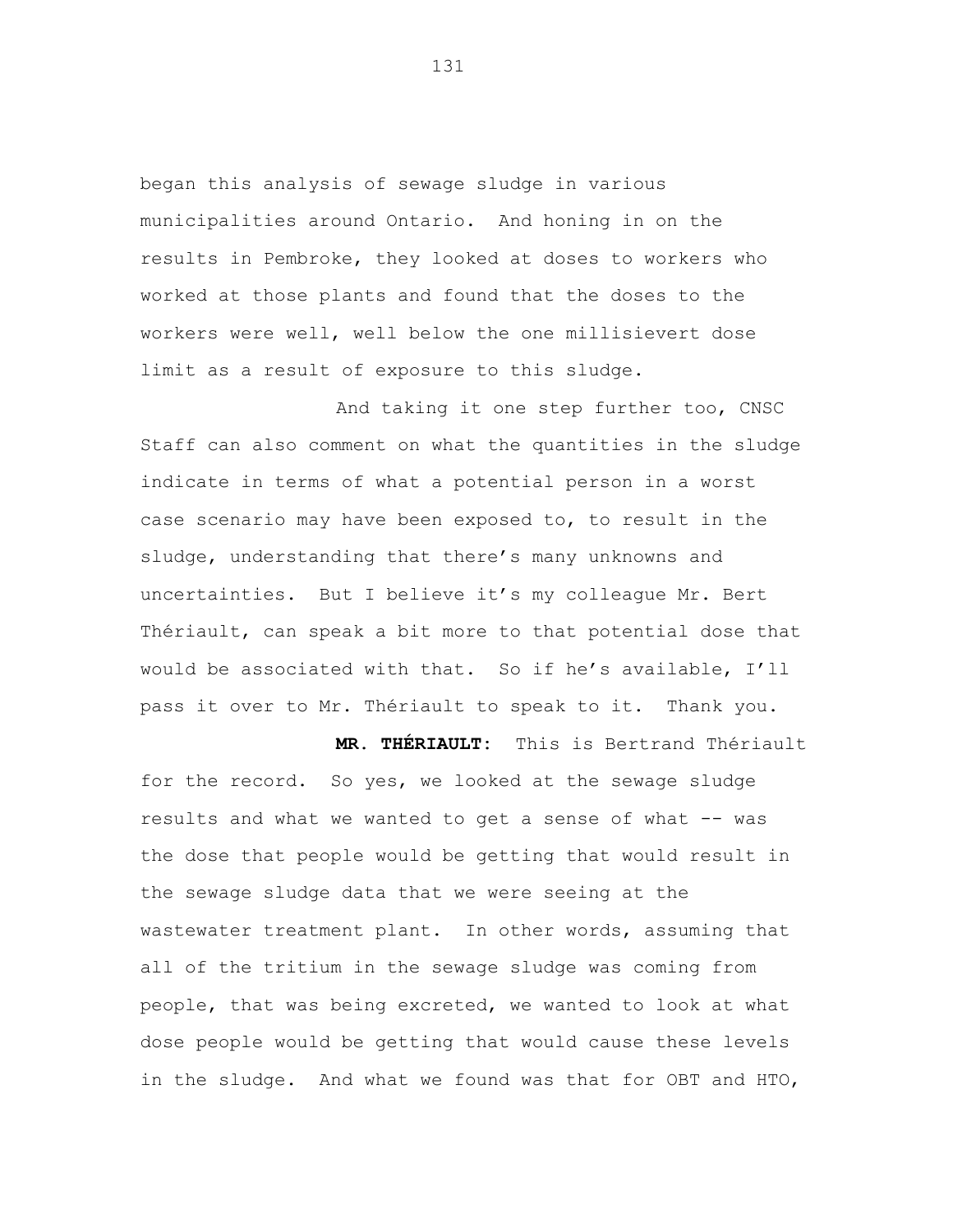began this analysis of sewage sludge in various municipalities around Ontario. And honing in on the results in Pembroke, they looked at doses to workers who worked at those plants and found that the doses to the workers were well, well below the one millisievert dose limit as a result of exposure to this sludge.

And taking it one step further too, CNSC Staff can also comment on what the quantities in the sludge indicate in terms of what a potential person in a worst case scenario may have been exposed to, to result in the sludge, understanding that there's many unknowns and uncertainties. But I believe it's my colleague Mr. Bert Thériault, can speak a bit more to that potential dose that would be associated with that. So if he's available, I'll pass it over to Mr. Thériault to speak to it. Thank you.

**MR. THÉRIAULT:** This is Bertrand Thériault for the record. So yes, we looked at the sewage sludge results and what we wanted to get a sense of what -- was the dose that people would be getting that would result in the sewage sludge data that we were seeing at the wastewater treatment plant. In other words, assuming that all of the tritium in the sewage sludge was coming from people, that was being excreted, we wanted to look at what dose people would be getting that would cause these levels in the sludge. And what we found was that for OBT and HTO,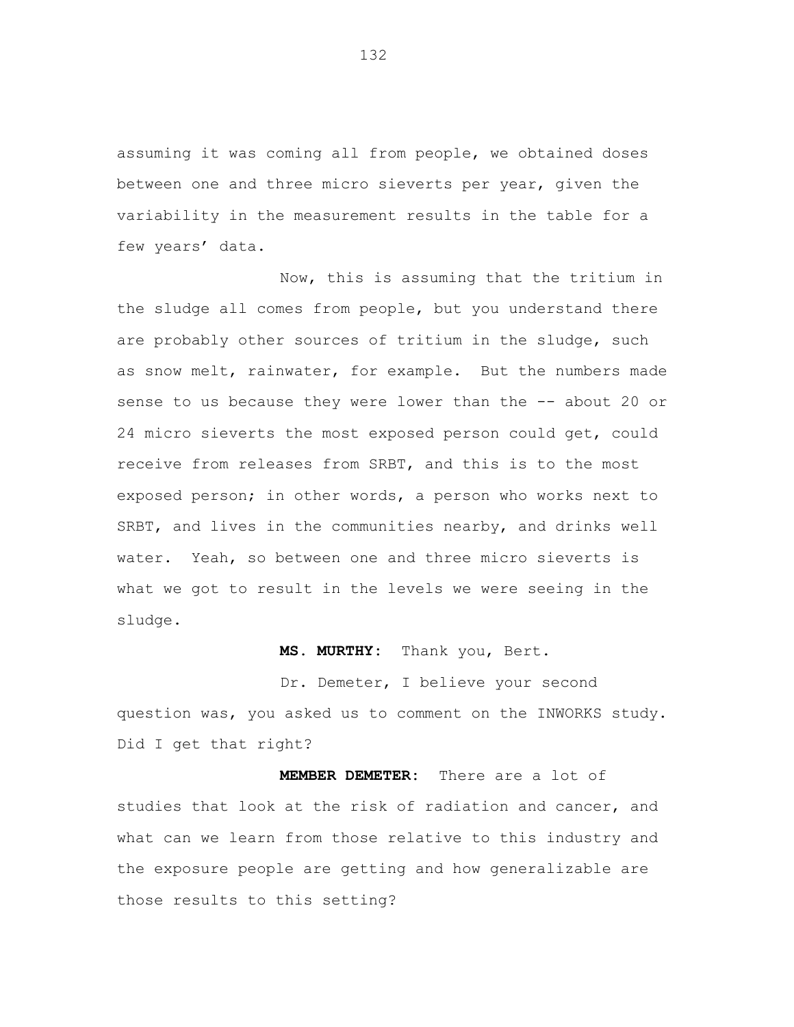assuming it was coming all from people, we obtained doses between one and three micro sieverts per year, given the variability in the measurement results in the table for a few years' data.

Now, this is assuming that the tritium in the sludge all comes from people, but you understand there are probably other sources of tritium in the sludge, such as snow melt, rainwater, for example. But the numbers made sense to us because they were lower than the -- about 20 or 24 micro sieverts the most exposed person could get, could receive from releases from SRBT, and this is to the most exposed person; in other words, a person who works next to SRBT, and lives in the communities nearby, and drinks well water. Yeah, so between one and three micro sieverts is what we got to result in the levels we were seeing in the sludge.

**MS. MURTHY:** Thank you, Bert.

Dr. Demeter, I believe your second question was, you asked us to comment on the INWORKS study. Did I get that right?

**MEMBER DEMETER:** There are a lot of studies that look at the risk of radiation and cancer, and what can we learn from those relative to this industry and the exposure people are getting and how generalizable are those results to this setting?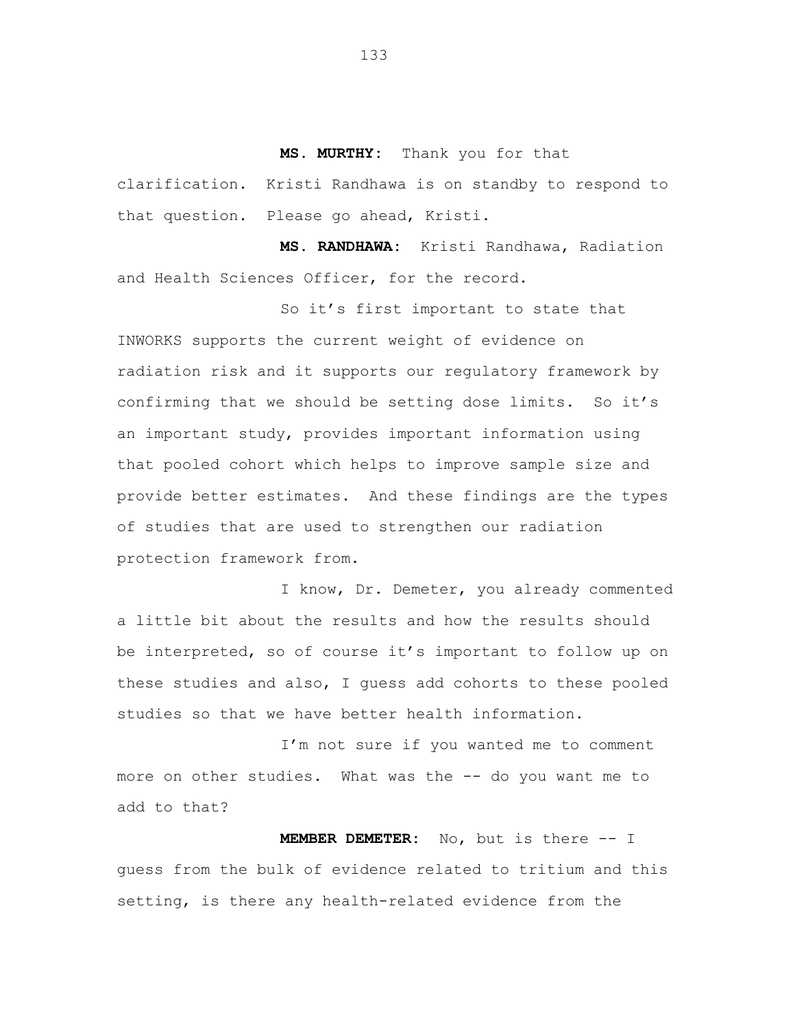**MS. MURTHY:** Thank you for that clarification. Kristi Randhawa is on standby to respond to that question. Please go ahead, Kristi.

**MS. RANDHAWA:** Kristi Randhawa, Radiation and Health Sciences Officer, for the record.

So it's first important to state that INWORKS supports the current weight of evidence on radiation risk and it supports our regulatory framework by confirming that we should be setting dose limits. So it's an important study, provides important information using that pooled cohort which helps to improve sample size and provide better estimates. And these findings are the types of studies that are used to strengthen our radiation protection framework from.

I know, Dr. Demeter, you already commented a little bit about the results and how the results should be interpreted, so of course it's important to follow up on these studies and also, I guess add cohorts to these pooled studies so that we have better health information.

I'm not sure if you wanted me to comment more on other studies. What was the -- do you want me to add to that?

**MEMBER DEMETER:** No, but is there -- I guess from the bulk of evidence related to tritium and this setting, is there any health-related evidence from the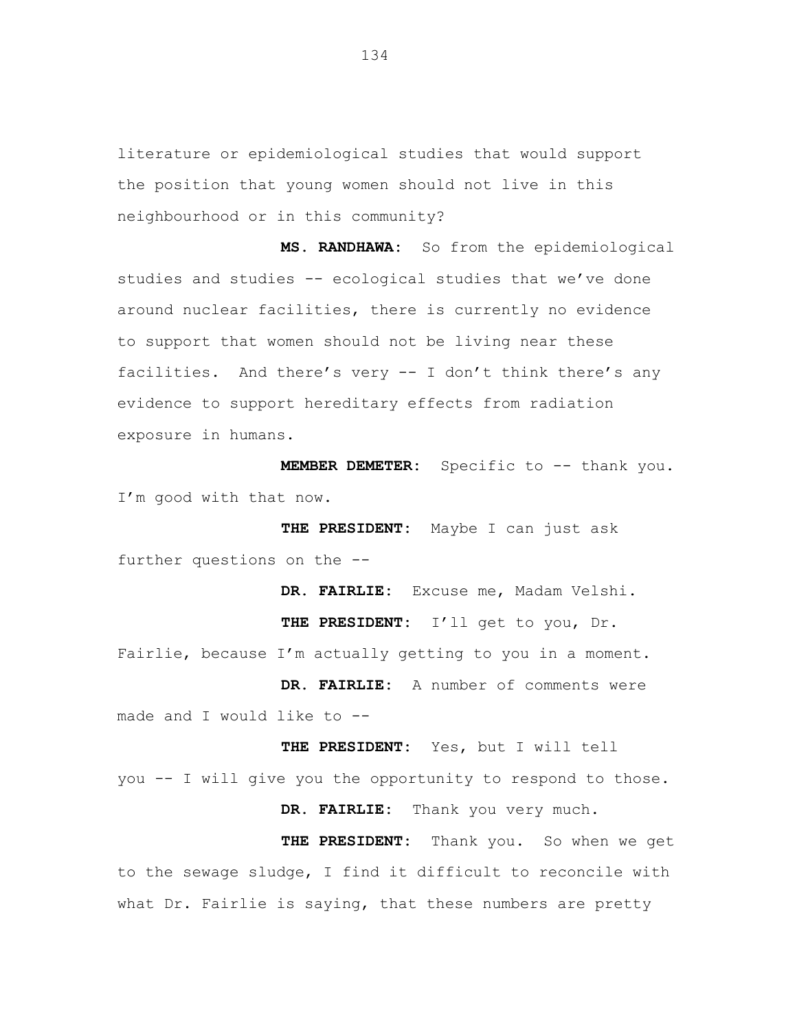literature or epidemiological studies that would support the position that young women should not live in this neighbourhood or in this community?

**MS. RANDHAWA:** So from the epidemiological studies and studies -- ecological studies that we've done around nuclear facilities, there is currently no evidence to support that women should not be living near these facilities. And there's very -- I don't think there's any evidence to support hereditary effects from radiation exposure in humans.

**MEMBER DEMETER:** Specific to -- thank you. I'm good with that now.

**THE PRESIDENT:** Maybe I can just ask further questions on the --

**DR. FAIRLIE:** Excuse me, Madam Velshi.

**THE PRESIDENT:** I'll get to you, Dr. Fairlie, because I'm actually getting to you in a moment.

**DR. FAIRLIE:** A number of comments were made and I would like to --

**THE PRESIDENT:** Yes, but I will tell you -- I will give you the opportunity to respond to those.

**DR. FAIRLIE:** Thank you very much.

**THE PRESIDENT:** Thank you. So when we get to the sewage sludge, I find it difficult to reconcile with what Dr. Fairlie is saying, that these numbers are pretty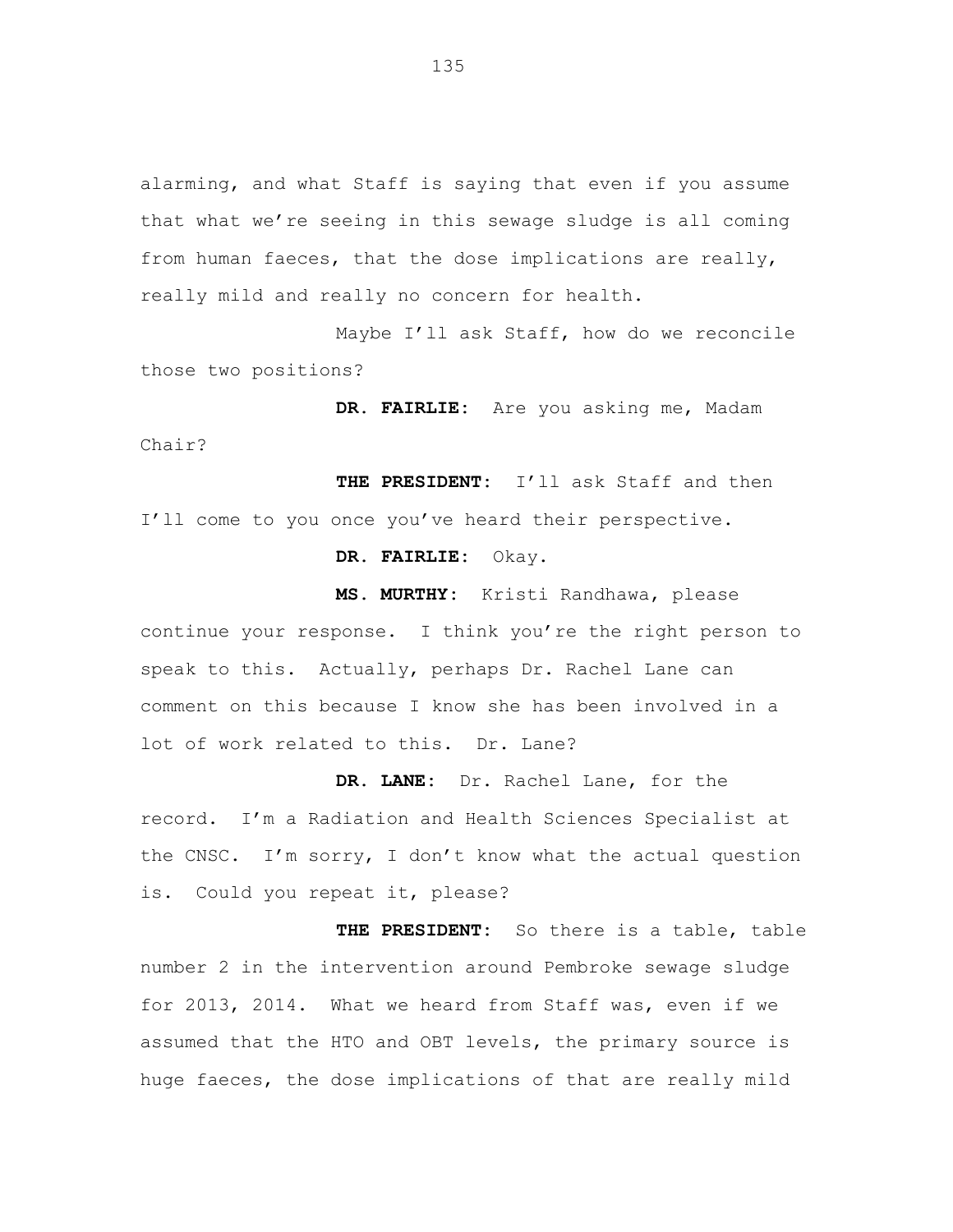alarming, and what Staff is saying that even if you assume that what we're seeing in this sewage sludge is all coming from human faeces, that the dose implications are really, really mild and really no concern for health.

Maybe I'll ask Staff, how do we reconcile those two positions?

**DR. FAIRLIE:** Are you asking me, Madam Chair?

**THE PRESIDENT:** I'll ask Staff and then I'll come to you once you've heard their perspective.

**DR. FAIRLIE:** Okay.

**MS. MURTHY:** Kristi Randhawa, please continue your response. I think you're the right person to speak to this. Actually, perhaps Dr. Rachel Lane can comment on this because I know she has been involved in a lot of work related to this. Dr. Lane?

**DR. LANE:** Dr. Rachel Lane, for the record. I'm a Radiation and Health Sciences Specialist at the CNSC. I'm sorry, I don't know what the actual question is. Could you repeat it, please?

**THE PRESIDENT:** So there is a table, table number 2 in the intervention around Pembroke sewage sludge for 2013, 2014. What we heard from Staff was, even if we assumed that the HTO and OBT levels, the primary source is huge faeces, the dose implications of that are really mild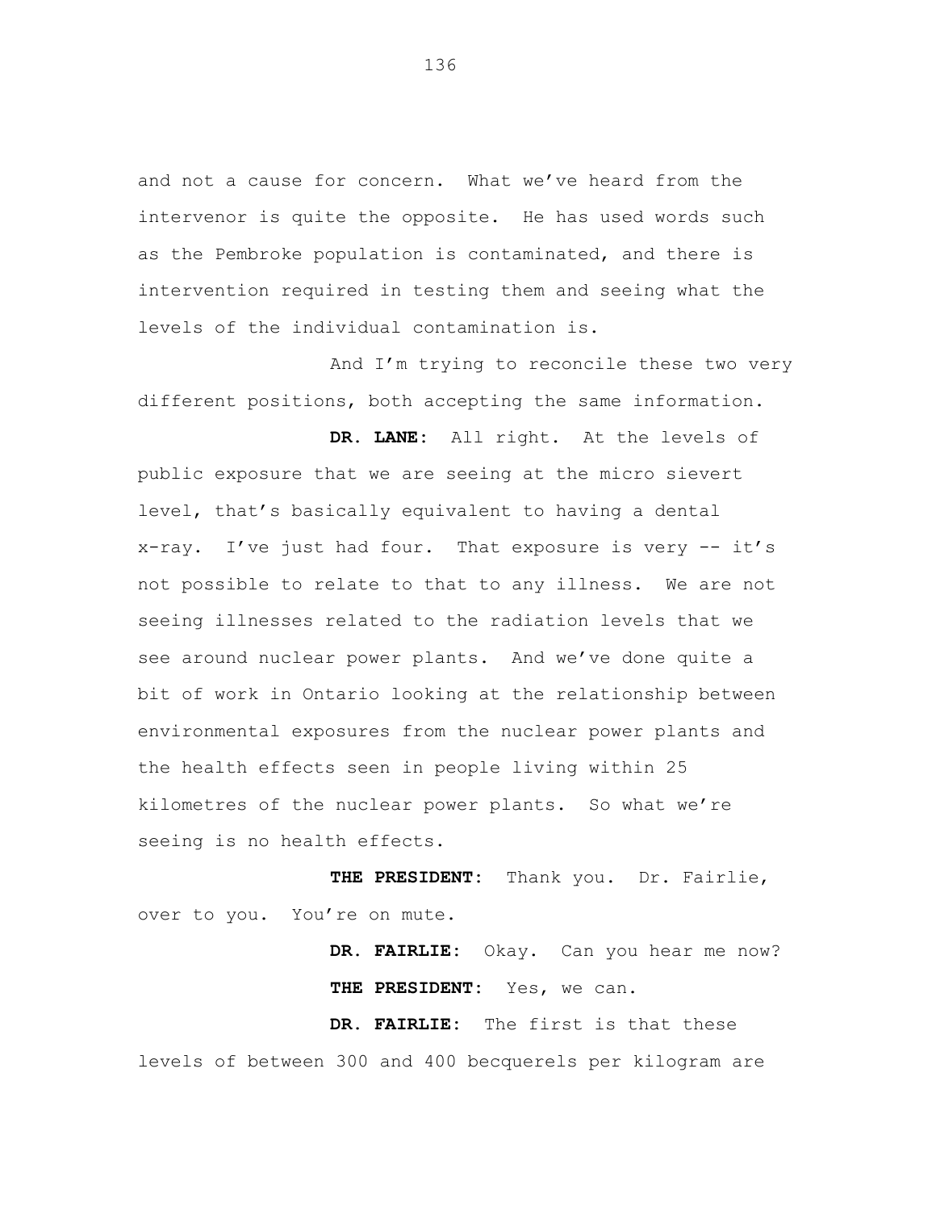and not a cause for concern. What we've heard from the intervenor is quite the opposite. He has used words such as the Pembroke population is contaminated, and there is intervention required in testing them and seeing what the levels of the individual contamination is.

And I'm trying to reconcile these two very different positions, both accepting the same information.

**DR. LANE:** All right. At the levels of public exposure that we are seeing at the micro sievert level, that's basically equivalent to having a dental x-ray. I've just had four. That exposure is very -- it's not possible to relate to that to any illness. We are not seeing illnesses related to the radiation levels that we see around nuclear power plants. And we've done quite a bit of work in Ontario looking at the relationship between environmental exposures from the nuclear power plants and the health effects seen in people living within 25 kilometres of the nuclear power plants. So what we're seeing is no health effects.

**THE PRESIDENT:** Thank you. Dr. Fairlie, over to you. You're on mute.

**DR. FAIRLIE:** Okay. Can you hear me now?

**THE PRESIDENT:** Yes, we can.

**DR. FAIRLIE:** The first is that these levels of between 300 and 400 becquerels per kilogram are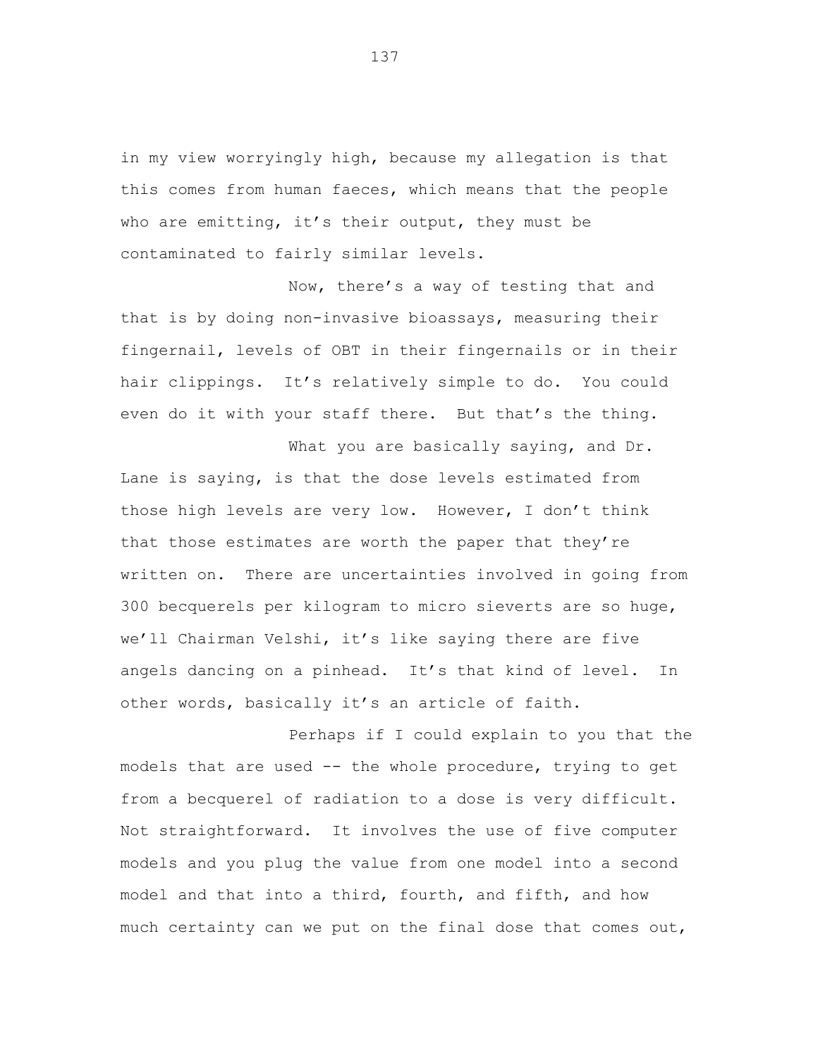in my view worryingly high, because my allegation is that this comes from human faeces, which means that the people who are emitting, it's their output, they must be contaminated to fairly similar levels.

Now, there's a way of testing that and that is by doing non-invasive bioassays, measuring their fingernail, levels of OBT in their fingernails or in their hair clippings. It's relatively simple to do. You could even do it with your staff there. But that's the thing.

What you are basically saying, and Dr. Lane is saying, is that the dose levels estimated from those high levels are very low. However, I don't think that those estimates are worth the paper that they're written on. There are uncertainties involved in going from 300 becquerels per kilogram to micro sieverts are so huge, we'll Chairman Velshi, it's like saying there are five angels dancing on a pinhead. It's that kind of level. In other words, basically it's an article of faith.

Perhaps if I could explain to you that the models that are used -- the whole procedure, trying to get from a becquerel of radiation to a dose is very difficult. Not straightforward. It involves the use of five computer models and you plug the value from one model into a second model and that into a third, fourth, and fifth, and how much certainty can we put on the final dose that comes out,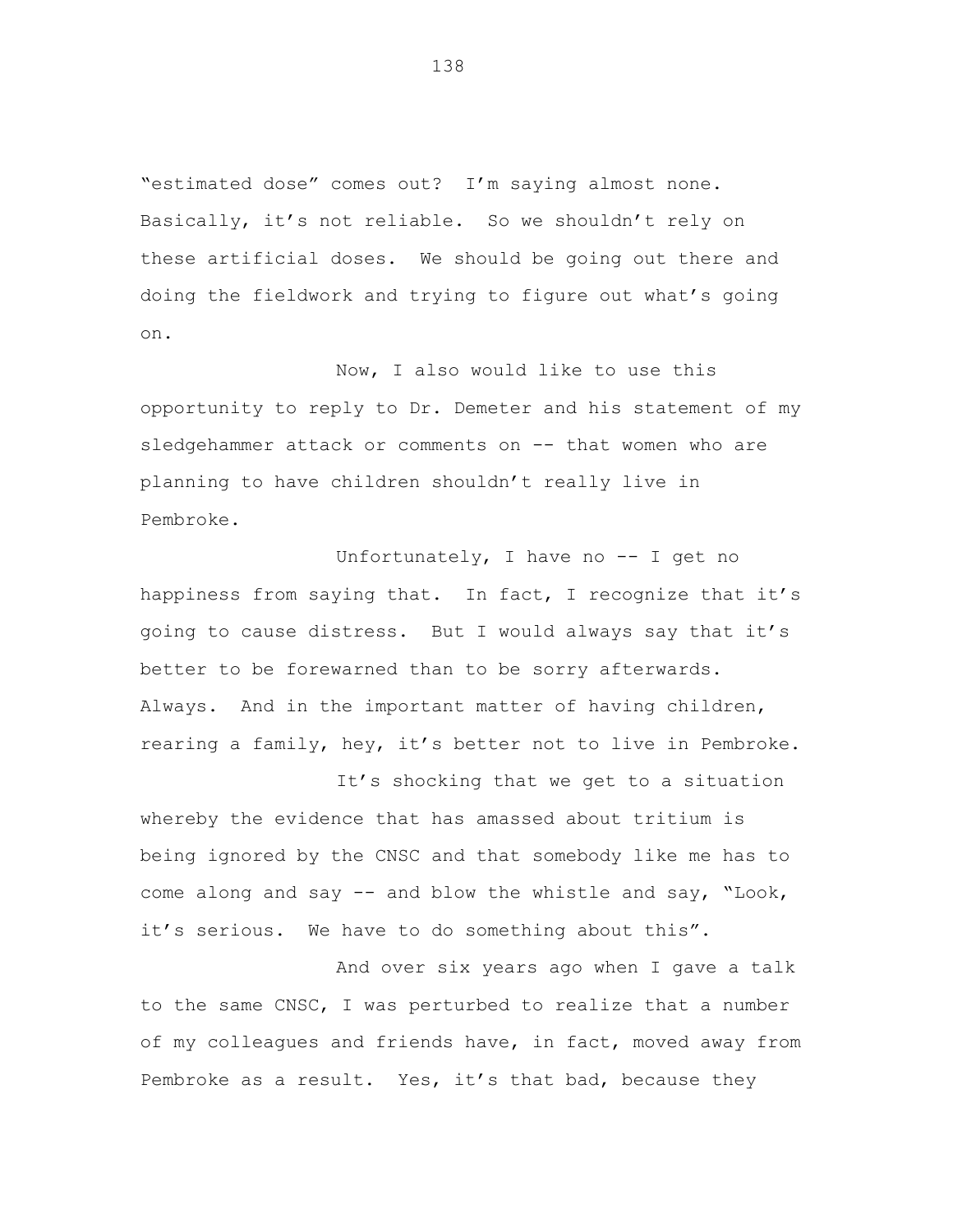"estimated dose" comes out? I'm saying almost none. Basically, it's not reliable. So we shouldn't rely on these artificial doses. We should be going out there and doing the fieldwork and trying to figure out what's going on.

Now, I also would like to use this opportunity to reply to Dr. Demeter and his statement of my sledgehammer attack or comments on -- that women who are planning to have children shouldn't really live in Pembroke.

Unfortunately, I have no -- I get no happiness from saying that. In fact, I recognize that it's going to cause distress. But I would always say that it's better to be forewarned than to be sorry afterwards. Always. And in the important matter of having children, rearing a family, hey, it's better not to live in Pembroke.

It's shocking that we get to a situation whereby the evidence that has amassed about tritium is being ignored by the CNSC and that somebody like me has to come along and say -- and blow the whistle and say, "Look, it's serious. We have to do something about this".

And over six years ago when I gave a talk to the same CNSC, I was perturbed to realize that a number of my colleagues and friends have, in fact, moved away from Pembroke as a result. Yes, it's that bad, because they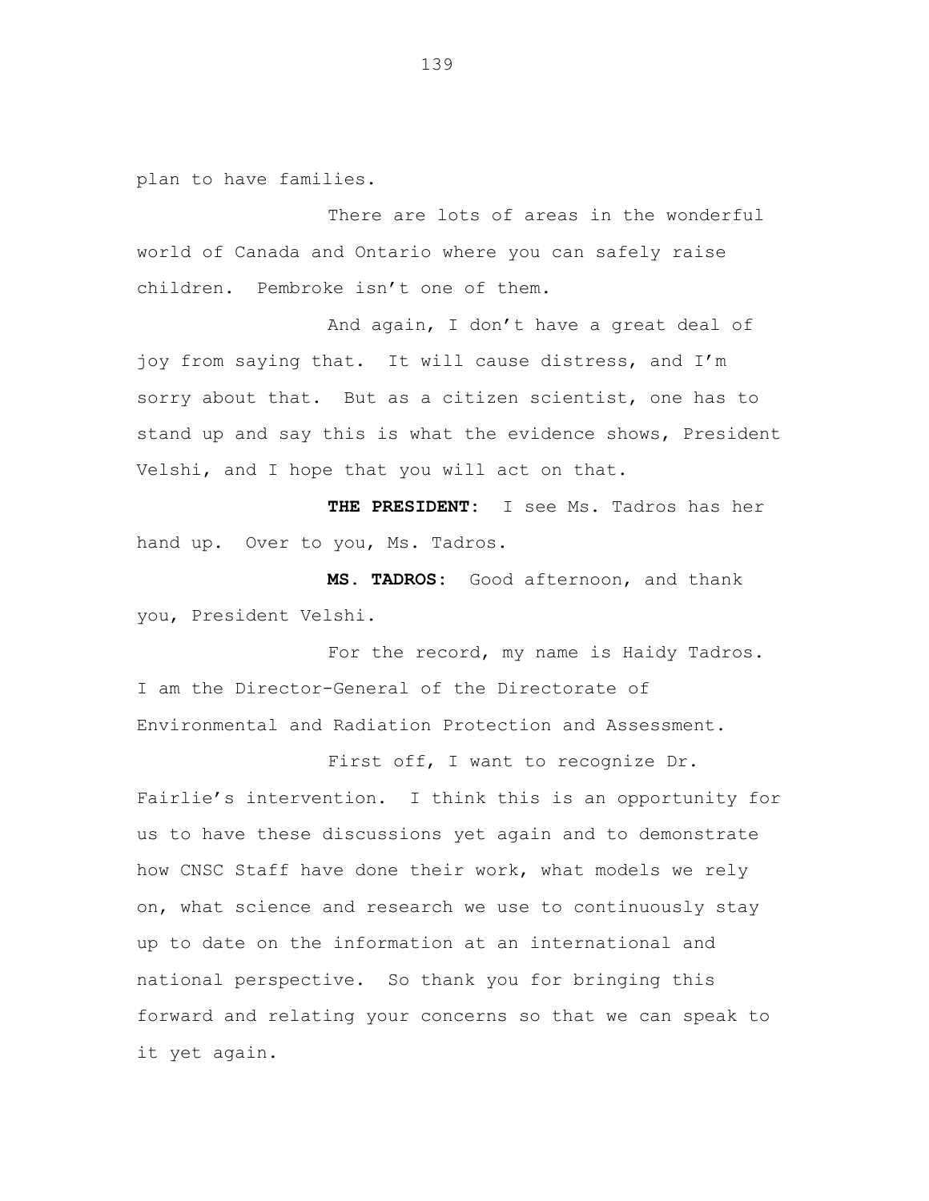plan to have families.

There are lots of areas in the wonderful world of Canada and Ontario where you can safely raise children. Pembroke isn't one of them.

And again, I don't have a great deal of joy from saying that. It will cause distress, and I'm sorry about that. But as a citizen scientist, one has to stand up and say this is what the evidence shows, President Velshi, and I hope that you will act on that.

**THE PRESIDENT:** I see Ms. Tadros has her hand up. Over to you, Ms. Tadros.

**MS. TADROS:** Good afternoon, and thank you, President Velshi.

For the record, my name is Haidy Tadros. I am the Director-General of the Directorate of Environmental and Radiation Protection and Assessment.

First off, I want to recognize Dr. Fairlie's intervention. I think this is an opportunity for us to have these discussions yet again and to demonstrate how CNSC Staff have done their work, what models we rely on, what science and research we use to continuously stay up to date on the information at an international and national perspective. So thank you for bringing this forward and relating your concerns so that we can speak to it yet again.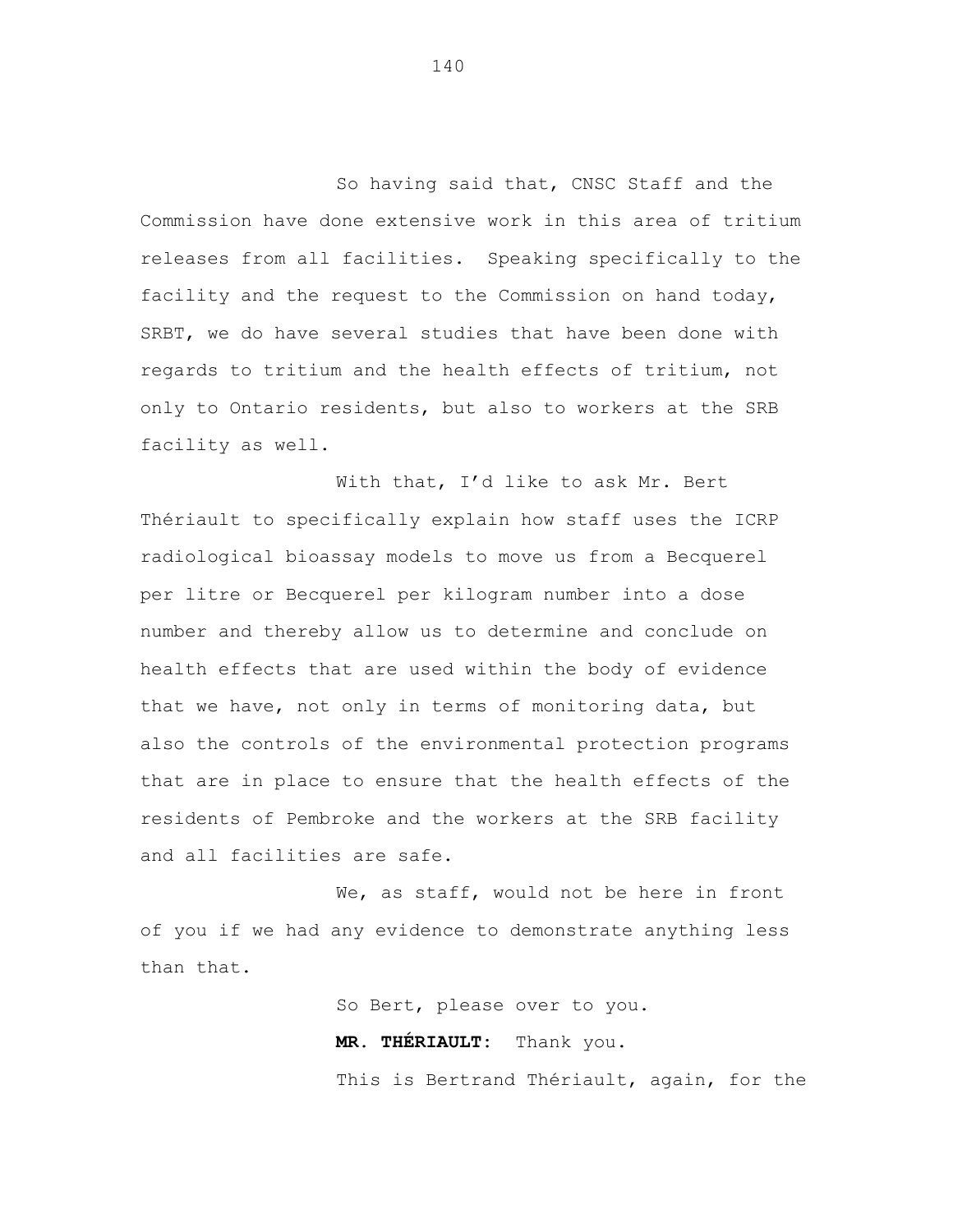So having said that, CNSC Staff and the Commission have done extensive work in this area of tritium releases from all facilities. Speaking specifically to the facility and the request to the Commission on hand today, SRBT, we do have several studies that have been done with regards to tritium and the health effects of tritium, not only to Ontario residents, but also to workers at the SRB facility as well.

With that, I'd like to ask Mr. Bert Thériault to specifically explain how staff uses the ICRP radiological bioassay models to move us from a Becquerel per litre or Becquerel per kilogram number into a dose number and thereby allow us to determine and conclude on health effects that are used within the body of evidence that we have, not only in terms of monitoring data, but also the controls of the environmental protection programs that are in place to ensure that the health effects of the residents of Pembroke and the workers at the SRB facility and all facilities are safe.

We, as staff, would not be here in front of you if we had any evidence to demonstrate anything less than that.

So Bert, please over to you.

**MR. THÉRIAULT:** Thank you.

This is Bertrand Thériault, again, for the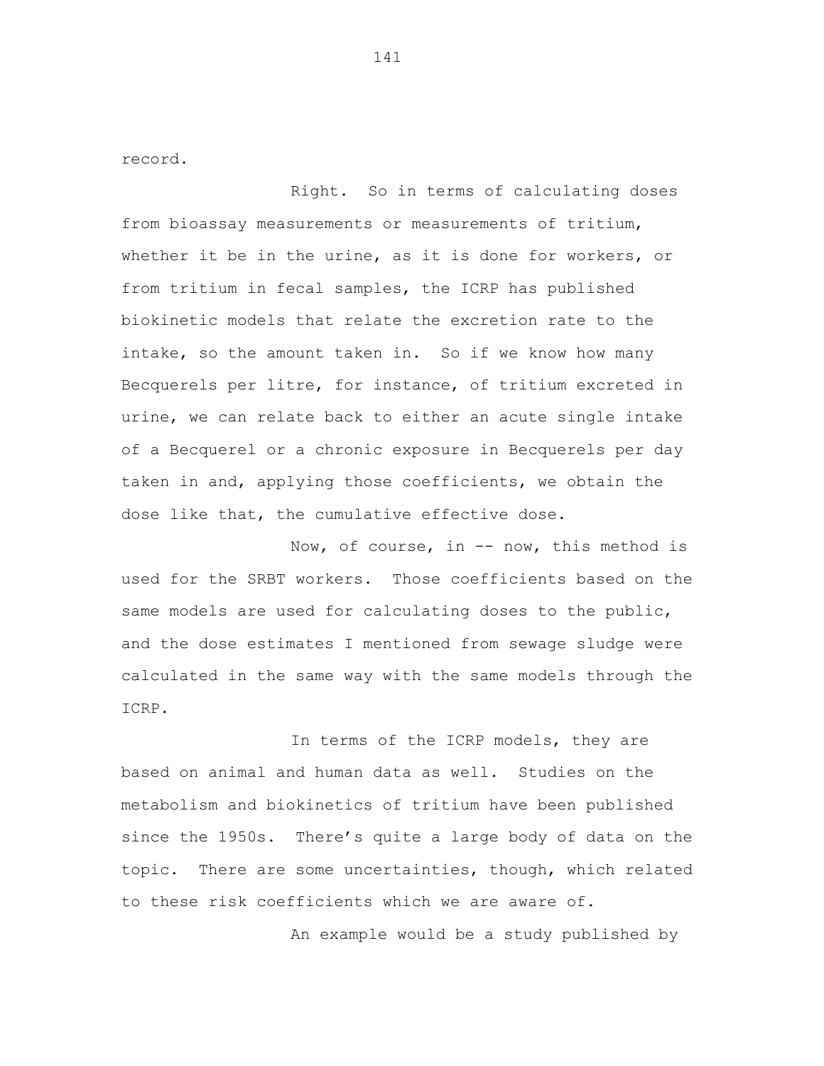record.

Right. So in terms of calculating doses from bioassay measurements or measurements of tritium, whether it be in the urine, as it is done for workers, or from tritium in fecal samples, the ICRP has published biokinetic models that relate the excretion rate to the intake, so the amount taken in. So if we know how many Becquerels per litre, for instance, of tritium excreted in urine, we can relate back to either an acute single intake of a Becquerel or a chronic exposure in Becquerels per day taken in and, applying those coefficients, we obtain the dose like that, the cumulative effective dose.

Now, of course, in -- now, this method is used for the SRBT workers. Those coefficients based on the same models are used for calculating doses to the public, and the dose estimates I mentioned from sewage sludge were calculated in the same way with the same models through the ICRP.

In terms of the ICRP models, they are based on animal and human data as well. Studies on the metabolism and biokinetics of tritium have been published since the 1950s. There's quite a large body of data on the topic. There are some uncertainties, though, which related to these risk coefficients which we are aware of.

An example would be a study published by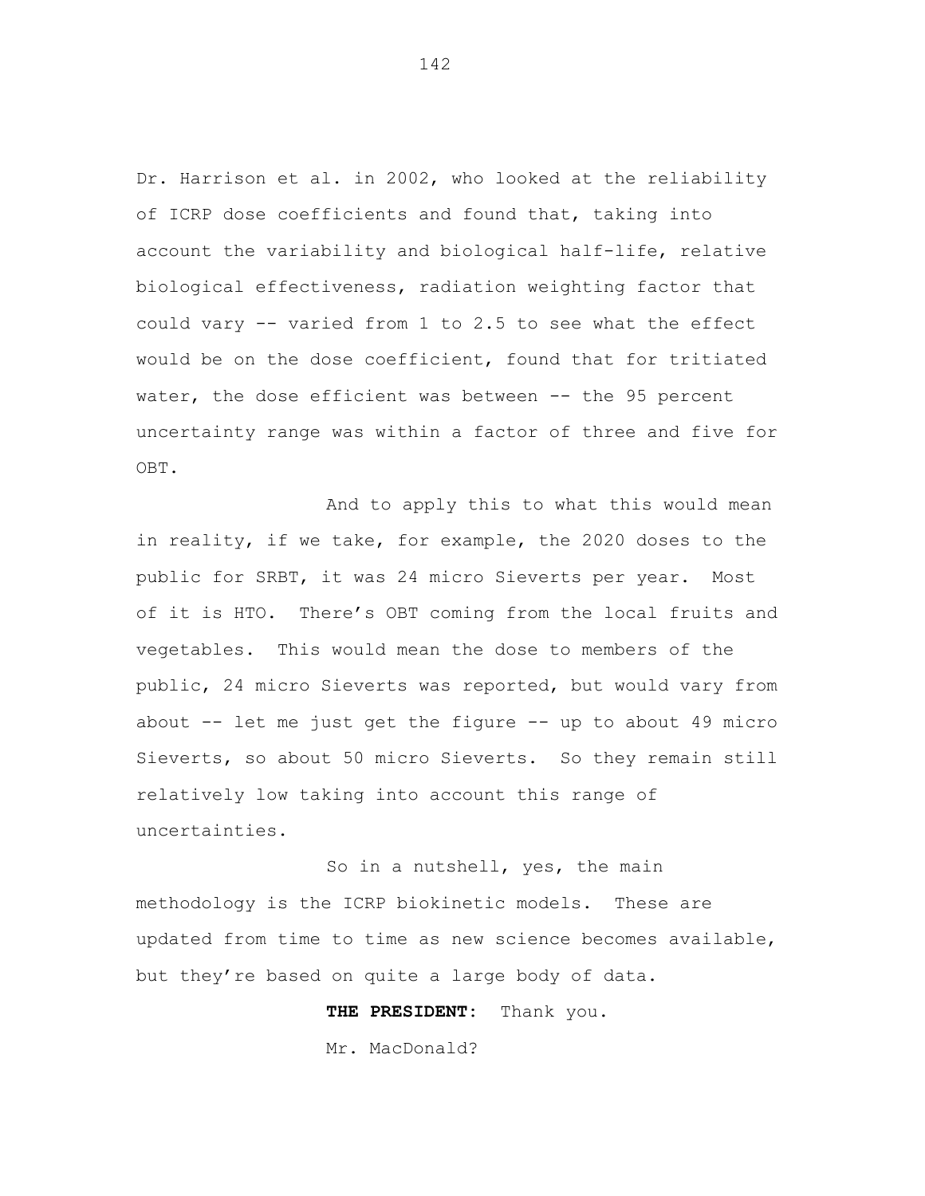Dr. Harrison et al. in 2002, who looked at the reliability of ICRP dose coefficients and found that, taking into account the variability and biological half-life, relative biological effectiveness, radiation weighting factor that could vary -- varied from 1 to 2.5 to see what the effect would be on the dose coefficient, found that for tritiated water, the dose efficient was between -- the 95 percent uncertainty range was within a factor of three and five for OBT.

And to apply this to what this would mean in reality, if we take, for example, the 2020 doses to the public for SRBT, it was 24 micro Sieverts per year. Most of it is HTO. There's OBT coming from the local fruits and vegetables. This would mean the dose to members of the public, 24 micro Sieverts was reported, but would vary from about -- let me just get the figure -- up to about 49 micro Sieverts, so about 50 micro Sieverts. So they remain still relatively low taking into account this range of uncertainties.

So in a nutshell, yes, the main methodology is the ICRP biokinetic models. These are updated from time to time as new science becomes available, but they're based on quite a large body of data.

**THE PRESIDENT:** Thank you.

Mr. MacDonald?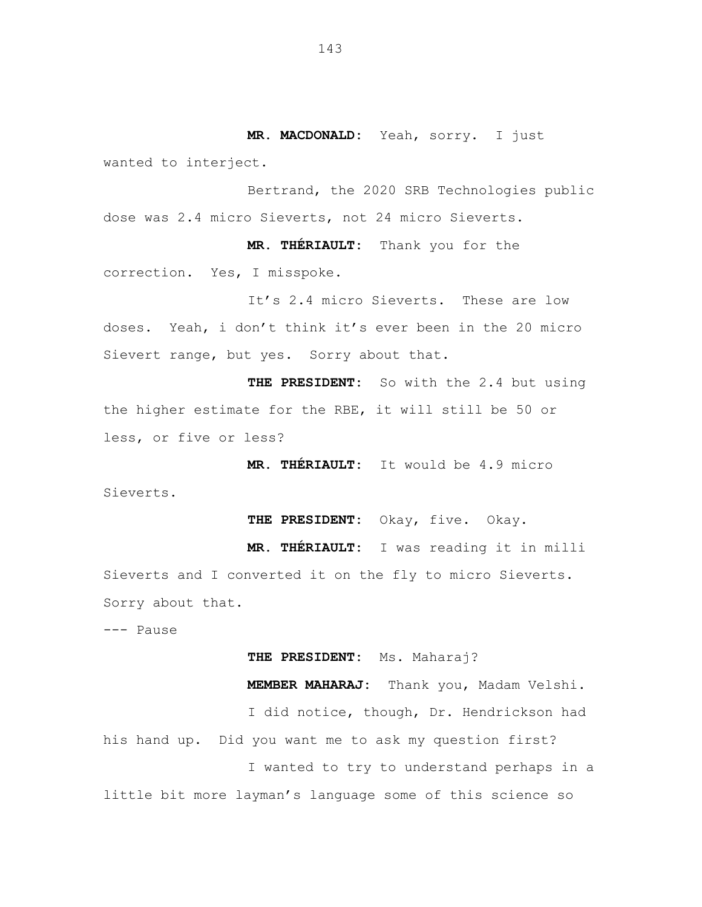**MR. MACDONALD:** Yeah, sorry. I just wanted to interject.

Bertrand, the 2020 SRB Technologies public dose was 2.4 micro Sieverts, not 24 micro Sieverts.

**MR. THÉRIAULT:** Thank you for the correction. Yes, I misspoke.

It's 2.4 micro Sieverts. These are low doses. Yeah, i don't think it's ever been in the 20 micro Sievert range, but yes. Sorry about that.

**THE PRESIDENT:** So with the 2.4 but using the higher estimate for the RBE, it will still be 50 or less, or five or less?

**MR. THÉRIAULT:** It would be 4.9 micro Sieverts.

**THE PRESIDENT:** Okay, five. Okay.

**MR. THÉRIAULT:** I was reading it in milli Sieverts and I converted it on the fly to micro Sieverts. Sorry about that.

--- Pause

**THE PRESIDENT:** Ms. Maharaj?

**MEMBER MAHARAJ:** Thank you, Madam Velshi.

I did notice, though, Dr. Hendrickson had his hand up. Did you want me to ask my question first?

I wanted to try to understand perhaps in a little bit more layman's language some of this science so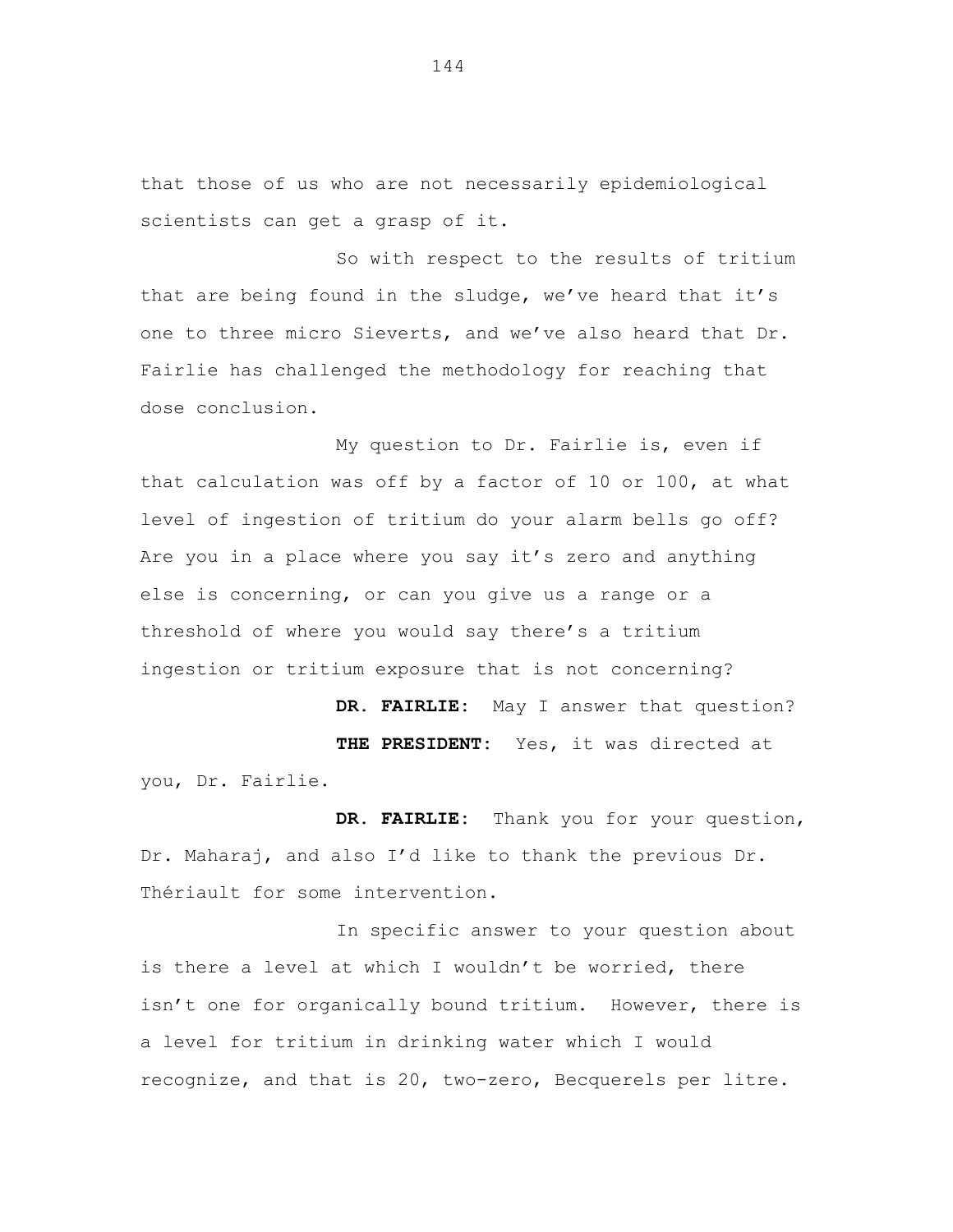that those of us who are not necessarily epidemiological scientists can get a grasp of it.

So with respect to the results of tritium that are being found in the sludge, we've heard that it's one to three micro Sieverts, and we've also heard that Dr. Fairlie has challenged the methodology for reaching that dose conclusion.

My question to Dr. Fairlie is, even if that calculation was off by a factor of 10 or 100, at what level of ingestion of tritium do your alarm bells go off? Are you in a place where you say it's zero and anything else is concerning, or can you give us a range or a threshold of where you would say there's a tritium ingestion or tritium exposure that is not concerning?

**DR. FAIRLIE:** May I answer that question?

**THE PRESIDENT:** Yes, it was directed at you, Dr. Fairlie.

**DR. FAIRLIE:** Thank you for your question, Dr. Maharaj, and also I'd like to thank the previous Dr. Thériault for some intervention.

In specific answer to your question about is there a level at which I wouldn't be worried, there isn't one for organically bound tritium. However, there is a level for tritium in drinking water which I would recognize, and that is 20, two-zero, Becquerels per litre.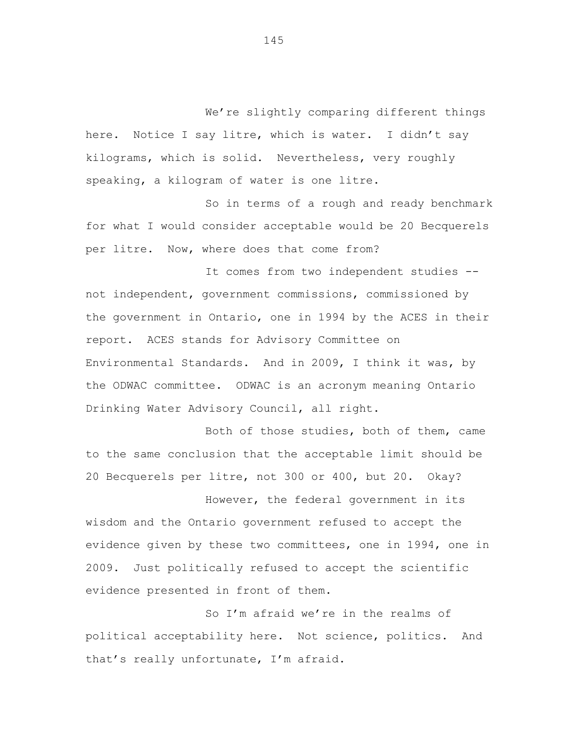We’re slightly comparing different things here. Notice I say litre, which is water. I didn’t say kilograms, which is solid. Nevertheless, very roughly speaking, a kilogram of water is one litre.

So in terms of a rough and ready benchmark for what I would consider acceptable would be 20 Becquerels per litre. Now, where does that come from?

It comes from two independent studies -- not independent, government commissions, commissioned by the government in Ontario, one in 1994 by the ACES in their report. ACES stands for Advisory Committee on Environmental Standards. And in 2009, I think it was, by the ODWAC committee. ODWAC is an acronym meaning Ontario Drinking Water Advisory Council, all right.

Both of those studies, both of them, came to the same conclusion that the acceptable limit should be 20 Becquerels per litre, not 300 or 400, but 20. Okay?

However, the federal government in its wisdom and the Ontario government refused to accept the evidence given by these two committees, one in 1994, one in 2009. Just politically refused to accept the scientific evidence presented in front of them.

So I’m afraid we’re in the realms of political acceptability here. Not science, politics. And that’s really unfortunate, I’m afraid.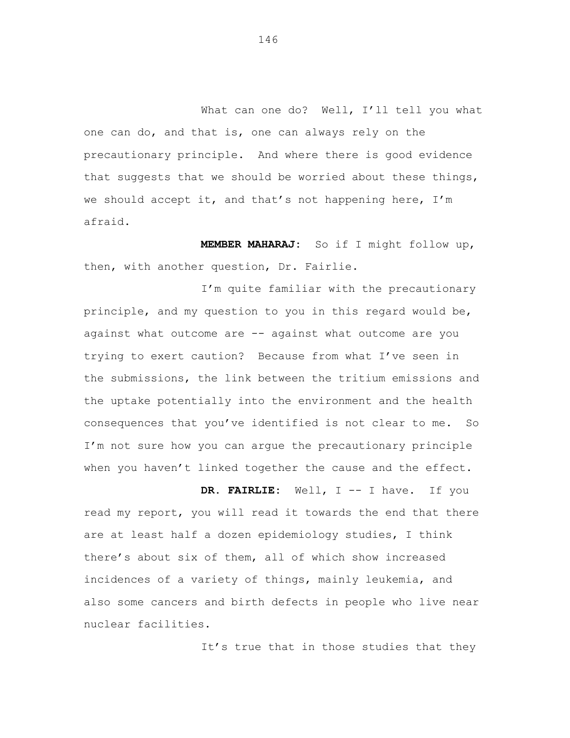What can one do? Well, I'll tell you what one can do, and that is, one can always rely on the precautionary principle. And where there is good evidence that suggests that we should be worried about these things, we should accept it, and that's not happening here, I'm afraid.

**MEMBER MAHARAJ:** So if I might follow up, then, with another question, Dr. Fairlie.

I'm quite familiar with the precautionary principle, and my question to you in this regard would be, against what outcome are -- against what outcome are you trying to exert caution? Because from what I've seen in the submissions, the link between the tritium emissions and the uptake potentially into the environment and the health consequences that you've identified is not clear to me. So I'm not sure how you can argue the precautionary principle when you haven't linked together the cause and the effect.

**DR. FAIRLIE:** Well, I -- I have. If you read my report, you will read it towards the end that there are at least half a dozen epidemiology studies, I think there's about six of them, all of which show increased incidences of a variety of things, mainly leukemia, and also some cancers and birth defects in people who live near nuclear facilities.

It's true that in those studies that they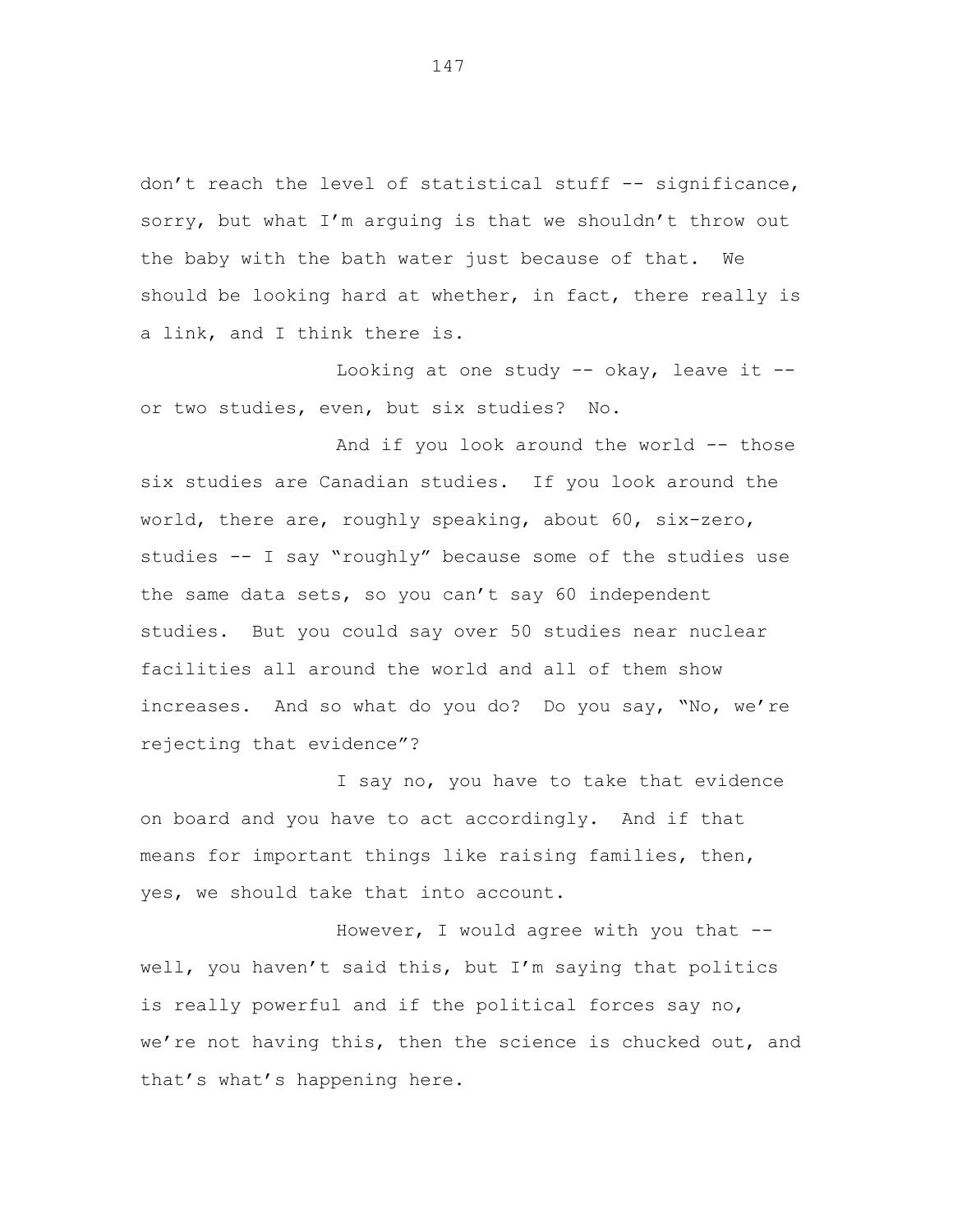don't reach the level of statistical stuff -- significance, sorry, but what I'm arguing is that we shouldn't throw out the baby with the bath water just because of that. We should be looking hard at whether, in fact, there really is a link, and I think there is.

Looking at one study -- okay, leave it -- or two studies, even, but six studies? No.

And if you look around the world -- those six studies are Canadian studies. If you look around the world, there are, roughly speaking, about 60, six-zero, studies -- I say "roughly" because some of the studies use the same data sets, so you can't say 60 independent studies. But you could say over 50 studies near nuclear facilities all around the world and all of them show increases. And so what do you do? Do you say, "No, we're rejecting that evidence"?

I say no, you have to take that evidence on board and you have to act accordingly. And if that means for important things like raising families, then, yes, we should take that into account.

However, I would agree with you that -- well, you haven't said this, but I'm saying that politics is really powerful and if the political forces say no, we're not having this, then the science is chucked out, and that's what's happening here.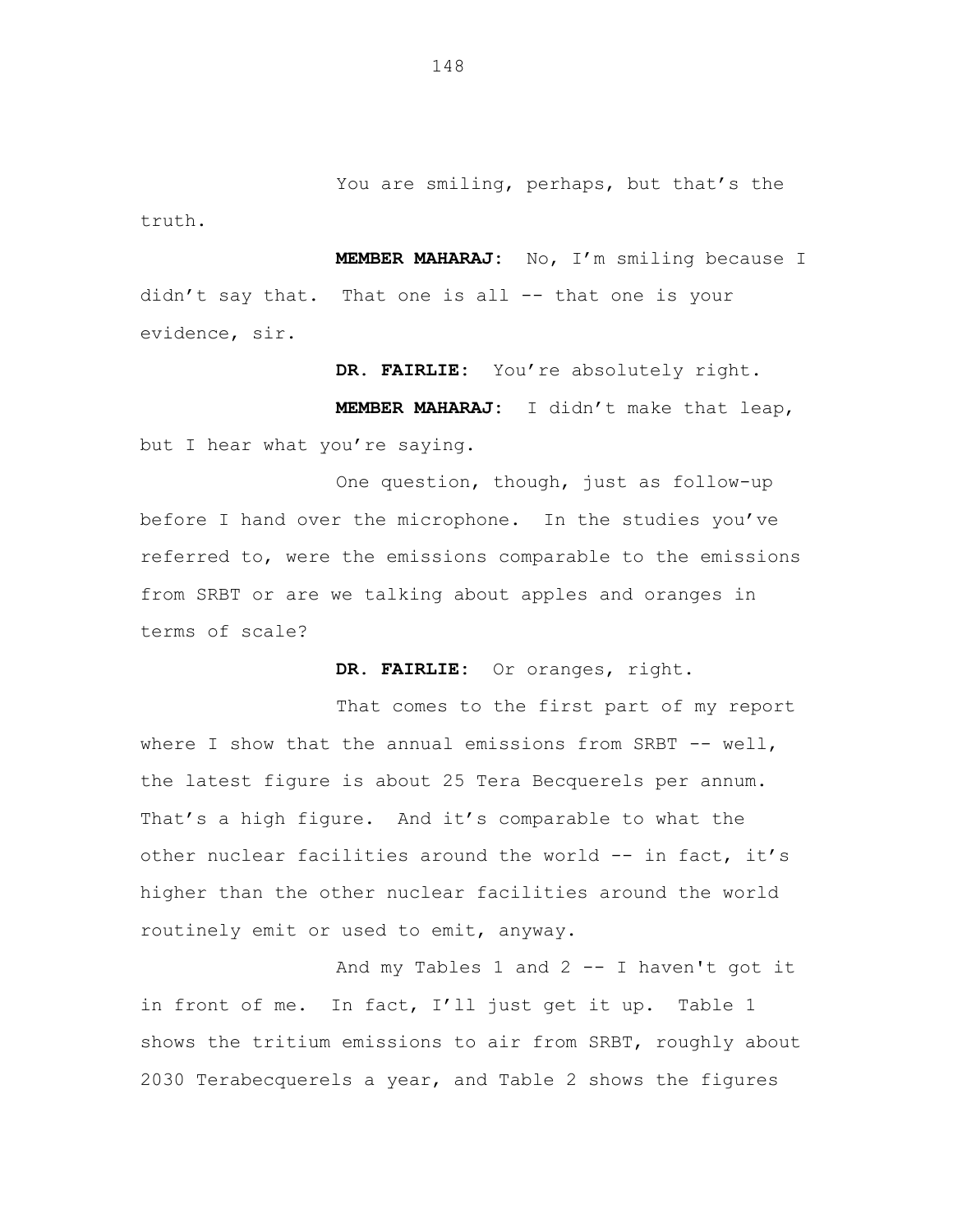You are smiling, perhaps, but that's the truth.

**MEMBER MAHARAJ:** No, I'm smiling because I didn't say that. That one is all -- that one is your evidence, sir.

**DR. FAIRLIE:** You're absolutely right.

**MEMBER MAHARAJ:** I didn't make that leap, but I hear what you're saying.

One question, though, just as follow-up before I hand over the microphone. In the studies you've referred to, were the emissions comparable to the emissions from SRBT or are we talking about apples and oranges in terms of scale?

**DR. FAIRLIE:** Or oranges, right.

That comes to the first part of my report where I show that the annual emissions from SRBT -- well, the latest figure is about 25 Tera Becquerels per annum. That's a high figure. And it's comparable to what the other nuclear facilities around the world -- in fact, it's higher than the other nuclear facilities around the world routinely emit or used to emit, anyway.

And my Tables 1 and 2 -- I haven't got it in front of me. In fact, I'll just get it up. Table 1 shows the tritium emissions to air from SRBT, roughly about 2030 Terabecquerels a year, and Table 2 shows the figures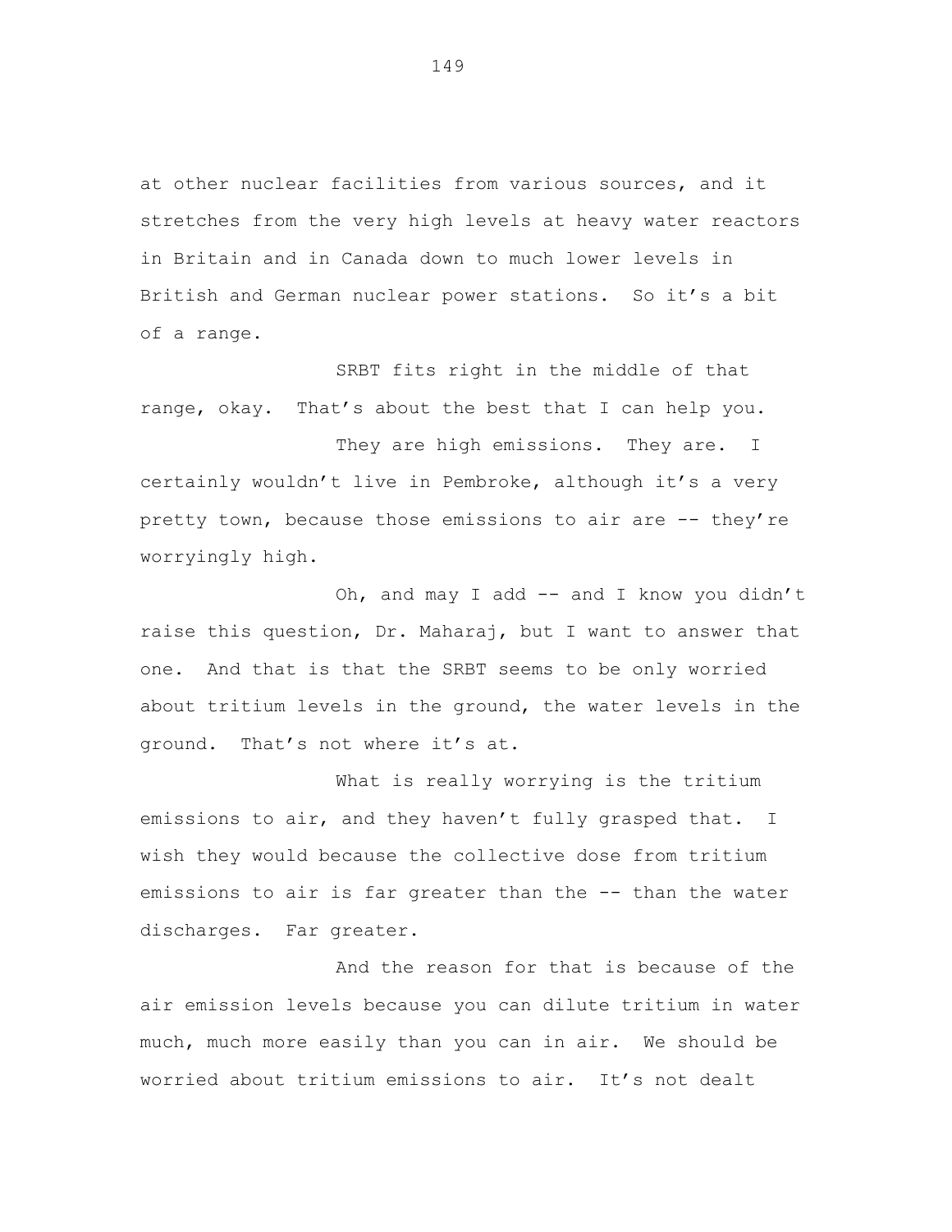at other nuclear facilities from various sources, and it stretches from the very high levels at heavy water reactors in Britain and in Canada down to much lower levels in British and German nuclear power stations. So it's a bit of a range.

SRBT fits right in the middle of that range, okay. That's about the best that I can help you.

They are high emissions. They are. I certainly wouldn't live in Pembroke, although it's a very pretty town, because those emissions to air are -- they're worryingly high.

Oh, and may I add -- and I know you didn't raise this question, Dr. Maharaj, but I want to answer that one. And that is that the SRBT seems to be only worried about tritium levels in the ground, the water levels in the ground. That's not where it's at.

What is really worrying is the tritium emissions to air, and they haven't fully grasped that. I wish they would because the collective dose from tritium emissions to air is far greater than the -- than the water discharges. Far greater.

And the reason for that is because of the air emission levels because you can dilute tritium in water much, much more easily than you can in air. We should be worried about tritium emissions to air. It's not dealt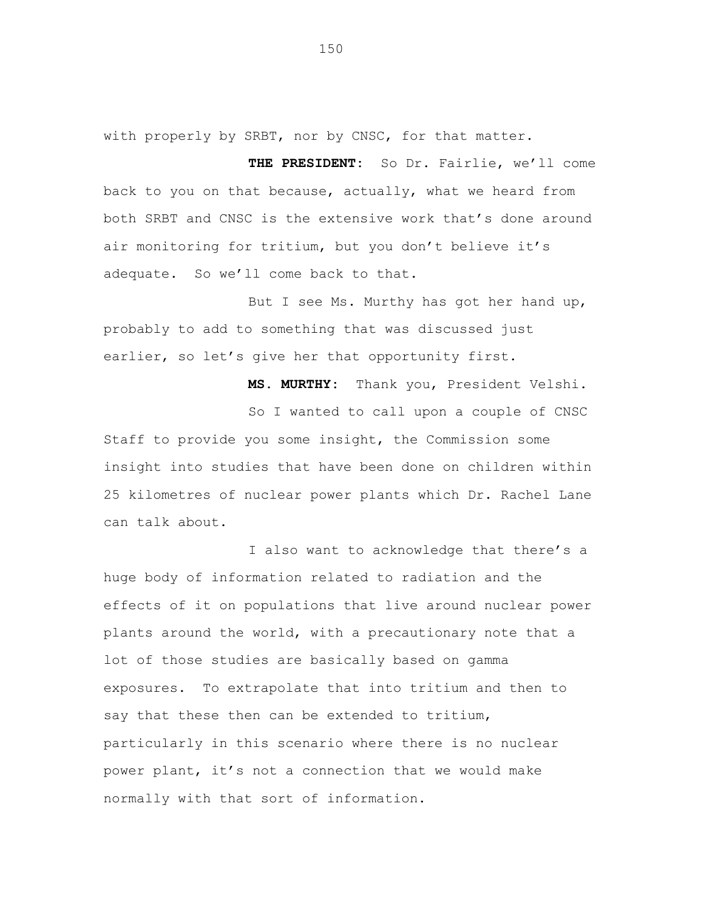with properly by SRBT, nor by CNSC, for that matter.

**THE PRESIDENT:** So Dr. Fairlie, we'll come back to you on that because, actually, what we heard from both SRBT and CNSC is the extensive work that's done around air monitoring for tritium, but you don't believe it's adequate. So we'll come back to that.

But I see Ms. Murthy has got her hand up, probably to add to something that was discussed just earlier, so let's give her that opportunity first.

**MS. MURTHY:** Thank you, President Velshi.

So I wanted to call upon a couple of CNSC Staff to provide you some insight, the Commission some insight into studies that have been done on children within 25 kilometres of nuclear power plants which Dr. Rachel Lane can talk about.

I also want to acknowledge that there's a huge body of information related to radiation and the effects of it on populations that live around nuclear power plants around the world, with a precautionary note that a lot of those studies are basically based on gamma exposures. To extrapolate that into tritium and then to say that these then can be extended to tritium, particularly in this scenario where there is no nuclear power plant, it's not a connection that we would make normally with that sort of information.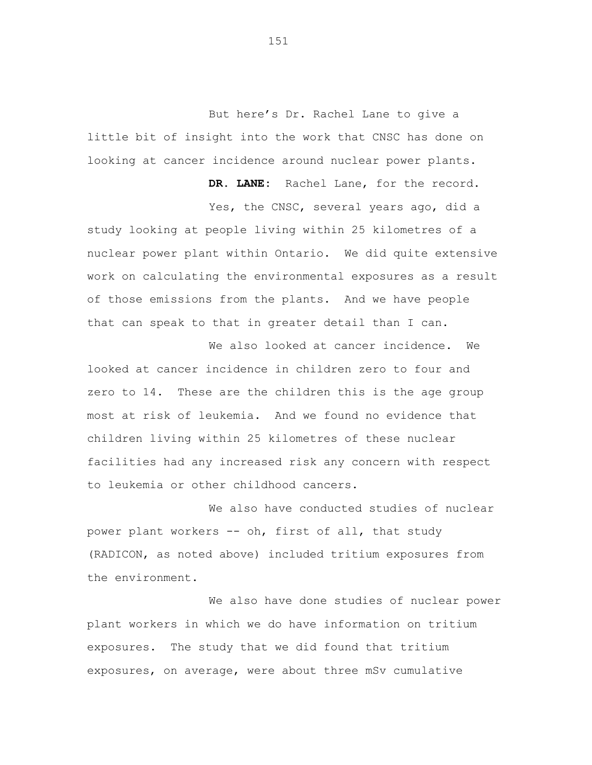But here's Dr. Rachel Lane to give a little bit of insight into the work that CNSC has done on looking at cancer incidence around nuclear power plants.

**DR. LANE:** Rachel Lane, for the record.

Yes, the CNSC, several years ago, did a study looking at people living within 25 kilometres of a nuclear power plant within Ontario. We did quite extensive work on calculating the environmental exposures as a result of those emissions from the plants. And we have people that can speak to that in greater detail than I can.

We also looked at cancer incidence. We looked at cancer incidence in children zero to four and zero to 14. These are the children this is the age group most at risk of leukemia. And we found no evidence that children living within 25 kilometres of these nuclear facilities had any increased risk any concern with respect to leukemia or other childhood cancers.

We also have conducted studies of nuclear power plant workers -- oh, first of all, that study (RADICON, as noted above) included tritium exposures from the environment.

We also have done studies of nuclear power plant workers in which we do have information on tritium exposures. The study that we did found that tritium exposures, on average, were about three mSv cumulative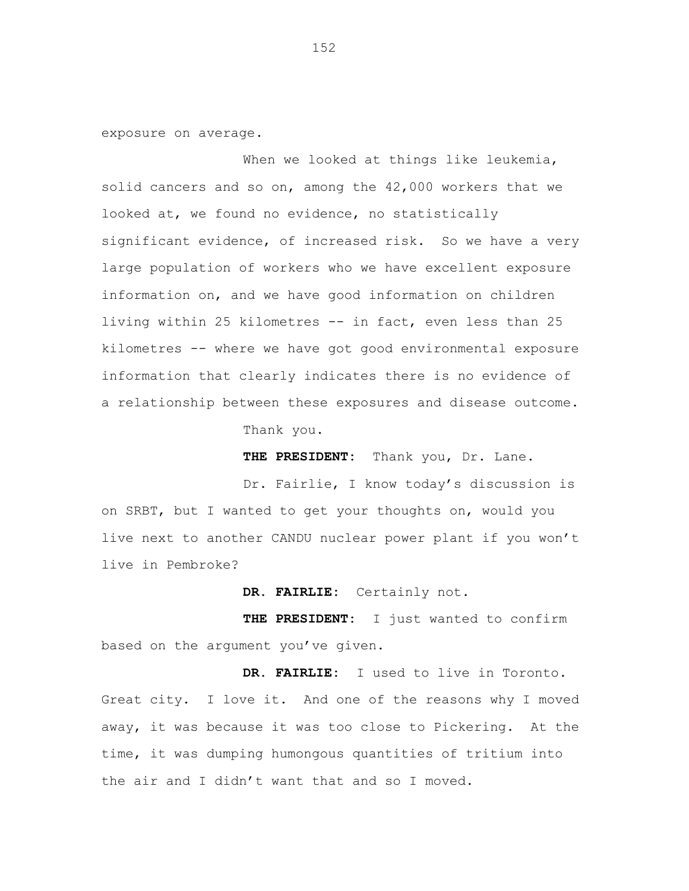exposure on average.

When we looked at things like leukemia, solid cancers and so on, among the 42,000 workers that we looked at, we found no evidence, no statistically significant evidence, of increased risk. So we have a very large population of workers who we have excellent exposure information on, and we have good information on children living within 25 kilometres -- in fact, even less than 25 kilometres -- where we have got good environmental exposure information that clearly indicates there is no evidence of a relationship between these exposures and disease outcome.

Thank you.

**THE PRESIDENT:** Thank you, Dr. Lane.

Dr. Fairlie, I know today's discussion is on SRBT, but I wanted to get your thoughts on, would you live next to another CANDU nuclear power plant if you won't live in Pembroke?

**DR. FAIRLIE:** Certainly not.

**THE PRESIDENT:** I just wanted to confirm based on the argument you've given.

**DR. FAIRLIE:** I used to live in Toronto. Great city. I love it. And one of the reasons why I moved away, it was because it was too close to Pickering. At the time, it was dumping humongous quantities of tritium into the air and I didn't want that and so I moved.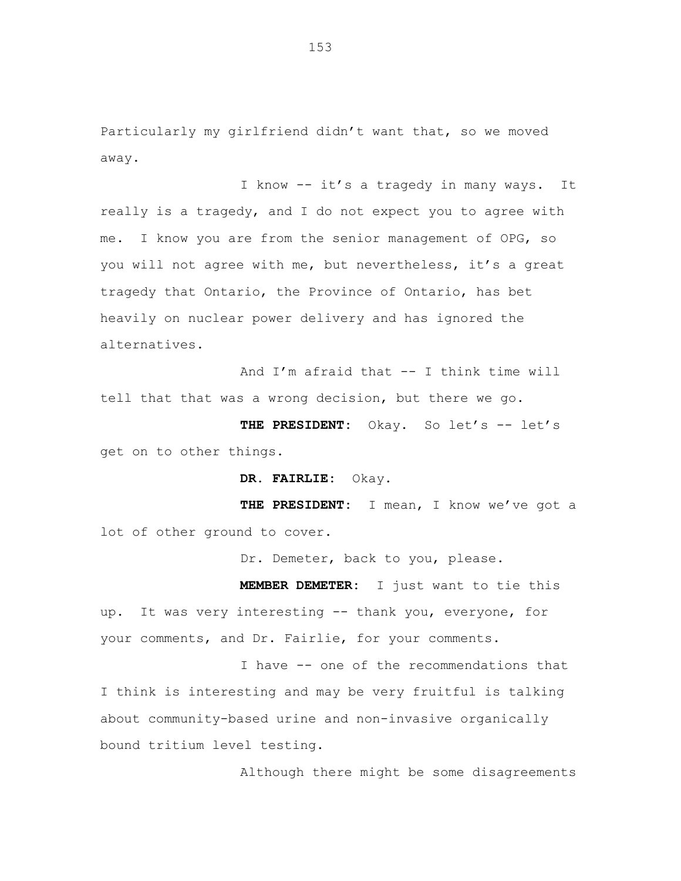Particularly my girlfriend didn't want that, so we moved away.

I know -- it's a tragedy in many ways. It really is a tragedy, and I do not expect you to agree with me. I know you are from the senior management of OPG, so you will not agree with me, but nevertheless, it's a great tragedy that Ontario, the Province of Ontario, has bet heavily on nuclear power delivery and has ignored the alternatives.

And I'm afraid that -- I think time will tell that that was a wrong decision, but there we go.

**THE PRESIDENT:** Okay. So let's -- let's get on to other things.

**DR. FAIRLIE:** Okay.

**THE PRESIDENT:** I mean, I know we've got a lot of other ground to cover.

Dr. Demeter, back to you, please.

**MEMBER DEMETER:** I just want to tie this up. It was very interesting -- thank you, everyone, for your comments, and Dr. Fairlie, for your comments.

I have -- one of the recommendations that I think is interesting and may be very fruitful is talking about community-based urine and non-invasive organically bound tritium level testing.

Although there might be some disagreements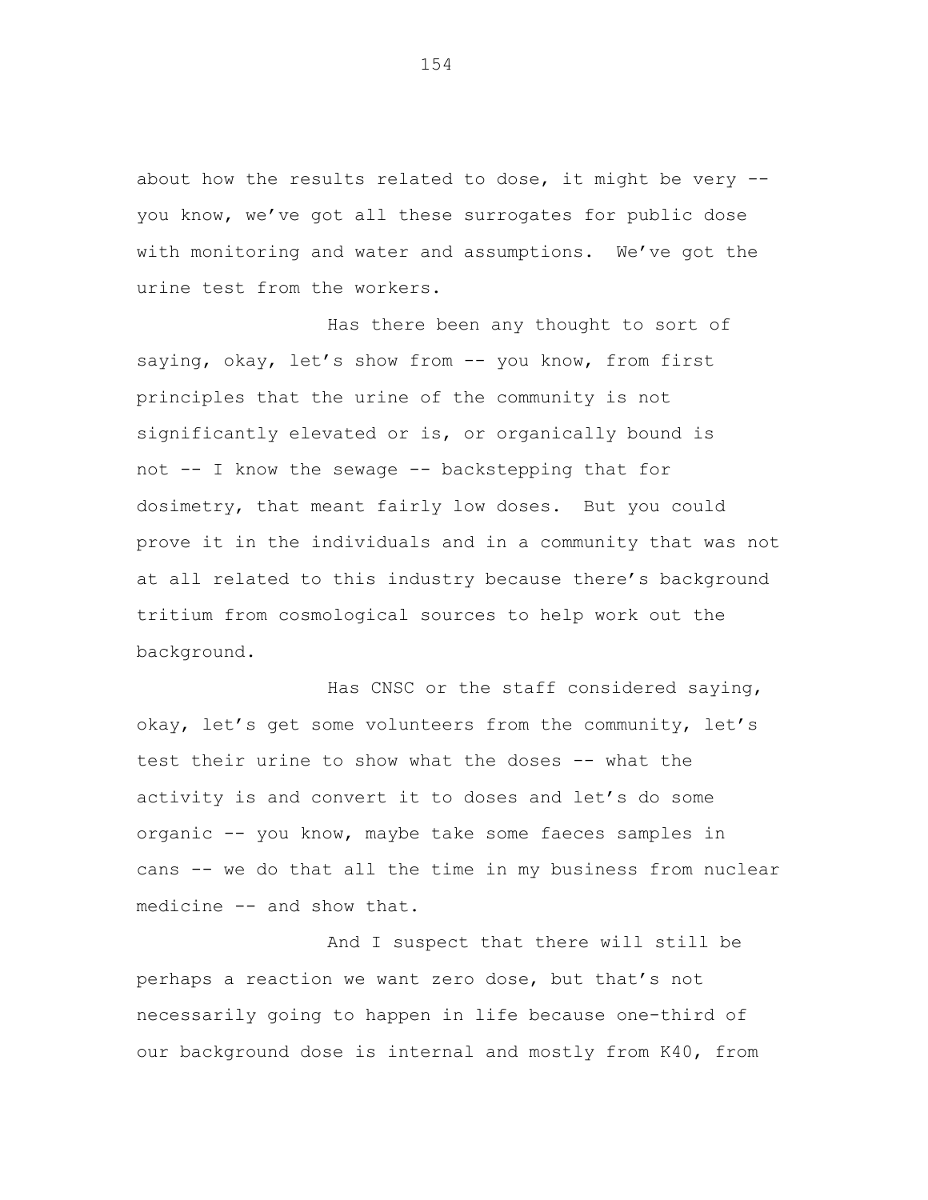about how the results related to dose, it might be very -- you know, we've got all these surrogates for public dose with monitoring and water and assumptions. We've got the urine test from the workers.

Has there been any thought to sort of saying, okay, let's show from -- you know, from first principles that the urine of the community is not significantly elevated or is, or organically bound is not -- I know the sewage -- backstepping that for dosimetry, that meant fairly low doses. But you could prove it in the individuals and in a community that was not at all related to this industry because there's background tritium from cosmological sources to help work out the background.

Has CNSC or the staff considered saying, okay, let's get some volunteers from the community, let's test their urine to show what the doses -- what the activity is and convert it to doses and let's do some organic -- you know, maybe take some faeces samples in cans -- we do that all the time in my business from nuclear medicine -- and show that.

And I suspect that there will still be perhaps a reaction we want zero dose, but that's not necessarily going to happen in life because one-third of our background dose is internal and mostly from K40, from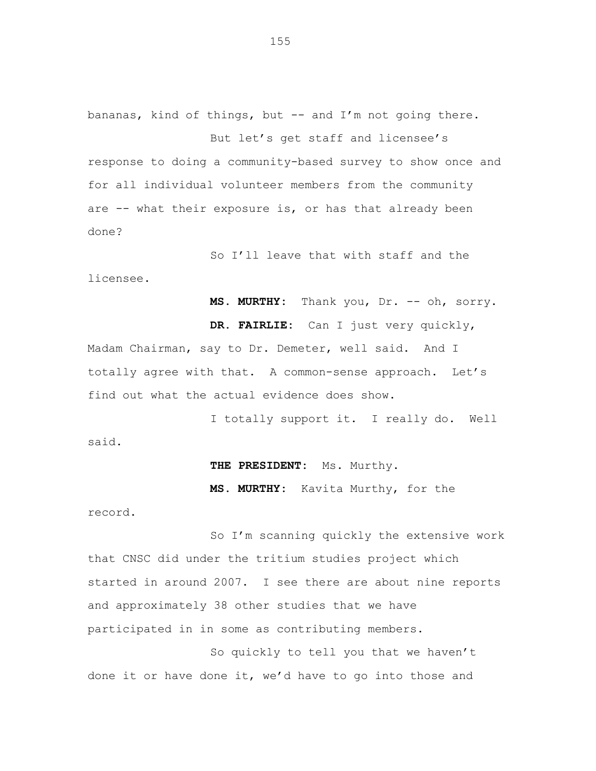bananas, kind of things, but -- and I'm not going there.

But let's get staff and licensee's response to doing a community-based survey to show once and for all individual volunteer members from the community are -- what their exposure is, or has that already been done?

So I'll leave that with staff and the licensee.

**MS. MURTHY:** Thank you, Dr. -- oh, sorry.

**DR. FAIRLIE:** Can I just very quickly, Madam Chairman, say to Dr. Demeter, well said. And I totally agree with that. A common-sense approach. Let's find out what the actual evidence does show.

I totally support it. I really do. Well said.

**THE PRESIDENT:** Ms. Murthy.

**MS. MURTHY:** Kavita Murthy, for the record.

So I'm scanning quickly the extensive work that CNSC did under the tritium studies project which started in around 2007. I see there are about nine reports and approximately 38 other studies that we have participated in in some as contributing members.

So quickly to tell you that we haven't done it or have done it, we'd have to go into those and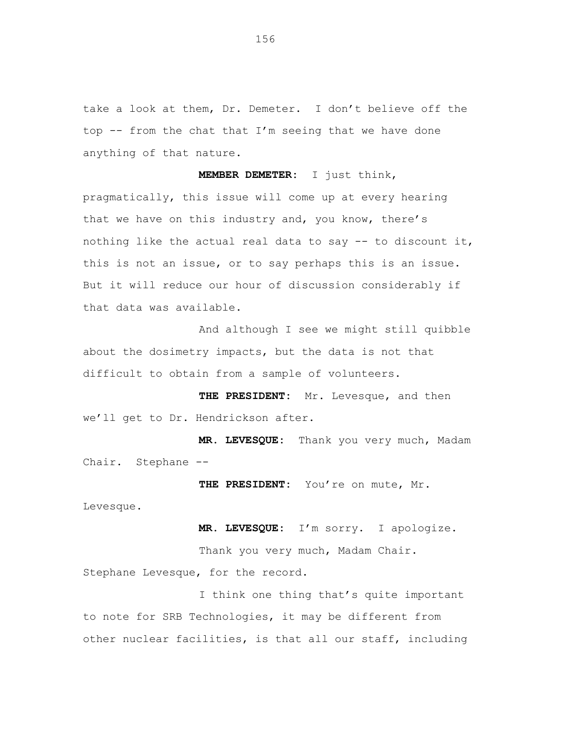take a look at them, Dr. Demeter. I don't believe off the top -- from the chat that I'm seeing that we have done anything of that nature.

**MEMBER DEMETER:** I just think, pragmatically, this issue will come up at every hearing that we have on this industry and, you know, there's nothing like the actual real data to say -- to discount it, this is not an issue, or to say perhaps this is an issue. But it will reduce our hour of discussion considerably if that data was available.

And although I see we might still quibble about the dosimetry impacts, but the data is not that difficult to obtain from a sample of volunteers.

**THE PRESIDENT:** Mr. Levesque, and then we'll get to Dr. Hendrickson after.

**MR. LEVESQUE:** Thank you very much, Madam Chair. Stephane --

**THE PRESIDENT:** You're on mute, Mr. Levesque.

**MR. LEVESQUE:** I'm sorry. I apologize.

Thank you very much, Madam Chair. Stephane Levesque, for the record.

I think one thing that's quite important to note for SRB Technologies, it may be different from other nuclear facilities, is that all our staff, including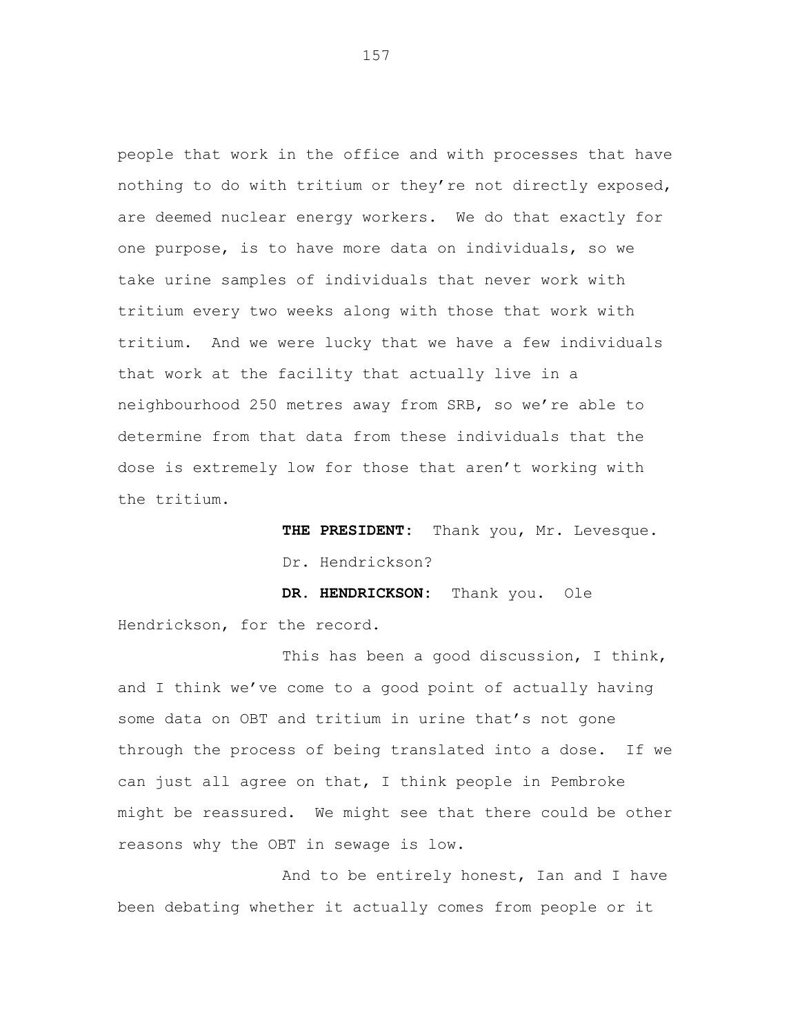people that work in the office and with processes that have nothing to do with tritium or they're not directly exposed, are deemed nuclear energy workers. We do that exactly for one purpose, is to have more data on individuals, so we take urine samples of individuals that never work with tritium every two weeks along with those that work with tritium. And we were lucky that we have a few individuals that work at the facility that actually live in a neighbourhood 250 metres away from SRB, so we're able to determine from that data from these individuals that the dose is extremely low for those that aren't working with the tritium.

**THE PRESIDENT:** Thank you, Mr. Levesque. Dr. Hendrickson?

**DR. HENDRICKSON:** Thank you. Ole Hendrickson, for the record.

This has been a good discussion, I think, and I think we've come to a good point of actually having some data on OBT and tritium in urine that's not gone through the process of being translated into a dose. If we can just all agree on that, I think people in Pembroke might be reassured. We might see that there could be other reasons why the OBT in sewage is low.

And to be entirely honest, Ian and I have been debating whether it actually comes from people or it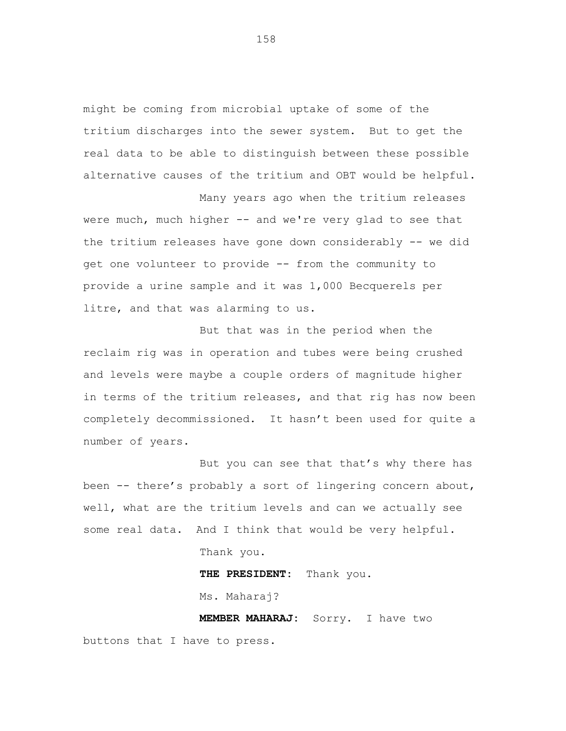might be coming from microbial uptake of some of the tritium discharges into the sewer system. But to get the real data to be able to distinguish between these possible alternative causes of the tritium and OBT would be helpful.

Many years ago when the tritium releases were much, much higher -- and we're very glad to see that the tritium releases have gone down considerably -- we did get one volunteer to provide -- from the community to provide a urine sample and it was 1,000 Becquerels per litre, and that was alarming to us.

But that was in the period when the reclaim rig was in operation and tubes were being crushed and levels were maybe a couple orders of magnitude higher in terms of the tritium releases, and that rig has now been completely decommissioned. It hasn't been used for quite a number of years.

But you can see that that's why there has been -- there's probably a sort of lingering concern about, well, what are the tritium levels and can we actually see some real data. And I think that would be very helpful.

Thank you.

**THE PRESIDENT:** Thank you.

Ms. Maharaj?

**MEMBER MAHARAJ:** Sorry. I have two buttons that I have to press.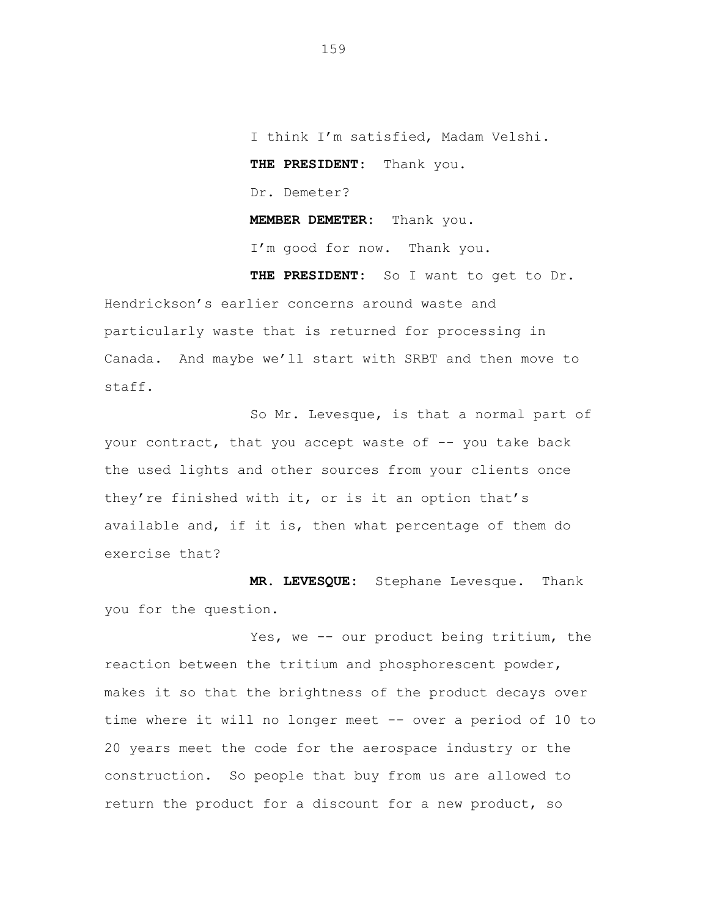I think I'm satisfied, Madam Velshi.

**THE PRESIDENT:** Thank you.

Dr. Demeter?

**MEMBER DEMETER:** Thank you.

I'm good for now. Thank you.

**THE PRESIDENT:** So I want to get to Dr. Hendrickson's earlier concerns around waste and particularly waste that is returned for processing in Canada. And maybe we'll start with SRBT and then move to staff.

So Mr. Levesque, is that a normal part of your contract, that you accept waste of -- you take back the used lights and other sources from your clients once they're finished with it, or is it an option that's available and, if it is, then what percentage of them do exercise that?

**MR. LEVESQUE:** Stephane Levesque. Thank you for the question.

Yes, we -- our product being tritium, the reaction between the tritium and phosphorescent powder, makes it so that the brightness of the product decays over time where it will no longer meet -- over a period of 10 to 20 years meet the code for the aerospace industry or the construction. So people that buy from us are allowed to return the product for a discount for a new product, so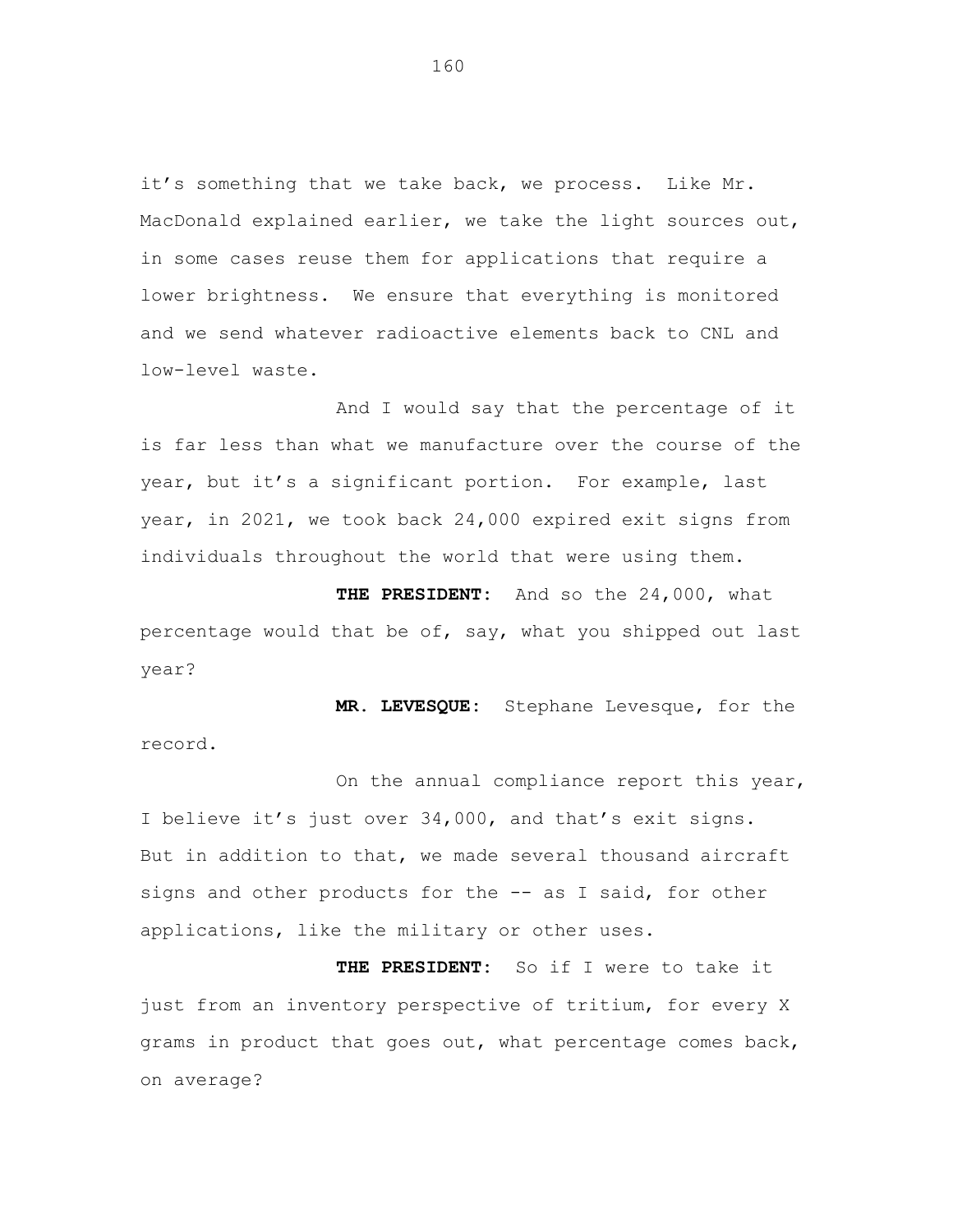it’s something that we take back, we process. Like Mr. MacDonald explained earlier, we take the light sources out, in some cases reuse them for applications that require a lower brightness. We ensure that everything is monitored and we send whatever radioactive elements back to CNL and low-level waste.

And I would say that the percentage of it is far less than what we manufacture over the course of the year, but it’s a significant portion. For example, last year, in 2021, we took back 24,000 expired exit signs from individuals throughout the world that were using them.

**THE PRESIDENT:** And so the 24,000, what percentage would that be of, say, what you shipped out last year?

**MR. LEVESQUE:** Stephane Levesque, for the record.

On the annual compliance report this year, I believe it’s just over 34,000, and that’s exit signs. But in addition to that, we made several thousand aircraft signs and other products for the -- as I said, for other applications, like the military or other uses.

**THE PRESIDENT:** So if I were to take it just from an inventory perspective of tritium, for every X grams in product that goes out, what percentage comes back, on average?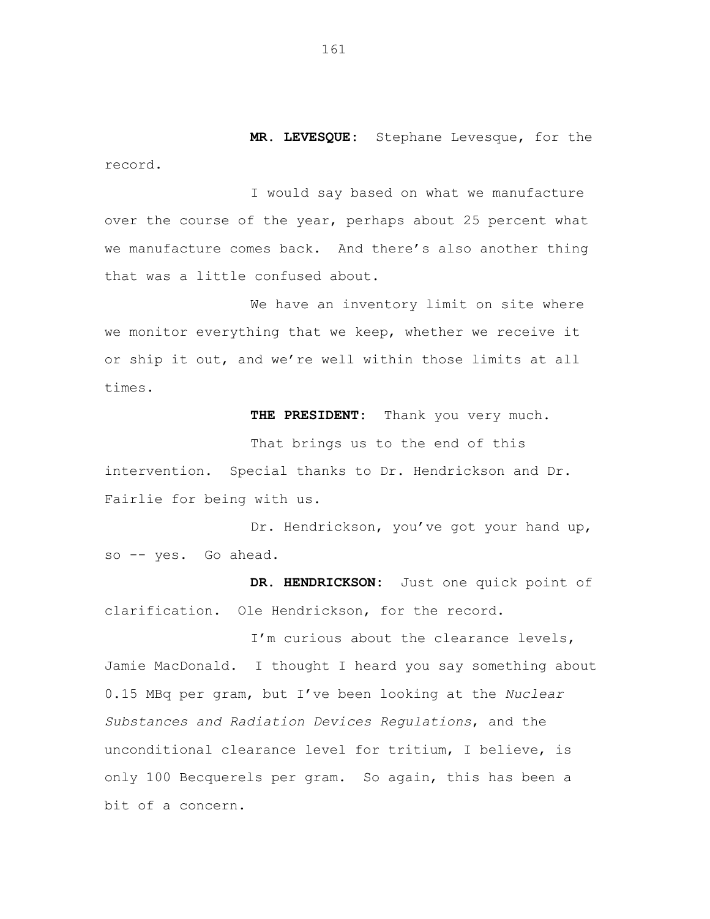**MR. LEVESQUE:** Stephane Levesque, for the record.

I would say based on what we manufacture over the course of the year, perhaps about 25 percent what we manufacture comes back. And there's also another thing that was a little confused about.

We have an inventory limit on site where we monitor everything that we keep, whether we receive it or ship it out, and we're well within those limits at all times.

**THE PRESIDENT:** Thank you very much.

That brings us to the end of this intervention. Special thanks to Dr. Hendrickson and Dr. Fairlie for being with us.

Dr. Hendrickson, you've got your hand up, so -- yes. Go ahead.

**DR. HENDRICKSON:** Just one quick point of clarification. Ole Hendrickson, for the record.

I'm curious about the clearance levels, Jamie MacDonald. I thought I heard you say something about 0.15 MBq per gram, but I've been looking at the *Nuclear Substances and Radiation Devices Regulations*, and the unconditional clearance level for tritium, I believe, is only 100 Becquerels per gram. So again, this has been a bit of a concern.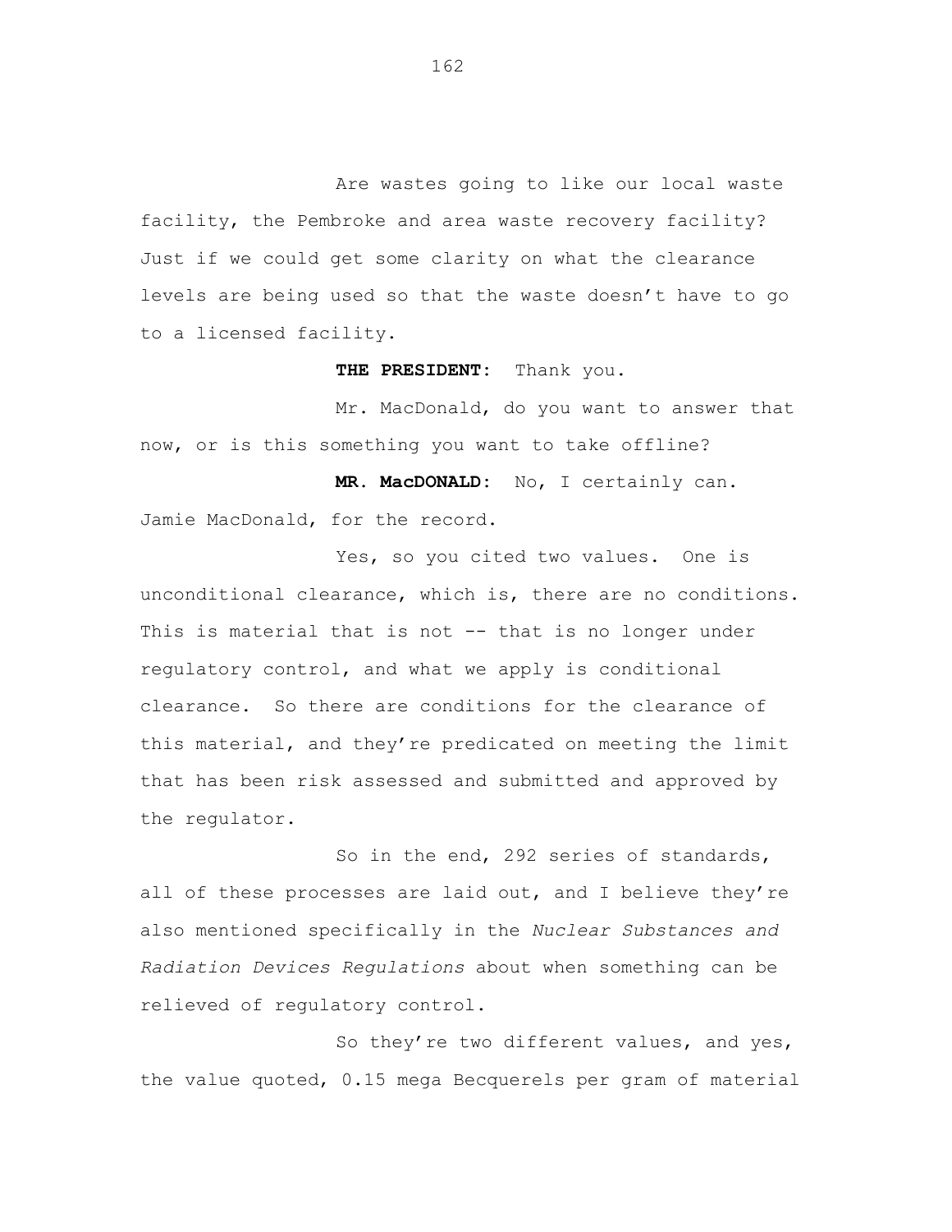Are wastes going to like our local waste facility, the Pembroke and area waste recovery facility? Just if we could get some clarity on what the clearance levels are being used so that the waste doesn't have to go to a licensed facility.

**THE PRESIDENT:** Thank you.

Mr. MacDonald, do you want to answer that now, or is this something you want to take offline?

**MR. MacDONALD:** No, I certainly can. Jamie MacDonald, for the record.

Yes, so you cited two values. One is unconditional clearance, which is, there are no conditions. This is material that is not -- that is no longer under regulatory control, and what we apply is conditional clearance. So there are conditions for the clearance of this material, and they're predicated on meeting the limit that has been risk assessed and submitted and approved by the regulator.

So in the end, 292 series of standards, all of these processes are laid out, and I believe they're also mentioned specifically in the *Nuclear Substances and Radiation Devices Regulations* about when something can be relieved of regulatory control.

So they're two different values, and yes, the value quoted, 0.15 mega Becquerels per gram of material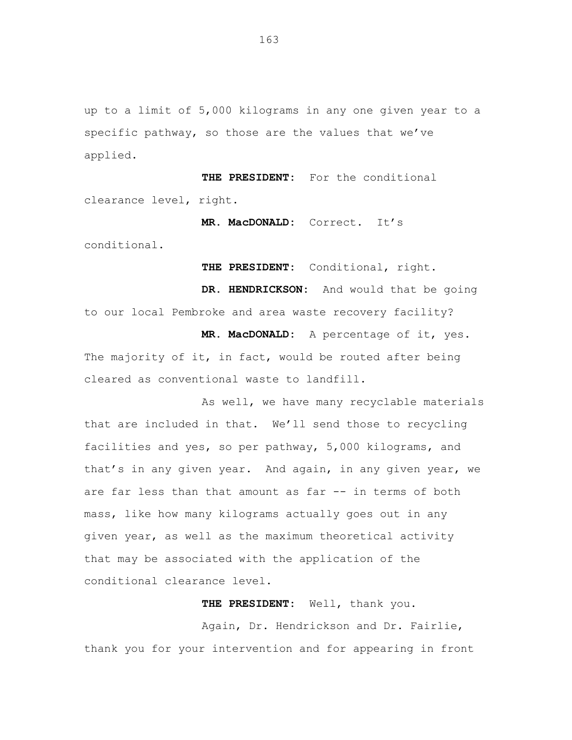up to a limit of 5,000 kilograms in any one given year to a specific pathway, so those are the values that we've applied.

**THE PRESIDENT:** For the conditional clearance level, right.

**MR. MacDONALD:** Correct. It's conditional.

**THE PRESIDENT:** Conditional, right.

**DR. HENDRICKSON:** And would that be going to our local Pembroke and area waste recovery facility?

**MR. MacDONALD:** A percentage of it, yes. The majority of it, in fact, would be routed after being cleared as conventional waste to landfill.

As well, we have many recyclable materials that are included in that. We'll send those to recycling facilities and yes, so per pathway, 5,000 kilograms, and that's in any given year. And again, in any given year, we are far less than that amount as far -- in terms of both mass, like how many kilograms actually goes out in any given year, as well as the maximum theoretical activity that may be associated with the application of the conditional clearance level.

**THE PRESIDENT:** Well, thank you.

Again, Dr. Hendrickson and Dr. Fairlie, thank you for your intervention and for appearing in front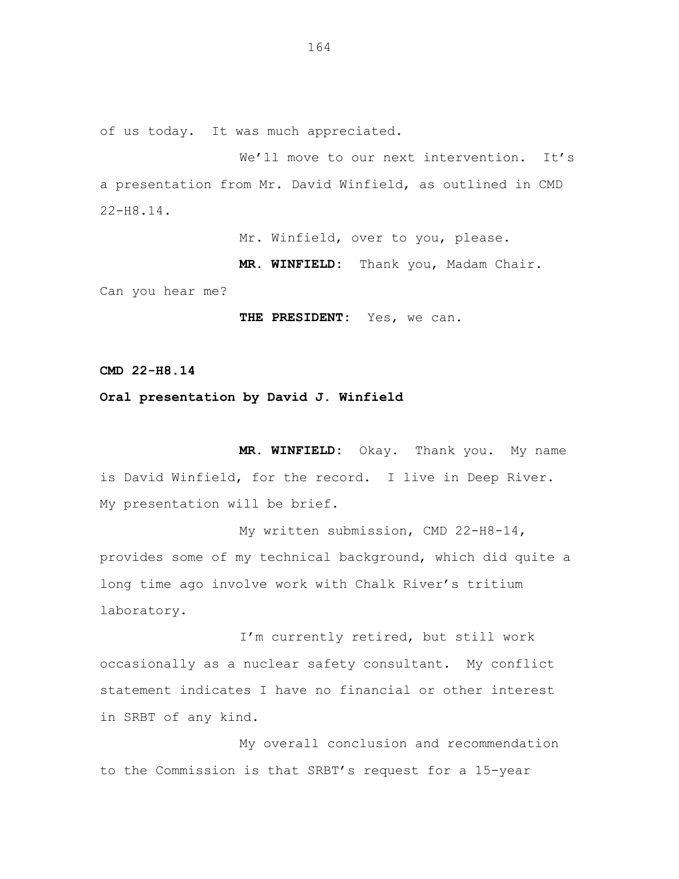of us today. It was much appreciated.

We'll move to our next intervention. It's a presentation from Mr. David Winfield, as outlined in CMD 22-H8.14.

Mr. Winfield, over to you, please.

**MR. WINFIELD:** Thank you, Madam Chair. Can you hear me?

**THE PRESIDENT:** Yes, we can.

**CMD 22-H8.14**

**Oral presentation by David J. Winfield**

**MR. WINFIELD:** Okay. Thank you. My name is David Winfield, for the record. I live in Deep River. My presentation will be brief.

My written submission, CMD 22-H8-14, provides some of my technical background, which did quite a long time ago involve work with Chalk River's tritium laboratory.

I'm currently retired, but still work occasionally as a nuclear safety consultant. My conflict statement indicates I have no financial or other interest in SRBT of any kind.

My overall conclusion and recommendation to the Commission is that SRBT's request for a 15-year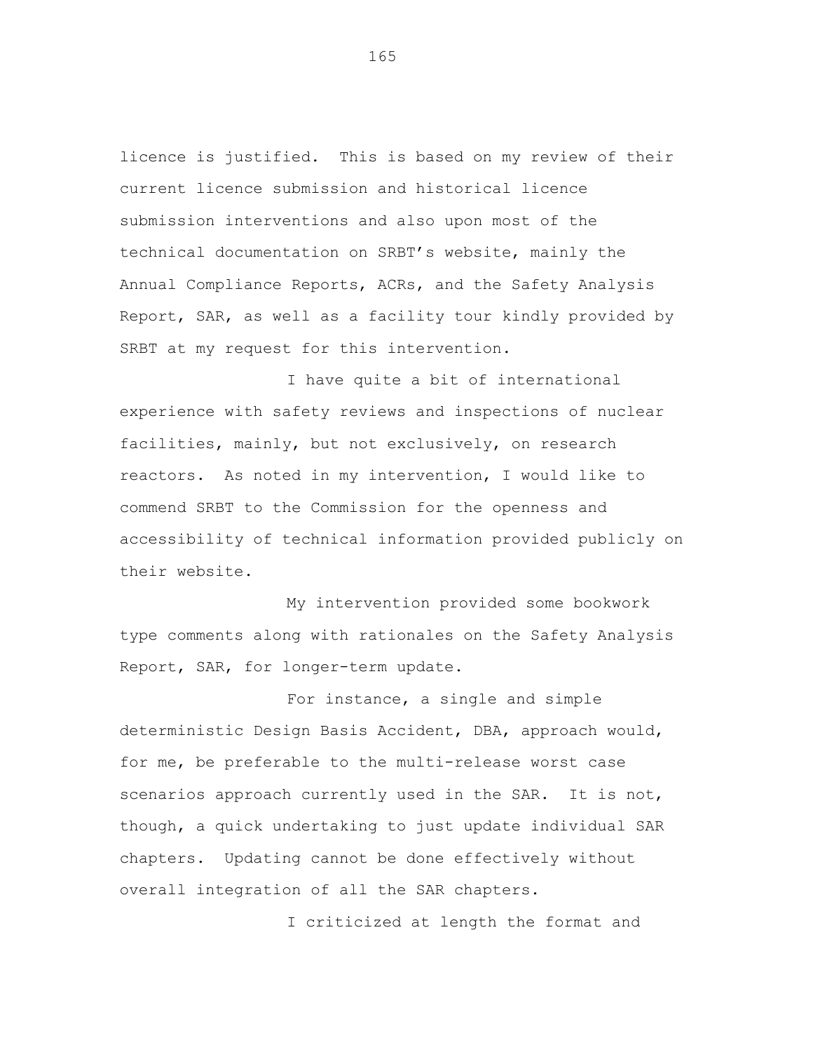licence is justified. This is based on my review of their current licence submission and historical licence submission interventions and also upon most of the technical documentation on SRBT's website, mainly the Annual Compliance Reports, ACRs, and the Safety Analysis Report, SAR, as well as a facility tour kindly provided by SRBT at my request for this intervention.

I have quite a bit of international experience with safety reviews and inspections of nuclear facilities, mainly, but not exclusively, on research reactors. As noted in my intervention, I would like to commend SRBT to the Commission for the openness and accessibility of technical information provided publicly on their website.

My intervention provided some bookwork type comments along with rationales on the Safety Analysis Report, SAR, for longer-term update.

For instance, a single and simple deterministic Design Basis Accident, DBA, approach would, for me, be preferable to the multi-release worst case scenarios approach currently used in the SAR. It is not, though, a quick undertaking to just update individual SAR chapters. Updating cannot be done effectively without overall integration of all the SAR chapters.

I criticized at length the format and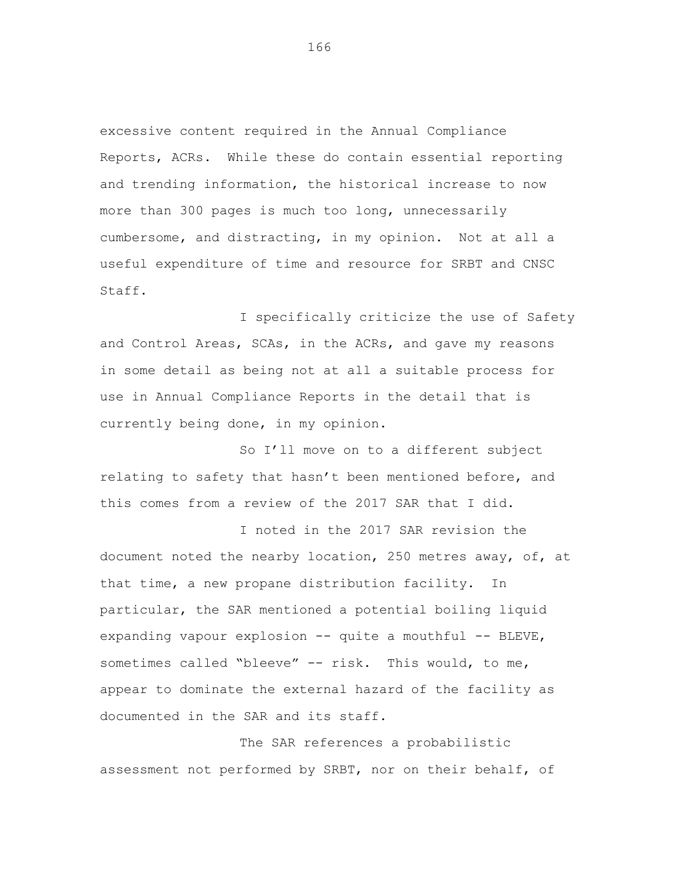excessive content required in the Annual Compliance Reports, ACRs. While these do contain essential reporting and trending information, the historical increase to now more than 300 pages is much too long, unnecessarily cumbersome, and distracting, in my opinion. Not at all a useful expenditure of time and resource for SRBT and CNSC Staff.

I specifically criticize the use of Safety and Control Areas, SCAs, in the ACRs, and gave my reasons in some detail as being not at all a suitable process for use in Annual Compliance Reports in the detail that is currently being done, in my opinion.

So I'll move on to a different subject relating to safety that hasn't been mentioned before, and this comes from a review of the 2017 SAR that I did.

I noted in the 2017 SAR revision the document noted the nearby location, 250 metres away, of, at that time, a new propane distribution facility. In particular, the SAR mentioned a potential boiling liquid expanding vapour explosion -- quite a mouthful -- BLEVE, sometimes called "bleeve" -- risk. This would, to me, appear to dominate the external hazard of the facility as documented in the SAR and its staff.

The SAR references a probabilistic assessment not performed by SRBT, nor on their behalf, of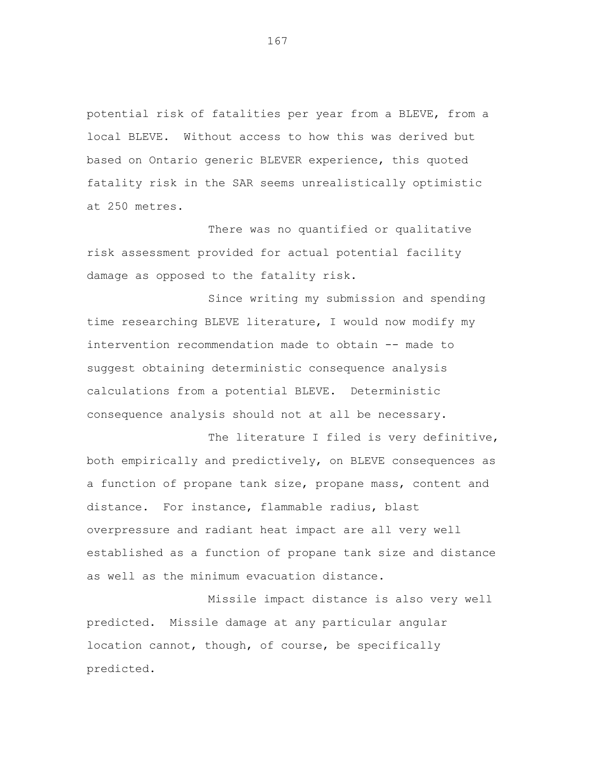potential risk of fatalities per year from a BLEVE, from a local BLEVE. Without access to how this was derived but based on Ontario generic BLEVER experience, this quoted fatality risk in the SAR seems unrealistically optimistic at 250 metres.

There was no quantified or qualitative risk assessment provided for actual potential facility damage as opposed to the fatality risk.

Since writing my submission and spending time researching BLEVE literature, I would now modify my intervention recommendation made to obtain -- made to suggest obtaining deterministic consequence analysis calculations from a potential BLEVE. Deterministic consequence analysis should not at all be necessary.

The literature I filed is very definitive, both empirically and predictively, on BLEVE consequences as a function of propane tank size, propane mass, content and distance. For instance, flammable radius, blast overpressure and radiant heat impact are all very well established as a function of propane tank size and distance as well as the minimum evacuation distance.

Missile impact distance is also very well predicted. Missile damage at any particular angular location cannot, though, of course, be specifically predicted.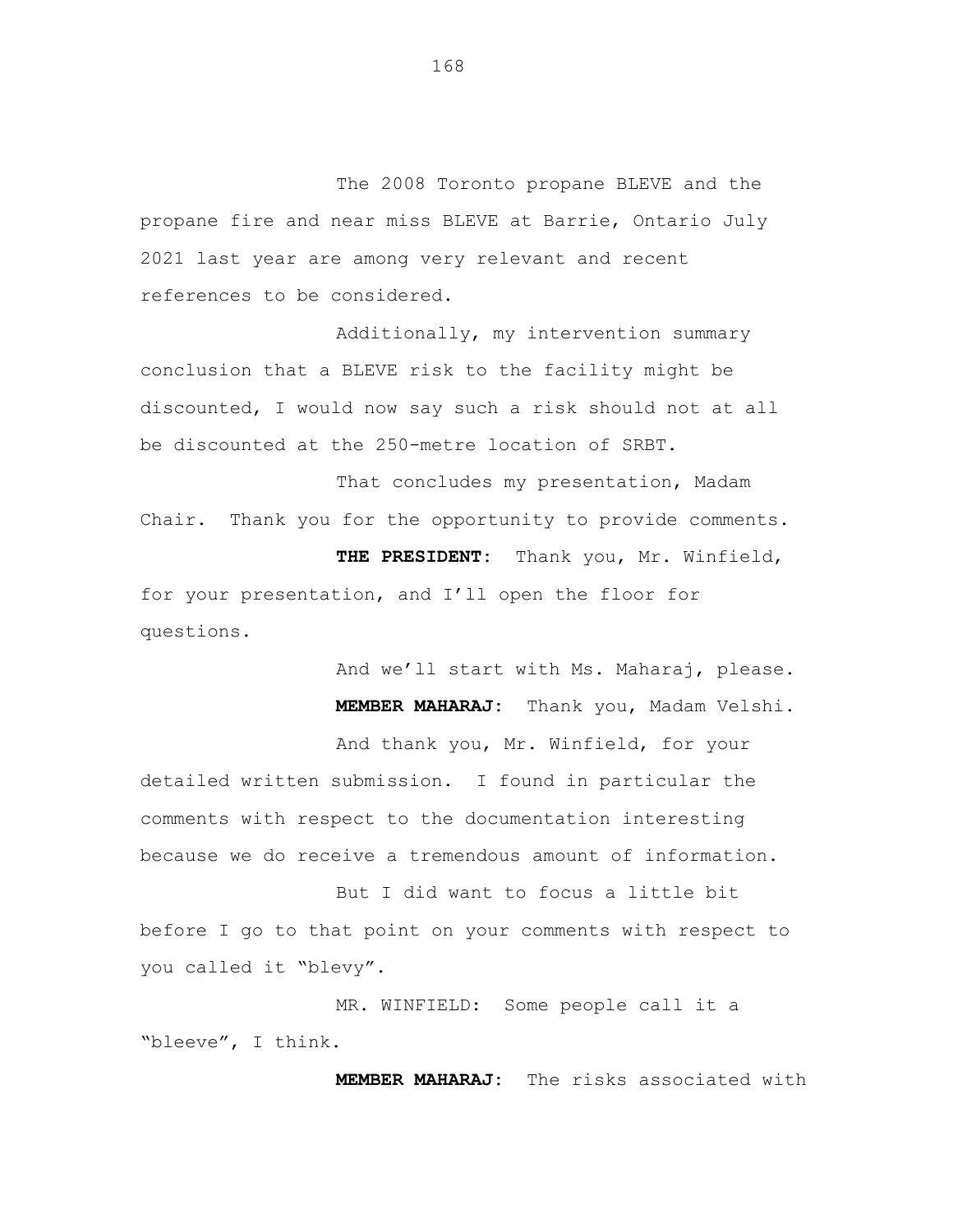The 2008 Toronto propane BLEVE and the propane fire and near miss BLEVE at Barrie, Ontario July 2021 last year are among very relevant and recent references to be considered.

Additionally, my intervention summary conclusion that a BLEVE risk to the facility might be discounted, I would now say such a risk should not at all be discounted at the 250-metre location of SRBT.

That concludes my presentation, Madam Chair. Thank you for the opportunity to provide comments.

**THE PRESIDENT:** Thank you, Mr. Winfield, for your presentation, and I'll open the floor for questions.

And we'll start with Ms. Maharaj, please.

**MEMBER MAHARAJ:** Thank you, Madam Velshi.

And thank you, Mr. Winfield, for your detailed written submission. I found in particular the comments with respect to the documentation interesting because we do receive a tremendous amount of information.

But I did want to focus a little bit before I go to that point on your comments with respect to you called it "blevy".

MR. WINFIELD: Some people call it a "bleeve", I think.

**MEMBER MAHARAJ:** The risks associated with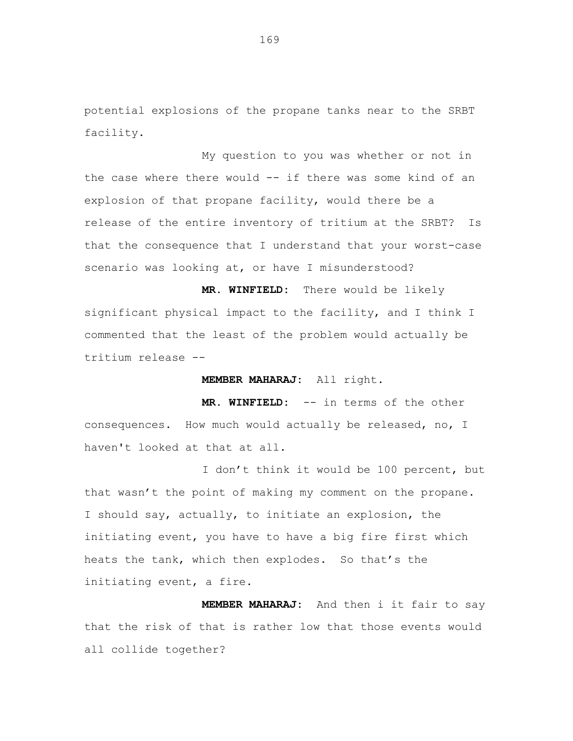potential explosions of the propane tanks near to the SRBT facility.

My question to you was whether or not in the case where there would -- if there was some kind of an explosion of that propane facility, would there be a release of the entire inventory of tritium at the SRBT? Is that the consequence that I understand that your worst-case scenario was looking at, or have I misunderstood?

**MR. WINFIELD:** There would be likely significant physical impact to the facility, and I think I commented that the least of the problem would actually be tritium release --

**MEMBER MAHARAJ:** All right.

**MR. WINFIELD:** -- in terms of the other consequences. How much would actually be released, no, I haven't looked at that at all.

I don't think it would be 100 percent, but that wasn't the point of making my comment on the propane. I should say, actually, to initiate an explosion, the initiating event, you have to have a big fire first which heats the tank, which then explodes. So that's the initiating event, a fire.

**MEMBER MAHARAJ:** And then i it fair to say that the risk of that is rather low that those events would all collide together?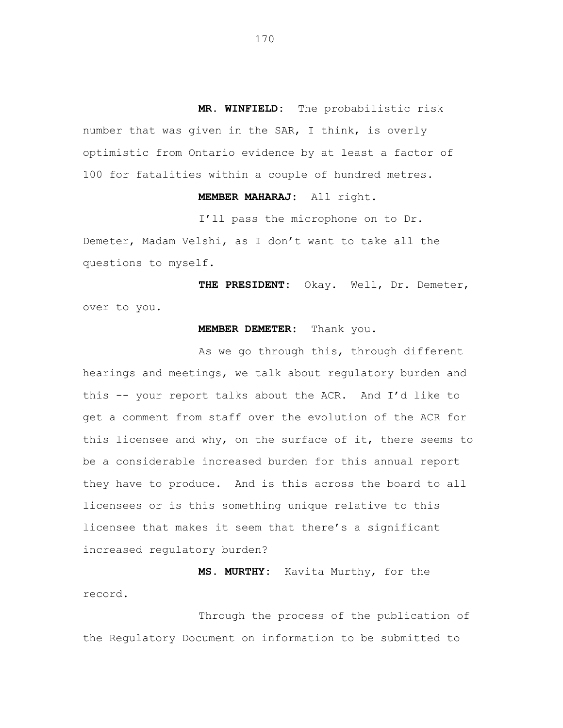**MR. WINFIELD:** The probabilistic risk number that was given in the SAR, I think, is overly optimistic from Ontario evidence by at least a factor of 100 for fatalities within a couple of hundred metres.

**MEMBER MAHARAJ:** All right.

I'll pass the microphone on to Dr. Demeter, Madam Velshi, as I don't want to take all the questions to myself.

**THE PRESIDENT:** Okay. Well, Dr. Demeter, over to you.

**MEMBER DEMETER:** Thank you.

As we go through this, through different hearings and meetings, we talk about regulatory burden and this -- your report talks about the ACR. And I'd like to get a comment from staff over the evolution of the ACR for this licensee and why, on the surface of it, there seems to be a considerable increased burden for this annual report they have to produce. And is this across the board to all licensees or is this something unique relative to this licensee that makes it seem that there's a significant increased regulatory burden?

**MS. MURTHY:** Kavita Murthy, for the record.

Through the process of the publication of the Regulatory Document on information to be submitted to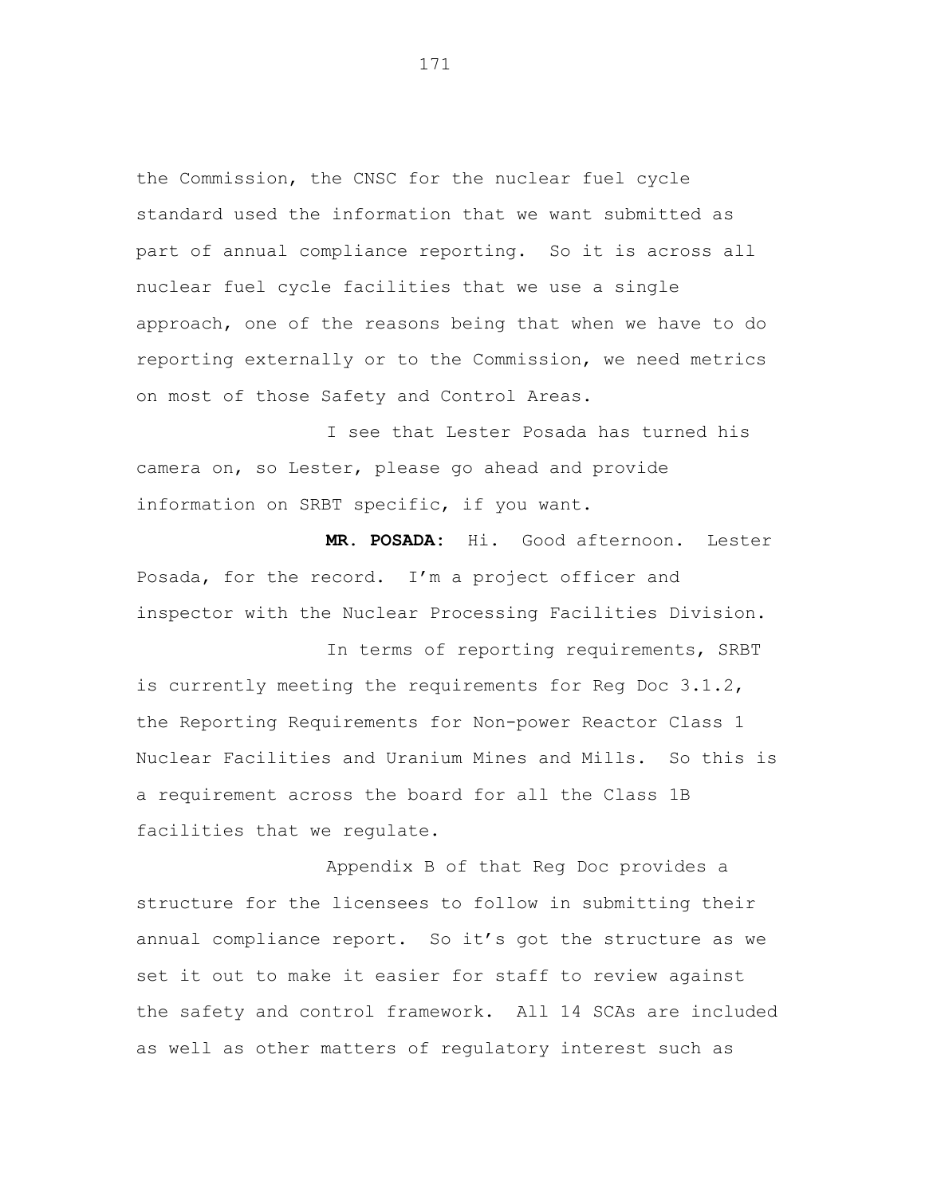the Commission, the CNSC for the nuclear fuel cycle standard used the information that we want submitted as part of annual compliance reporting. So it is across all nuclear fuel cycle facilities that we use a single approach, one of the reasons being that when we have to do reporting externally or to the Commission, we need metrics on most of those Safety and Control Areas.

I see that Lester Posada has turned his camera on, so Lester, please go ahead and provide information on SRBT specific, if you want.

**MR. POSADA:** Hi. Good afternoon. Lester Posada, for the record. I'm a project officer and inspector with the Nuclear Processing Facilities Division.

In terms of reporting requirements, SRBT is currently meeting the requirements for Reg Doc 3.1.2, the Reporting Requirements for Non-power Reactor Class 1 Nuclear Facilities and Uranium Mines and Mills. So this is a requirement across the board for all the Class 1B facilities that we regulate.

Appendix B of that Reg Doc provides a structure for the licensees to follow in submitting their annual compliance report. So it's got the structure as we set it out to make it easier for staff to review against the safety and control framework. All 14 SCAs are included as well as other matters of regulatory interest such as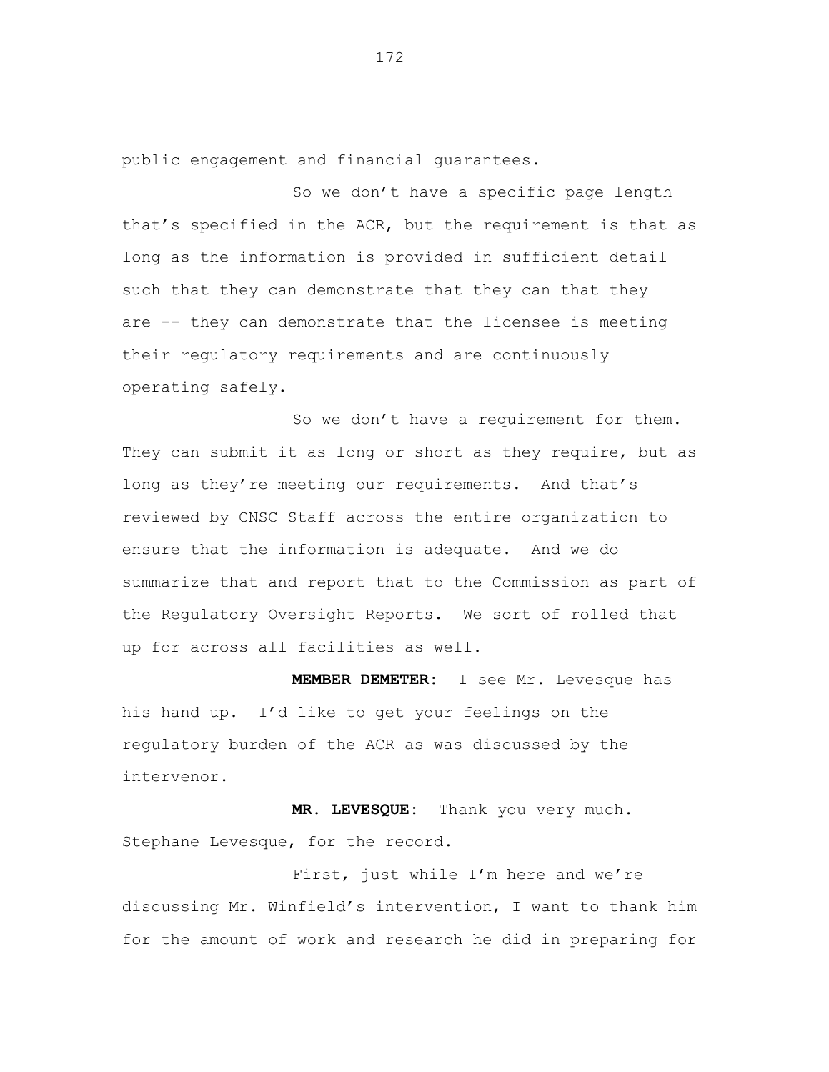public engagement and financial guarantees.

So we don't have a specific page length that's specified in the ACR, but the requirement is that as long as the information is provided in sufficient detail such that they can demonstrate that they can that they are -- they can demonstrate that the licensee is meeting their regulatory requirements and are continuously operating safely.

So we don't have a requirement for them. They can submit it as long or short as they require, but as long as they're meeting our requirements. And that's reviewed by CNSC Staff across the entire organization to ensure that the information is adequate. And we do summarize that and report that to the Commission as part of the Regulatory Oversight Reports. We sort of rolled that up for across all facilities as well.

**MEMBER DEMETER:** I see Mr. Levesque has his hand up. I'd like to get your feelings on the regulatory burden of the ACR as was discussed by the intervenor.

**MR. LEVESQUE:** Thank you very much. Stephane Levesque, for the record.

First, just while I'm here and we're discussing Mr. Winfield's intervention, I want to thank him for the amount of work and research he did in preparing for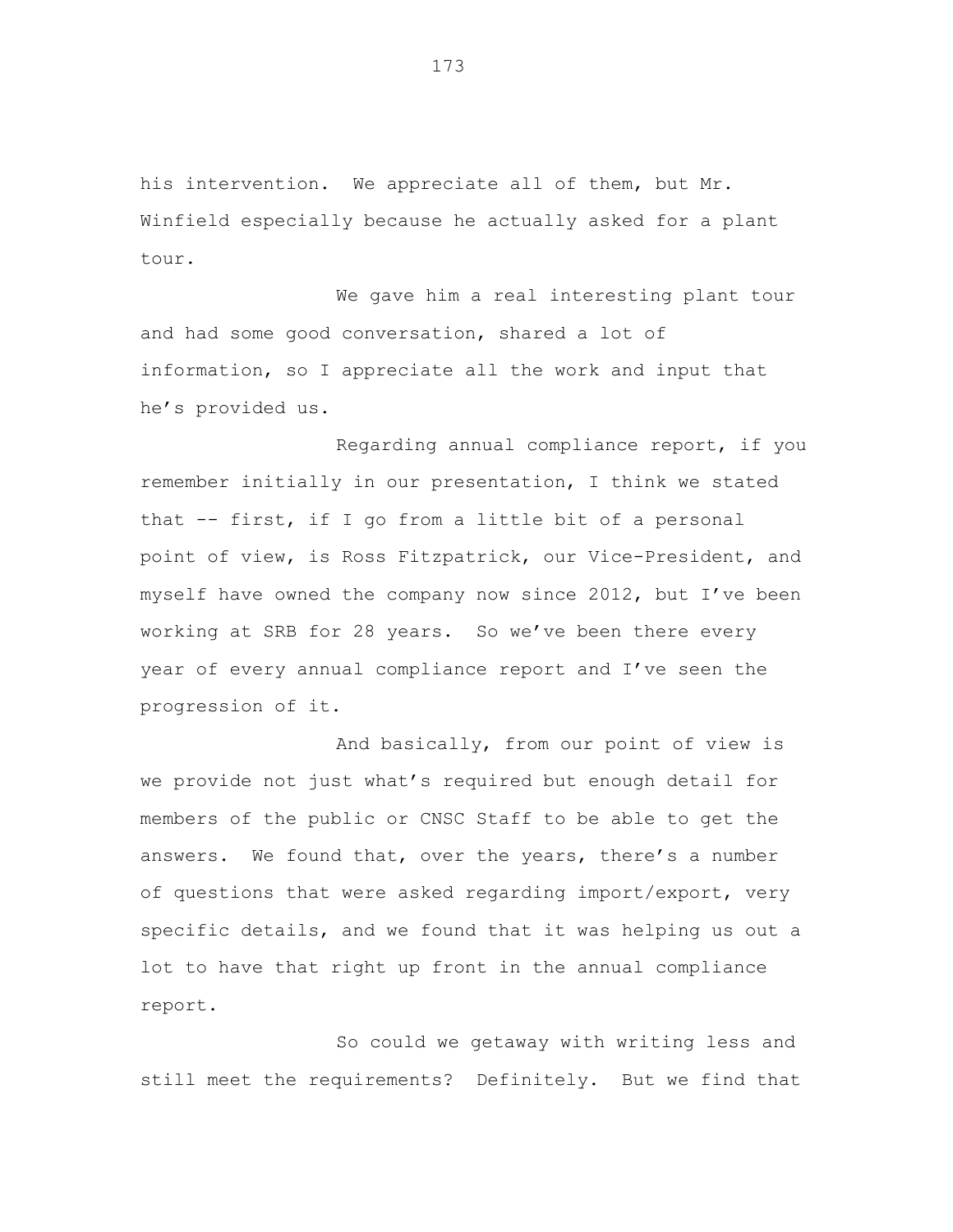his intervention. We appreciate all of them, but Mr. Winfield especially because he actually asked for a plant tour.

We gave him a real interesting plant tour and had some good conversation, shared a lot of information, so I appreciate all the work and input that he's provided us.

Regarding annual compliance report, if you remember initially in our presentation, I think we stated that -- first, if I go from a little bit of a personal point of view, is Ross Fitzpatrick, our Vice-President, and myself have owned the company now since 2012, but I've been working at SRB for 28 years. So we've been there every year of every annual compliance report and I've seen the progression of it.

And basically, from our point of view is we provide not just what's required but enough detail for members of the public or CNSC Staff to be able to get the answers. We found that, over the years, there's a number of questions that were asked regarding import/export, very specific details, and we found that it was helping us out a lot to have that right up front in the annual compliance report.

So could we getaway with writing less and still meet the requirements? Definitely. But we find that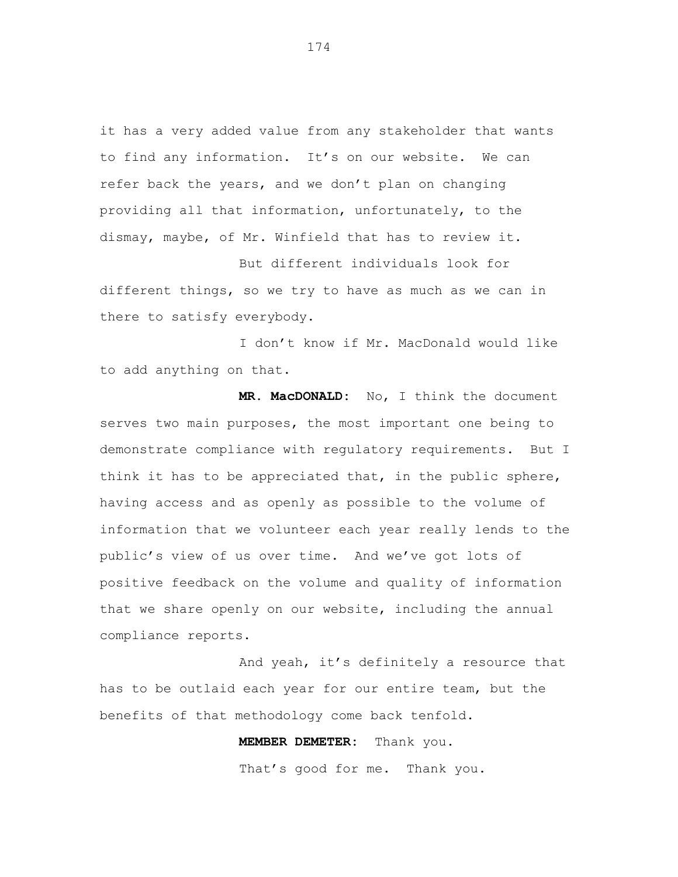it has a very added value from any stakeholder that wants to find any information. It's on our website. We can refer back the years, and we don't plan on changing providing all that information, unfortunately, to the dismay, maybe, of Mr. Winfield that has to review it.

But different individuals look for different things, so we try to have as much as we can in there to satisfy everybody.

I don't know if Mr. MacDonald would like to add anything on that.

**MR. MacDONALD:** No, I think the document serves two main purposes, the most important one being to demonstrate compliance with regulatory requirements. But I think it has to be appreciated that, in the public sphere, having access and as openly as possible to the volume of information that we volunteer each year really lends to the public's view of us over time. And we've got lots of positive feedback on the volume and quality of information that we share openly on our website, including the annual compliance reports.

And yeah, it's definitely a resource that has to be outlaid each year for our entire team, but the benefits of that methodology come back tenfold.

**MEMBER DEMETER:** Thank you.

That's good for me. Thank you.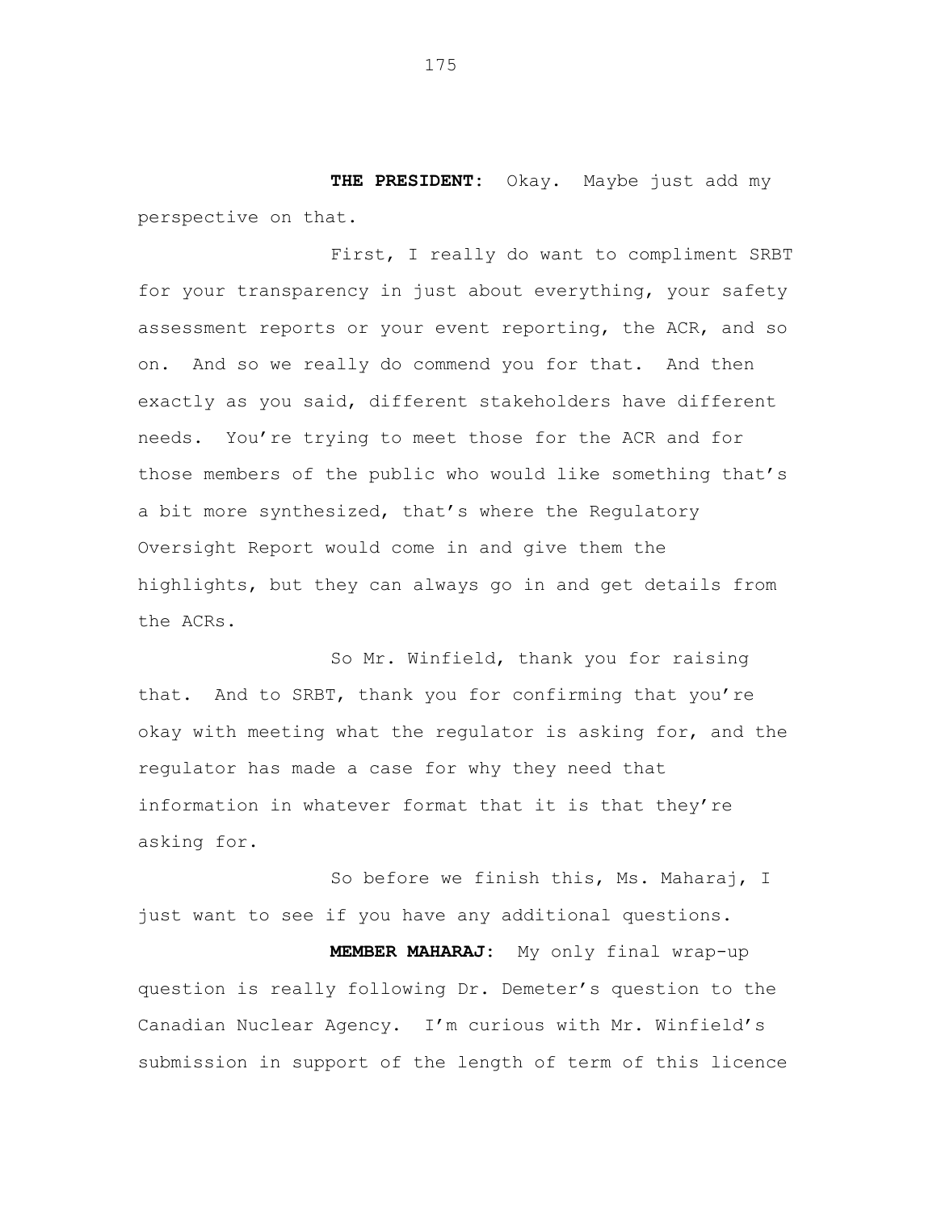**THE PRESIDENT:** Okay. Maybe just add my perspective on that.

First, I really do want to compliment SRBT for your transparency in just about everything, your safety assessment reports or your event reporting, the ACR, and so on. And so we really do commend you for that. And then exactly as you said, different stakeholders have different needs. You're trying to meet those for the ACR and for those members of the public who would like something that's a bit more synthesized, that's where the Regulatory Oversight Report would come in and give them the highlights, but they can always go in and get details from the ACRs.

So Mr. Winfield, thank you for raising that. And to SRBT, thank you for confirming that you're okay with meeting what the regulator is asking for, and the regulator has made a case for why they need that information in whatever format that it is that they're asking for.

So before we finish this, Ms. Maharaj, I just want to see if you have any additional questions.

**MEMBER MAHARAJ:** My only final wrap-up question is really following Dr. Demeter's question to the Canadian Nuclear Agency. I'm curious with Mr. Winfield's submission in support of the length of term of this licence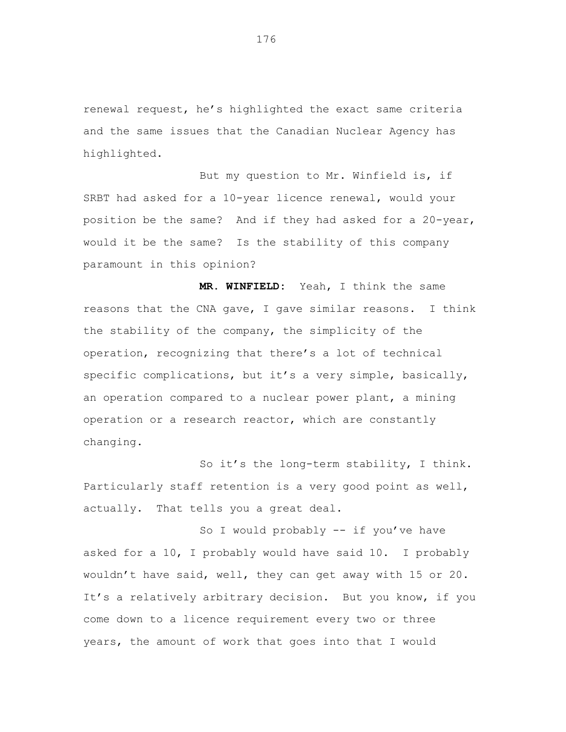renewal request, he's highlighted the exact same criteria and the same issues that the Canadian Nuclear Agency has highlighted.

But my question to Mr. Winfield is, if SRBT had asked for a 10-year licence renewal, would your position be the same? And if they had asked for a 20-year, would it be the same? Is the stability of this company paramount in this opinion?

**MR. WINFIELD:** Yeah, I think the same reasons that the CNA gave, I gave similar reasons. I think the stability of the company, the simplicity of the operation, recognizing that there's a lot of technical specific complications, but it's a very simple, basically, an operation compared to a nuclear power plant, a mining operation or a research reactor, which are constantly changing.

So it's the long-term stability, I think. Particularly staff retention is a very good point as well, actually. That tells you a great deal.

So I would probably -- if you've have asked for a 10, I probably would have said 10. I probably wouldn't have said, well, they can get away with 15 or 20. It's a relatively arbitrary decision. But you know, if you come down to a licence requirement every two or three years, the amount of work that goes into that I would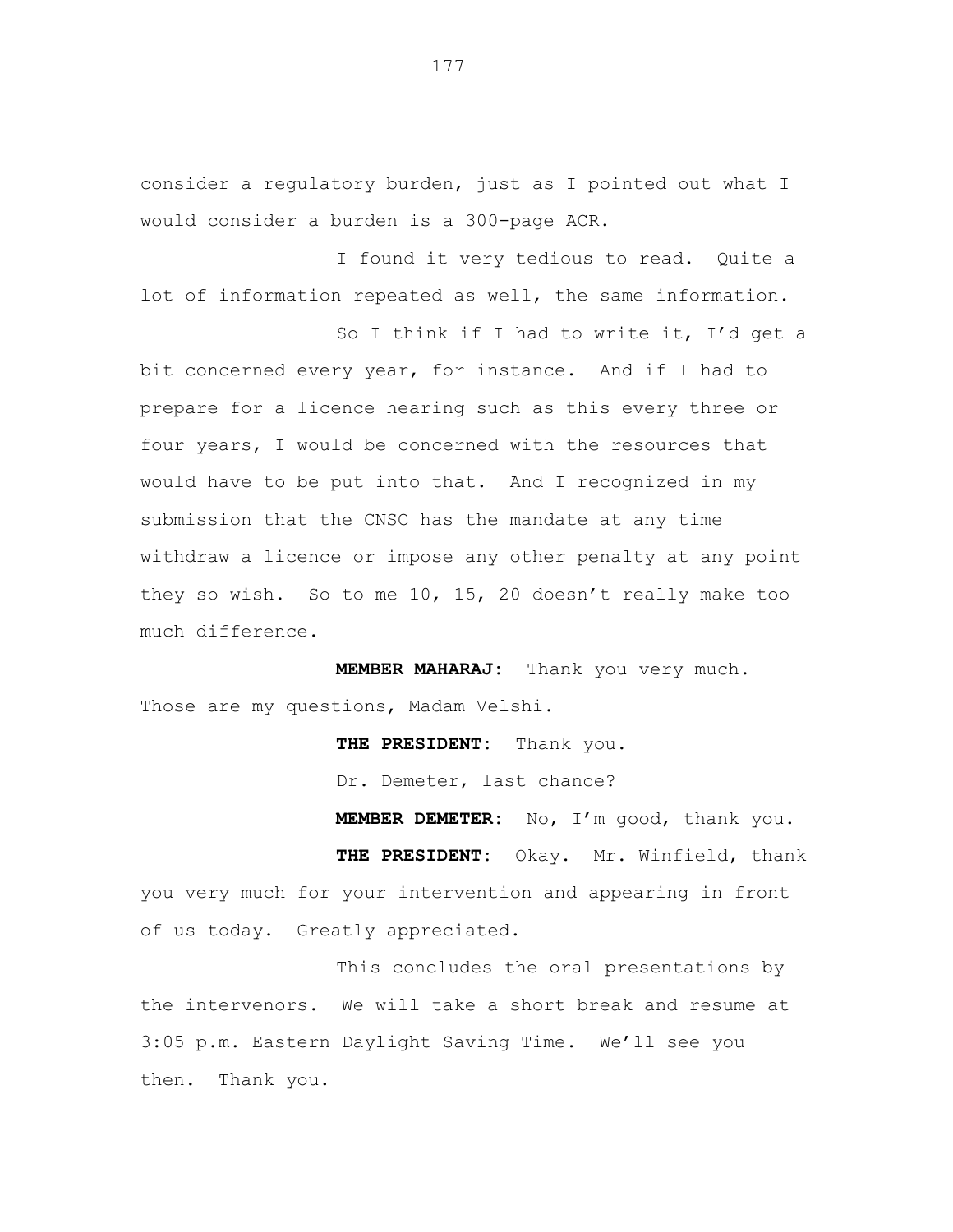consider a regulatory burden, just as I pointed out what I would consider a burden is a 300-page ACR.

I found it very tedious to read. Quite a lot of information repeated as well, the same information.

So I think if I had to write it, I'd get a bit concerned every year, for instance. And if I had to prepare for a licence hearing such as this every three or four years, I would be concerned with the resources that would have to be put into that. And I recognized in my submission that the CNSC has the mandate at any time withdraw a licence or impose any other penalty at any point they so wish. So to me 10, 15, 20 doesn't really make too much difference.

**MEMBER MAHARAJ:** Thank you very much. Those are my questions, Madam Velshi.

**THE PRESIDENT:** Thank you.

Dr. Demeter, last chance?

**MEMBER DEMETER:** No, I'm good, thank you.

**THE PRESIDENT:** Okay. Mr. Winfield, thank you very much for your intervention and appearing in front of us today. Greatly appreciated.

This concludes the oral presentations by the intervenors. We will take a short break and resume at 3:05 p.m. Eastern Daylight Saving Time. We'll see you then. Thank you.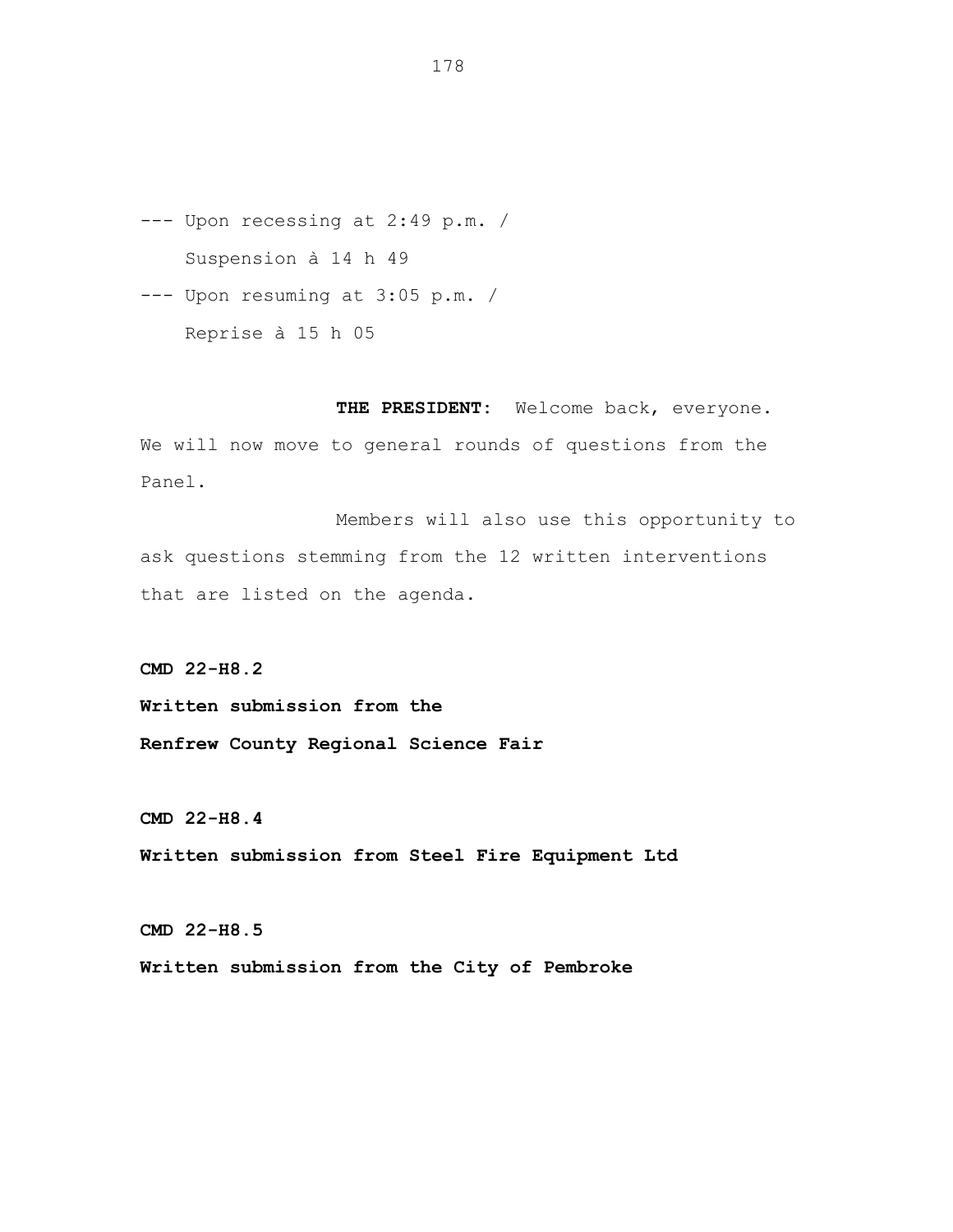--- Upon recessing at 2:49 p.m. /
Suspension à 14 h 49

--- Upon resuming at 3:05 p.m. /
Reprise à 15 h 05

**THE PRESIDENT:** Welcome back, everyone. We will now move to general rounds of questions from the Panel.

Members will also use this opportunity to ask questions stemming from the 12 written interventions that are listed on the agenda.

**CMD 22-H8.2**

**Written submission from the Renfrew County Regional Science Fair**

**CMD 22-H8.4**

**Written submission from Steel Fire Equipment Ltd**

**CMD 22-H8.5**

**Written submission from the City of Pembroke**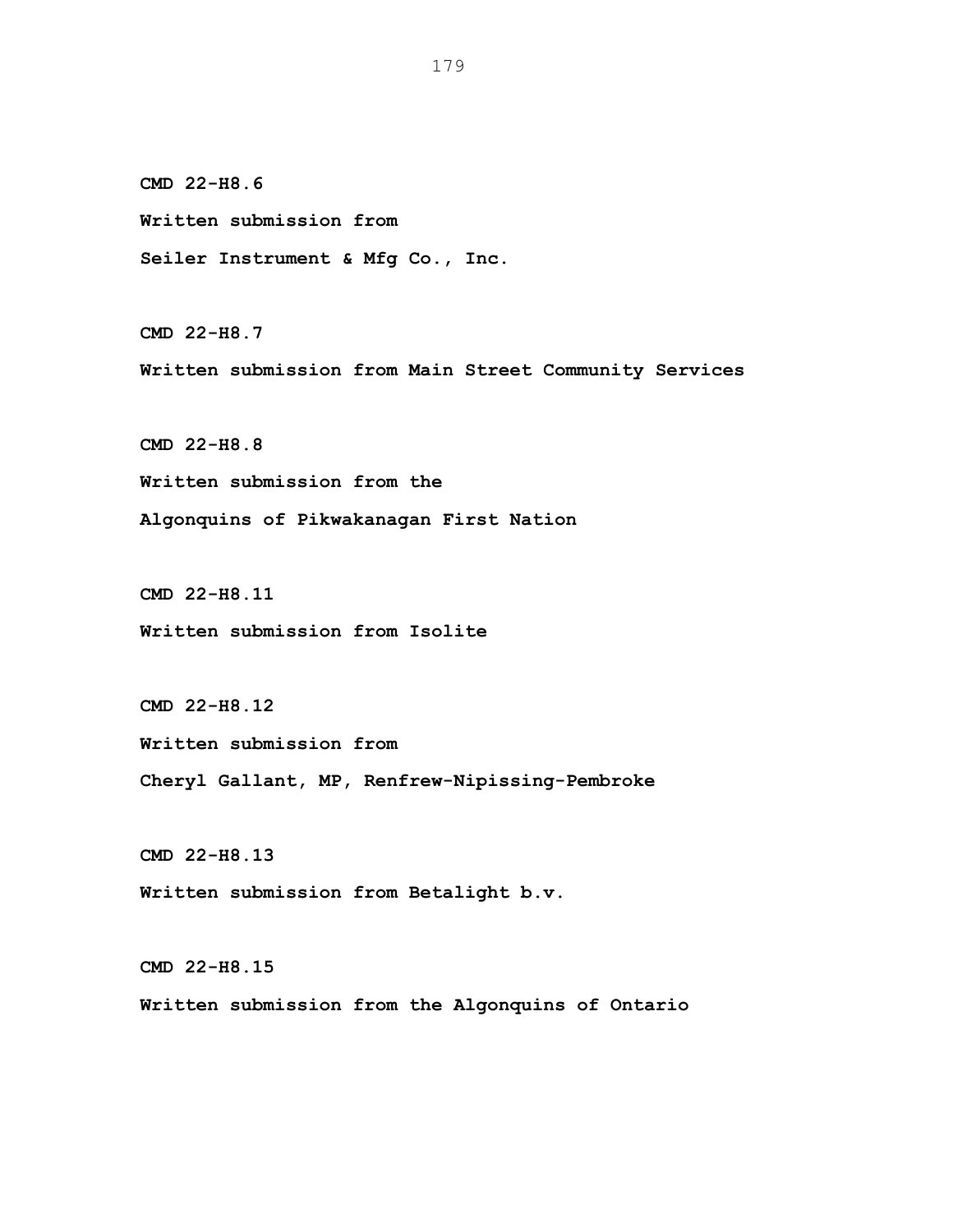**CMD 22-H8.6**

**Written submission from**

**Seiler Instrument & Mfg Co., Inc.**

**CMD 22-H8.7**

**Written submission from Main Street Community Services**

**CMD 22-H8.8**

**Written submission from the**

**Algonquins of Pikwakanagan First Nation**

**CMD 22-H8.11**

**Written submission from Isolite**

**CMD 22-H8.12**

**Written submission from**

**Cheryl Gallant, MP, Renfrew-Nipissing-Pembroke**

**CMD 22-H8.13**

**Written submission from Betalight b.v.**

**CMD 22-H8.15**

**Written submission from the Algonquins of Ontario**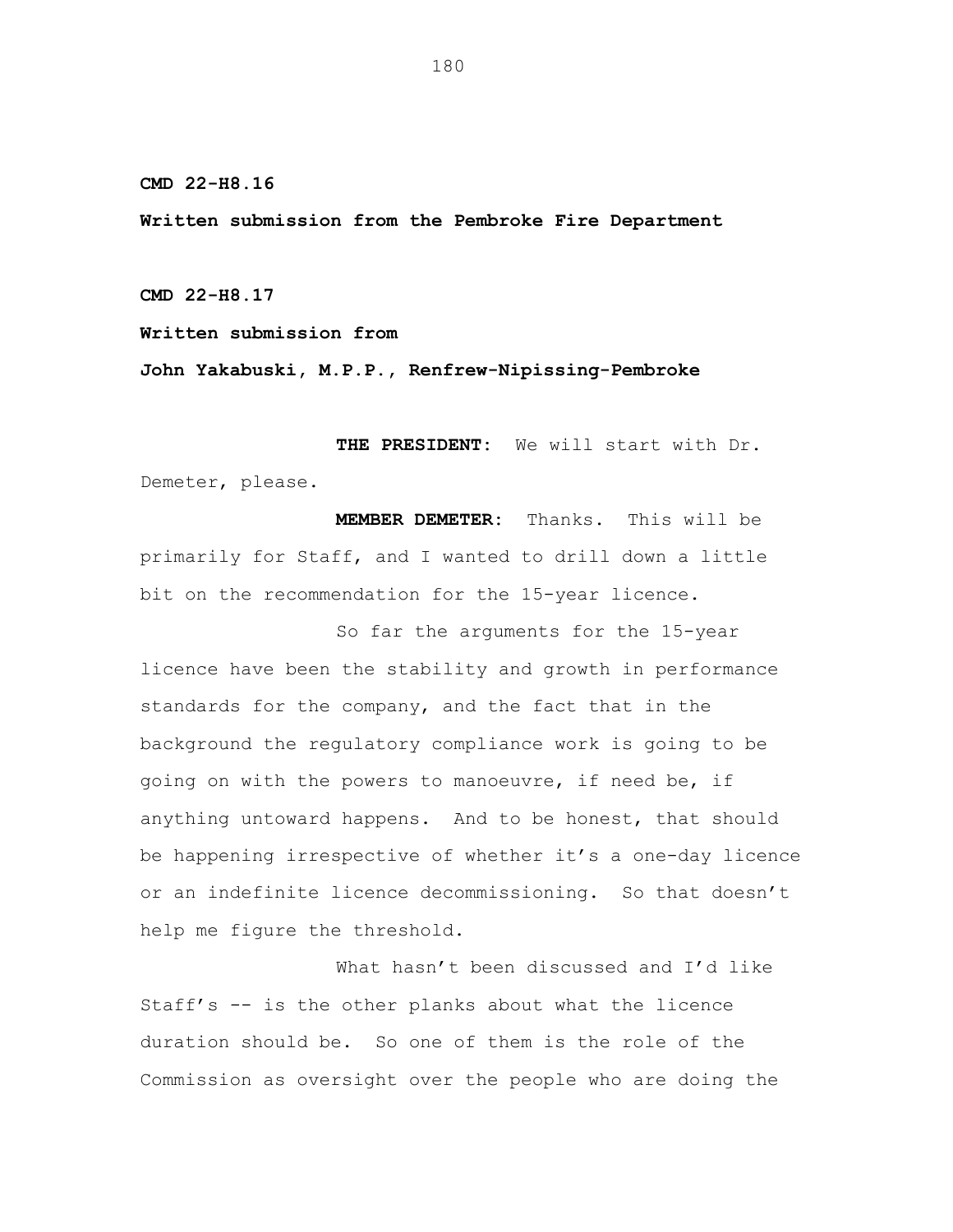**CMD 22-H8.16**

**Written submission from the Pembroke Fire Department**

**CMD 22-H8.17**

**Written submission from**

**John Yakabuski, M.P.P., Renfrew-Nipissing-Pembroke**

**THE PRESIDENT:** We will start with Dr. Demeter, please.

**MEMBER DEMETER:** Thanks. This will be primarily for Staff, and I wanted to drill down a little bit on the recommendation for the 15-year licence.

So far the arguments for the 15-year licence have been the stability and growth in performance standards for the company, and the fact that in the background the regulatory compliance work is going to be going on with the powers to manoeuvre, if need be, if anything untoward happens. And to be honest, that should be happening irrespective of whether it's a one-day licence or an indefinite licence decommissioning. So that doesn't help me figure the threshold.

What hasn't been discussed and I'd like Staff's -- is the other planks about what the licence duration should be. So one of them is the role of the Commission as oversight over the people who are doing the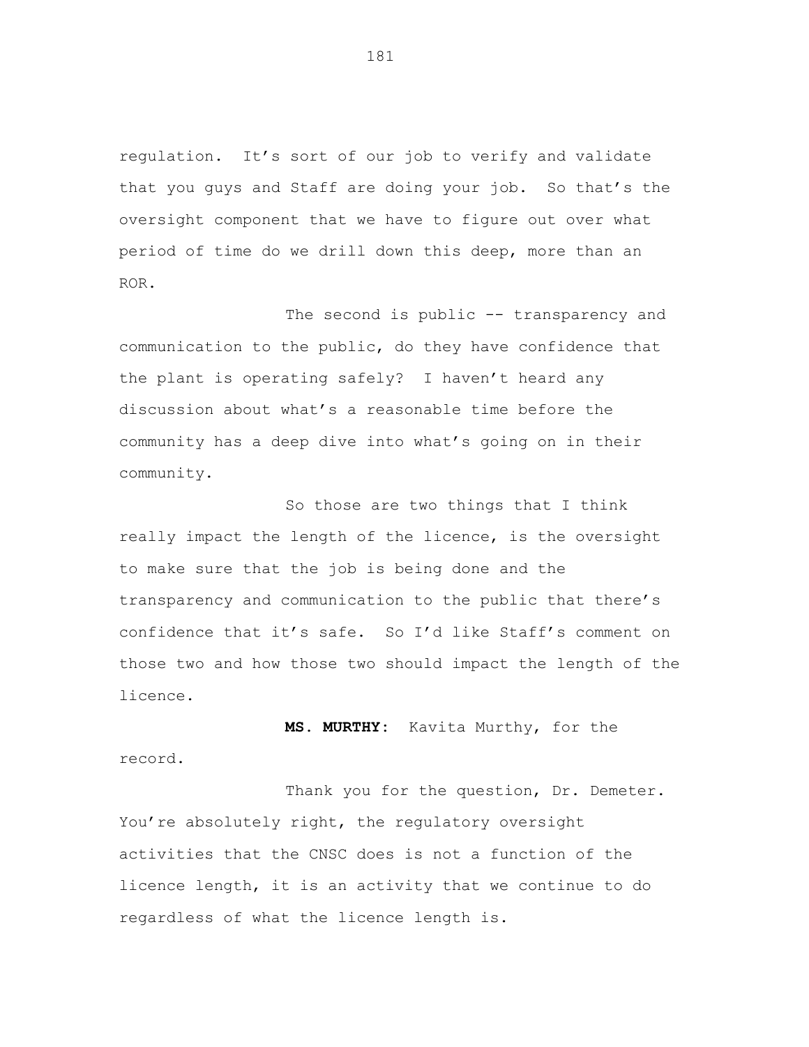regulation. It's sort of our job to verify and validate that you guys and Staff are doing your job. So that's the oversight component that we have to figure out over what period of time do we drill down this deep, more than an ROR.

The second is public -- transparency and communication to the public, do they have confidence that the plant is operating safely? I haven't heard any discussion about what's a reasonable time before the community has a deep dive into what's going on in their community.

So those are two things that I think really impact the length of the licence, is the oversight to make sure that the job is being done and the transparency and communication to the public that there's confidence that it's safe. So I'd like Staff's comment on those two and how those two should impact the length of the licence.

**MS. MURTHY:** Kavita Murthy, for the record.

Thank you for the question, Dr. Demeter. You're absolutely right, the regulatory oversight activities that the CNSC does is not a function of the licence length, it is an activity that we continue to do regardless of what the licence length is.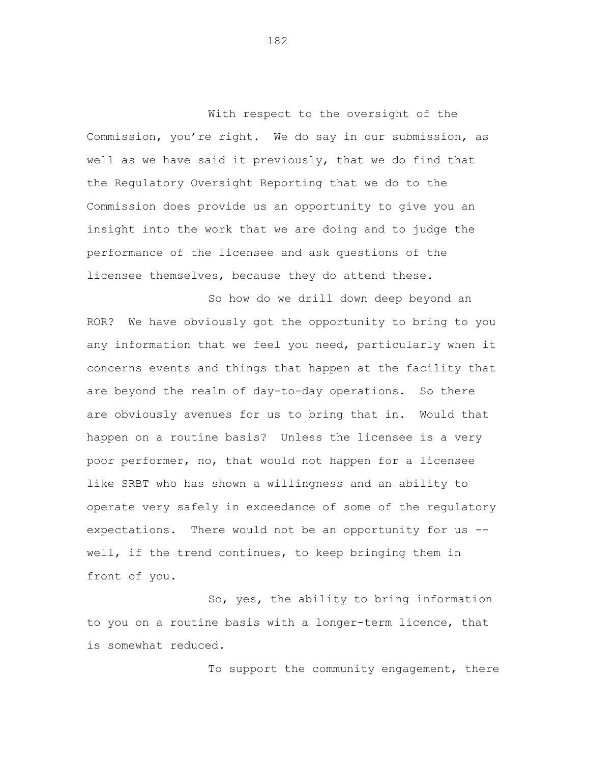With respect to the oversight of the Commission, you're right. We do say in our submission, as well as we have said it previously, that we do find that the Regulatory Oversight Reporting that we do to the Commission does provide us an opportunity to give you an insight into the work that we are doing and to judge the performance of the licensee and ask questions of the licensee themselves, because they do attend these.

So how do we drill down deep beyond an ROR? We have obviously got the opportunity to bring to you any information that we feel you need, particularly when it concerns events and things that happen at the facility that are beyond the realm of day-to-day operations. So there are obviously avenues for us to bring that in. Would that happen on a routine basis? Unless the licensee is a very poor performer, no, that would not happen for a licensee like SRBT who has shown a willingness and an ability to operate very safely in exceedance of some of the regulatory expectations. There would not be an opportunity for us -- well, if the trend continues, to keep bringing them in front of you.

So, yes, the ability to bring information to you on a routine basis with a longer-term licence, that is somewhat reduced.

To support the community engagement, there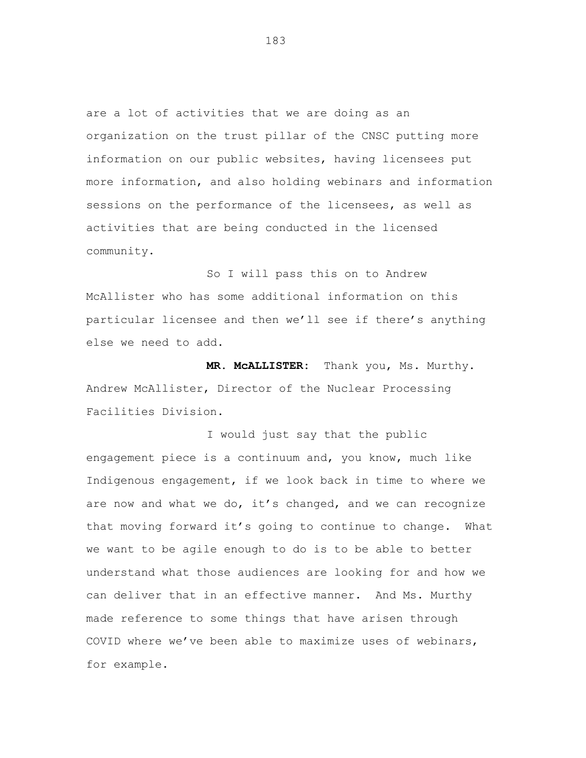are a lot of activities that we are doing as an organization on the trust pillar of the CNSC putting more information on our public websites, having licensees put more information, and also holding webinars and information sessions on the performance of the licensees, as well as activities that are being conducted in the licensed community.

So I will pass this on to Andrew McAllister who has some additional information on this particular licensee and then we'll see if there's anything else we need to add.

**MR. McALLISTER:** Thank you, Ms. Murthy. Andrew McAllister, Director of the Nuclear Processing Facilities Division.

I would just say that the public engagement piece is a continuum and, you know, much like Indigenous engagement, if we look back in time to where we are now and what we do, it's changed, and we can recognize that moving forward it's going to continue to change. What we want to be agile enough to do is to be able to better understand what those audiences are looking for and how we can deliver that in an effective manner. And Ms. Murthy made reference to some things that have arisen through COVID where we've been able to maximize uses of webinars, for example.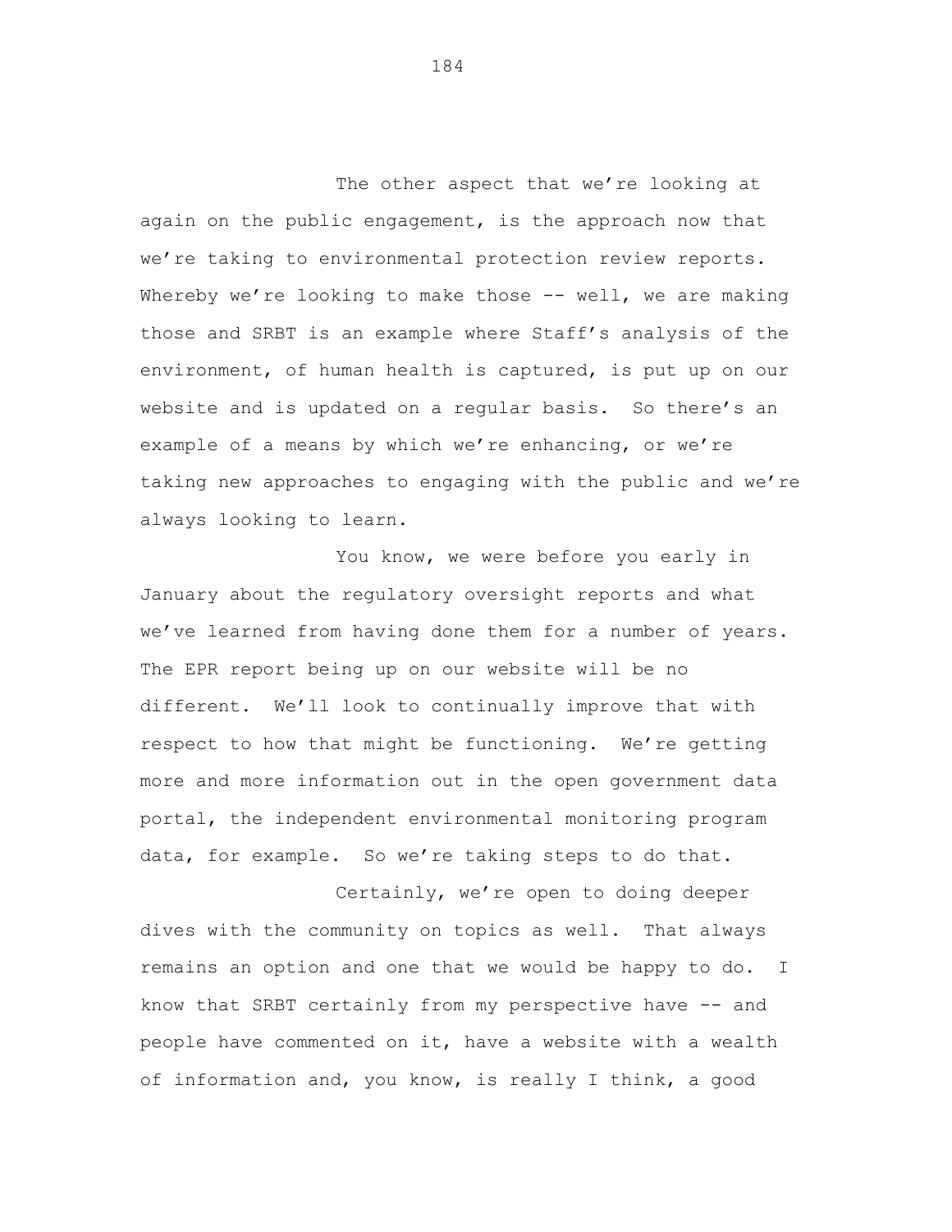The other aspect that we're looking at again on the public engagement, is the approach now that we're taking to environmental protection review reports. Whereby we're looking to make those -- well, we are making those and SRBT is an example where Staff's analysis of the environment, of human health is captured, is put up on our website and is updated on a regular basis. So there's an example of a means by which we're enhancing, or we're taking new approaches to engaging with the public and we're always looking to learn.

You know, we were before you early in January about the regulatory oversight reports and what we've learned from having done them for a number of years. The EPR report being up on our website will be no different. We'll look to continually improve that with respect to how that might be functioning. We're getting more and more information out in the open government data portal, the independent environmental monitoring program data, for example. So we're taking steps to do that.

Certainly, we're open to doing deeper dives with the community on topics as well. That always remains an option and one that we would be happy to do. I know that SRBT certainly from my perspective have -- and people have commented on it, have a website with a wealth of information and, you know, is really I think, a good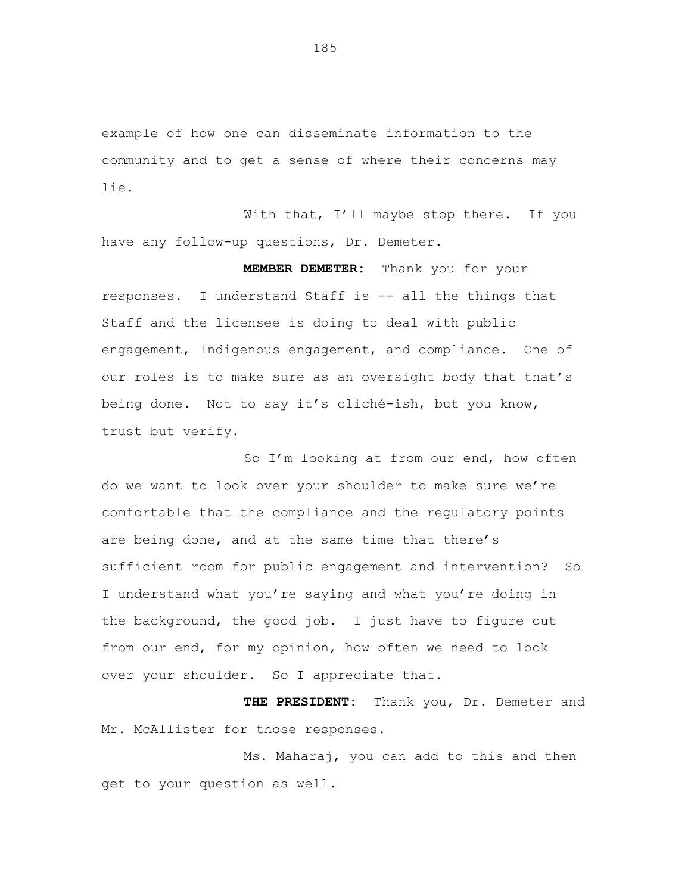example of how one can disseminate information to the community and to get a sense of where their concerns may lie.

With that, I'll maybe stop there. If you have any follow-up questions, Dr. Demeter.

**MEMBER DEMETER:** Thank you for your responses. I understand Staff is -- all the things that Staff and the licensee is doing to deal with public engagement, Indigenous engagement, and compliance. One of our roles is to make sure as an oversight body that that's being done. Not to say it's cliché-ish, but you know, trust but verify.

So I'm looking at from our end, how often do we want to look over your shoulder to make sure we're comfortable that the compliance and the regulatory points are being done, and at the same time that there's sufficient room for public engagement and intervention? So I understand what you're saying and what you're doing in the background, the good job. I just have to figure out from our end, for my opinion, how often we need to look over your shoulder. So I appreciate that.

**THE PRESIDENT:** Thank you, Dr. Demeter and Mr. McAllister for those responses.

Ms. Maharaj, you can add to this and then get to your question as well.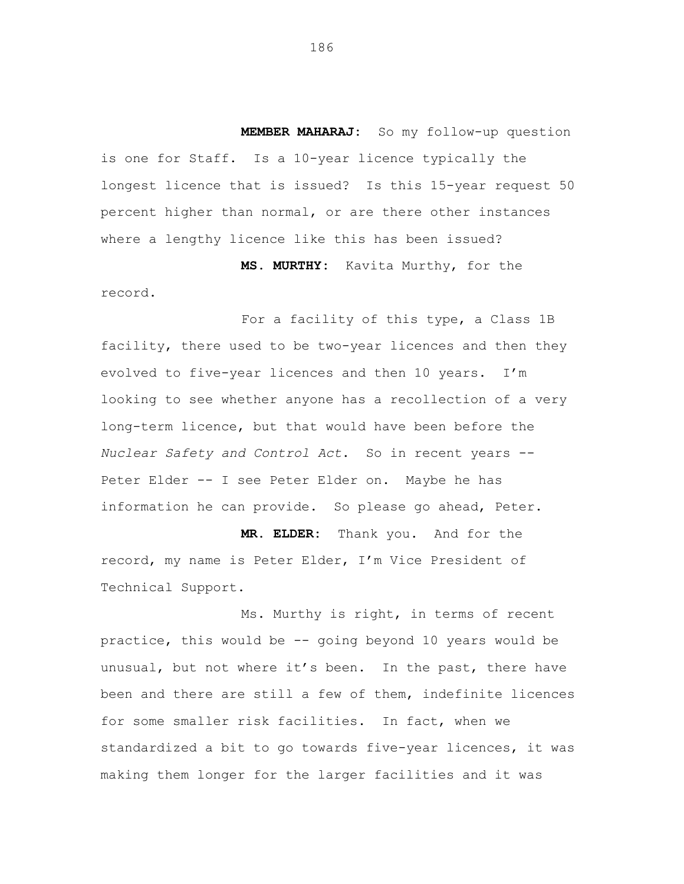**MEMBER MAHARAJ:** So my follow-up question is one for Staff. Is a 10-year licence typically the longest licence that is issued? Is this 15-year request 50 percent higher than normal, or are there other instances where a lengthy licence like this has been issued?

**MS. MURTHY:** Kavita Murthy, for the record.

For a facility of this type, a Class 1B facility, there used to be two-year licences and then they evolved to five-year licences and then 10 years. I'm looking to see whether anyone has a recollection of a very long-term licence, but that would have been before the *Nuclear Safety and Control Act*. So in recent years -- Peter Elder -- I see Peter Elder on. Maybe he has information he can provide. So please go ahead, Peter.

**MR. ELDER:** Thank you. And for the record, my name is Peter Elder, I'm Vice President of Technical Support.

Ms. Murthy is right, in terms of recent practice, this would be -- going beyond 10 years would be unusual, but not where it's been. In the past, there have been and there are still a few of them, indefinite licences for some smaller risk facilities. In fact, when we standardized a bit to go towards five-year licences, it was making them longer for the larger facilities and it was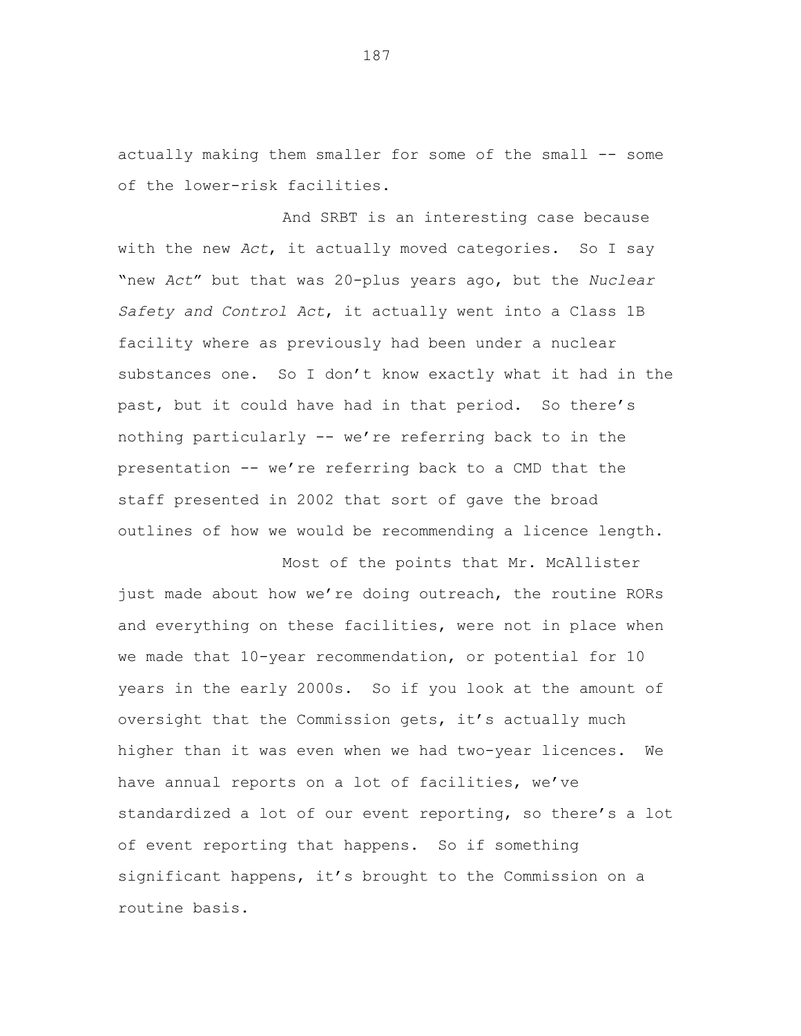actually making them smaller for some of the small -- some of the lower-risk facilities.

And SRBT is an interesting case because with the new *Act*, it actually moved categories. So I say "new *Act*" but that was 20-plus years ago, but the *Nuclear Safety and Control Act*, it actually went into a Class 1B facility where as previously had been under a nuclear substances one. So I don't know exactly what it had in the past, but it could have had in that period. So there's nothing particularly -- we're referring back to in the presentation -- we're referring back to a CMD that the staff presented in 2002 that sort of gave the broad outlines of how we would be recommending a licence length.

Most of the points that Mr. McAllister just made about how we're doing outreach, the routine RORs and everything on these facilities, were not in place when we made that 10-year recommendation, or potential for 10 years in the early 2000s. So if you look at the amount of oversight that the Commission gets, it's actually much higher than it was even when we had two-year licences. We have annual reports on a lot of facilities, we've standardized a lot of our event reporting, so there's a lot of event reporting that happens. So if something significant happens, it's brought to the Commission on a routine basis.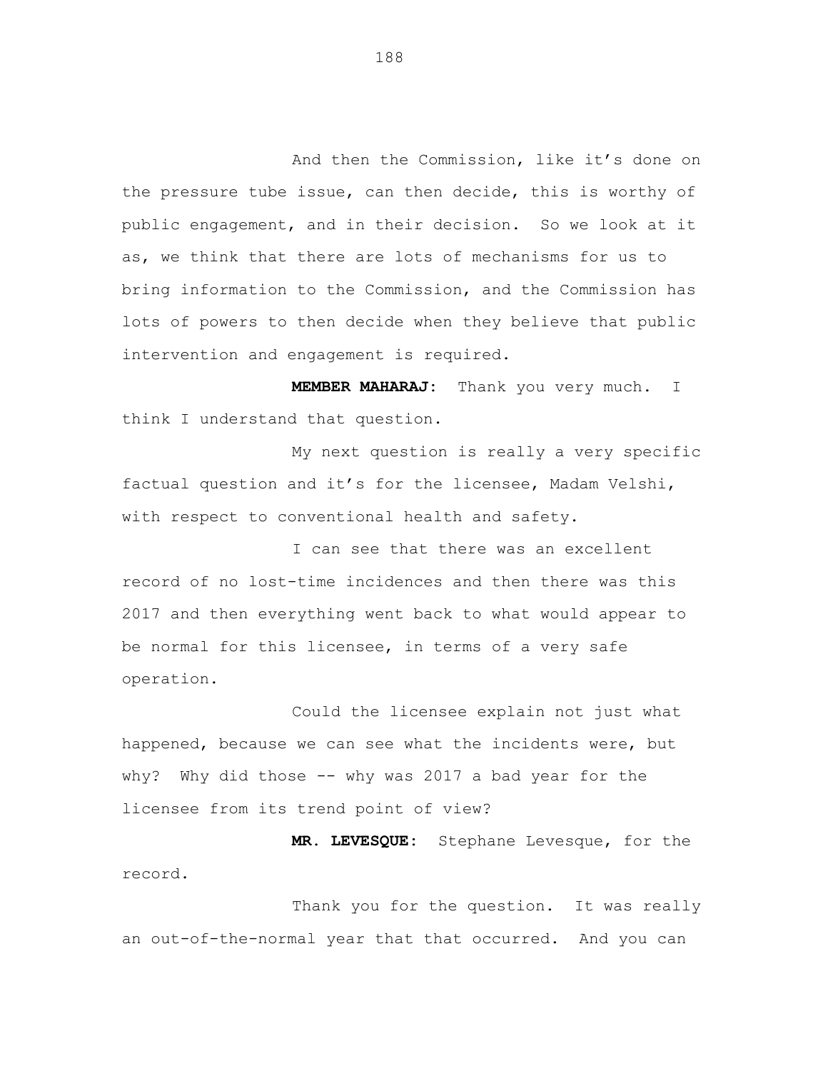And then the Commission, like it's done on the pressure tube issue, can then decide, this is worthy of public engagement, and in their decision. So we look at it as, we think that there are lots of mechanisms for us to bring information to the Commission, and the Commission has lots of powers to then decide when they believe that public intervention and engagement is required.

**MEMBER MAHARAJ:** Thank you very much. I think I understand that question.

My next question is really a very specific factual question and it's for the licensee, Madam Velshi, with respect to conventional health and safety.

I can see that there was an excellent record of no lost-time incidences and then there was this 2017 and then everything went back to what would appear to be normal for this licensee, in terms of a very safe operation.

Could the licensee explain not just what happened, because we can see what the incidents were, but why? Why did those -- why was 2017 a bad year for the licensee from its trend point of view?

**MR. LEVESQUE:** Stephane Levesque, for the record.

Thank you for the question. It was really an out-of-the-normal year that that occurred. And you can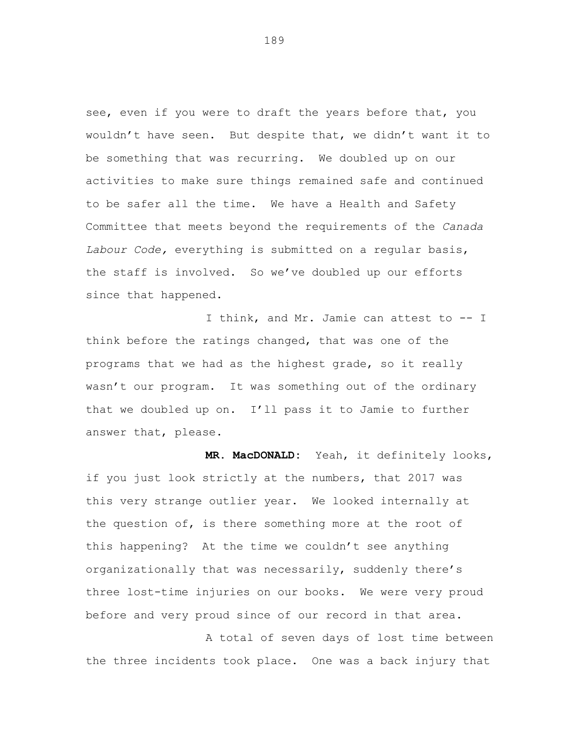see, even if you were to draft the years before that, you wouldn't have seen. But despite that, we didn't want it to be something that was recurring. We doubled up on our activities to make sure things remained safe and continued to be safer all the time. We have a Health and Safety Committee that meets beyond the requirements of the *Canada Labour Code,* everything is submitted on a regular basis, the staff is involved. So we've doubled up our efforts since that happened.

I think, and Mr. Jamie can attest to -- I think before the ratings changed, that was one of the programs that we had as the highest grade, so it really wasn't our program. It was something out of the ordinary that we doubled up on. I'll pass it to Jamie to further answer that, please.

**MR. MacDONALD:** Yeah, it definitely looks, if you just look strictly at the numbers, that 2017 was this very strange outlier year. We looked internally at the question of, is there something more at the root of this happening? At the time we couldn't see anything organizationally that was necessarily, suddenly there's three lost-time injuries on our books. We were very proud before and very proud since of our record in that area.

A total of seven days of lost time between the three incidents took place. One was a back injury that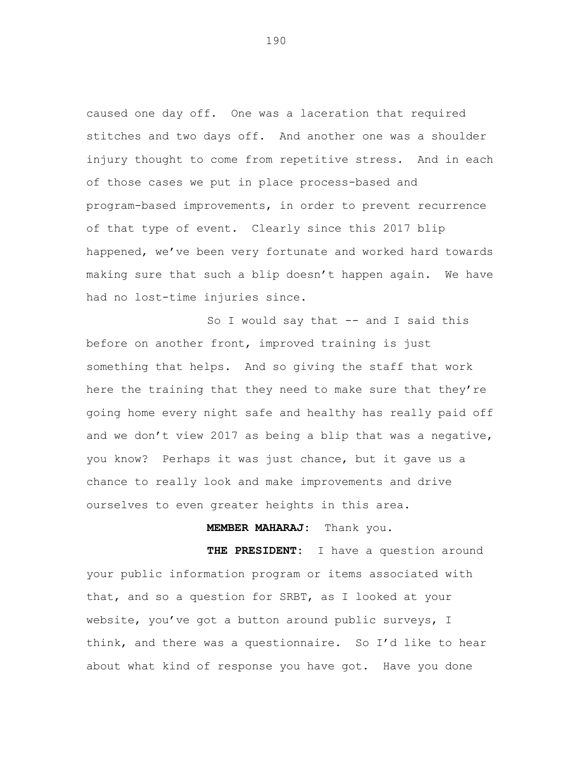caused one day off. One was a laceration that required stitches and two days off. And another one was a shoulder injury thought to come from repetitive stress. And in each of those cases we put in place process-based and program-based improvements, in order to prevent recurrence of that type of event. Clearly since this 2017 blip happened, we've been very fortunate and worked hard towards making sure that such a blip doesn't happen again. We have had no lost-time injuries since.

So I would say that -- and I said this before on another front, improved training is just something that helps. And so giving the staff that work here the training that they need to make sure that they're going home every night safe and healthy has really paid off and we don't view 2017 as being a blip that was a negative, you know? Perhaps it was just chance, but it gave us a chance to really look and make improvements and drive ourselves to even greater heights in this area.

**MEMBER MAHARAJ:** Thank you.

**THE PRESIDENT:** I have a question around your public information program or items associated with that, and so a question for SRBT, as I looked at your website, you've got a button around public surveys, I think, and there was a questionnaire. So I'd like to hear about what kind of response you have got. Have you done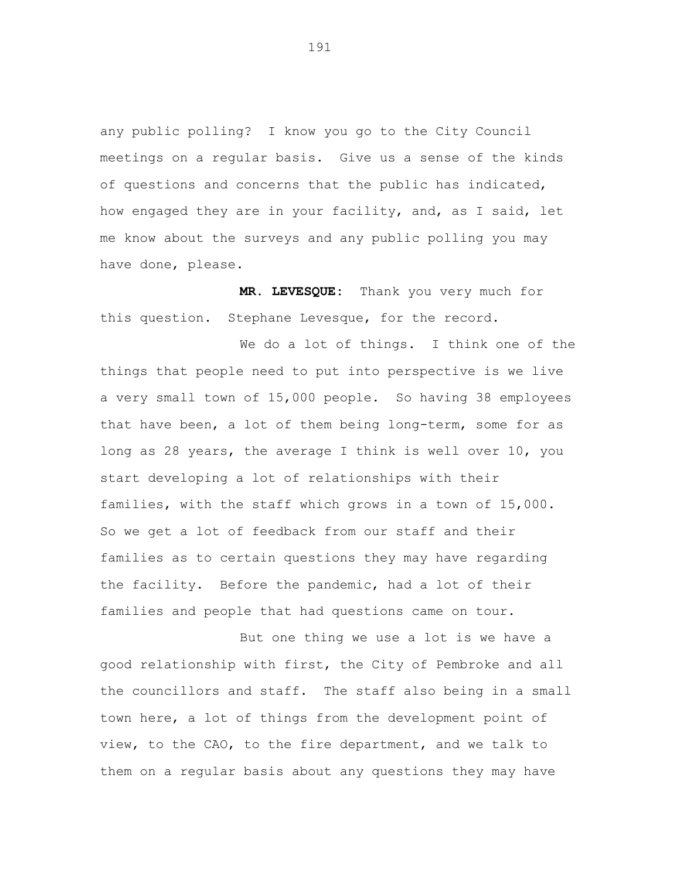any public polling? I know you go to the City Council meetings on a regular basis. Give us a sense of the kinds of questions and concerns that the public has indicated, how engaged they are in your facility, and, as I said, let me know about the surveys and any public polling you may have done, please.

**MR. LEVESQUE:** Thank you very much for this question. Stephane Levesque, for the record.

We do a lot of things. I think one of the things that people need to put into perspective is we live a very small town of 15,000 people. So having 38 employees that have been, a lot of them being long-term, some for as long as 28 years, the average I think is well over 10, you start developing a lot of relationships with their families, with the staff which grows in a town of 15,000. So we get a lot of feedback from our staff and their families as to certain questions they may have regarding the facility. Before the pandemic, had a lot of their families and people that had questions came on tour.

But one thing we use a lot is we have a good relationship with first, the City of Pembroke and all the councillors and staff. The staff also being in a small town here, a lot of things from the development point of view, to the CAO, to the fire department, and we talk to them on a regular basis about any questions they may have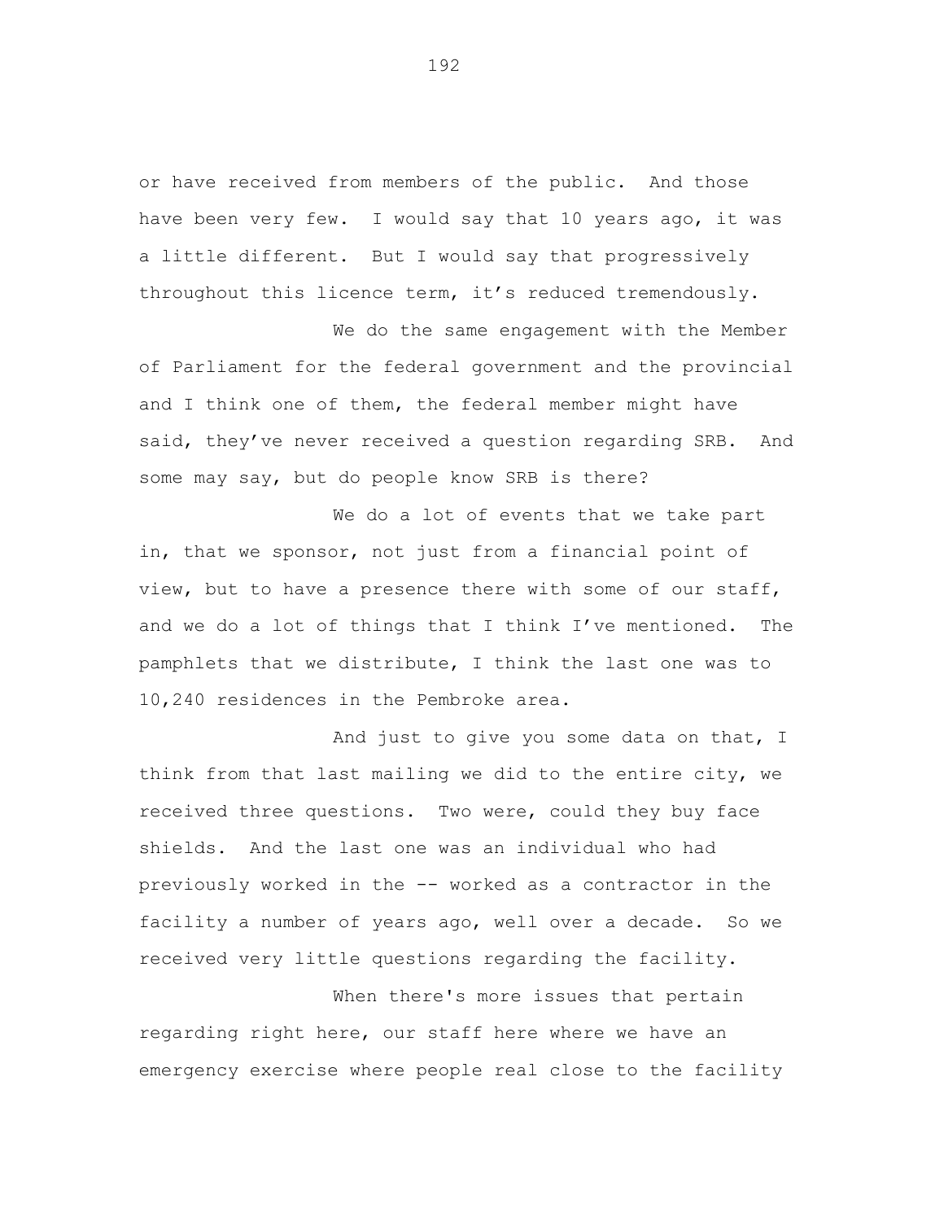or have received from members of the public. And those have been very few. I would say that 10 years ago, it was a little different. But I would say that progressively throughout this licence term, it's reduced tremendously.

We do the same engagement with the Member of Parliament for the federal government and the provincial and I think one of them, the federal member might have said, they've never received a question regarding SRB. And some may say, but do people know SRB is there?

We do a lot of events that we take part in, that we sponsor, not just from a financial point of view, but to have a presence there with some of our staff, and we do a lot of things that I think I've mentioned. The pamphlets that we distribute, I think the last one was to 10,240 residences in the Pembroke area.

And just to give you some data on that, I think from that last mailing we did to the entire city, we received three questions. Two were, could they buy face shields. And the last one was an individual who had previously worked in the -- worked as a contractor in the facility a number of years ago, well over a decade. So we received very little questions regarding the facility.

When there's more issues that pertain regarding right here, our staff here where we have an emergency exercise where people real close to the facility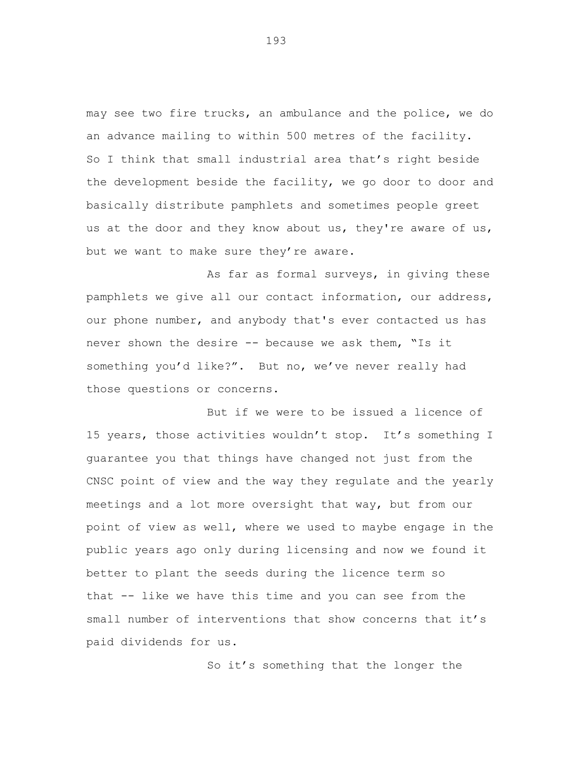may see two fire trucks, an ambulance and the police, we do an advance mailing to within 500 metres of the facility. So I think that small industrial area that's right beside the development beside the facility, we go door to door and basically distribute pamphlets and sometimes people greet us at the door and they know about us, they're aware of us, but we want to make sure they're aware.

As far as formal surveys, in giving these pamphlets we give all our contact information, our address, our phone number, and anybody that's ever contacted us has never shown the desire -- because we ask them, "Is it something you'd like?". But no, we've never really had those questions or concerns.

But if we were to be issued a licence of 15 years, those activities wouldn't stop. It's something I guarantee you that things have changed not just from the CNSC point of view and the way they regulate and the yearly meetings and a lot more oversight that way, but from our point of view as well, where we used to maybe engage in the public years ago only during licensing and now we found it better to plant the seeds during the licence term so that -- like we have this time and you can see from the small number of interventions that show concerns that it's paid dividends for us.

So it's something that the longer the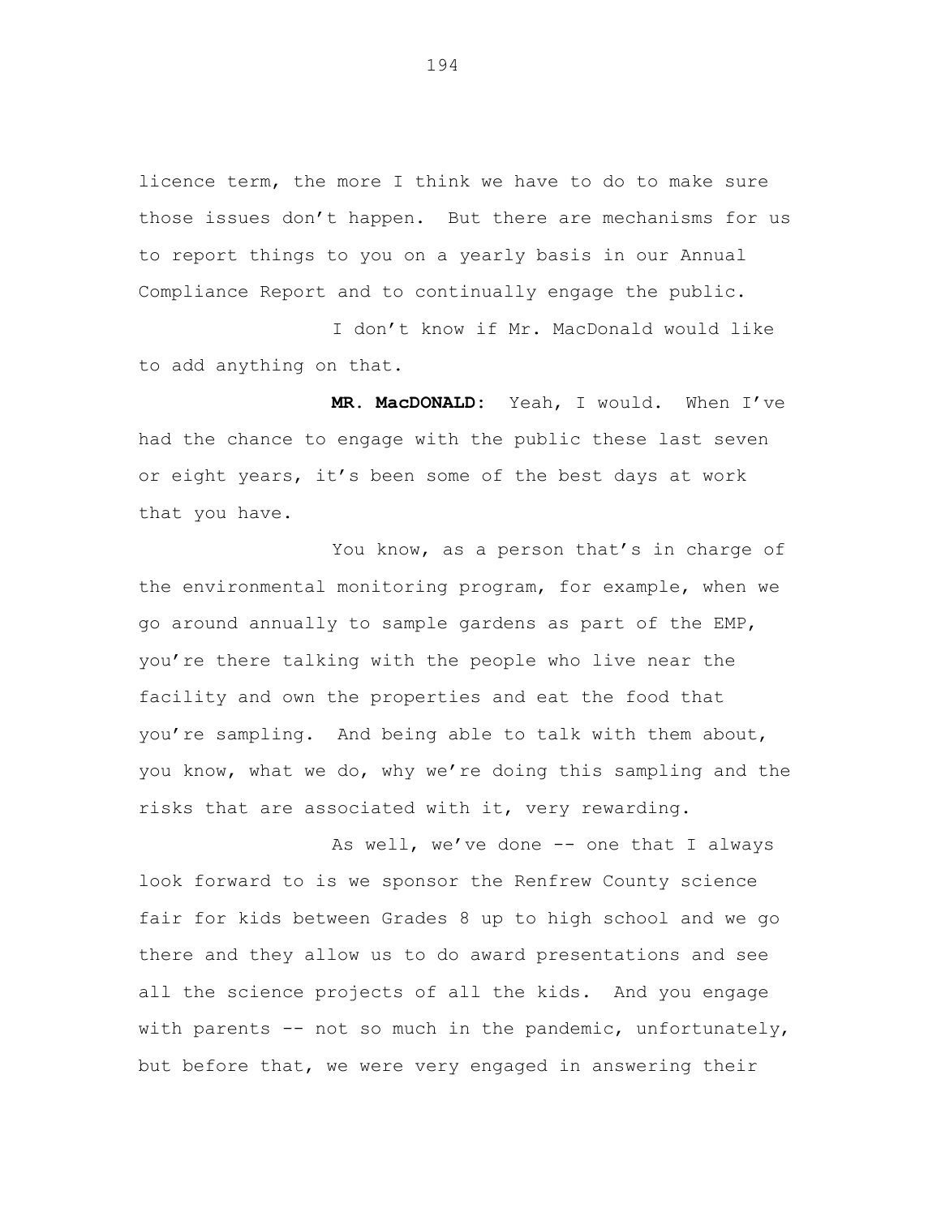licence term, the more I think we have to do to make sure those issues don't happen. But there are mechanisms for us to report things to you on a yearly basis in our Annual Compliance Report and to continually engage the public.

I don't know if Mr. MacDonald would like to add anything on that.

**MR. MacDONALD:** Yeah, I would. When I've had the chance to engage with the public these last seven or eight years, it's been some of the best days at work that you have.

You know, as a person that's in charge of the environmental monitoring program, for example, when we go around annually to sample gardens as part of the EMP, you're there talking with the people who live near the facility and own the properties and eat the food that you're sampling. And being able to talk with them about, you know, what we do, why we're doing this sampling and the risks that are associated with it, very rewarding.

As well, we've done -- one that I always look forward to is we sponsor the Renfrew County science fair for kids between Grades 8 up to high school and we go there and they allow us to do award presentations and see all the science projects of all the kids. And you engage with parents -- not so much in the pandemic, unfortunately, but before that, we were very engaged in answering their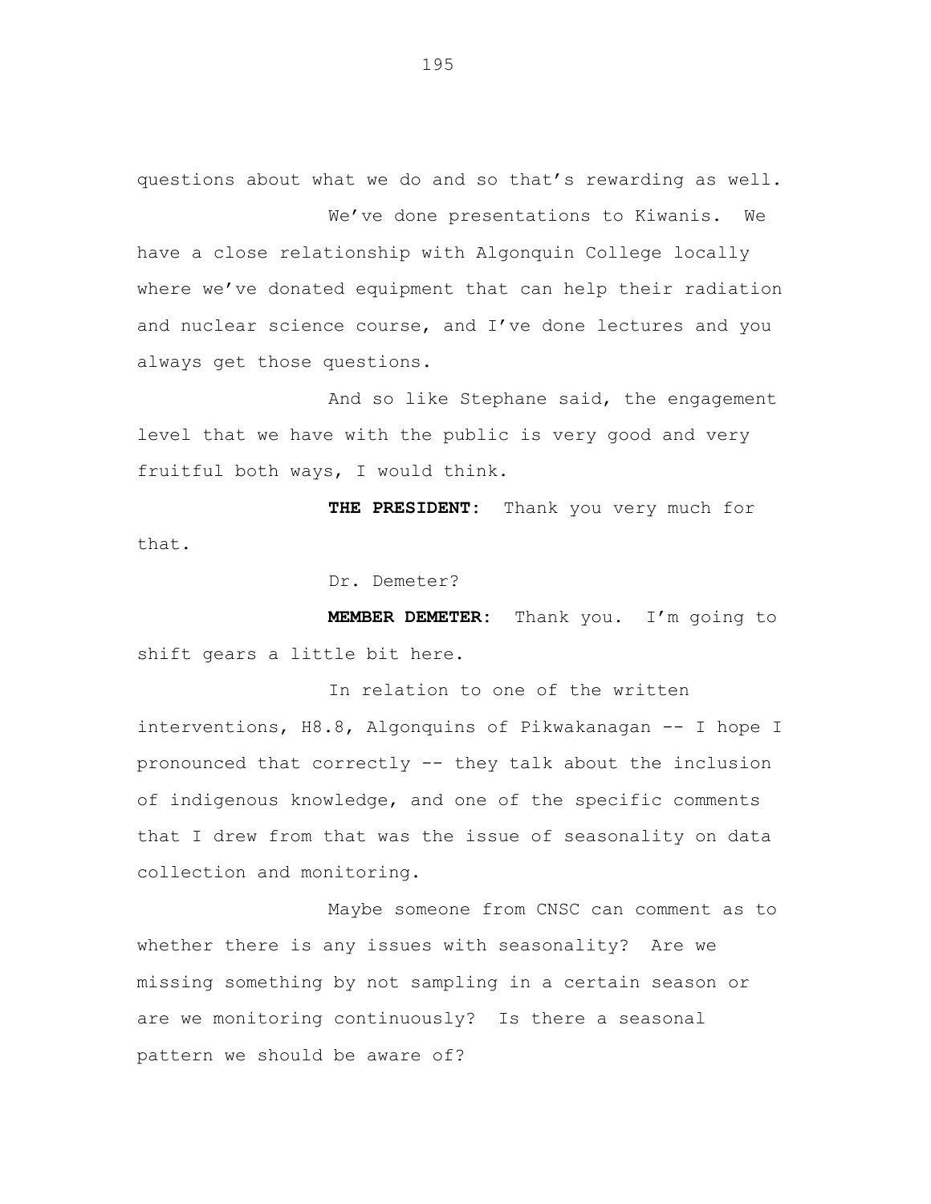questions about what we do and so that's rewarding as well.

We've done presentations to Kiwanis. We have a close relationship with Algonquin College locally where we've donated equipment that can help their radiation and nuclear science course, and I've done lectures and you always get those questions.

And so like Stephane said, the engagement level that we have with the public is very good and very fruitful both ways, I would think.

**THE PRESIDENT:** Thank you very much for that.

Dr. Demeter?

**MEMBER DEMETER:** Thank you. I'm going to shift gears a little bit here.

In relation to one of the written interventions, H8.8, Algonquins of Pikwakanagan -- I hope I pronounced that correctly -- they talk about the inclusion of indigenous knowledge, and one of the specific comments that I drew from that was the issue of seasonality on data collection and monitoring.

Maybe someone from CNSC can comment as to whether there is any issues with seasonality? Are we missing something by not sampling in a certain season or are we monitoring continuously? Is there a seasonal pattern we should be aware of?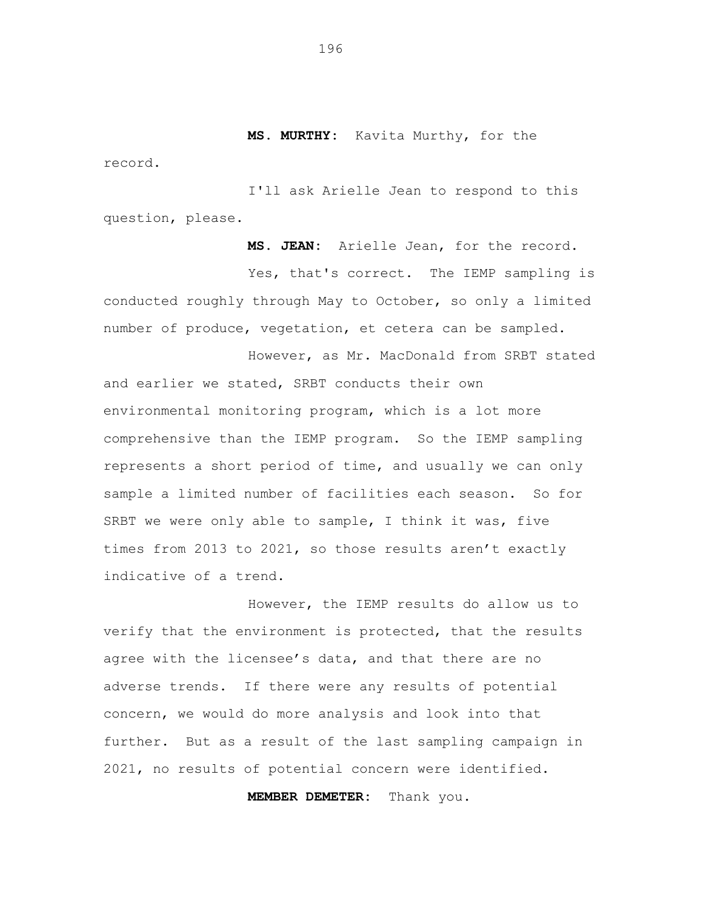**MS. MURTHY:** Kavita Murthy, for the record.

I'll ask Arielle Jean to respond to this question, please.

**MS. JEAN:** Arielle Jean, for the record.

Yes, that's correct. The IEMP sampling is conducted roughly through May to October, so only a limited number of produce, vegetation, et cetera can be sampled.

However, as Mr. MacDonald from SRBT stated and earlier we stated, SRBT conducts their own environmental monitoring program, which is a lot more comprehensive than the IEMP program. So the IEMP sampling represents a short period of time, and usually we can only sample a limited number of facilities each season. So for SRBT we were only able to sample, I think it was, five times from 2013 to 2021, so those results aren't exactly indicative of a trend.

However, the IEMP results do allow us to verify that the environment is protected, that the results agree with the licensee's data, and that there are no adverse trends. If there were any results of potential concern, we would do more analysis and look into that further. But as a result of the last sampling campaign in 2021, no results of potential concern were identified.

**MEMBER DEMETER:** Thank you.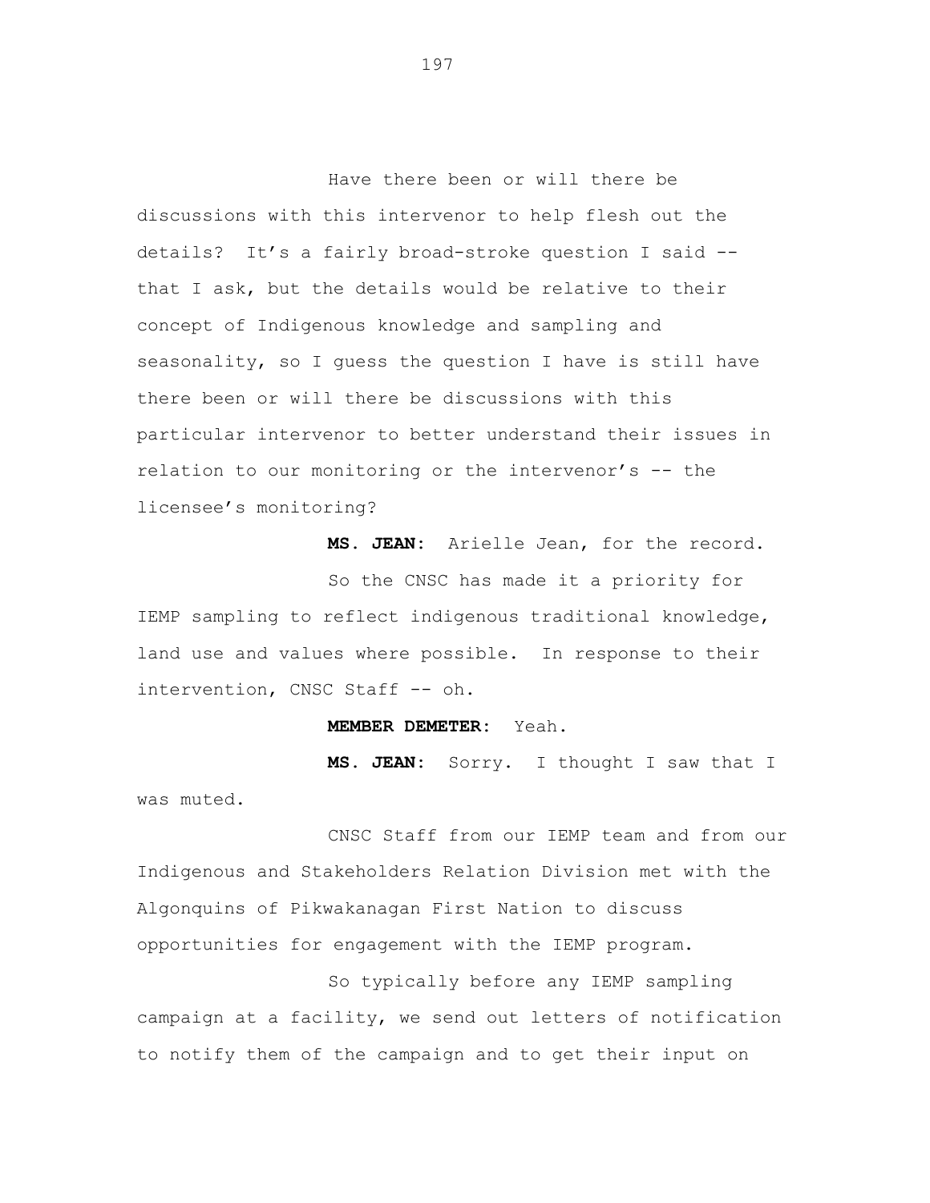Have there been or will there be discussions with this intervenor to help flesh out the details? It's a fairly broad-stroke question I said -- that I ask, but the details would be relative to their concept of Indigenous knowledge and sampling and seasonality, so I guess the question I have is still have there been or will there be discussions with this particular intervenor to better understand their issues in relation to our monitoring or the intervenor's -- the licensee's monitoring?

**MS. JEAN:** Arielle Jean, for the record.

So the CNSC has made it a priority for IEMP sampling to reflect indigenous traditional knowledge, land use and values where possible. In response to their intervention, CNSC Staff -- oh.

**MEMBER DEMETER:** Yeah.

**MS. JEAN:** Sorry. I thought I saw that I was muted.

CNSC Staff from our IEMP team and from our Indigenous and Stakeholders Relation Division met with the Algonquins of Pikwakanagan First Nation to discuss opportunities for engagement with the IEMP program.

So typically before any IEMP sampling campaign at a facility, we send out letters of notification to notify them of the campaign and to get their input on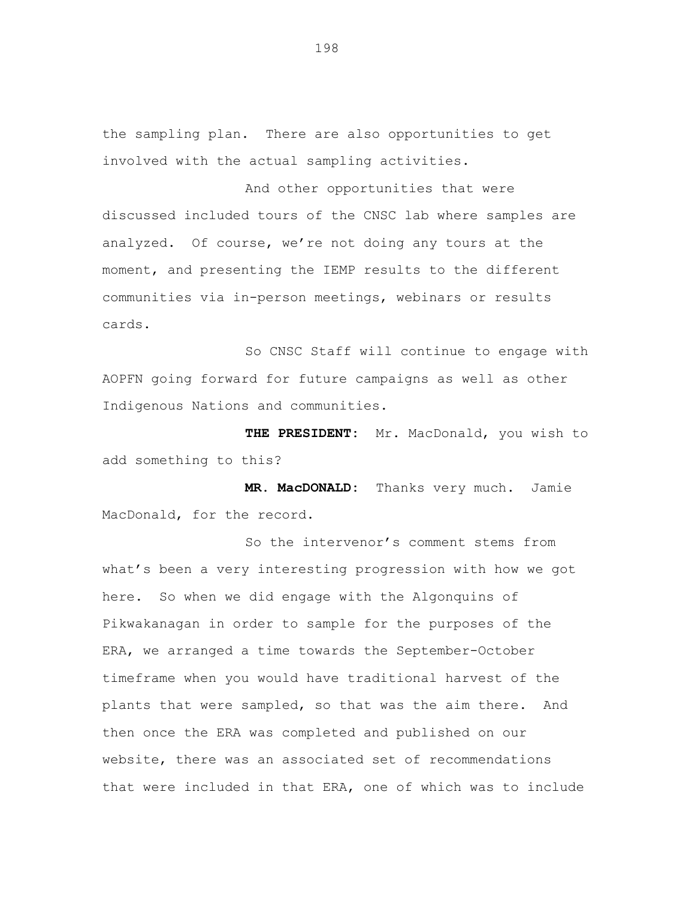the sampling plan. There are also opportunities to get involved with the actual sampling activities.

And other opportunities that were discussed included tours of the CNSC lab where samples are analyzed. Of course, we're not doing any tours at the moment, and presenting the IEMP results to the different communities via in-person meetings, webinars or results cards.

So CNSC Staff will continue to engage with AOPFN going forward for future campaigns as well as other Indigenous Nations and communities.

**THE PRESIDENT:** Mr. MacDonald, you wish to add something to this?

**MR. MacDONALD:** Thanks very much. Jamie MacDonald, for the record.

So the intervenor's comment stems from what's been a very interesting progression with how we got here. So when we did engage with the Algonquins of Pikwakanagan in order to sample for the purposes of the ERA, we arranged a time towards the September-October timeframe when you would have traditional harvest of the plants that were sampled, so that was the aim there. And then once the ERA was completed and published on our website, there was an associated set of recommendations that were included in that ERA, one of which was to include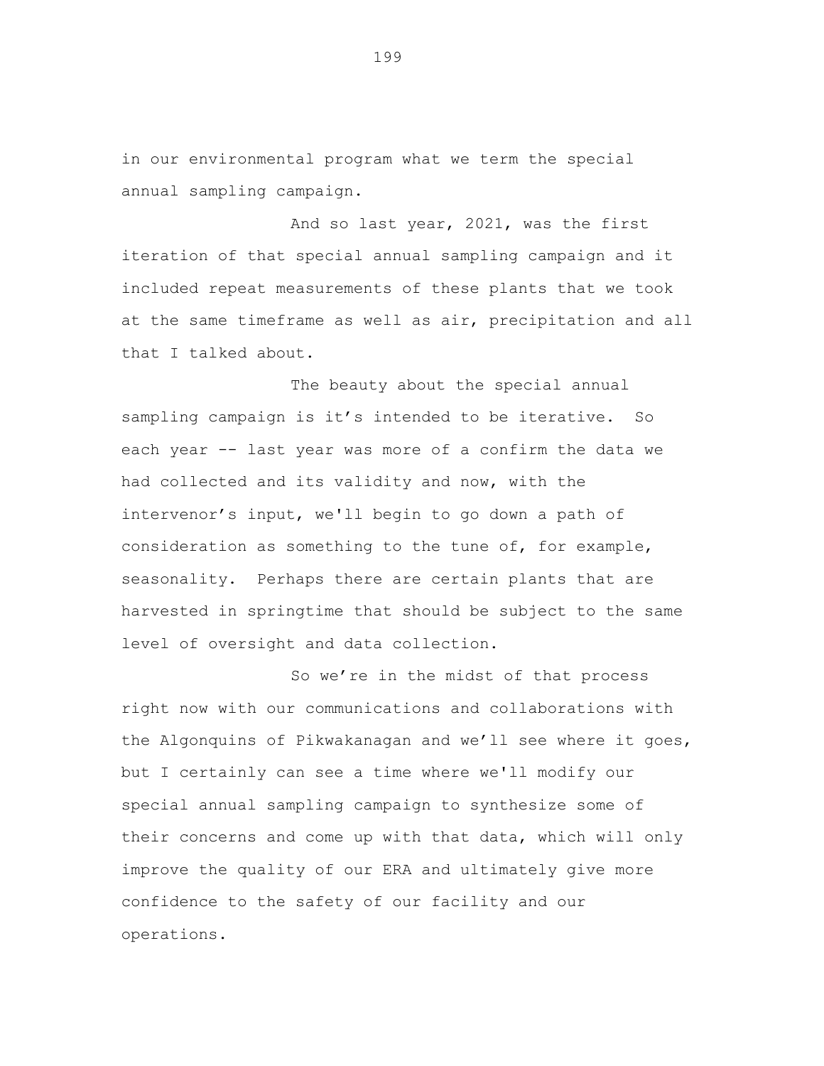in our environmental program what we term the special annual sampling campaign.

And so last year, 2021, was the first iteration of that special annual sampling campaign and it included repeat measurements of these plants that we took at the same timeframe as well as air, precipitation and all that I talked about.

The beauty about the special annual sampling campaign is it's intended to be iterative. So each year -- last year was more of a confirm the data we had collected and its validity and now, with the intervenor's input, we'll begin to go down a path of consideration as something to the tune of, for example, seasonality. Perhaps there are certain plants that are harvested in springtime that should be subject to the same level of oversight and data collection.

So we're in the midst of that process right now with our communications and collaborations with the Algonquins of Pikwakanagan and we'll see where it goes, but I certainly can see a time where we'll modify our special annual sampling campaign to synthesize some of their concerns and come up with that data, which will only improve the quality of our ERA and ultimately give more confidence to the safety of our facility and our operations.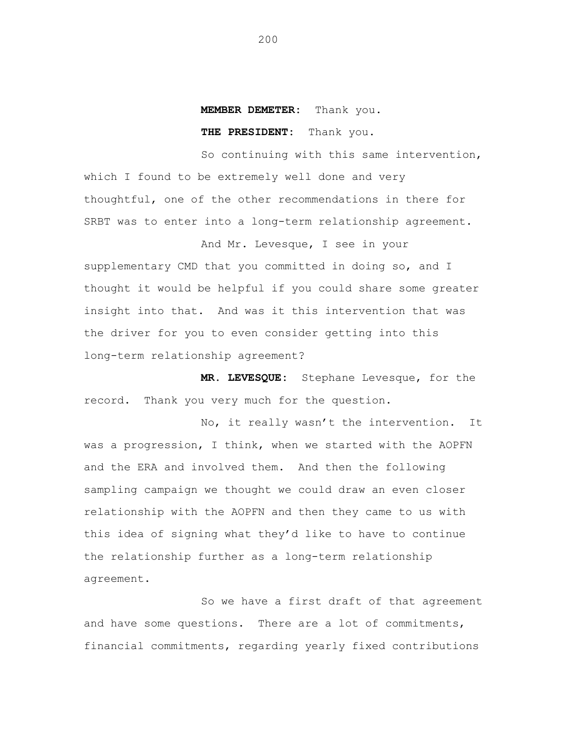**MEMBER DEMETER:** Thank you.

**THE PRESIDENT:** Thank you.

So continuing with this same intervention, which I found to be extremely well done and very thoughtful, one of the other recommendations in there for SRBT was to enter into a long-term relationship agreement.

And Mr. Levesque, I see in your supplementary CMD that you committed in doing so, and I thought it would be helpful if you could share some greater insight into that. And was it this intervention that was the driver for you to even consider getting into this long-term relationship agreement?

**MR. LEVESQUE:** Stephane Levesque, for the record. Thank you very much for the question.

No, it really wasn't the intervention. It was a progression, I think, when we started with the AOPFN and the ERA and involved them. And then the following sampling campaign we thought we could draw an even closer relationship with the AOPFN and then they came to us with this idea of signing what they'd like to have to continue the relationship further as a long-term relationship agreement.

So we have a first draft of that agreement and have some questions. There are a lot of commitments, financial commitments, regarding yearly fixed contributions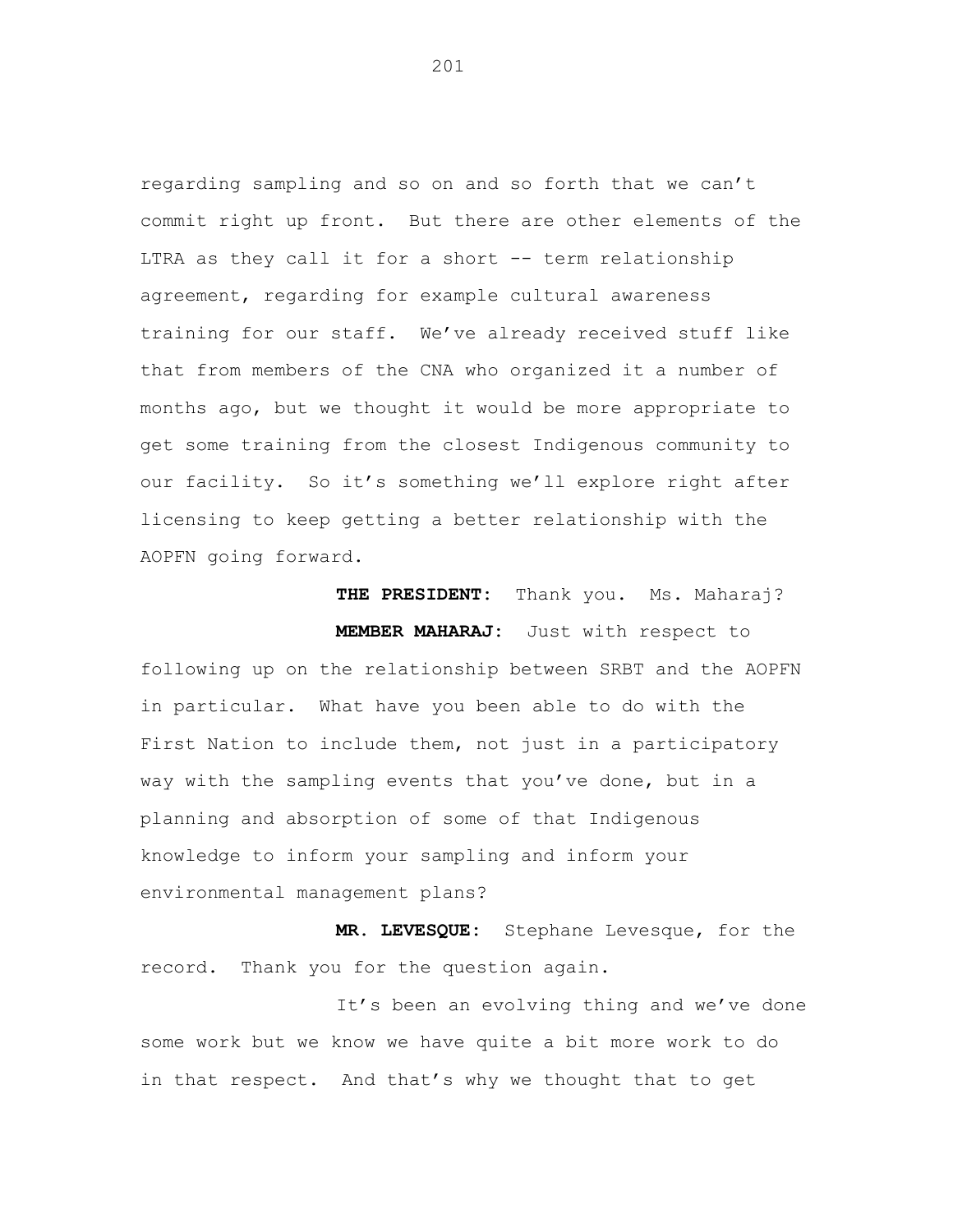regarding sampling and so on and so forth that we can't commit right up front. But there are other elements of the LTRA as they call it for a short -- term relationship agreement, regarding for example cultural awareness training for our staff. We've already received stuff like that from members of the CNA who organized it a number of months ago, but we thought it would be more appropriate to get some training from the closest Indigenous community to our facility. So it's something we'll explore right after licensing to keep getting a better relationship with the AOPFN going forward.

**THE PRESIDENT:** Thank you. Ms. Maharaj?

**MEMBER MAHARAJ:** Just with respect to following up on the relationship between SRBT and the AOPFN in particular. What have you been able to do with the First Nation to include them, not just in a participatory way with the sampling events that you've done, but in a planning and absorption of some of that Indigenous knowledge to inform your sampling and inform your environmental management plans?

**MR. LEVESQUE:** Stephane Levesque, for the record. Thank you for the question again.

It's been an evolving thing and we've done some work but we know we have quite a bit more work to do in that respect. And that's why we thought that to get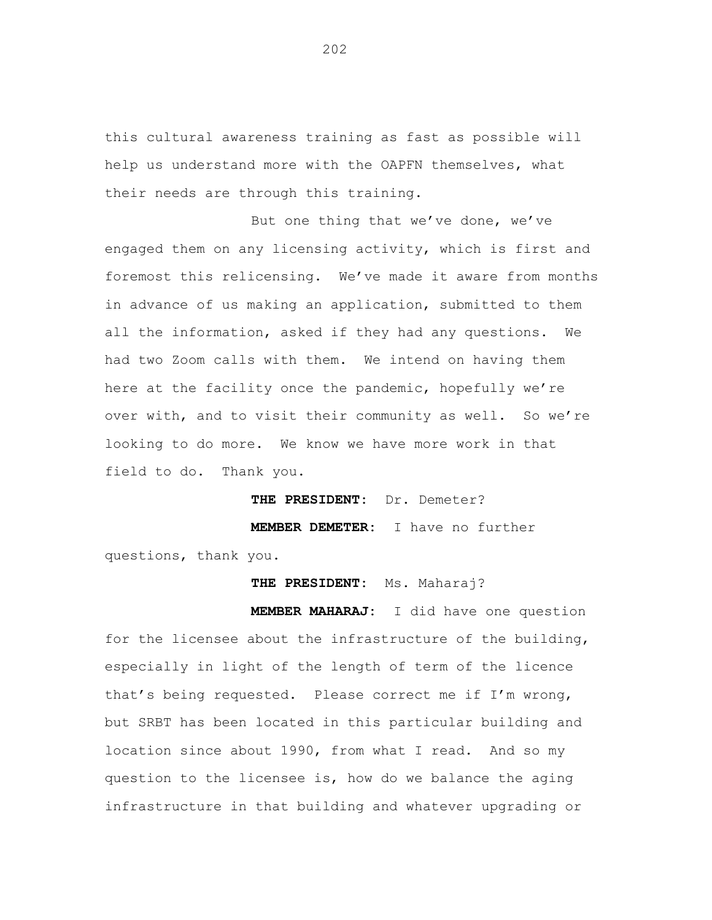this cultural awareness training as fast as possible will help us understand more with the OAPFN themselves, what their needs are through this training.

But one thing that we've done, we've engaged them on any licensing activity, which is first and foremost this relicensing. We've made it aware from months in advance of us making an application, submitted to them all the information, asked if they had any questions. We had two Zoom calls with them. We intend on having them here at the facility once the pandemic, hopefully we're over with, and to visit their community as well. So we're looking to do more. We know we have more work in that field to do. Thank you.

**THE PRESIDENT:** Dr. Demeter?

**MEMBER DEMETER:** I have no further questions, thank you.

**THE PRESIDENT:** Ms. Maharaj?

**MEMBER MAHARAJ:** I did have one question for the licensee about the infrastructure of the building, especially in light of the length of term of the licence that's being requested. Please correct me if I'm wrong, but SRBT has been located in this particular building and location since about 1990, from what I read. And so my question to the licensee is, how do we balance the aging infrastructure in that building and whatever upgrading or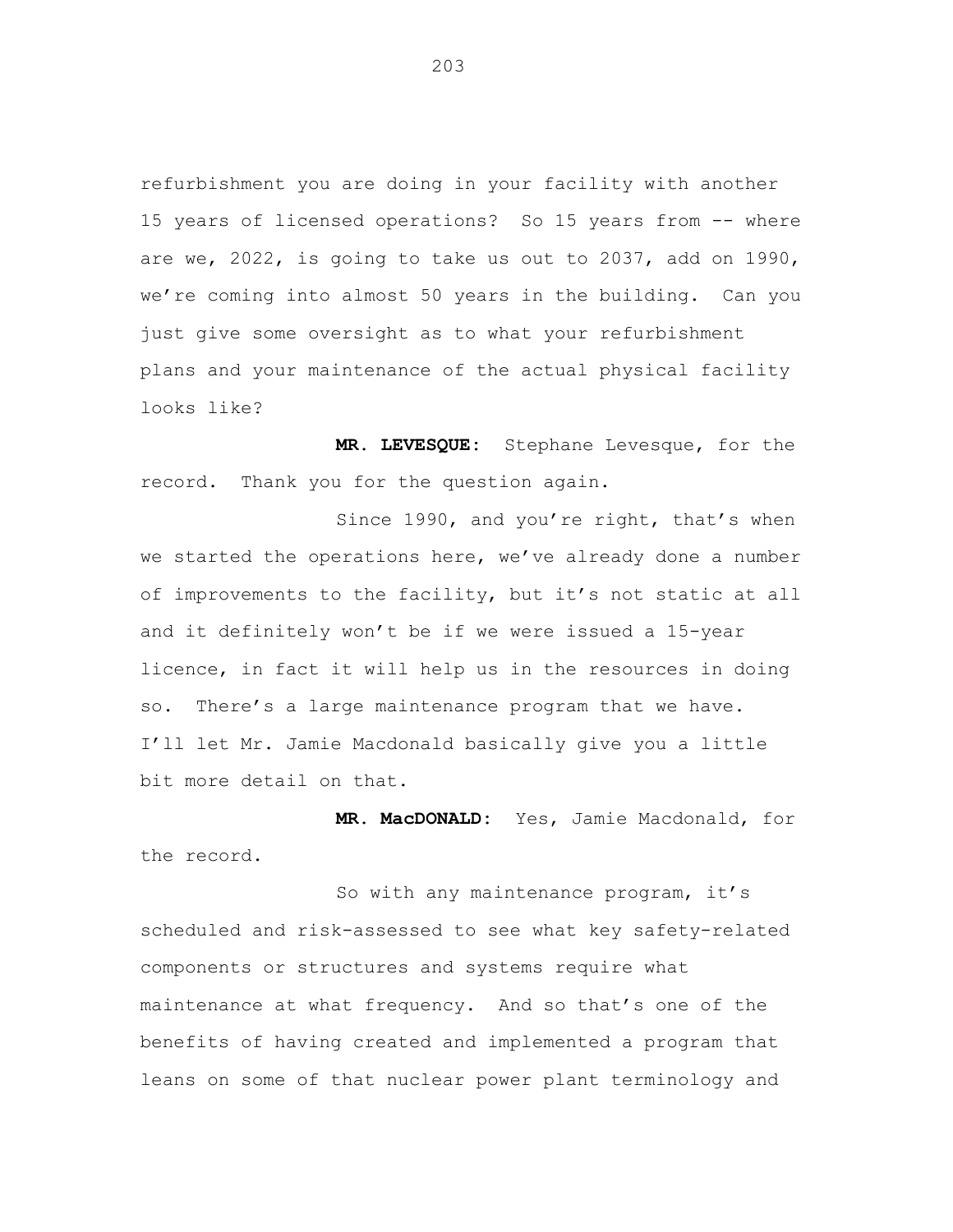refurbishment you are doing in your facility with another 15 years of licensed operations? So 15 years from -- where are we, 2022, is going to take us out to 2037, add on 1990, we're coming into almost 50 years in the building. Can you just give some oversight as to what your refurbishment plans and your maintenance of the actual physical facility looks like?

**MR. LEVESQUE:** Stephane Levesque, for the record. Thank you for the question again.

Since 1990, and you're right, that's when we started the operations here, we've already done a number of improvements to the facility, but it's not static at all and it definitely won't be if we were issued a 15-year licence, in fact it will help us in the resources in doing so. There's a large maintenance program that we have. I'll let Mr. Jamie Macdonald basically give you a little bit more detail on that.

**MR. MacDONALD:** Yes, Jamie Macdonald, for the record.

So with any maintenance program, it's scheduled and risk-assessed to see what key safety-related components or structures and systems require what maintenance at what frequency. And so that's one of the benefits of having created and implemented a program that leans on some of that nuclear power plant terminology and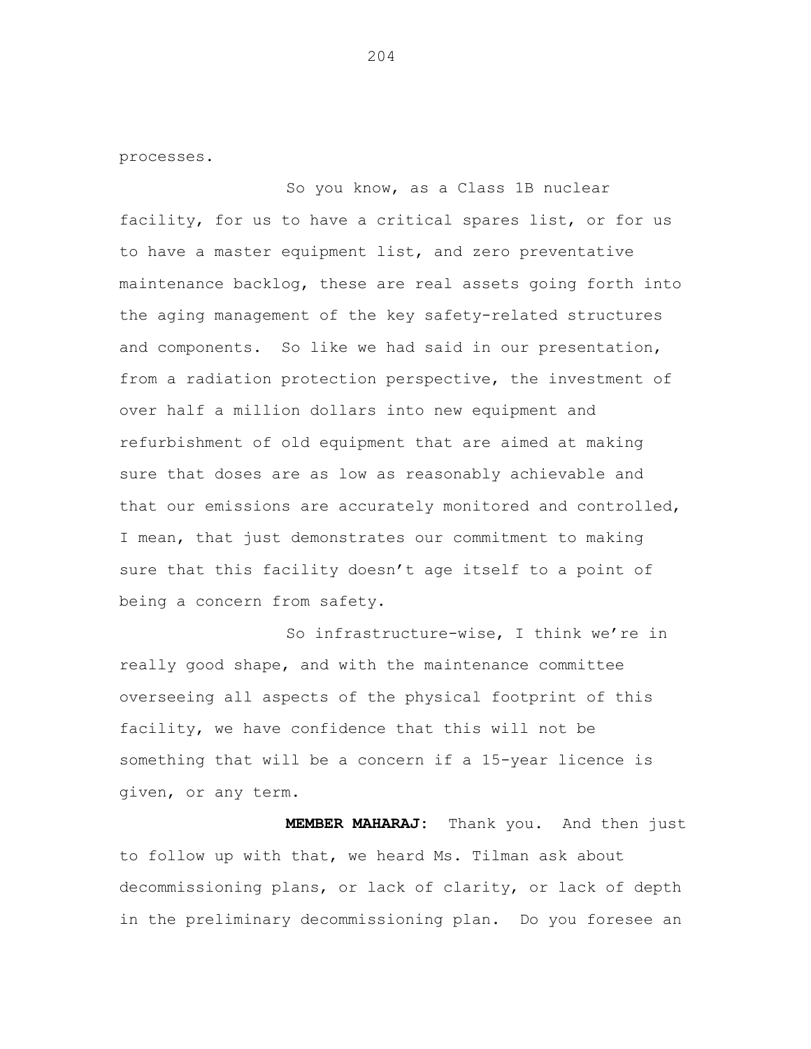processes.

So you know, as a Class 1B nuclear facility, for us to have a critical spares list, or for us to have a master equipment list, and zero preventative maintenance backlog, these are real assets going forth into the aging management of the key safety-related structures and components. So like we had said in our presentation, from a radiation protection perspective, the investment of over half a million dollars into new equipment and refurbishment of old equipment that are aimed at making sure that doses are as low as reasonably achievable and that our emissions are accurately monitored and controlled, I mean, that just demonstrates our commitment to making sure that this facility doesn't age itself to a point of being a concern from safety.

So infrastructure-wise, I think we're in really good shape, and with the maintenance committee overseeing all aspects of the physical footprint of this facility, we have confidence that this will not be something that will be a concern if a 15-year licence is given, or any term.

**MEMBER MAHARAJ:** Thank you. And then just to follow up with that, we heard Ms. Tilman ask about decommissioning plans, or lack of clarity, or lack of depth in the preliminary decommissioning plan. Do you foresee an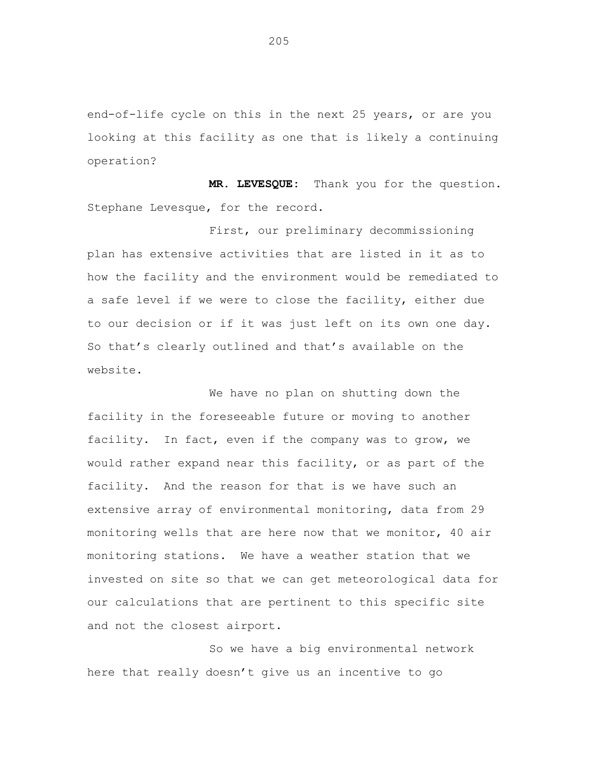end-of-life cycle on this in the next 25 years, or are you looking at this facility as one that is likely a continuing operation?

**MR. LEVESQUE:** Thank you for the question. Stephane Levesque, for the record.

First, our preliminary decommissioning plan has extensive activities that are listed in it as to how the facility and the environment would be remediated to a safe level if we were to close the facility, either due to our decision or if it was just left on its own one day. So that's clearly outlined and that's available on the website.

We have no plan on shutting down the facility in the foreseeable future or moving to another facility. In fact, even if the company was to grow, we would rather expand near this facility, or as part of the facility. And the reason for that is we have such an extensive array of environmental monitoring, data from 29 monitoring wells that are here now that we monitor, 40 air monitoring stations. We have a weather station that we invested on site so that we can get meteorological data for our calculations that are pertinent to this specific site and not the closest airport.

So we have a big environmental network here that really doesn't give us an incentive to go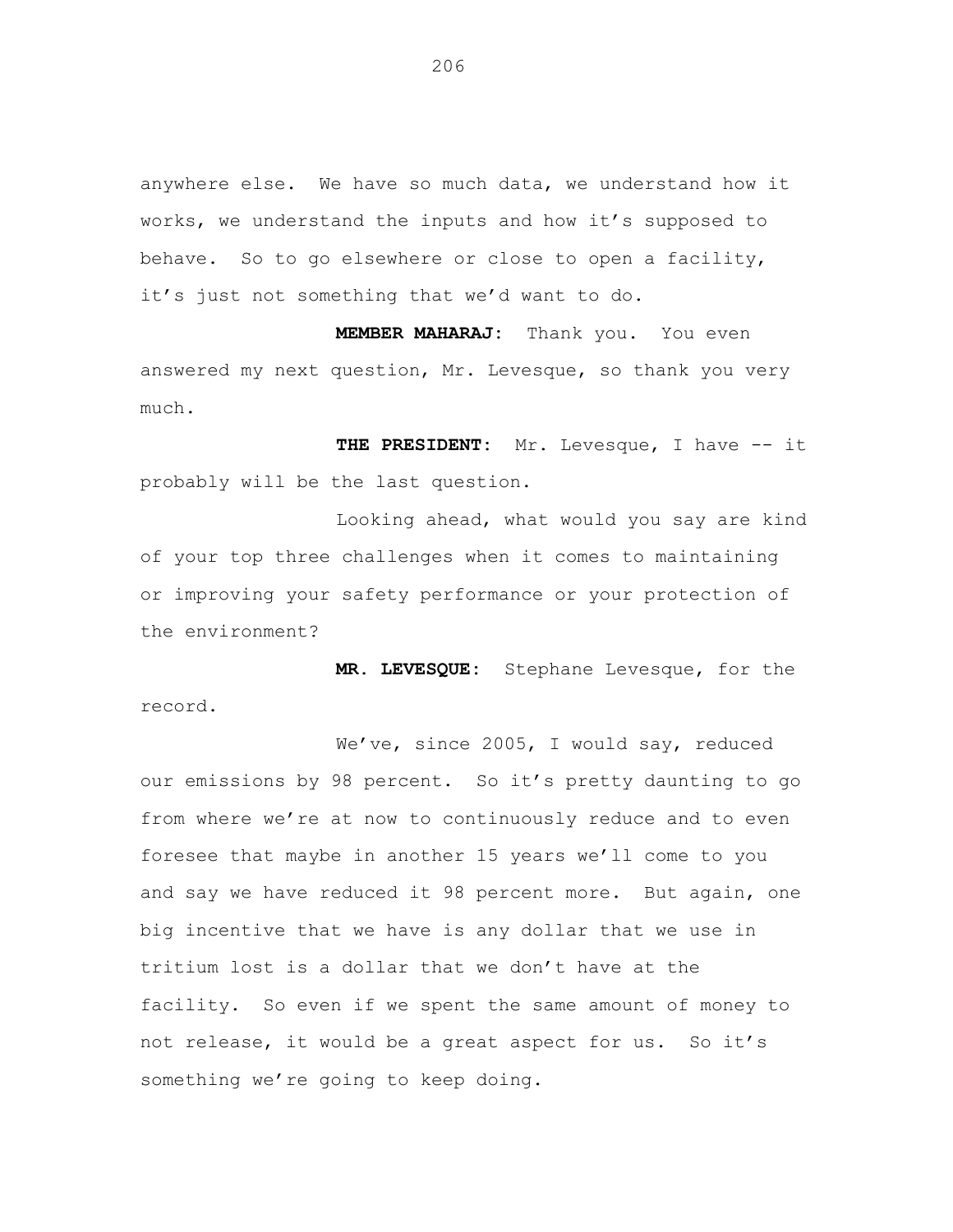anywhere else.  We have so much data, we understand how it works, we understand the inputs and how it's supposed to behave.  So to go elsewhere or close to open a facility, it's just not something that we'd want to do.

**MEMBER MAHARAJ:**  Thank you.  You even answered my next question, Mr. Levesque, so thank you very much.

**THE PRESIDENT:**  Mr. Levesque, I have -- it probably will be the last question.

Looking ahead, what would you say are kind of your top three challenges when it comes to maintaining or improving your safety performance or your protection of the environment?

**MR. LEVESQUE:**  Stephane Levesque, for the record.

We've, since 2005, I would say, reduced our emissions by 98 percent.  So it's pretty daunting to go from where we're at now to continuously reduce and to even foresee that maybe in another 15 years we'll come to you and say we have reduced it 98 percent more.  But again, one big incentive that we have is any dollar that we use in tritium lost is a dollar that we don't have at the facility.  So even if we spent the same amount of money to not release, it would be a great aspect for us.  So it's something we're going to keep doing.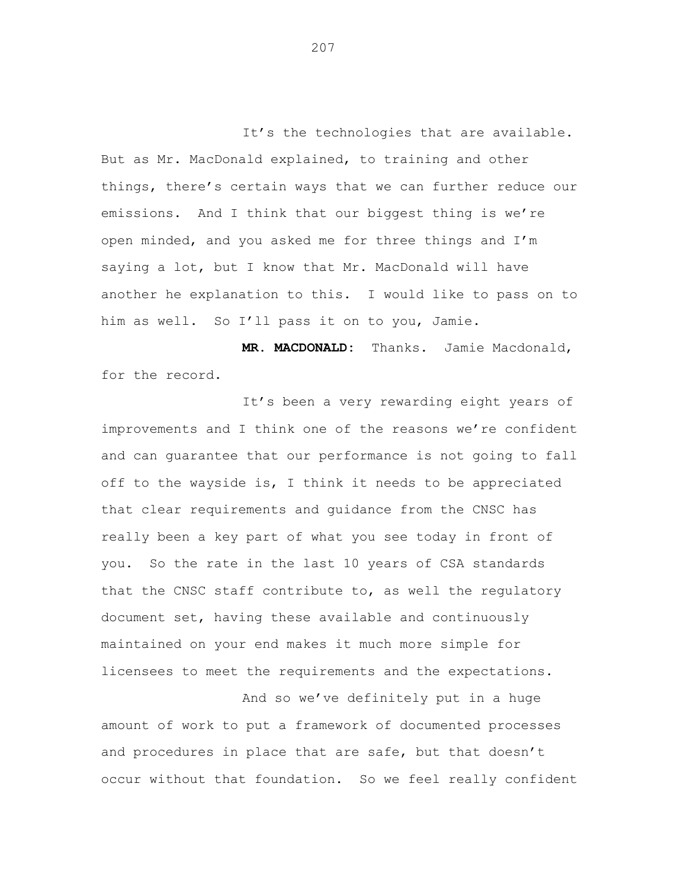It's the technologies that are available. But as Mr. MacDonald explained, to training and other things, there's certain ways that we can further reduce our emissions. And I think that our biggest thing is we're open minded, and you asked me for three things and I'm saying a lot, but I know that Mr. MacDonald will have another he explanation to this. I would like to pass on to him as well. So I'll pass it on to you, Jamie.

**MR. MACDONALD:** Thanks. Jamie Macdonald, for the record.

It's been a very rewarding eight years of improvements and I think one of the reasons we're confident and can guarantee that our performance is not going to fall off to the wayside is, I think it needs to be appreciated that clear requirements and guidance from the CNSC has really been a key part of what you see today in front of you. So the rate in the last 10 years of CSA standards that the CNSC staff contribute to, as well the regulatory document set, having these available and continuously maintained on your end makes it much more simple for licensees to meet the requirements and the expectations.

And so we've definitely put in a huge amount of work to put a framework of documented processes and procedures in place that are safe, but that doesn't occur without that foundation. So we feel really confident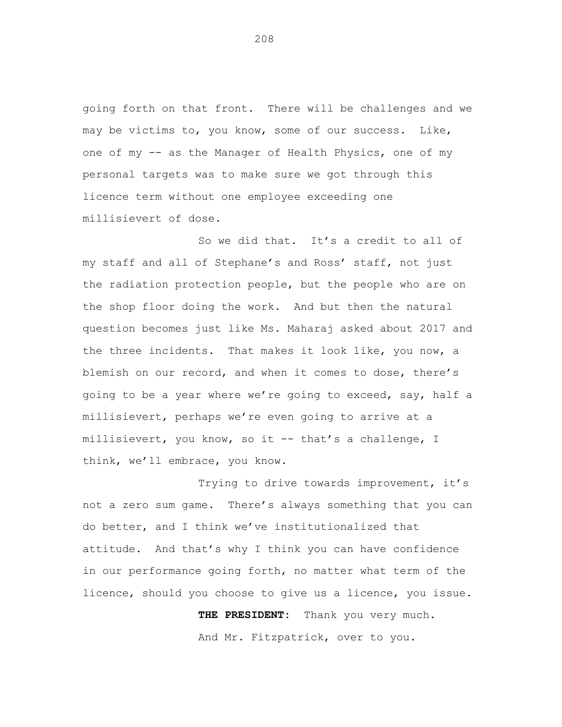going forth on that front. There will be challenges and we may be victims to, you know, some of our success. Like, one of my -- as the Manager of Health Physics, one of my personal targets was to make sure we got through this licence term without one employee exceeding one millisievert of dose.

So we did that. It's a credit to all of my staff and all of Stephane's and Ross' staff, not just the radiation protection people, but the people who are on the shop floor doing the work. And but then the natural question becomes just like Ms. Maharaj asked about 2017 and the three incidents. That makes it look like, you now, a blemish on our record, and when it comes to dose, there's going to be a year where we're going to exceed, say, half a millisievert, perhaps we're even going to arrive at a millisievert, you know, so it -- that's a challenge, I think, we'll embrace, you know.

Trying to drive towards improvement, it's not a zero sum game. There's always something that you can do better, and I think we've institutionalized that attitude. And that's why I think you can have confidence in our performance going forth, no matter what term of the licence, should you choose to give us a licence, you issue.

**THE PRESIDENT:** Thank you very much.

And Mr. Fitzpatrick, over to you.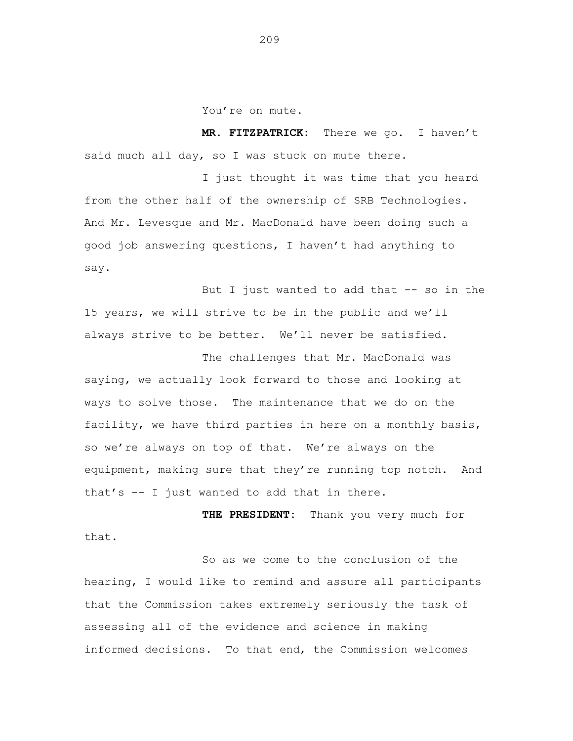You're on mute.

**MR. FITZPATRICK:** There we go. I haven't said much all day, so I was stuck on mute there.

I just thought it was time that you heard from the other half of the ownership of SRB Technologies. And Mr. Levesque and Mr. MacDonald have been doing such a good job answering questions, I haven't had anything to say.

But I just wanted to add that -- so in the 15 years, we will strive to be in the public and we'll always strive to be better. We'll never be satisfied.

The challenges that Mr. MacDonald was saying, we actually look forward to those and looking at ways to solve those. The maintenance that we do on the facility, we have third parties in here on a monthly basis, so we're always on top of that. We're always on the equipment, making sure that they're running top notch. And that's -- I just wanted to add that in there.

**THE PRESIDENT:** Thank you very much for that.

So as we come to the conclusion of the hearing, I would like to remind and assure all participants that the Commission takes extremely seriously the task of assessing all of the evidence and science in making informed decisions. To that end, the Commission welcomes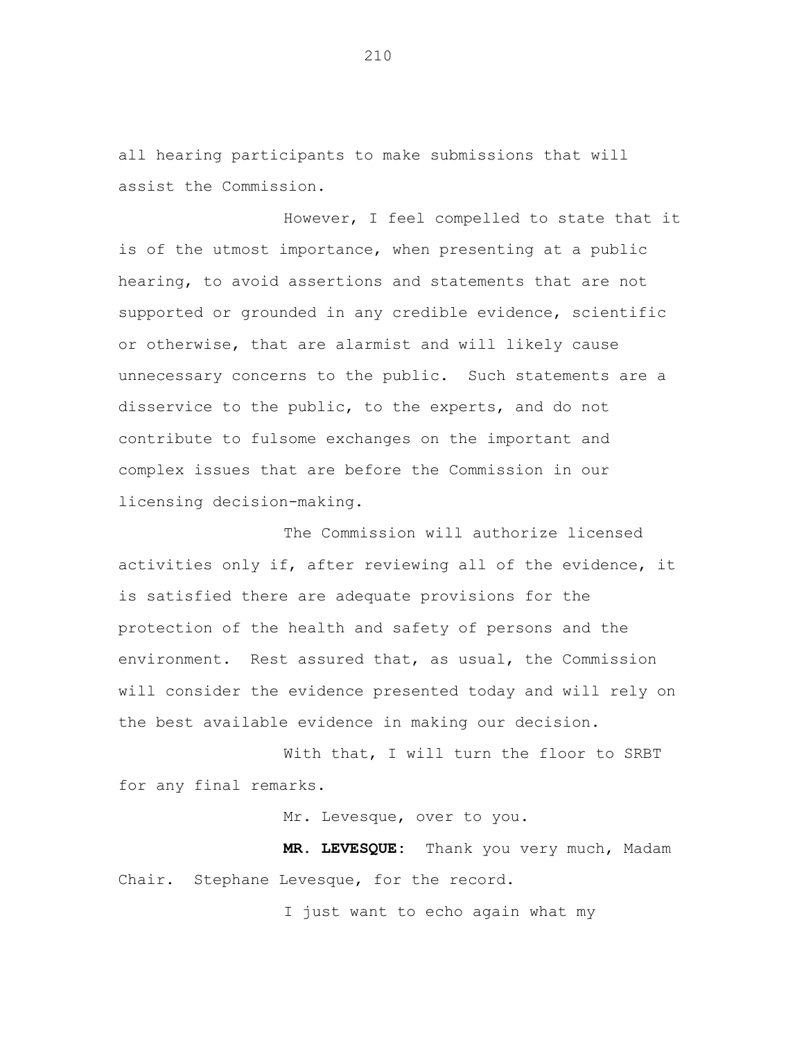all hearing participants to make submissions that will assist the Commission.

However, I feel compelled to state that it is of the utmost importance, when presenting at a public hearing, to avoid assertions and statements that are not supported or grounded in any credible evidence, scientific or otherwise, that are alarmist and will likely cause unnecessary concerns to the public. Such statements are a disservice to the public, to the experts, and do not contribute to fulsome exchanges on the important and complex issues that are before the Commission in our licensing decision-making.

The Commission will authorize licensed activities only if, after reviewing all of the evidence, it is satisfied there are adequate provisions for the protection of the health and safety of persons and the environment. Rest assured that, as usual, the Commission will consider the evidence presented today and will rely on the best available evidence in making our decision.

With that, I will turn the floor to SRBT for any final remarks.

Mr. Levesque, over to you.

**MR. LEVESQUE:** Thank you very much, Madam Chair. Stephane Levesque, for the record.

I just want to echo again what my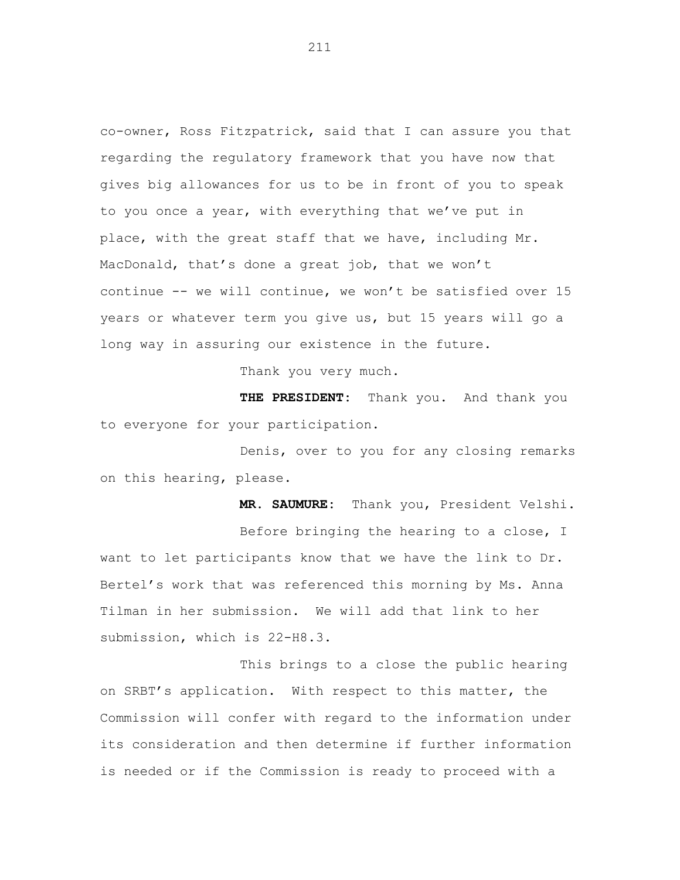co-owner, Ross Fitzpatrick, said that I can assure you that regarding the regulatory framework that you have now that gives big allowances for us to be in front of you to speak to you once a year, with everything that we've put in place, with the great staff that we have, including Mr. MacDonald, that's done a great job, that we won't continue -- we will continue, we won't be satisfied over 15 years or whatever term you give us, but 15 years will go a long way in assuring our existence in the future.

Thank you very much.

**THE PRESIDENT:** Thank you. And thank you to everyone for your participation.

Denis, over to you for any closing remarks on this hearing, please.

**MR. SAUMURE:** Thank you, President Velshi.

Before bringing the hearing to a close, I want to let participants know that we have the link to Dr. Bertel's work that was referenced this morning by Ms. Anna Tilman in her submission. We will add that link to her submission, which is 22-H8.3.

This brings to a close the public hearing on SRBT's application. With respect to this matter, the Commission will confer with regard to the information under its consideration and then determine if further information is needed or if the Commission is ready to proceed with a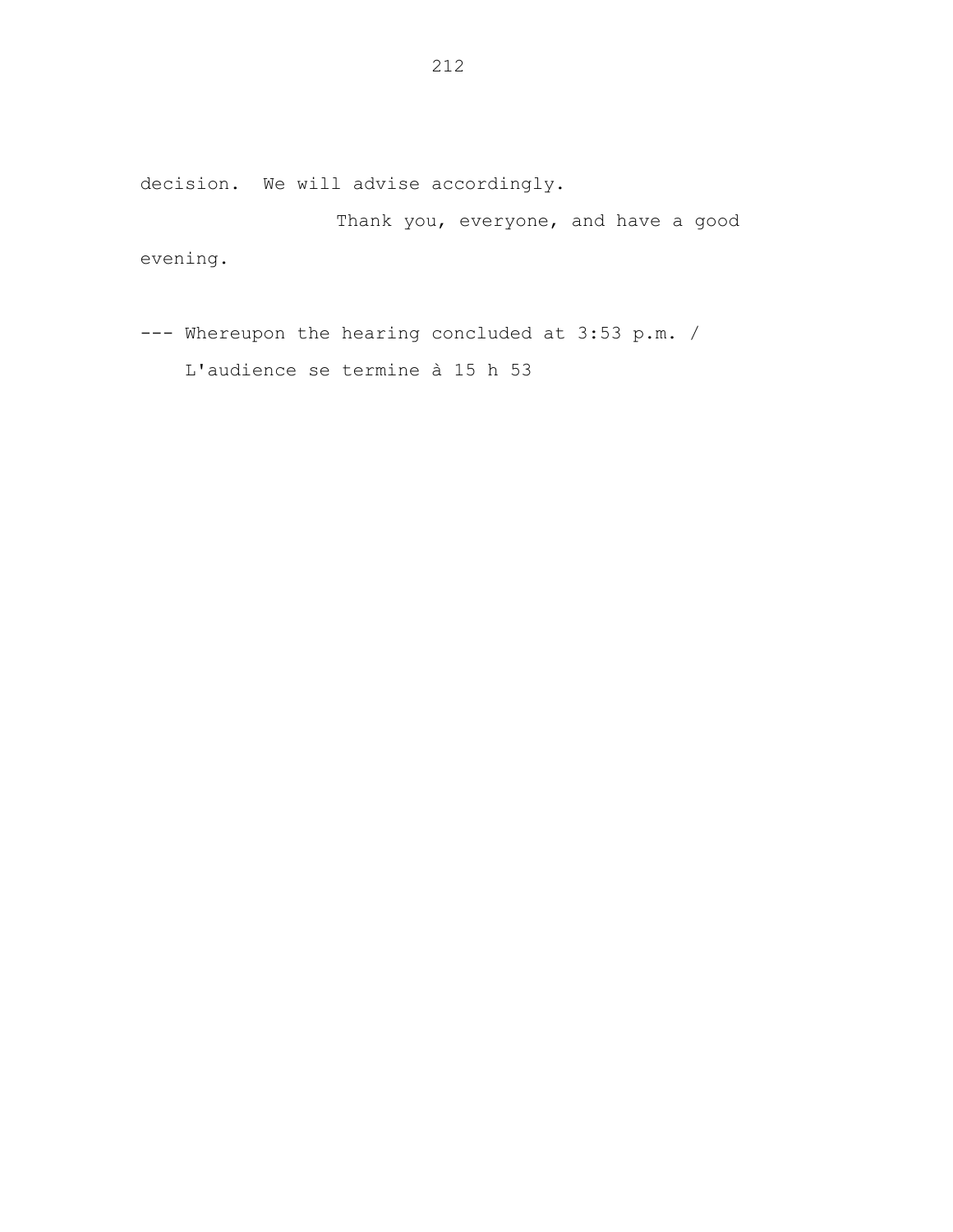decision. We will advise accordingly.

Thank you, everyone, and have a good evening.

--- Whereupon the hearing concluded at 3:53 p.m. / L'audience se termine à 15 h 53